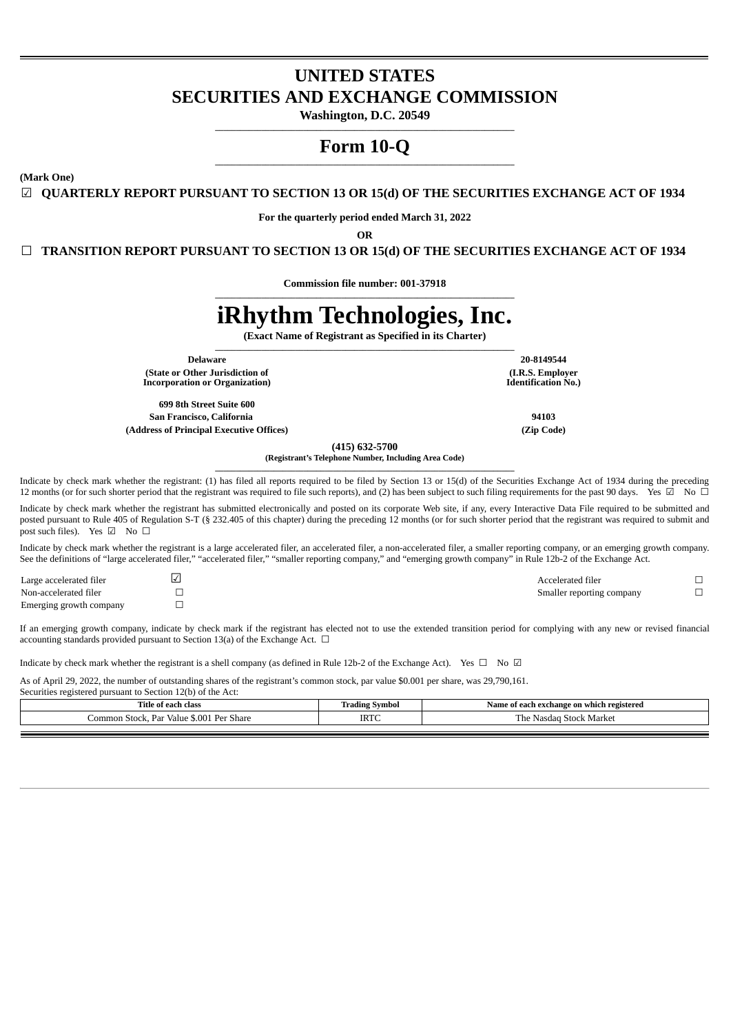# UNITED STATES
# SECURITIES AND EXCHANGE COMMISSION

**Washington, D.C. 20549**

# Form 10-Q

**(Mark One)**

☑ **QUARTERLY REPORT PURSUANT TO SECTION 13 OR 15(d) OF THE SECURITIES EXCHANGE ACT OF 1934**

**For the quarterly period ended March 31, 2022**

**OR**

☐ **TRANSITION REPORT PURSUANT TO SECTION 13 OR 15(d) OF THE SECURITIES EXCHANGE ACT OF 1934**

**Commission file number: 001-37918**

# iRhythm Technologies, Inc.

**(Exact Name of Registrant as Specified in its Charter)**

| | |
|---|---|
| **Delaware** | **20-8149544** |
| **(State or Other Jurisdiction of Incorporation or Organization)** | **(I.R.S. Employer Identification No.)** |
| **699 8th Street Suite 600**<br>**San Francisco, California** | **94103** |
| **(Address of Principal Executive Offices)** | **(Zip Code)** |

**(415) 632-5700**
**(Registrant's Telephone Number, Including Area Code)**

Indicate by check mark whether the registrant: (1) has filed all reports required to be filed by Section 13 or 15(d) of the Securities Exchange Act of 1934 during the preceding 12 months (or for such shorter period that the registrant was required to file such reports), and (2) has been subject to such filing requirements for the past 90 days. Yes ☑ No ☐

Indicate by check mark whether the registrant has submitted electronically and posted on its corporate Web site, if any, every Interactive Data File required to be submitted and posted pursuant to Rule 405 of Regulation S-T (§ 232.405 of this chapter) during the preceding 12 months (or for such shorter period that the registrant was required to submit and post such files). Yes ☑ No ☐

Indicate by check mark whether the registrant is a large accelerated filer, an accelerated filer, a non-accelerated filer, a smaller reporting company, or an emerging growth company. See the definitions of "large accelerated filer," "accelerated filer," "smaller reporting company," and "emerging growth company" in Rule 12b-2 of the Exchange Act.

| | | | |
|---|---|---|---|
| Large accelerated filer | ☑ | Accelerated filer | ☐ |
| Non-accelerated filer | ☐ | Smaller reporting company | ☐ |
| Emerging growth company | ☐ | | |

If an emerging growth company, indicate by check mark if the registrant has elected not to use the extended transition period for complying with any new or revised financial accounting standards provided pursuant to Section 13(a) of the Exchange Act. ☐

Indicate by check mark whether the registrant is a shell company (as defined in Rule 12b-2 of the Exchange Act). Yes ☐ No ☑

As of April 29, 2022, the number of outstanding shares of the registrant's common stock, par value $0.001 per share, was 29,790,161.

Securities registered pursuant to Section 12(b) of the Act:

| Title of each class | Trading Symbol | Name of each exchange on which registered |
|---|---|---|
| Common Stock, Par Value $.001 Per Share | IRTC | The Nasdaq Stock Market |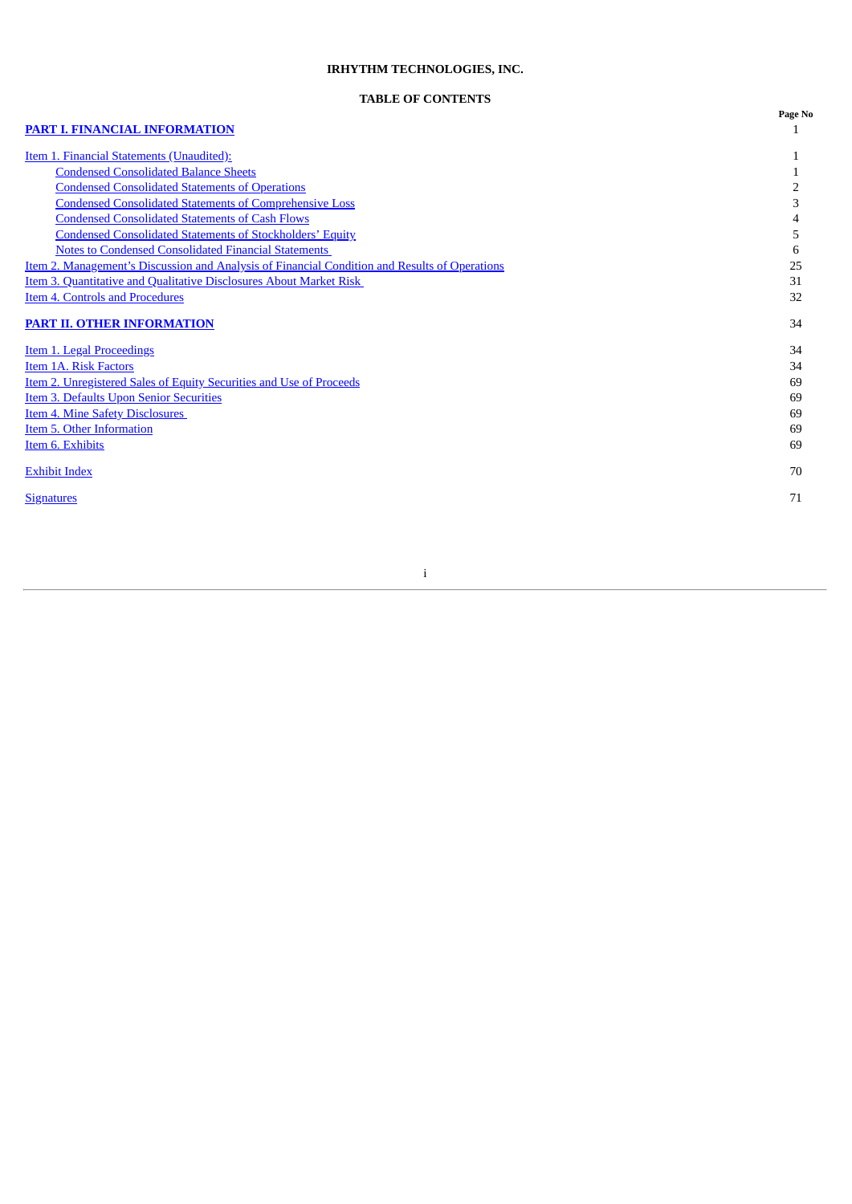**IRHYTHM TECHNOLOGIES, INC.**

**TABLE OF CONTENTS**

| | Page No |
|---|---|
| **PART I. FINANCIAL INFORMATION** | 1 |
| Item 1. Financial Statements (Unaudited): | 1 |
| Condensed Consolidated Balance Sheets | 1 |
| Condensed Consolidated Statements of Operations | 2 |
| Condensed Consolidated Statements of Comprehensive Loss | 3 |
| Condensed Consolidated Statements of Cash Flows | 4 |
| Condensed Consolidated Statements of Stockholders' Equity | 5 |
| Notes to Condensed Consolidated Financial Statements | 6 |
| Item 2. Management's Discussion and Analysis of Financial Condition and Results of Operations | 25 |
| Item 3. Quantitative and Qualitative Disclosures About Market Risk | 31 |
| Item 4. Controls and Procedures | 32 |
| **PART II. OTHER INFORMATION** | 34 |
| Item 1. Legal Proceedings | 34 |
| Item 1A. Risk Factors | 34 |
| Item 2. Unregistered Sales of Equity Securities and Use of Proceeds | 69 |
| Item 3. Defaults Upon Senior Securities | 69 |
| Item 4. Mine Safety Disclosures | 69 |
| Item 5. Other Information | 69 |
| Item 6. Exhibits | 69 |
| Exhibit Index | 70 |
| Signatures | 71 |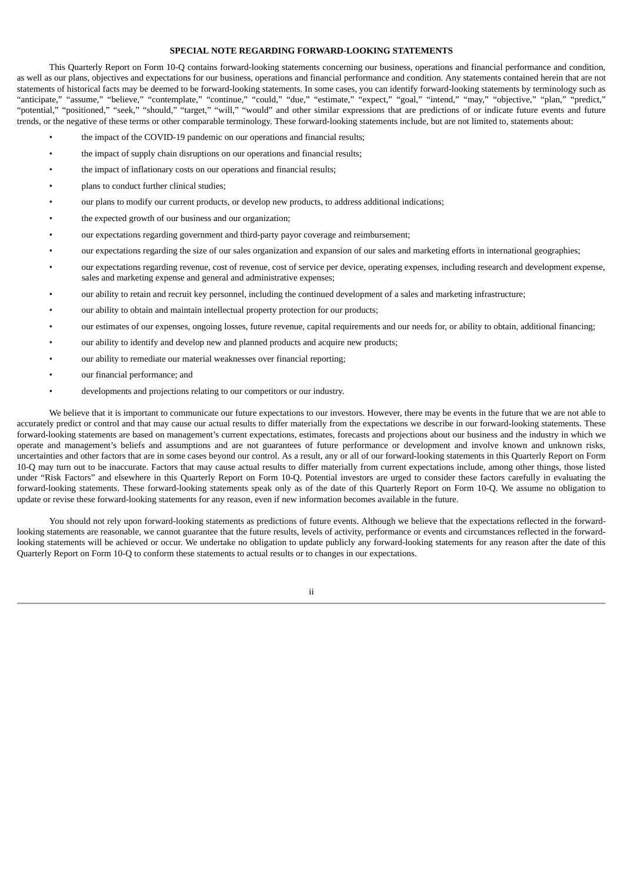## SPECIAL NOTE REGARDING FORWARD-LOOKING STATEMENTS

This Quarterly Report on Form 10-Q contains forward-looking statements concerning our business, operations and financial performance and condition, as well as our plans, objectives and expectations for our business, operations and financial performance and condition. Any statements contained herein that are not statements of historical facts may be deemed to be forward-looking statements. In some cases, you can identify forward-looking statements by terminology such as "anticipate," "assume," "believe," "contemplate," "continue," "could," "due," "estimate," "expect," "goal," "intend," "may," "objective," "plan," "predict," "potential," "positioned," "seek," "should," "target," "will," "would" and other similar expressions that are predictions of or indicate future events and future trends, or the negative of these terms or other comparable terminology. These forward-looking statements include, but are not limited to, statements about:

- the impact of the COVID-19 pandemic on our operations and financial results;
- the impact of supply chain disruptions on our operations and financial results;
- the impact of inflationary costs on our operations and financial results;
- plans to conduct further clinical studies;
- our plans to modify our current products, or develop new products, to address additional indications;
- the expected growth of our business and our organization;
- our expectations regarding government and third-party payor coverage and reimbursement;
- our expectations regarding the size of our sales organization and expansion of our sales and marketing efforts in international geographies;
- our expectations regarding revenue, cost of revenue, cost of service per device, operating expenses, including research and development expense, sales and marketing expense and general and administrative expenses;
- our ability to retain and recruit key personnel, including the continued development of a sales and marketing infrastructure;
- our ability to obtain and maintain intellectual property protection for our products;
- our estimates of our expenses, ongoing losses, future revenue, capital requirements and our needs for, or ability to obtain, additional financing;
- our ability to identify and develop new and planned products and acquire new products;
- our ability to remediate our material weaknesses over financial reporting;
- our financial performance; and
- developments and projections relating to our competitors or our industry.

We believe that it is important to communicate our future expectations to our investors. However, there may be events in the future that we are not able to accurately predict or control and that may cause our actual results to differ materially from the expectations we describe in our forward-looking statements. These forward-looking statements are based on management's current expectations, estimates, forecasts and projections about our business and the industry in which we operate and management's beliefs and assumptions and are not guarantees of future performance or development and involve known and unknown risks, uncertainties and other factors that are in some cases beyond our control. As a result, any or all of our forward-looking statements in this Quarterly Report on Form 10-Q may turn out to be inaccurate. Factors that may cause actual results to differ materially from current expectations include, among other things, those listed under "Risk Factors" and elsewhere in this Quarterly Report on Form 10-Q. Potential investors are urged to consider these factors carefully in evaluating the forward-looking statements. These forward-looking statements speak only as of the date of this Quarterly Report on Form 10-Q. We assume no obligation to update or revise these forward-looking statements for any reason, even if new information becomes available in the future.

You should not rely upon forward-looking statements as predictions of future events. Although we believe that the expectations reflected in the forward-looking statements are reasonable, we cannot guarantee that the future results, levels of activity, performance or events and circumstances reflected in the forward-looking statements will be achieved or occur. We undertake no obligation to update publicly any forward-looking statements for any reason after the date of this Quarterly Report on Form 10-Q to conform these statements to actual results or to changes in our expectations.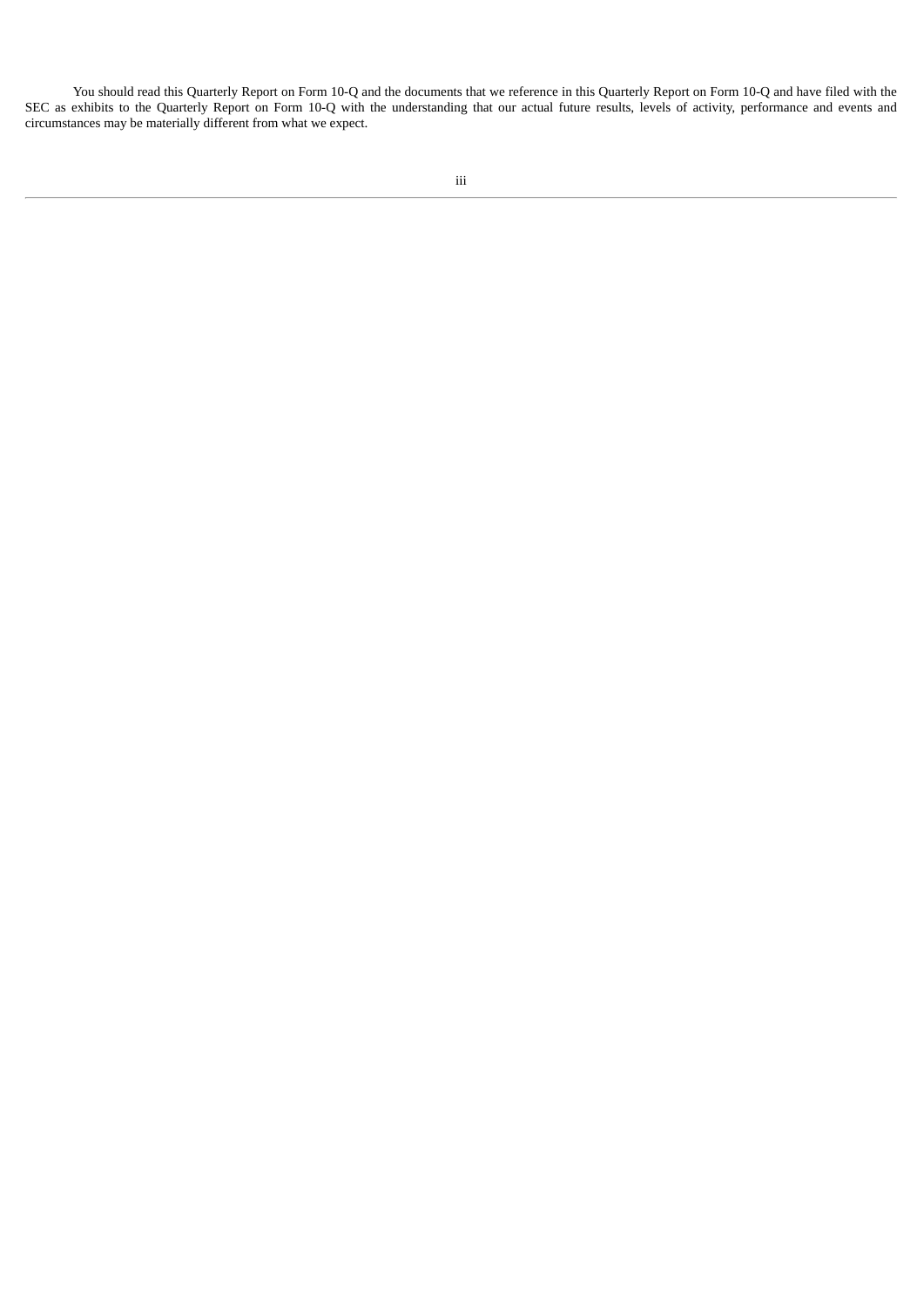You should read this Quarterly Report on Form 10-Q and the documents that we reference in this Quarterly Report on Form 10-Q and have filed with the SEC as exhibits to the Quarterly Report on Form 10-Q with the understanding that our actual future results, levels of activity, performance and events and circumstances may be materially different from what we expect.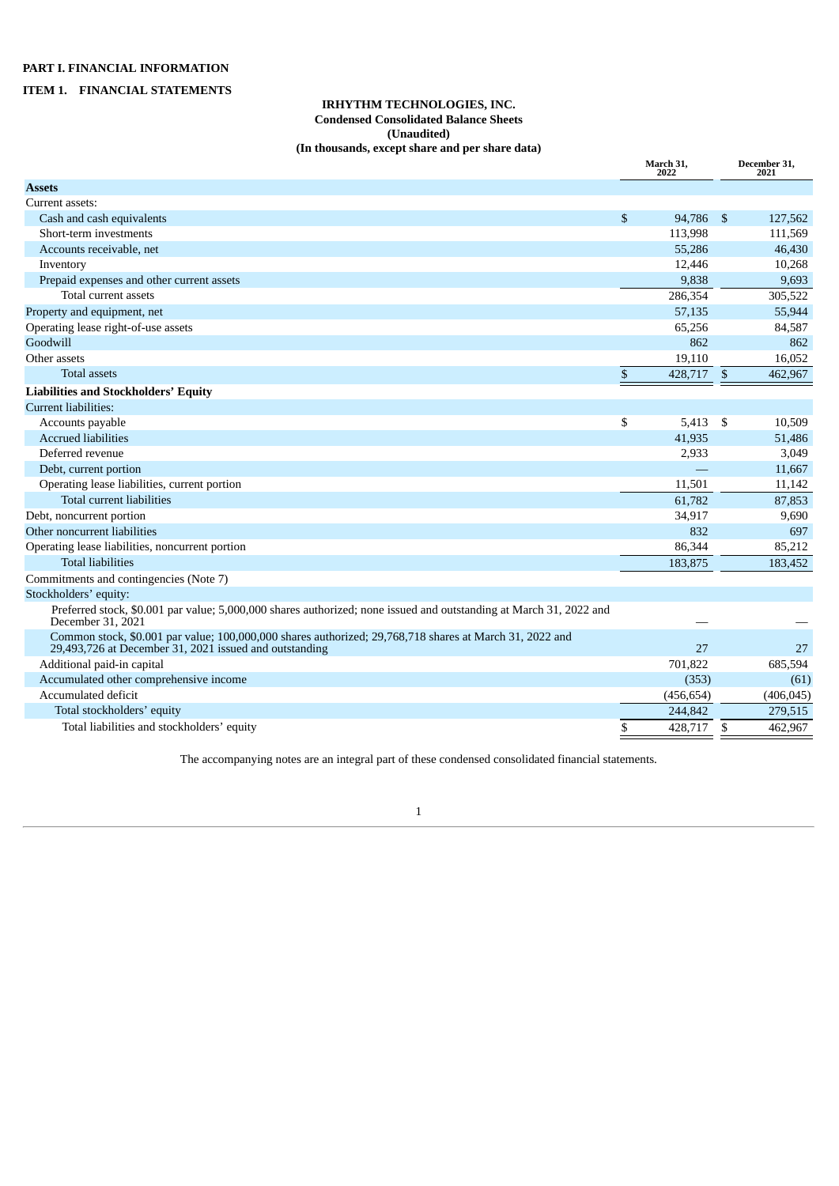# PART I. FINANCIAL INFORMATION

## ITEM 1. FINANCIAL STATEMENTS

**IRHYTHM TECHNOLOGIES, INC.**
**Condensed Consolidated Balance Sheets**
**(Unaudited)**
**(In thousands, except share and per share data)**

| | March 31, 2022 | December 31, 2021 |
|---|---|---|
| **Assets** | | |
| Current assets: | | |
| Cash and cash equivalents | $ 94,786 | $ 127,562 |
| Short-term investments | 113,998 | 111,569 |
| Accounts receivable, net | 55,286 | 46,430 |
| Inventory | 12,446 | 10,268 |
| Prepaid expenses and other current assets | 9,838 | 9,693 |
| Total current assets | 286,354 | 305,522 |
| Property and equipment, net | 57,135 | 55,944 |
| Operating lease right-of-use assets | 65,256 | 84,587 |
| Goodwill | 862 | 862 |
| Other assets | 19,110 | 16,052 |
| Total assets | $ 428,717 | $ 462,967 |
| **Liabilities and Stockholders' Equity** | | |
| Current liabilities: | | |
| Accounts payable | $ 5,413 | $ 10,509 |
| Accrued liabilities | 41,935 | 51,486 |
| Deferred revenue | 2,933 | 3,049 |
| Debt, current portion | — | 11,667 |
| Operating lease liabilities, current portion | 11,501 | 11,142 |
| Total current liabilities | 61,782 | 87,853 |
| Debt, noncurrent portion | 34,917 | 9,690 |
| Other noncurrent liabilities | 832 | 697 |
| Operating lease liabilities, noncurrent portion | 86,344 | 85,212 |
| Total liabilities | 183,875 | 183,452 |
| Commitments and contingencies (Note 7) | | |
| Stockholders' equity: | | |
| Preferred stock, $0.001 par value; 5,000,000 shares authorized; none issued and outstanding at March 31, 2022 and December 31, 2021 | — | — |
| Common stock, $0.001 par value; 100,000,000 shares authorized; 29,768,718 shares at March 31, 2022 and 29,493,726 at December 31, 2021 issued and outstanding | 27 | 27 |
| Additional paid-in capital | 701,822 | 685,594 |
| Accumulated other comprehensive income | (353) | (61) |
| Accumulated deficit | (456,654) | (406,045) |
| Total stockholders' equity | 244,842 | 279,515 |
| Total liabilities and stockholders' equity | $ 428,717 | $ 462,967 |

The accompanying notes are an integral part of these condensed consolidated financial statements.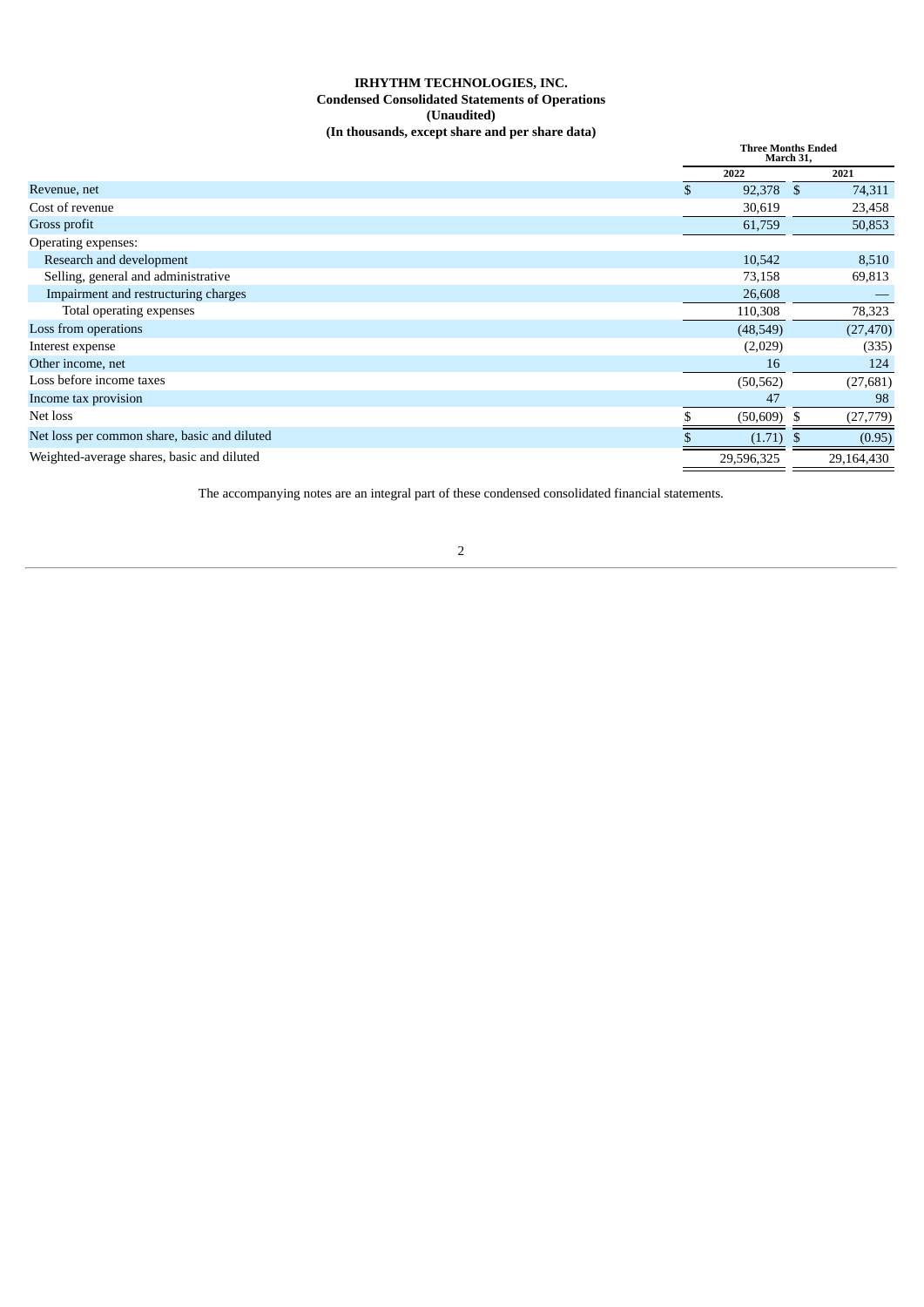**IRHYTHM TECHNOLOGIES, INC.**
**Condensed Consolidated Statements of Operations**
**(Unaudited)**
**(In thousands, except share and per share data)**

| | Three Months Ended March 31, | |
|---|---|---|
| | 2022 | 2021 |
| Revenue, net | $ 92,378 | $ 74,311 |
| Cost of revenue | 30,619 | 23,458 |
| Gross profit | 61,759 | 50,853 |
| Operating expenses: | | |
| Research and development | 10,542 | 8,510 |
| Selling, general and administrative | 73,158 | 69,813 |
| Impairment and restructuring charges | 26,608 | — |
| Total operating expenses | 110,308 | 78,323 |
| Loss from operations | (48,549) | (27,470) |
| Interest expense | (2,029) | (335) |
| Other income, net | 16 | 124 |
| Loss before income taxes | (50,562) | (27,681) |
| Income tax provision | 47 | 98 |
| Net loss | $ (50,609) | $ (27,779) |
| Net loss per common share, basic and diluted | $ (1.71) | $ (0.95) |
| Weighted-average shares, basic and diluted | 29,596,325 | 29,164,430 |

The accompanying notes are an integral part of these condensed consolidated financial statements.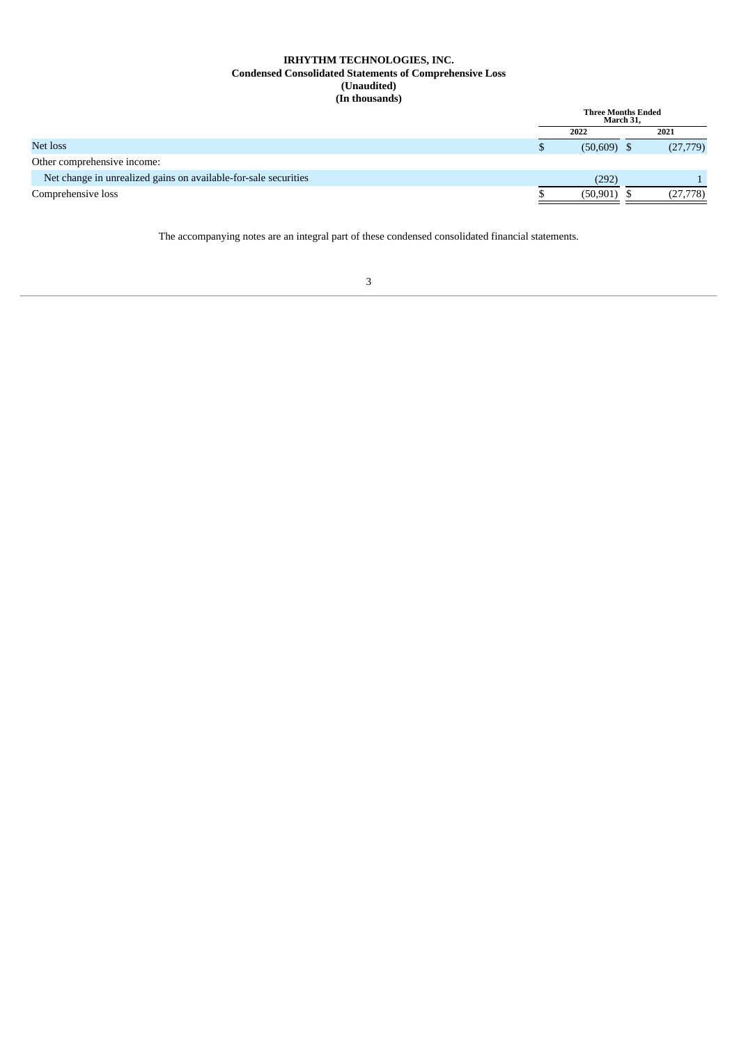**IRHYTHM TECHNOLOGIES, INC.**
**Condensed Consolidated Statements of Comprehensive Loss**
**(Unaudited)**
**(In thousands)**

| | Three Months Ended March 31, | |
|---|---|---|
| | **2022** | **2021** |
| Net loss | $ (50,609) | $ (27,779) |
| Other comprehensive income: | | |
| Net change in unrealized gains on available-for-sale securities | (292) | 1 |
| Comprehensive loss | $ (50,901) | $ (27,778) |

The accompanying notes are an integral part of these condensed consolidated financial statements.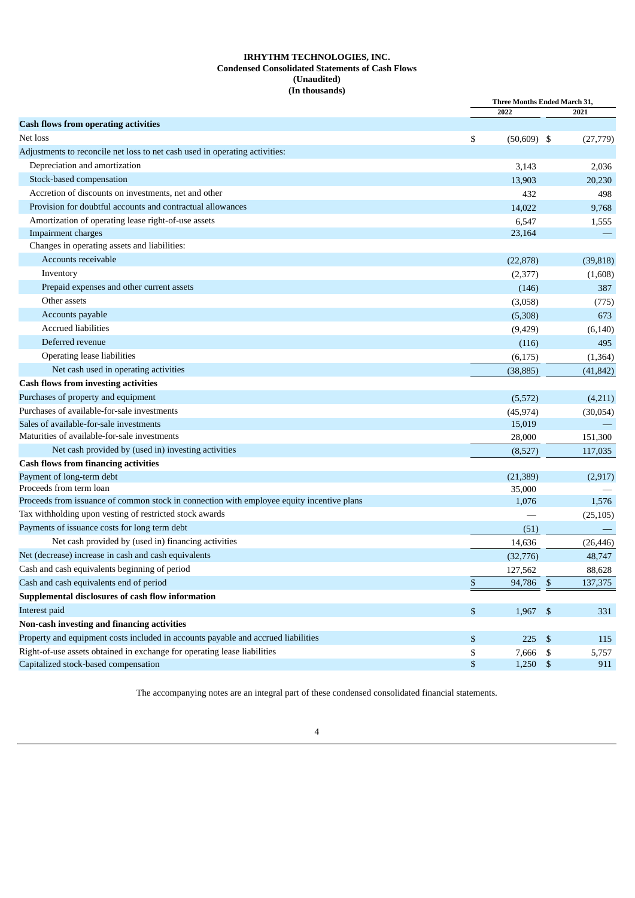**IRHYTHM TECHNOLOGIES, INC.**
**Condensed Consolidated Statements of Cash Flows**
**(Unaudited)**
**(In thousands)**

| | Three Months Ended March 31, | |
|---|---|---|
| | 2022 | 2021 |
| **Cash flows from operating activities** | | |
| Net loss | $ (50,609) | $ (27,779) |
| Adjustments to reconcile net loss to net cash used in operating activities: | | |
| Depreciation and amortization | 3,143 | 2,036 |
| Stock-based compensation | 13,903 | 20,230 |
| Accretion of discounts on investments, net and other | 432 | 498 |
| Provision for doubtful accounts and contractual allowances | 14,022 | 9,768 |
| Amortization of operating lease right-of-use assets | 6,547 | 1,555 |
| Impairment charges | 23,164 | — |
| Changes in operating assets and liabilities: | | |
| Accounts receivable | (22,878) | (39,818) |
| Inventory | (2,377) | (1,608) |
| Prepaid expenses and other current assets | (146) | 387 |
| Other assets | (3,058) | (775) |
| Accounts payable | (5,308) | 673 |
| Accrued liabilities | (9,429) | (6,140) |
| Deferred revenue | (116) | 495 |
| Operating lease liabilities | (6,175) | (1,364) |
| Net cash used in operating activities | (38,885) | (41,842) |
| **Cash flows from investing activities** | | |
| Purchases of property and equipment | (5,572) | (4,211) |
| Purchases of available-for-sale investments | (45,974) | (30,054) |
| Sales of available-for-sale investments | 15,019 | — |
| Maturities of available-for-sale investments | 28,000 | 151,300 |
| Net cash provided by (used in) investing activities | (8,527) | 117,035 |
| **Cash flows from financing activities** | | |
| Payment of long-term debt | (21,389) | (2,917) |
| Proceeds from term loan | 35,000 | — |
| Proceeds from issuance of common stock in connection with employee equity incentive plans | 1,076 | 1,576 |
| Tax withholding upon vesting of restricted stock awards | — | (25,105) |
| Payments of issuance costs for long term debt | (51) | — |
| Net cash provided by (used in) financing activities | 14,636 | (26,446) |
| Net (decrease) increase in cash and cash equivalents | (32,776) | 48,747 |
| Cash and cash equivalents beginning of period | 127,562 | 88,628 |
| Cash and cash equivalents end of period | $ 94,786 | $ 137,375 |
| **Supplemental disclosures of cash flow information** | | |
| Interest paid | $ 1,967 | $ 331 |
| **Non-cash investing and financing activities** | | |
| Property and equipment costs included in accounts payable and accrued liabilities | $ 225 | $ 115 |
| Right-of-use assets obtained in exchange for operating lease liabilities | $ 7,666 | $ 5,757 |
| Capitalized stock-based compensation | $ 1,250 | $ 911 |

The accompanying notes are an integral part of these condensed consolidated financial statements.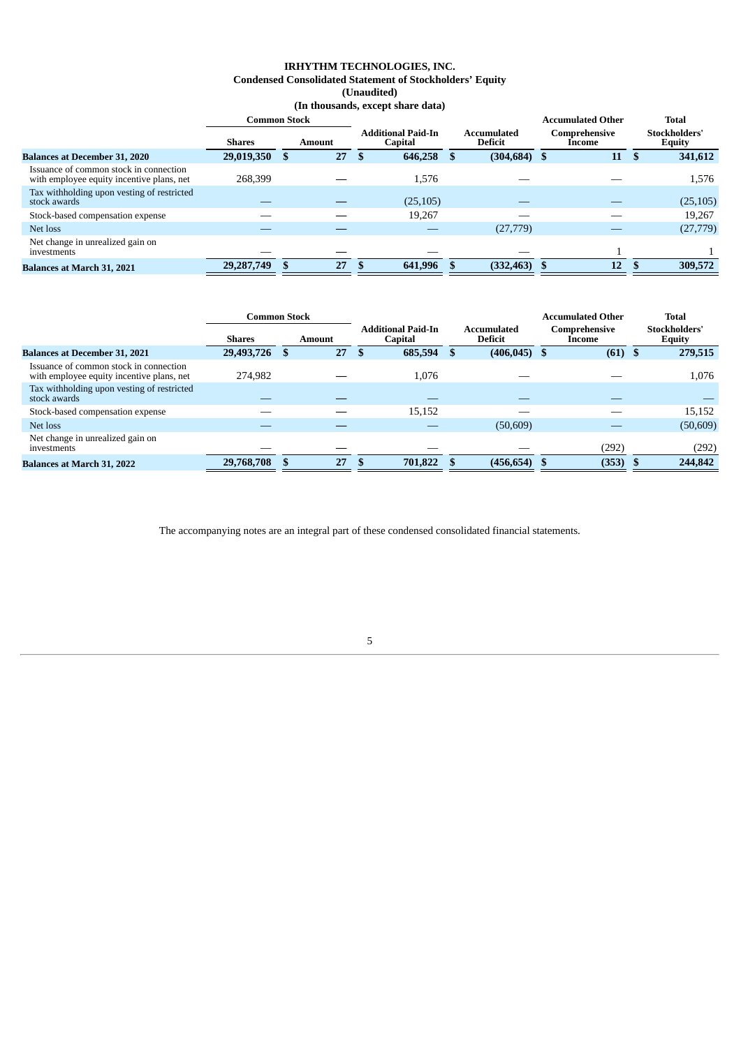**IRHYTHM TECHNOLOGIES, INC.**
**Condensed Consolidated Statement of Stockholders' Equity**
**(Unaudited)**
**(In thousands, except share data)**

| | Common Stock | | Additional Paid-In Capital | Accumulated Deficit | Accumulated Other Comprehensive Income | Total Stockholders' Equity |
|---|---|---|---|---|---|---|
| | Shares | Amount | | | | |
| **Balances at December 31, 2020** | **29,019,350** | **$ 27** | **$ 646,258** | **$ (304,684)** | **$ 11** | **$ 341,612** |
| Issuance of common stock in connection with employee equity incentive plans, net | 268,399 | — | 1,576 | — | — | 1,576 |
| Tax withholding upon vesting of restricted stock awards | — | — | (25,105) | — | — | (25,105) |
| Stock-based compensation expense | — | — | 19,267 | — | — | 19,267 |
| Net loss | — | — | — | (27,779) | — | (27,779) |
| Net change in unrealized gain on investments | — | — | — | — | 1 | 1 |
| **Balances at March 31, 2021** | **29,287,749** | **$ 27** | **$ 641,996** | **$ (332,463)** | **$ 12** | **$ 309,572** |

| | Common Stock | | Additional Paid-In Capital | Accumulated Deficit | Accumulated Other Comprehensive Income | Total Stockholders' Equity |
|---|---|---|---|---|---|---|
| | Shares | Amount | | | | |
| **Balances at December 31, 2021** | **29,493,726** | **$ 27** | **$ 685,594** | **$ (406,045)** | **$ (61)** | **$ 279,515** |
| Issuance of common stock in connection with employee equity incentive plans, net | 274,982 | — | 1,076 | — | — | 1,076 |
| Tax withholding upon vesting of restricted stock awards | — | — | — | — | — | — |
| Stock-based compensation expense | — | — | 15,152 | — | — | 15,152 |
| Net loss | — | — | — | (50,609) | — | (50,609) |
| Net change in unrealized gain on investments | — | — | — | — | (292) | (292) |
| **Balances at March 31, 2022** | **29,768,708** | **$ 27** | **$ 701,822** | **$ (456,654)** | **$ (353)** | **$ 244,842** |

The accompanying notes are an integral part of these condensed consolidated financial statements.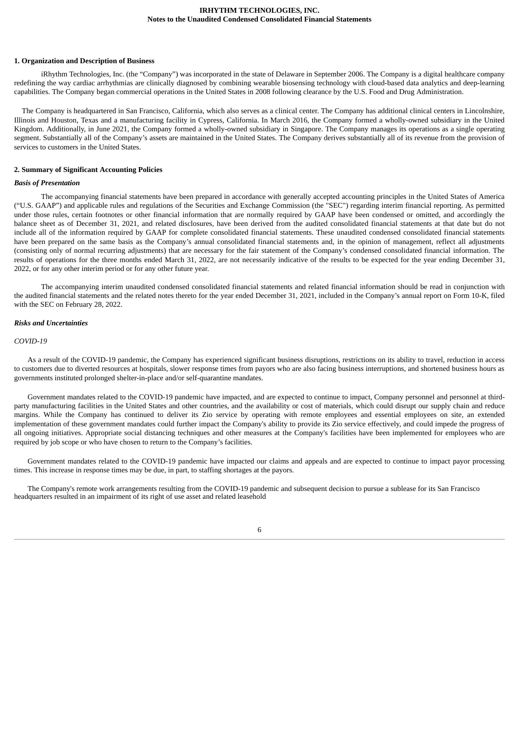### 1. Organization and Description of Business

iRhythm Technologies, Inc. (the "Company") was incorporated in the state of Delaware in September 2006. The Company is a digital healthcare company redefining the way cardiac arrhythmias are clinically diagnosed by combining wearable biosensing technology with cloud-based data analytics and deep-learning capabilities. The Company began commercial operations in the United States in 2008 following clearance by the U.S. Food and Drug Administration.

The Company is headquartered in San Francisco, California, which also serves as a clinical center. The Company has additional clinical centers in Lincolnshire, Illinois and Houston, Texas and a manufacturing facility in Cypress, California. In March 2016, the Company formed a wholly-owned subsidiary in the United Kingdom. Additionally, in June 2021, the Company formed a wholly-owned subsidiary in Singapore. The Company manages its operations as a single operating segment. Substantially all of the Company's assets are maintained in the United States. The Company derives substantially all of its revenue from the provision of services to customers in the United States.

### 2. Summary of Significant Accounting Policies

***Basis of Presentation***

The accompanying financial statements have been prepared in accordance with generally accepted accounting principles in the United States of America ("U.S. GAAP") and applicable rules and regulations of the Securities and Exchange Commission (the "SEC") regarding interim financial reporting. As permitted under those rules, certain footnotes or other financial information that are normally required by GAAP have been condensed or omitted, and accordingly the balance sheet as of December 31, 2021, and related disclosures, have been derived from the audited consolidated financial statements at that date but do not include all of the information required by GAAP for complete consolidated financial statements. These unaudited condensed consolidated financial statements have been prepared on the same basis as the Company's annual consolidated financial statements and, in the opinion of management, reflect all adjustments (consisting only of normal recurring adjustments) that are necessary for the fair statement of the Company's condensed consolidated financial information. The results of operations for the three months ended March 31, 2022, are not necessarily indicative of the results to be expected for the year ending December 31, 2022, or for any other interim period or for any other future year.

The accompanying interim unaudited condensed consolidated financial statements and related financial information should be read in conjunction with the audited financial statements and the related notes thereto for the year ended December 31, 2021, included in the Company's annual report on Form 10-K, filed with the SEC on February 28, 2022.

***Risks and Uncertainties***

*COVID-19*

As a result of the COVID-19 pandemic, the Company has experienced significant business disruptions, restrictions on its ability to travel, reduction in access to customers due to diverted resources at hospitals, slower response times from payors who are also facing business interruptions, and shortened business hours as governments instituted prolonged shelter-in-place and/or self-quarantine mandates.

Government mandates related to the COVID-19 pandemic have impacted, and are expected to continue to impact, Company personnel and personnel at third-party manufacturing facilities in the United States and other countries, and the availability or cost of materials, which could disrupt our supply chain and reduce margins. While the Company has continued to deliver its Zio service by operating with remote employees and essential employees on site, an extended implementation of these government mandates could further impact the Company's ability to provide its Zio service effectively, and could impede the progress of all ongoing initiatives. Appropriate social distancing techniques and other measures at the Company's facilities have been implemented for employees who are required by job scope or who have chosen to return to the Company's facilities.

Government mandates related to the COVID-19 pandemic have impacted our claims and appeals and are expected to continue to impact payor processing times. This increase in response times may be due, in part, to staffing shortages at the payors.

The Company's remote work arrangements resulting from the COVID-19 pandemic and subsequent decision to pursue a sublease for its San Francisco headquarters resulted in an impairment of its right of use asset and related leasehold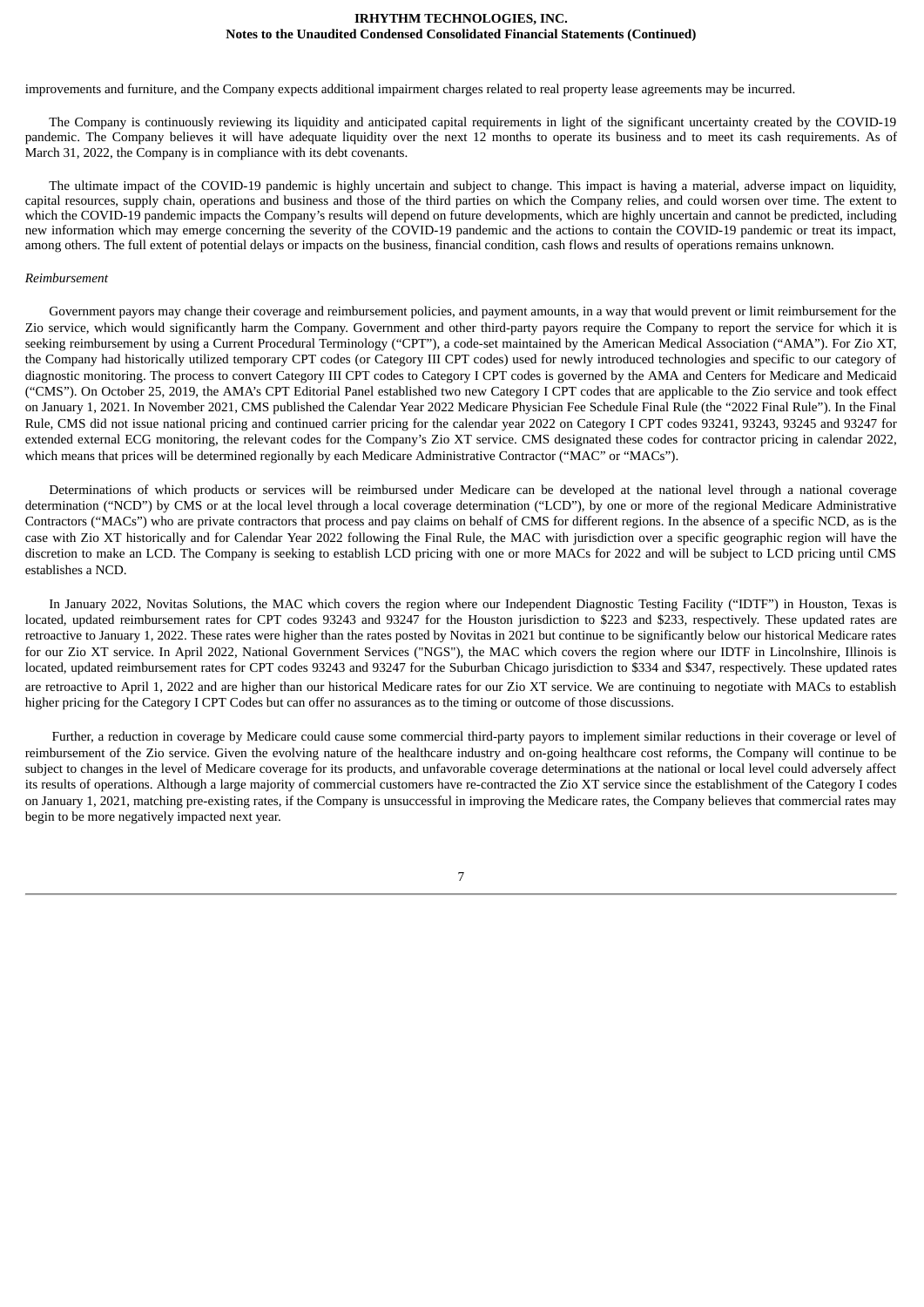improvements and furniture, and the Company expects additional impairment charges related to real property lease agreements may be incurred.

The Company is continuously reviewing its liquidity and anticipated capital requirements in light of the significant uncertainty created by the COVID-19 pandemic. The Company believes it will have adequate liquidity over the next 12 months to operate its business and to meet its cash requirements. As of March 31, 2022, the Company is in compliance with its debt covenants.

The ultimate impact of the COVID-19 pandemic is highly uncertain and subject to change. This impact is having a material, adverse impact on liquidity, capital resources, supply chain, operations and business and those of the third parties on which the Company relies, and could worsen over time. The extent to which the COVID-19 pandemic impacts the Company's results will depend on future developments, which are highly uncertain and cannot be predicted, including new information which may emerge concerning the severity of the COVID-19 pandemic and the actions to contain the COVID-19 pandemic or treat its impact, among others. The full extent of potential delays or impacts on the business, financial condition, cash flows and results of operations remains unknown.

*Reimbursement*

Government payors may change their coverage and reimbursement policies, and payment amounts, in a way that would prevent or limit reimbursement for the Zio service, which would significantly harm the Company. Government and other third-party payors require the Company to report the service for which it is seeking reimbursement by using a Current Procedural Terminology ("CPT"), a code-set maintained by the American Medical Association ("AMA"). For Zio XT, the Company had historically utilized temporary CPT codes (or Category III CPT codes) used for newly introduced technologies and specific to our category of diagnostic monitoring. The process to convert Category III CPT codes to Category I CPT codes is governed by the AMA and Centers for Medicare and Medicaid ("CMS"). On October 25, 2019, the AMA's CPT Editorial Panel established two new Category I CPT codes that are applicable to the Zio service and took effect on January 1, 2021. In November 2021, CMS published the Calendar Year 2022 Medicare Physician Fee Schedule Final Rule (the "2022 Final Rule"). In the Final Rule, CMS did not issue national pricing and continued carrier pricing for the calendar year 2022 on Category I CPT codes 93241, 93243, 93245 and 93247 for extended external ECG monitoring, the relevant codes for the Company's Zio XT service. CMS designated these codes for contractor pricing in calendar 2022, which means that prices will be determined regionally by each Medicare Administrative Contractor ("MAC" or "MACs").

Determinations of which products or services will be reimbursed under Medicare can be developed at the national level through a national coverage determination ("NCD") by CMS or at the local level through a local coverage determination ("LCD"), by one or more of the regional Medicare Administrative Contractors ("MACs") who are private contractors that process and pay claims on behalf of CMS for different regions. In the absence of a specific NCD, as is the case with Zio XT historically and for Calendar Year 2022 following the Final Rule, the MAC with jurisdiction over a specific geographic region will have the discretion to make an LCD. The Company is seeking to establish LCD pricing with one or more MACs for 2022 and will be subject to LCD pricing until CMS establishes a NCD.

In January 2022, Novitas Solutions, the MAC which covers the region where our Independent Diagnostic Testing Facility ("IDTF") in Houston, Texas is located, updated reimbursement rates for CPT codes 93243 and 93247 for the Houston jurisdiction to \$223 and \$233, respectively. These updated rates are retroactive to January 1, 2022. These rates were higher than the rates posted by Novitas in 2021 but continue to be significantly below our historical Medicare rates for our Zio XT service. In April 2022, National Government Services ("NGS"), the MAC which covers the region where our IDTF in Lincolnshire, Illinois is located, updated reimbursement rates for CPT codes 93243 and 93247 for the Suburban Chicago jurisdiction to \$334 and \$347, respectively. These updated rates are retroactive to April 1, 2022 and are higher than our historical Medicare rates for our Zio XT service. We are continuing to negotiate with MACs to establish higher pricing for the Category I CPT Codes but can offer no assurances as to the timing or outcome of those discussions.

Further, a reduction in coverage by Medicare could cause some commercial third-party payors to implement similar reductions in their coverage or level of reimbursement of the Zio service. Given the evolving nature of the healthcare industry and on-going healthcare cost reforms, the Company will continue to be subject to changes in the level of Medicare coverage for its products, and unfavorable coverage determinations at the national or local level could adversely affect its results of operations. Although a large majority of commercial customers have re-contracted the Zio XT service since the establishment of the Category I codes on January 1, 2021, matching pre-existing rates, if the Company is unsuccessful in improving the Medicare rates, the Company believes that commercial rates may begin to be more negatively impacted next year.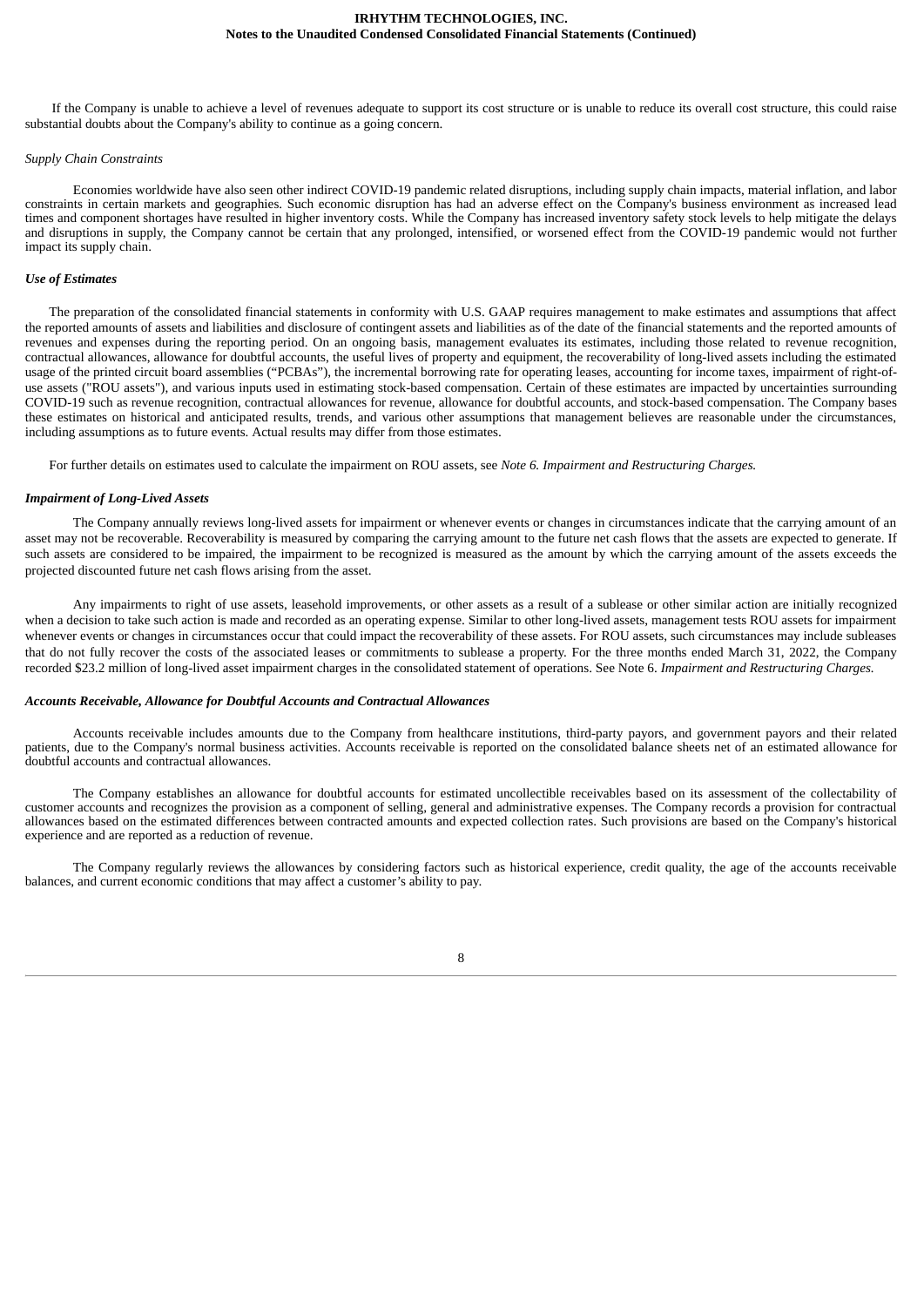If the Company is unable to achieve a level of revenues adequate to support its cost structure or is unable to reduce its overall cost structure, this could raise substantial doubts about the Company's ability to continue as a going concern.

*Supply Chain Constraints*

Economies worldwide have also seen other indirect COVID-19 pandemic related disruptions, including supply chain impacts, material inflation, and labor constraints in certain markets and geographies. Such economic disruption has had an adverse effect on the Company's business environment as increased lead times and component shortages have resulted in higher inventory costs. While the Company has increased inventory safety stock levels to help mitigate the delays and disruptions in supply, the Company cannot be certain that any prolonged, intensified, or worsened effect from the COVID-19 pandemic would not further impact its supply chain.

***Use of Estimates***

The preparation of the consolidated financial statements in conformity with U.S. GAAP requires management to make estimates and assumptions that affect the reported amounts of assets and liabilities and disclosure of contingent assets and liabilities as of the date of the financial statements and the reported amounts of revenues and expenses during the reporting period. On an ongoing basis, management evaluates its estimates, including those related to revenue recognition, contractual allowances, allowance for doubtful accounts, the useful lives of property and equipment, the recoverability of long-lived assets including the estimated usage of the printed circuit board assemblies ("PCBAs"), the incremental borrowing rate for operating leases, accounting for income taxes, impairment of right-of-use assets ("ROU assets"), and various inputs used in estimating stock-based compensation. Certain of these estimates are impacted by uncertainties surrounding COVID-19 such as revenue recognition, contractual allowances for revenue, allowance for doubtful accounts, and stock-based compensation. The Company bases these estimates on historical and anticipated results, trends, and various other assumptions that management believes are reasonable under the circumstances, including assumptions as to future events. Actual results may differ from those estimates.

For further details on estimates used to calculate the impairment on ROU assets, see *Note 6. Impairment and Restructuring Charges.*

***Impairment of Long-Lived Assets***

The Company annually reviews long-lived assets for impairment or whenever events or changes in circumstances indicate that the carrying amount of an asset may not be recoverable. Recoverability is measured by comparing the carrying amount to the future net cash flows that the assets are expected to generate. If such assets are considered to be impaired, the impairment to be recognized is measured as the amount by which the carrying amount of the assets exceeds the projected discounted future net cash flows arising from the asset.

Any impairments to right of use assets, leasehold improvements, or other assets as a result of a sublease or other similar action are initially recognized when a decision to take such action is made and recorded as an operating expense. Similar to other long-lived assets, management tests ROU assets for impairment whenever events or changes in circumstances occur that could impact the recoverability of these assets. For ROU assets, such circumstances may include subleases that do not fully recover the costs of the associated leases or commitments to sublease a property. For the three months ended March 31, 2022, the Company recorded $23.2 million of long-lived asset impairment charges in the consolidated statement of operations. See Note 6. *Impairment and Restructuring Charges.*

***Accounts Receivable, Allowance for Doubtful Accounts and Contractual Allowances***

Accounts receivable includes amounts due to the Company from healthcare institutions, third-party payors, and government payors and their related patients, due to the Company's normal business activities. Accounts receivable is reported on the consolidated balance sheets net of an estimated allowance for doubtful accounts and contractual allowances.

The Company establishes an allowance for doubtful accounts for estimated uncollectible receivables based on its assessment of the collectability of customer accounts and recognizes the provision as a component of selling, general and administrative expenses. The Company records a provision for contractual allowances based on the estimated differences between contracted amounts and expected collection rates. Such provisions are based on the Company's historical experience and are reported as a reduction of revenue.

The Company regularly reviews the allowances by considering factors such as historical experience, credit quality, the age of the accounts receivable balances, and current economic conditions that may affect a customer's ability to pay.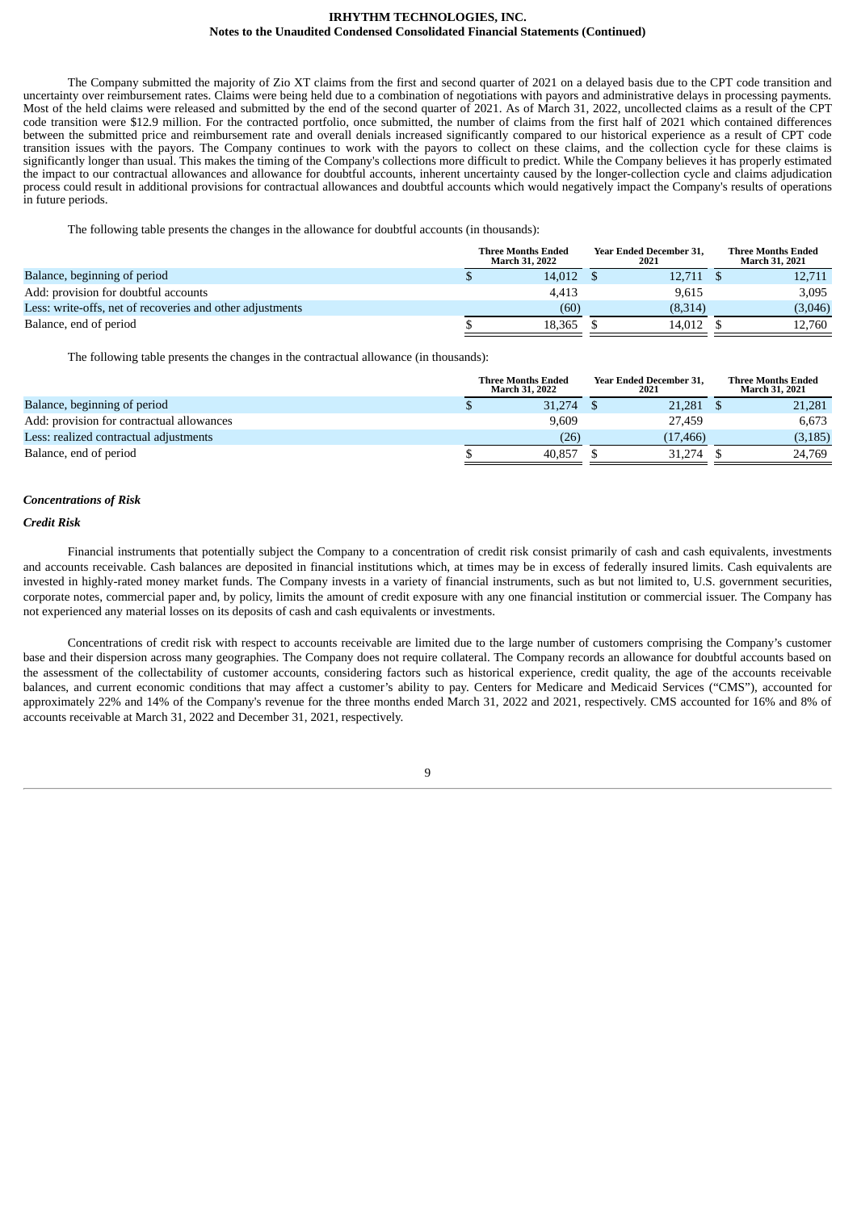The Company submitted the majority of Zio XT claims from the first and second quarter of 2021 on a delayed basis due to the CPT code transition and uncertainty over reimbursement rates. Claims were being held due to a combination of negotiations with payors and administrative delays in processing payments. Most of the held claims were released and submitted by the end of the second quarter of 2021. As of March 31, 2022, uncollected claims as a result of the CPT code transition were $12.9 million. For the contracted portfolio, once submitted, the number of claims from the first half of 2021 which contained differences between the submitted price and reimbursement rate and overall denials increased significantly compared to our historical experience as a result of CPT code transition issues with the payors. The Company continues to work with the payors to collect on these claims, and the collection cycle for these claims is significantly longer than usual. This makes the timing of the Company's collections more difficult to predict. While the Company believes it has properly estimated the impact to our contractual allowances and allowance for doubtful accounts, inherent uncertainty caused by the longer-collection cycle and claims adjudication process could result in additional provisions for contractual allowances and doubtful accounts which would negatively impact the Company's results of operations in future periods.

The following table presents the changes in the allowance for doubtful accounts (in thousands):

| | Three Months Ended March 31, 2022 | Year Ended December 31, 2021 | Three Months Ended March 31, 2021 |
|---|---|---|---|
| Balance, beginning of period | $ 14,012 | $ 12,711 | $ 12,711 |
| Add: provision for doubtful accounts | 4,413 | 9,615 | 3,095 |
| Less: write-offs, net of recoveries and other adjustments | (60) | (8,314) | (3,046) |
| Balance, end of period | $ 18,365 | $ 14,012 | $ 12,760 |

The following table presents the changes in the contractual allowance (in thousands):

| | Three Months Ended March 31, 2022 | Year Ended December 31, 2021 | Three Months Ended March 31, 2021 |
|---|---|---|---|
| Balance, beginning of period | $ 31,274 | $ 21,281 | $ 21,281 |
| Add: provision for contractual allowances | 9,609 | 27,459 | 6,673 |
| Less: realized contractual adjustments | (26) | (17,466) | (3,185) |
| Balance, end of period | $ 40,857 | $ 31,274 | $ 24,769 |

***Concentrations of Risk***

***Credit Risk***

Financial instruments that potentially subject the Company to a concentration of credit risk consist primarily of cash and cash equivalents, investments and accounts receivable. Cash balances are deposited in financial institutions which, at times may be in excess of federally insured limits. Cash equivalents are invested in highly-rated money market funds. The Company invests in a variety of financial instruments, such as but not limited to, U.S. government securities, corporate notes, commercial paper and, by policy, limits the amount of credit exposure with any one financial institution or commercial issuer. The Company has not experienced any material losses on its deposits of cash and cash equivalents or investments.

Concentrations of credit risk with respect to accounts receivable are limited due to the large number of customers comprising the Company's customer base and their dispersion across many geographies. The Company does not require collateral. The Company records an allowance for doubtful accounts based on the assessment of the collectability of customer accounts, considering factors such as historical experience, credit quality, the age of the accounts receivable balances, and current economic conditions that may affect a customer's ability to pay. Centers for Medicare and Medicaid Services ("CMS"), accounted for approximately 22% and 14% of the Company's revenue for the three months ended March 31, 2022 and 2021, respectively. CMS accounted for 16% and 8% of accounts receivable at March 31, 2022 and December 31, 2021, respectively.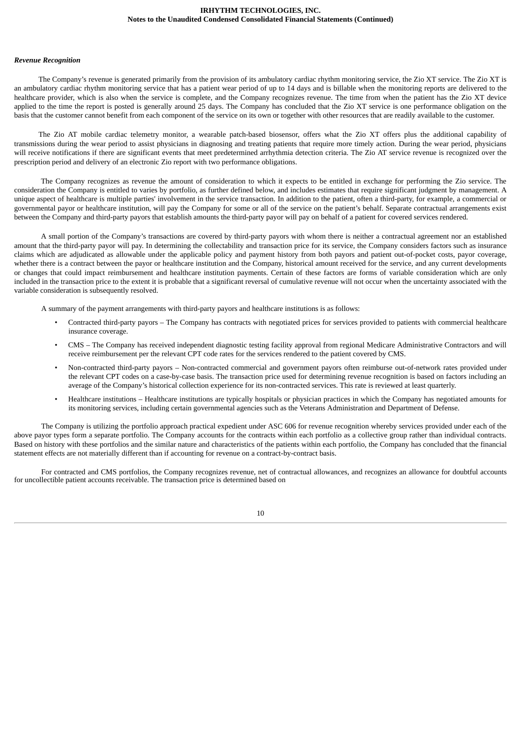***Revenue Recognition***

The Company's revenue is generated primarily from the provision of its ambulatory cardiac rhythm monitoring service, the Zio XT service. The Zio XT is an ambulatory cardiac rhythm monitoring service that has a patient wear period of up to 14 days and is billable when the monitoring reports are delivered to the healthcare provider, which is also when the service is complete, and the Company recognizes revenue. The time from when the patient has the Zio XT device applied to the time the report is posted is generally around 25 days. The Company has concluded that the Zio XT service is one performance obligation on the basis that the customer cannot benefit from each component of the service on its own or together with other resources that are readily available to the customer.

The Zio AT mobile cardiac telemetry monitor, a wearable patch-based biosensor, offers what the Zio XT offers plus the additional capability of transmissions during the wear period to assist physicians in diagnosing and treating patients that require more timely action. During the wear period, physicians will receive notifications if there are significant events that meet predetermined arrhythmia detection criteria. The Zio AT service revenue is recognized over the prescription period and delivery of an electronic Zio report with two performance obligations.

The Company recognizes as revenue the amount of consideration to which it expects to be entitled in exchange for performing the Zio service. The consideration the Company is entitled to varies by portfolio, as further defined below, and includes estimates that require significant judgment by management. A unique aspect of healthcare is multiple parties' involvement in the service transaction. In addition to the patient, often a third-party, for example, a commercial or governmental payor or healthcare institution, will pay the Company for some or all of the service on the patient's behalf. Separate contractual arrangements exist between the Company and third-party payors that establish amounts the third-party payor will pay on behalf of a patient for covered services rendered.

A small portion of the Company's transactions are covered by third-party payors with whom there is neither a contractual agreement nor an established amount that the third-party payor will pay. In determining the collectability and transaction price for its service, the Company considers factors such as insurance claims which are adjudicated as allowable under the applicable policy and payment history from both payors and patient out-of-pocket costs, payor coverage, whether there is a contract between the payor or healthcare institution and the Company, historical amount received for the service, and any current developments or changes that could impact reimbursement and healthcare institution payments. Certain of these factors are forms of variable consideration which are only included in the transaction price to the extent it is probable that a significant reversal of cumulative revenue will not occur when the uncertainty associated with the variable consideration is subsequently resolved.

A summary of the payment arrangements with third-party payors and healthcare institutions is as follows:

- Contracted third-party payors – The Company has contracts with negotiated prices for services provided to patients with commercial healthcare insurance coverage.
- CMS – The Company has received independent diagnostic testing facility approval from regional Medicare Administrative Contractors and will receive reimbursement per the relevant CPT code rates for the services rendered to the patient covered by CMS.
- Non-contracted third-party payors – Non-contracted commercial and government payors often reimburse out-of-network rates provided under the relevant CPT codes on a case-by-case basis. The transaction price used for determining revenue recognition is based on factors including an average of the Company's historical collection experience for its non-contracted services. This rate is reviewed at least quarterly.
- Healthcare institutions – Healthcare institutions are typically hospitals or physician practices in which the Company has negotiated amounts for its monitoring services, including certain governmental agencies such as the Veterans Administration and Department of Defense.

The Company is utilizing the portfolio approach practical expedient under ASC 606 for revenue recognition whereby services provided under each of the above payor types form a separate portfolio. The Company accounts for the contracts within each portfolio as a collective group rather than individual contracts. Based on history with these portfolios and the similar nature and characteristics of the patients within each portfolio, the Company has concluded that the financial statement effects are not materially different than if accounting for revenue on a contract-by-contract basis.

For contracted and CMS portfolios, the Company recognizes revenue, net of contractual allowances, and recognizes an allowance for doubtful accounts for uncollectible patient accounts receivable. The transaction price is determined based on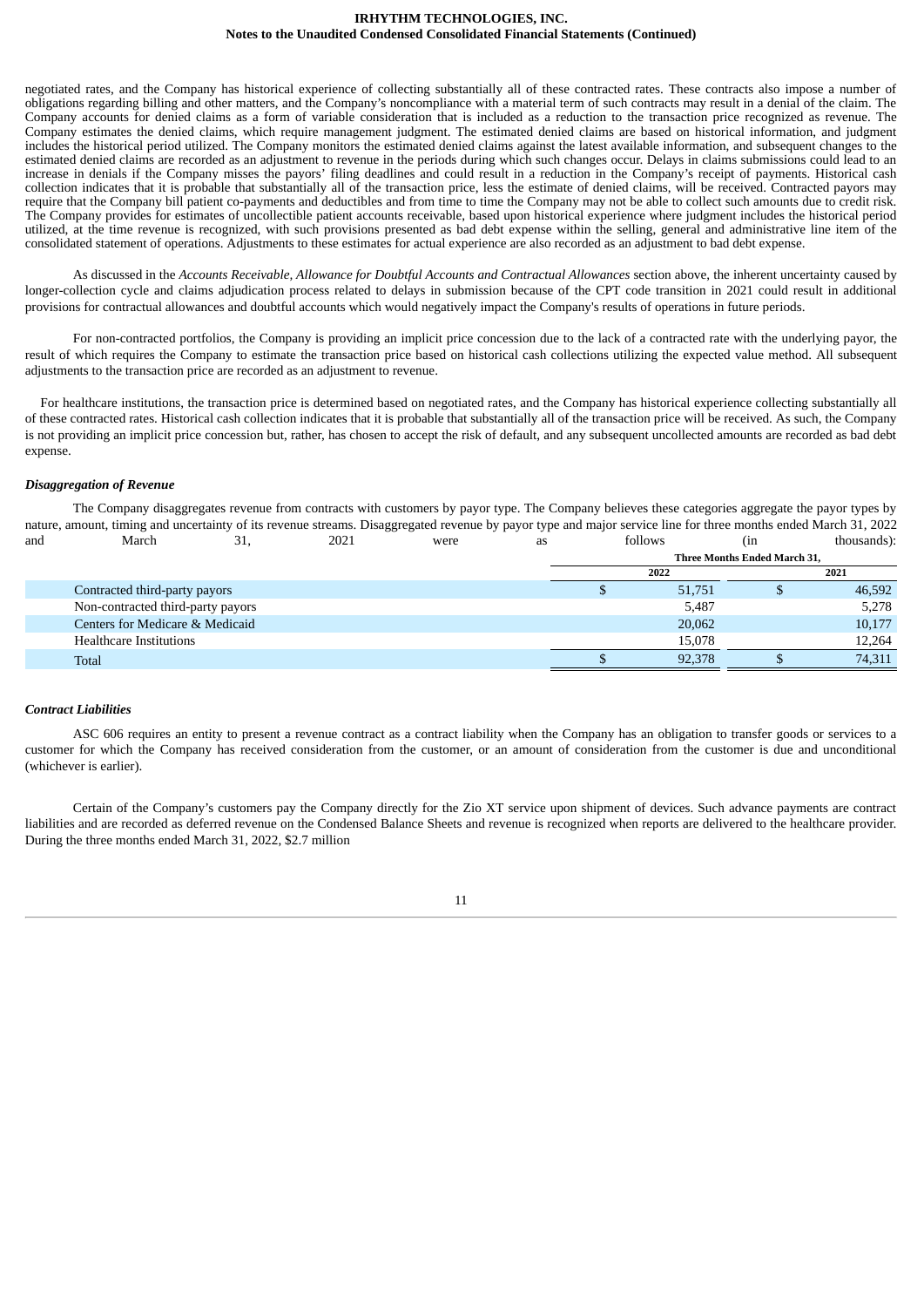negotiated rates, and the Company has historical experience of collecting substantially all of these contracted rates. These contracts also impose a number of obligations regarding billing and other matters, and the Company's noncompliance with a material term of such contracts may result in a denial of the claim. The Company accounts for denied claims as a form of variable consideration that is included as a reduction to the transaction price recognized as revenue. The Company estimates the denied claims, which require management judgment. The estimated denied claims are based on historical information, and judgment includes the historical period utilized. The Company monitors the estimated denied claims against the latest available information, and subsequent changes to the estimated denied claims are recorded as an adjustment to revenue in the periods during which such changes occur. Delays in claims submissions could lead to an increase in denials if the Company misses the payors' filing deadlines and could result in a reduction in the Company's receipt of payments. Historical cash collection indicates that it is probable that substantially all of the transaction price, less the estimate of denied claims, will be received. Contracted payors may require that the Company bill patient co-payments and deductibles and from time to time the Company may not be able to collect such amounts due to credit risk. The Company provides for estimates of uncollectible patient accounts receivable, based upon historical experience where judgment includes the historical period utilized, at the time revenue is recognized, with such provisions presented as bad debt expense within the selling, general and administrative line item of the consolidated statement of operations. Adjustments to these estimates for actual experience are also recorded as an adjustment to bad debt expense.

As discussed in the *Accounts Receivable, Allowance for Doubtful Accounts and Contractual Allowances* section above, the inherent uncertainty caused by longer-collection cycle and claims adjudication process related to delays in submission because of the CPT code transition in 2021 could result in additional provisions for contractual allowances and doubtful accounts which would negatively impact the Company's results of operations in future periods.

For non-contracted portfolios, the Company is providing an implicit price concession due to the lack of a contracted rate with the underlying payor, the result of which requires the Company to estimate the transaction price based on historical cash collections utilizing the expected value method. All subsequent adjustments to the transaction price are recorded as an adjustment to revenue.

For healthcare institutions, the transaction price is determined based on negotiated rates, and the Company has historical experience collecting substantially all of these contracted rates. Historical cash collection indicates that it is probable that substantially all of the transaction price will be received. As such, the Company is not providing an implicit price concession but, rather, has chosen to accept the risk of default, and any subsequent uncollected amounts are recorded as bad debt expense.

***Disaggregation of Revenue***

The Company disaggregates revenue from contracts with customers by payor type. The Company believes these categories aggregate the payor types by nature, amount, timing and uncertainty of its revenue streams. Disaggregated revenue by payor type and major service line for three months ended March 31, 2022 and March 31, 2021 were as follows (in thousands):

| | Three Months Ended March 31, | |
|---|---|---|
| | 2022 | 2021 |
| Contracted third-party payors | $ 51,751 | $ 46,592 |
| Non-contracted third-party payors | 5,487 | 5,278 |
| Centers for Medicare & Medicaid | 20,062 | 10,177 |
| Healthcare Institutions | 15,078 | 12,264 |
| Total | $ 92,378 | $ 74,311 |

***Contract Liabilities***

ASC 606 requires an entity to present a revenue contract as a contract liability when the Company has an obligation to transfer goods or services to a customer for which the Company has received consideration from the customer, or an amount of consideration from the customer is due and unconditional (whichever is earlier).

Certain of the Company's customers pay the Company directly for the Zio XT service upon shipment of devices. Such advance payments are contract liabilities and are recorded as deferred revenue on the Condensed Balance Sheets and revenue is recognized when reports are delivered to the healthcare provider. During the three months ended March 31, 2022, $2.7 million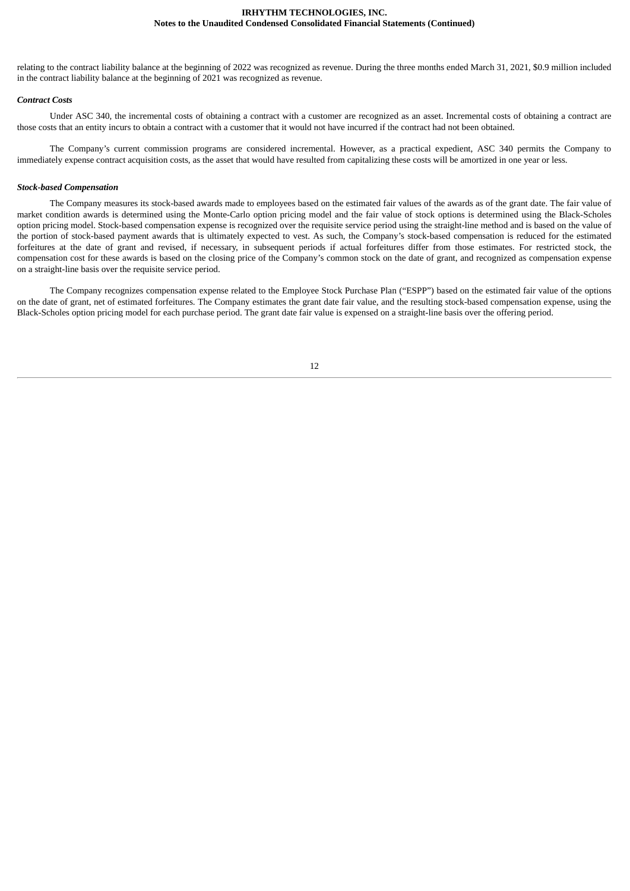relating to the contract liability balance at the beginning of 2022 was recognized as revenue. During the three months ended March 31, 2021, $0.9 million included in the contract liability balance at the beginning of 2021 was recognized as revenue.

***Contract Costs***

Under ASC 340, the incremental costs of obtaining a contract with a customer are recognized as an asset. Incremental costs of obtaining a contract are those costs that an entity incurs to obtain a contract with a customer that it would not have incurred if the contract had not been obtained.

The Company's current commission programs are considered incremental. However, as a practical expedient, ASC 340 permits the Company to immediately expense contract acquisition costs, as the asset that would have resulted from capitalizing these costs will be amortized in one year or less.

***Stock-based Compensation***

The Company measures its stock-based awards made to employees based on the estimated fair values of the awards as of the grant date. The fair value of market condition awards is determined using the Monte-Carlo option pricing model and the fair value of stock options is determined using the Black-Scholes option pricing model. Stock-based compensation expense is recognized over the requisite service period using the straight-line method and is based on the value of the portion of stock-based payment awards that is ultimately expected to vest. As such, the Company's stock-based compensation is reduced for the estimated forfeitures at the date of grant and revised, if necessary, in subsequent periods if actual forfeitures differ from those estimates. For restricted stock, the compensation cost for these awards is based on the closing price of the Company's common stock on the date of grant, and recognized as compensation expense on a straight-line basis over the requisite service period.

The Company recognizes compensation expense related to the Employee Stock Purchase Plan ("ESPP") based on the estimated fair value of the options on the date of grant, net of estimated forfeitures. The Company estimates the grant date fair value, and the resulting stock-based compensation expense, using the Black-Scholes option pricing model for each purchase period. The grant date fair value is expensed on a straight-line basis over the offering period.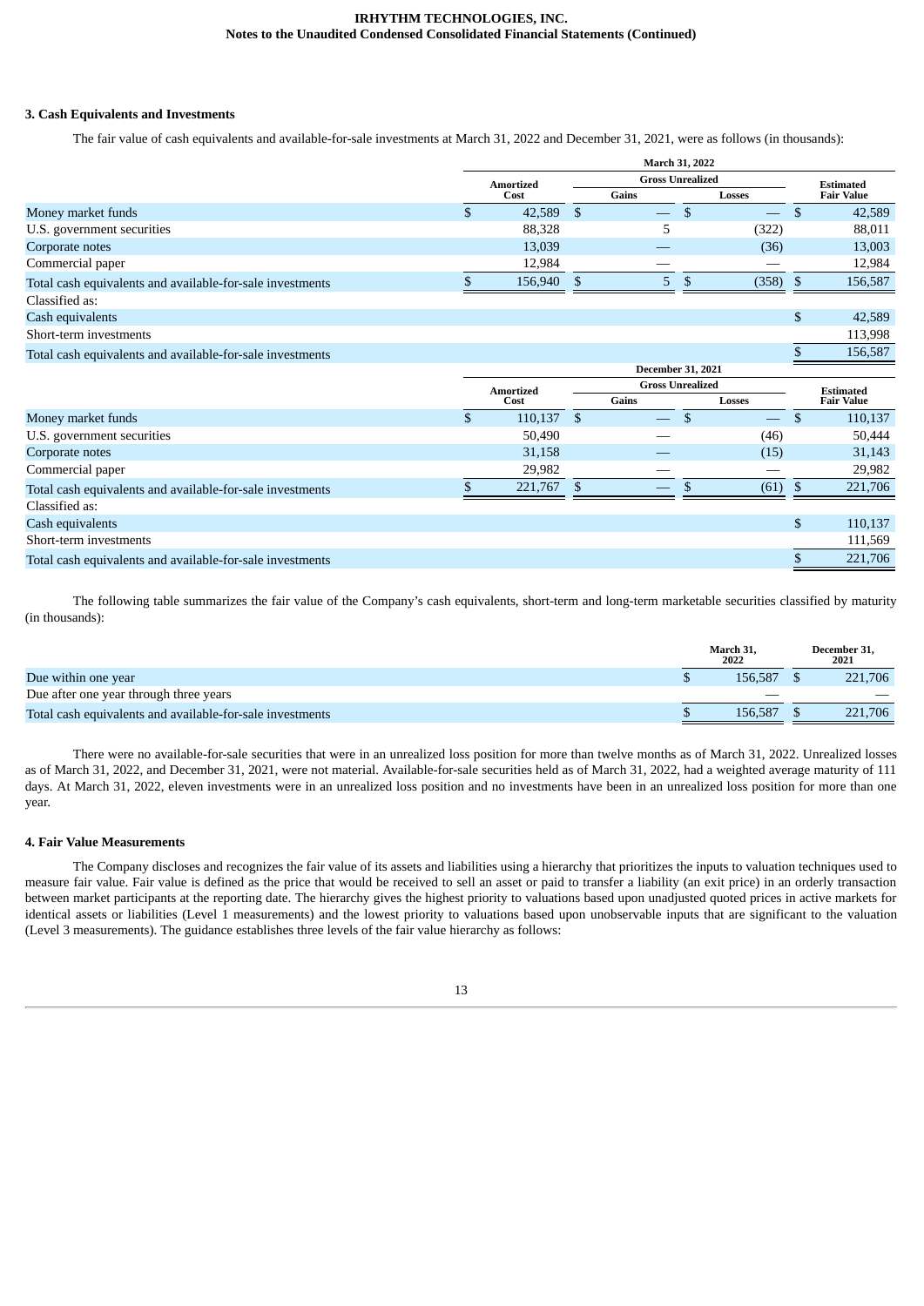### 3. Cash Equivalents and Investments

The fair value of cash equivalents and available-for-sale investments at March 31, 2022 and December 31, 2021, were as follows (in thousands):

| | March 31, 2022 | | | |
|---|---|---|---|---|
| | Amortized Cost | Gross Unrealized | | Estimated Fair Value |
| | | Gains | Losses | |
| Money market funds | $ 42,589 | $ — | $ — | $ 42,589 |
| U.S. government securities | 88,328 | 5 | (322) | 88,011 |
| Corporate notes | 13,039 | — | (36) | 13,003 |
| Commercial paper | 12,984 | — | — | 12,984 |
| Total cash equivalents and available-for-sale investments | $ 156,940 | $ 5 | $ (358) | $ 156,587 |
| Classified as: | | | | |
| Cash equivalents | | | | $ 42,589 |
| Short-term investments | | | | 113,998 |
| Total cash equivalents and available-for-sale investments | | | | $ 156,587 |

| | December 31, 2021 | | | |
|---|---|---|---|---|
| | Amortized Cost | Gross Unrealized | | Estimated Fair Value |
| | | Gains | Losses | |
| Money market funds | $ 110,137 | $ — | $ — | $ 110,137 |
| U.S. government securities | 50,490 | — | (46) | 50,444 |
| Corporate notes | 31,158 | — | (15) | 31,143 |
| Commercial paper | 29,982 | — | — | 29,982 |
| Total cash equivalents and available-for-sale investments | $ 221,767 | $ — | $ (61) | $ 221,706 |
| Classified as: | | | | |
| Cash equivalents | | | | $ 110,137 |
| Short-term investments | | | | 111,569 |
| Total cash equivalents and available-for-sale investments | | | | $ 221,706 |

The following table summarizes the fair value of the Company's cash equivalents, short-term and long-term marketable securities classified by maturity (in thousands):

| | March 31, 2022 | December 31, 2021 |
|---|---|---|
| Due within one year | $ 156,587 | $ 221,706 |
| Due after one year through three years | — | — |
| Total cash equivalents and available-for-sale investments | $ 156,587 | $ 221,706 |

There were no available-for-sale securities that were in an unrealized loss position for more than twelve months as of March 31, 2022. Unrealized losses as of March 31, 2022, and December 31, 2021, were not material. Available-for-sale securities held as of March 31, 2022, had a weighted average maturity of 111 days. At March 31, 2022, eleven investments were in an unrealized loss position and no investments have been in an unrealized loss position for more than one year.

### 4. Fair Value Measurements

The Company discloses and recognizes the fair value of its assets and liabilities using a hierarchy that prioritizes the inputs to valuation techniques used to measure fair value. Fair value is defined as the price that would be received to sell an asset or paid to transfer a liability (an exit price) in an orderly transaction between market participants at the reporting date. The hierarchy gives the highest priority to valuations based upon unadjusted quoted prices in active markets for identical assets or liabilities (Level 1 measurements) and the lowest priority to valuations based upon unobservable inputs that are significant to the valuation (Level 3 measurements). The guidance establishes three levels of the fair value hierarchy as follows: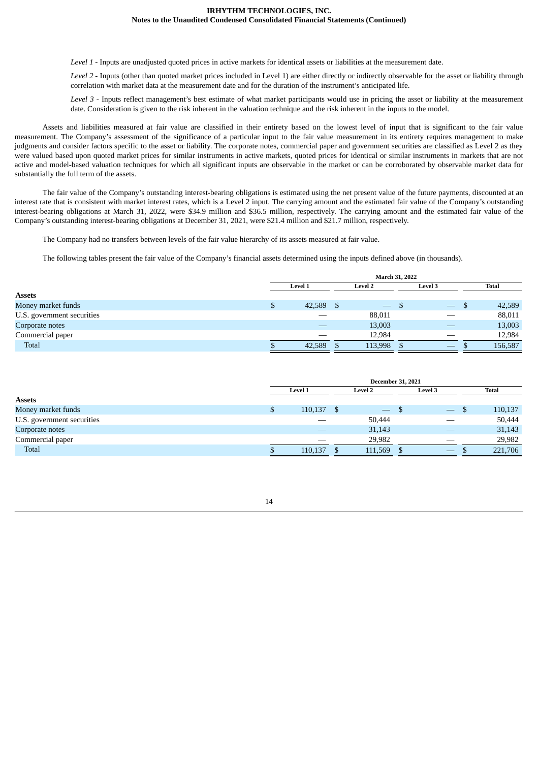*Level 1* - Inputs are unadjusted quoted prices in active markets for identical assets or liabilities at the measurement date.

*Level 2* - Inputs (other than quoted market prices included in Level 1) are either directly or indirectly observable for the asset or liability through correlation with market data at the measurement date and for the duration of the instrument's anticipated life.

*Level 3* - Inputs reflect management's best estimate of what market participants would use in pricing the asset or liability at the measurement date. Consideration is given to the risk inherent in the valuation technique and the risk inherent in the inputs to the model.

Assets and liabilities measured at fair value are classified in their entirety based on the lowest level of input that is significant to the fair value measurement. The Company's assessment of the significance of a particular input to the fair value measurement in its entirety requires management to make judgments and consider factors specific to the asset or liability. The corporate notes, commercial paper and government securities are classified as Level 2 as they were valued based upon quoted market prices for similar instruments in active markets, quoted prices for identical or similar instruments in markets that are not active and model-based valuation techniques for which all significant inputs are observable in the market or can be corroborated by observable market data for substantially the full term of the assets.

The fair value of the Company's outstanding interest-bearing obligations is estimated using the net present value of the future payments, discounted at an interest rate that is consistent with market interest rates, which is a Level 2 input. The carrying amount and the estimated fair value of the Company's outstanding interest-bearing obligations at March 31, 2022, were $34.9 million and $36.5 million, respectively. The carrying amount and the estimated fair value of the Company's outstanding interest-bearing obligations at December 31, 2021, were $21.4 million and $21.7 million, respectively.

The Company had no transfers between levels of the fair value hierarchy of its assets measured at fair value.

The following tables present the fair value of the Company's financial assets determined using the inputs defined above (in thousands).

| | March 31, 2022 | | | |
|---|---|---|---|---|
| | Level 1 | Level 2 | Level 3 | Total |
| **Assets** | | | | |
| Money market funds | $ 42,589 | $ — | $ — | $ 42,589 |
| U.S. government securities | — | 88,011 | — | 88,011 |
| Corporate notes | — | 13,003 | — | 13,003 |
| Commercial paper | — | 12,984 | — | 12,984 |
| Total | $ 42,589 | $ 113,998 | $ — | $ 156,587 |

| | December 31, 2021 | | | |
|---|---|---|---|---|
| | Level 1 | Level 2 | Level 3 | Total |
| **Assets** | | | | |
| Money market funds | $ 110,137 | $ — | $ — | $ 110,137 |
| U.S. government securities | — | 50,444 | — | 50,444 |
| Corporate notes | — | 31,143 | — | 31,143 |
| Commercial paper | — | 29,982 | — | 29,982 |
| Total | $ 110,137 | $ 111,569 | $ — | $ 221,706 |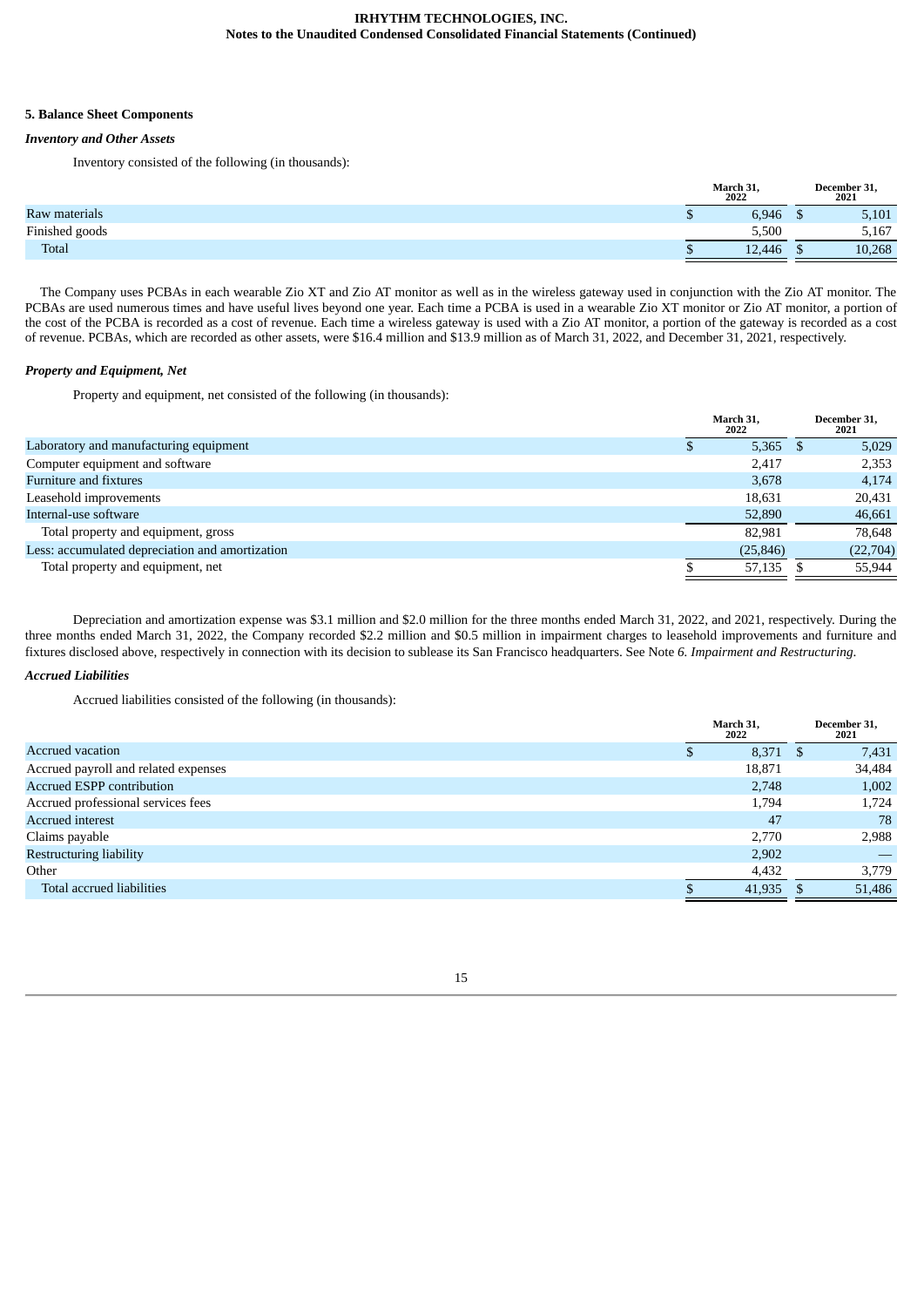## 5. Balance Sheet Components

### *Inventory and Other Assets*

Inventory consisted of the following (in thousands):

| | March 31, 2022 | December 31, 2021 |
|---|---|---|
| Raw materials | $ 6,946 | $ 5,101 |
| Finished goods | 5,500 | 5,167 |
| Total | $ 12,446 | $ 10,268 |

The Company uses PCBAs in each wearable Zio XT and Zio AT monitor as well as in the wireless gateway used in conjunction with the Zio AT monitor. The PCBAs are used numerous times and have useful lives beyond one year. Each time a PCBA is used in a wearable Zio XT monitor or Zio AT monitor, a portion of the cost of the PCBA is recorded as a cost of revenue. Each time a wireless gateway is used with a Zio AT monitor, a portion of the gateway is recorded as a cost of revenue. PCBAs, which are recorded as other assets, were $16.4 million and $13.9 million as of March 31, 2022, and December 31, 2021, respectively.

### *Property and Equipment, Net*

Property and equipment, net consisted of the following (in thousands):

| | March 31, 2022 | December 31, 2021 |
|---|---|---|
| Laboratory and manufacturing equipment | $ 5,365 | $ 5,029 |
| Computer equipment and software | 2,417 | 2,353 |
| Furniture and fixtures | 3,678 | 4,174 |
| Leasehold improvements | 18,631 | 20,431 |
| Internal-use software | 52,890 | 46,661 |
| Total property and equipment, gross | 82,981 | 78,648 |
| Less: accumulated depreciation and amortization | (25,846) | (22,704) |
| Total property and equipment, net | $ 57,135 | $ 55,944 |

Depreciation and amortization expense was $3.1 million and $2.0 million for the three months ended March 31, 2022, and 2021, respectively. During the three months ended March 31, 2022, the Company recorded $2.2 million and $0.5 million in impairment charges to leasehold improvements and furniture and fixtures disclosed above, respectively in connection with its decision to sublease its San Francisco headquarters. See Note *6. Impairment and Restructuring*.

### *Accrued Liabilities*

Accrued liabilities consisted of the following (in thousands):

| | March 31, 2022 | December 31, 2021 |
|---|---|---|
| Accrued vacation | $ 8,371 | $ 7,431 |
| Accrued payroll and related expenses | 18,871 | 34,484 |
| Accrued ESPP contribution | 2,748 | 1,002 |
| Accrued professional services fees | 1,794 | 1,724 |
| Accrued interest | 47 | 78 |
| Claims payable | 2,770 | 2,988 |
| Restructuring liability | 2,902 | — |
| Other | 4,432 | 3,779 |
| Total accrued liabilities | $ 41,935 | $ 51,486 |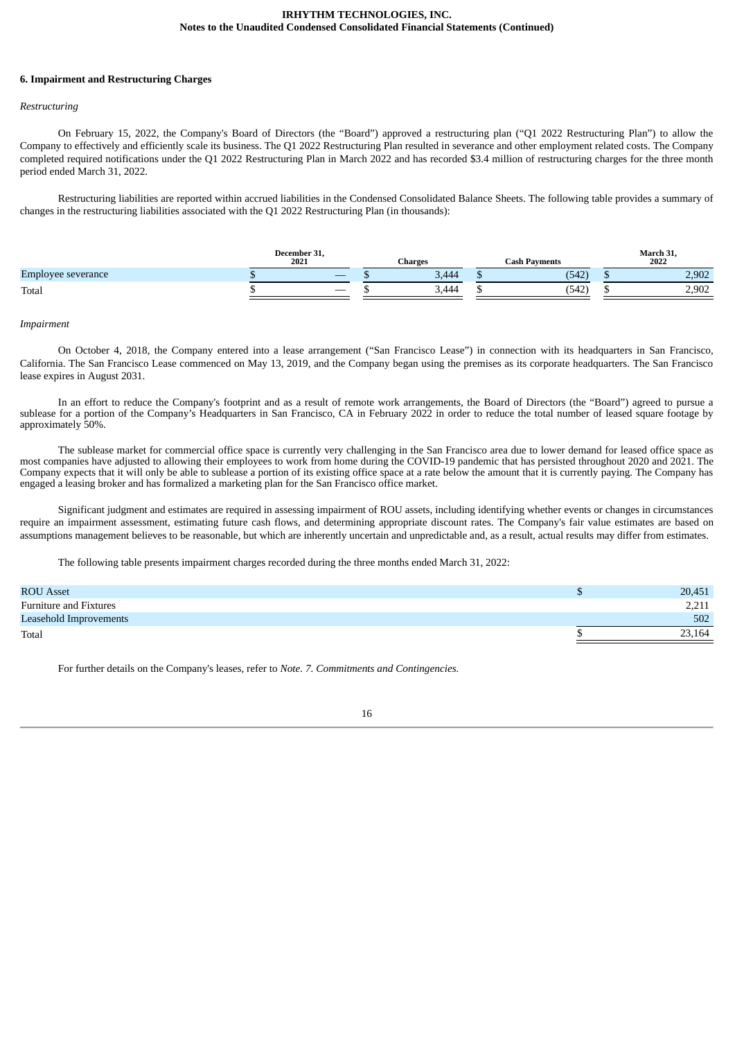### 6. Impairment and Restructuring Charges

*Restructuring*

On February 15, 2022, the Company's Board of Directors (the "Board") approved a restructuring plan ("Q1 2022 Restructuring Plan") to allow the Company to effectively and efficiently scale its business. The Q1 2022 Restructuring Plan resulted in severance and other employment related costs. The Company completed required notifications under the Q1 2022 Restructuring Plan in March 2022 and has recorded $3.4 million of restructuring charges for the three month period ended March 31, 2022.

Restructuring liabilities are reported within accrued liabilities in the Condensed Consolidated Balance Sheets. The following table provides a summary of changes in the restructuring liabilities associated with the Q1 2022 Restructuring Plan (in thousands):

| | December 31, 2021 | Charges | Cash Payments | March 31, 2022 |
|---|---|---|---|---|
| Employee severance | $ — | $ 3,444 | $ (542) | $ 2,902 |
| Total | $ — | $ 3,444 | $ (542) | $ 2,902 |

*Impairment*

On October 4, 2018, the Company entered into a lease arrangement ("San Francisco Lease") in connection with its headquarters in San Francisco, California. The San Francisco Lease commenced on May 13, 2019, and the Company began using the premises as its corporate headquarters. The San Francisco lease expires in August 2031.

In an effort to reduce the Company's footprint and as a result of remote work arrangements, the Board of Directors (the "Board") agreed to pursue a sublease for a portion of the Company's Headquarters in San Francisco, CA in February 2022 in order to reduce the total number of leased square footage by approximately 50%.

The sublease market for commercial office space is currently very challenging in the San Francisco area due to lower demand for leased office space as most companies have adjusted to allowing their employees to work from home during the COVID-19 pandemic that has persisted throughout 2020 and 2021. The Company expects that it will only be able to sublease a portion of its existing office space at a rate below the amount that it is currently paying. The Company has engaged a leasing broker and has formalized a marketing plan for the San Francisco office market.

Significant judgment and estimates are required in assessing impairment of ROU assets, including identifying whether events or changes in circumstances require an impairment assessment, estimating future cash flows, and determining appropriate discount rates. The Company's fair value estimates are based on assumptions management believes to be reasonable, but which are inherently uncertain and unpredictable and, as a result, actual results may differ from estimates.

The following table presents impairment charges recorded during the three months ended March 31, 2022:

| | |
|---|---|
| ROU Asset | $ 20,451 |
| Furniture and Fixtures | 2,211 |
| Leasehold Improvements | 502 |
| Total | $ 23,164 |

For further details on the Company's leases, refer to *Note. 7. Commitments and Contingencies.*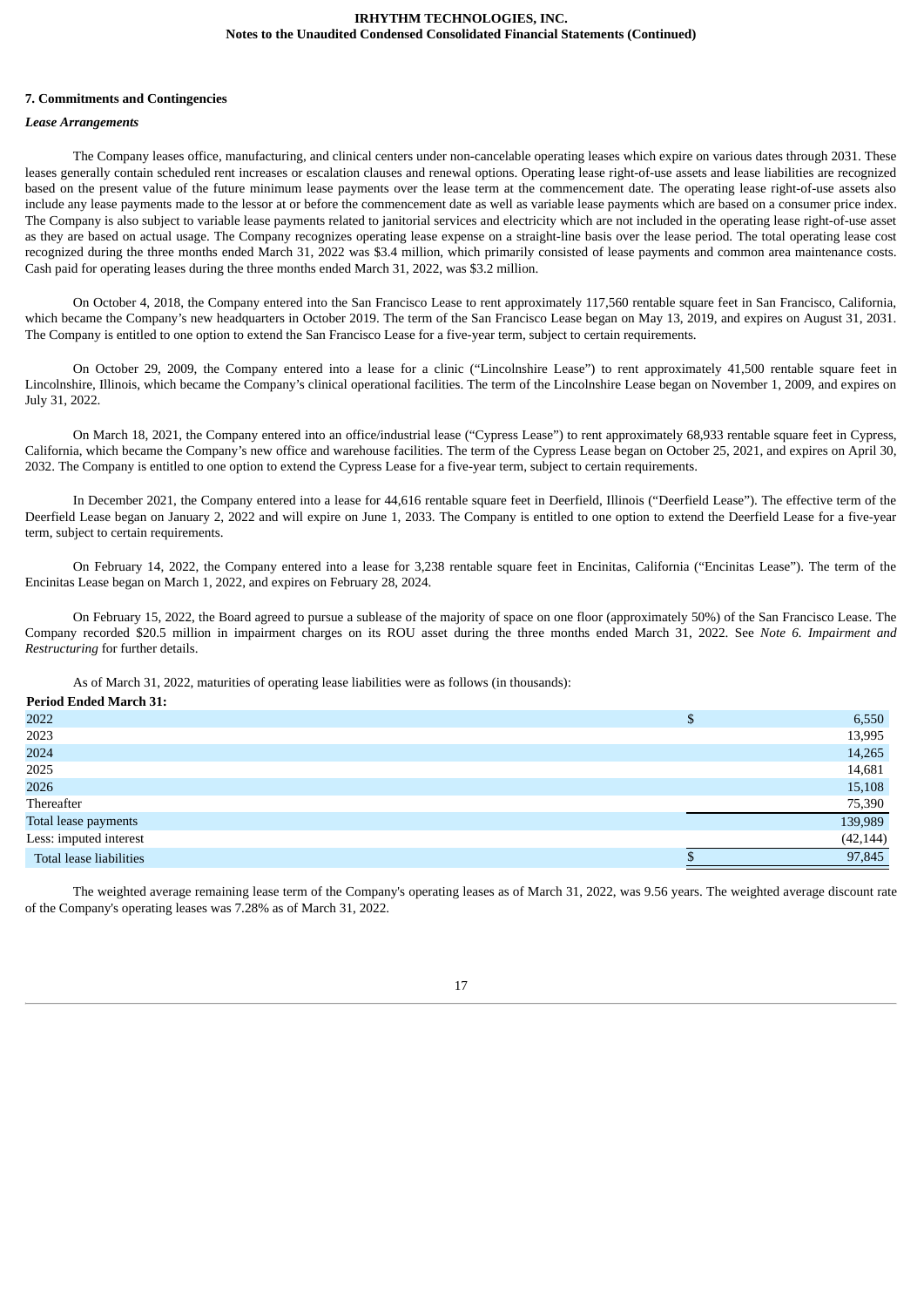## 7. Commitments and Contingencies

### *Lease Arrangements*

The Company leases office, manufacturing, and clinical centers under non-cancelable operating leases which expire on various dates through 2031. These leases generally contain scheduled rent increases or escalation clauses and renewal options. Operating lease right-of-use assets and lease liabilities are recognized based on the present value of the future minimum lease payments over the lease term at the commencement date. The operating lease right-of-use assets also include any lease payments made to the lessor at or before the commencement date as well as variable lease payments which are based on a consumer price index. The Company is also subject to variable lease payments related to janitorial services and electricity which are not included in the operating lease right-of-use asset as they are based on actual usage. The Company recognizes operating lease expense on a straight-line basis over the lease period. The total operating lease cost recognized during the three months ended March 31, 2022 was $3.4 million, which primarily consisted of lease payments and common area maintenance costs. Cash paid for operating leases during the three months ended March 31, 2022, was $3.2 million.

On October 4, 2018, the Company entered into the San Francisco Lease to rent approximately 117,560 rentable square feet in San Francisco, California, which became the Company's new headquarters in October 2019. The term of the San Francisco Lease began on May 13, 2019, and expires on August 31, 2031. The Company is entitled to one option to extend the San Francisco Lease for a five-year term, subject to certain requirements.

On October 29, 2009, the Company entered into a lease for a clinic ("Lincolnshire Lease") to rent approximately 41,500 rentable square feet in Lincolnshire, Illinois, which became the Company's clinical operational facilities. The term of the Lincolnshire Lease began on November 1, 2009, and expires on July 31, 2022.

On March 18, 2021, the Company entered into an office/industrial lease ("Cypress Lease") to rent approximately 68,933 rentable square feet in Cypress, California, which became the Company's new office and warehouse facilities. The term of the Cypress Lease began on October 25, 2021, and expires on April 30, 2032. The Company is entitled to one option to extend the Cypress Lease for a five-year term, subject to certain requirements.

In December 2021, the Company entered into a lease for 44,616 rentable square feet in Deerfield, Illinois ("Deerfield Lease"). The effective term of the Deerfield Lease began on January 2, 2022 and will expire on June 1, 2033. The Company is entitled to one option to extend the Deerfield Lease for a five-year term, subject to certain requirements.

On February 14, 2022, the Company entered into a lease for 3,238 rentable square feet in Encinitas, California ("Encinitas Lease"). The term of the Encinitas Lease began on March 1, 2022, and expires on February 28, 2024.

On February 15, 2022, the Board agreed to pursue a sublease of the majority of space on one floor (approximately 50%) of the San Francisco Lease. The Company recorded $20.5 million in impairment charges on its ROU asset during the three months ended March 31, 2022. See *Note 6. Impairment and Restructuring* for further details.

As of March 31, 2022, maturities of operating lease liabilities were as follows (in thousands):

| **Period Ended March 31:** | |
|---|---|
| 2022 | $ 6,550 |
| 2023 | 13,995 |
| 2024 | 14,265 |
| 2025 | 14,681 |
| 2026 | 15,108 |
| Thereafter | 75,390 |
| Total lease payments | 139,989 |
| Less: imputed interest | (42,144) |
| Total lease liabilities | $ 97,845 |

The weighted average remaining lease term of the Company's operating leases as of March 31, 2022, was 9.56 years. The weighted average discount rate of the Company's operating leases was 7.28% as of March 31, 2022.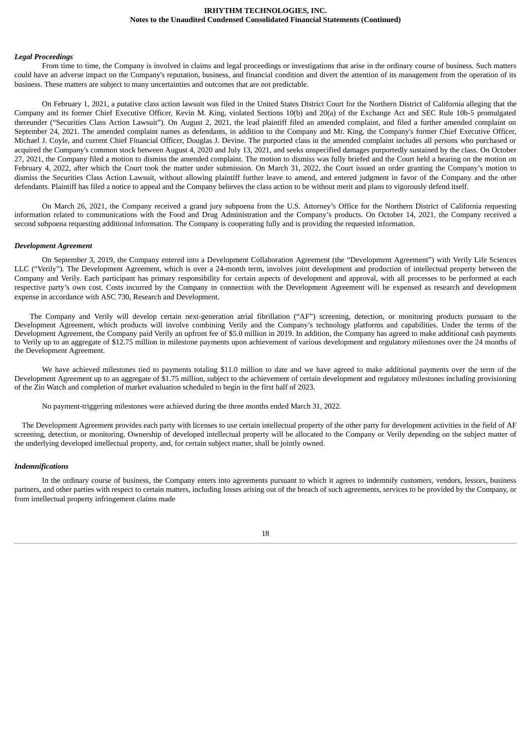***Legal Proceedings***

From time to time, the Company is involved in claims and legal proceedings or investigations that arise in the ordinary course of business. Such matters could have an adverse impact on the Company's reputation, business, and financial condition and divert the attention of its management from the operation of its business. These matters are subject to many uncertainties and outcomes that are not predictable.

On February 1, 2021, a putative class action lawsuit was filed in the United States District Court for the Northern District of California alleging that the Company and its former Chief Executive Officer, Kevin M. King, violated Sections 10(b) and 20(a) of the Exchange Act and SEC Rule 10b-5 promulgated thereunder ("Securities Class Action Lawsuit"). On August 2, 2021, the lead plaintiff filed an amended complaint, and filed a further amended complaint on September 24, 2021. The amended complaint names as defendants, in addition to the Company and Mr. King, the Company's former Chief Executive Officer, Michael J. Coyle, and current Chief Financial Officer, Douglas J. Devine. The purported class in the amended complaint includes all persons who purchased or acquired the Company's common stock between August 4, 2020 and July 13, 2021, and seeks unspecified damages purportedly sustained by the class. On October 27, 2021, the Company filed a motion to dismiss the amended complaint. The motion to dismiss was fully briefed and the Court held a hearing on the motion on February 4, 2022, after which the Court took the matter under submission. On March 31, 2022, the Court issued an order granting the Company's motion to dismiss the Securities Class Action Lawsuit, without allowing plaintiff further leave to amend, and entered judgment in favor of the Company and the other defendants. Plaintiff has filed a notice to appeal and the Company believes the class action to be without merit and plans to vigorously defend itself.

On March 26, 2021, the Company received a grand jury subpoena from the U.S. Attorney's Office for the Northern District of California requesting information related to communications with the Food and Drug Administration and the Company's products. On October 14, 2021, the Company received a second subpoena requesting additional information. The Company is cooperating fully and is providing the requested information.

***Development Agreement***

On September 3, 2019, the Company entered into a Development Collaboration Agreement (the "Development Agreement") with Verily Life Sciences LLC ("Verily"). The Development Agreement, which is over a 24-month term, involves joint development and production of intellectual property between the Company and Verily. Each participant has primary responsibility for certain aspects of development and approval, with all processes to be performed at each respective party's own cost. Costs incurred by the Company in connection with the Development Agreement will be expensed as research and development expense in accordance with ASC 730, Research and Development.

The Company and Verily will develop certain next-generation atrial fibrillation ("AF") screening, detection, or monitoring products pursuant to the Development Agreement, which products will involve combining Verily and the Company's technology platforms and capabilities. Under the terms of the Development Agreement, the Company paid Verily an upfront fee of $5.0 million in 2019. In addition, the Company has agreed to make additional cash payments to Verily up to an aggregate of $12.75 million in milestone payments upon achievement of various development and regulatory milestones over the 24 months of the Development Agreement.

We have achieved milestones tied to payments totaling $11.0 million to date and we have agreed to make additional payments over the term of the Development Agreement up to an aggregate of $1.75 million, subject to the achievement of certain development and regulatory milestones including provisioning of the Zio Watch and completion of market evaluation scheduled to begin in the first half of 2023.

No payment-triggering milestones were achieved during the three months ended March 31, 2022.

The Development Agreement provides each party with licenses to use certain intellectual property of the other party for development activities in the field of AF screening, detection, or monitoring. Ownership of developed intellectual property will be allocated to the Company or Verily depending on the subject matter of the underlying developed intellectual property, and, for certain subject matter, shall be jointly owned.

***Indemnifications***

In the ordinary course of business, the Company enters into agreements pursuant to which it agrees to indemnify customers, vendors, lessors, business partners, and other parties with respect to certain matters, including losses arising out of the breach of such agreements, services to be provided by the Company, or from intellectual property infringement claims made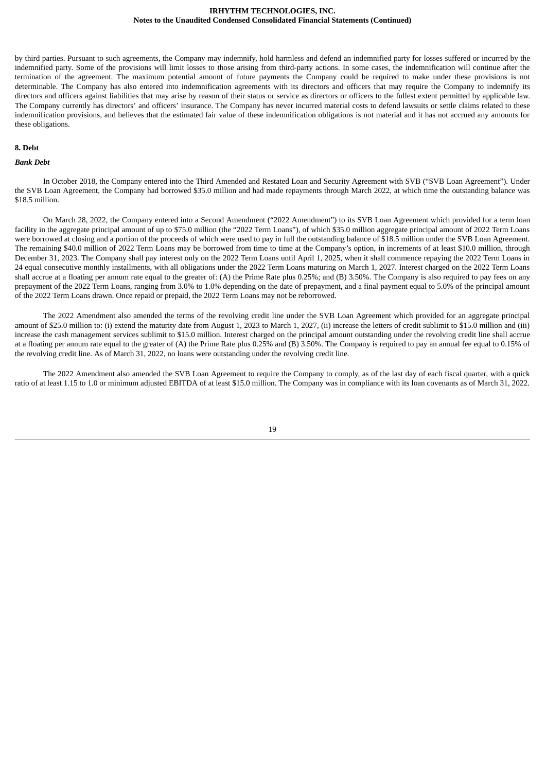by third parties. Pursuant to such agreements, the Company may indemnify, hold harmless and defend an indemnified party for losses suffered or incurred by the indemnified party. Some of the provisions will limit losses to those arising from third-party actions. In some cases, the indemnification will continue after the termination of the agreement. The maximum potential amount of future payments the Company could be required to make under these provisions is not determinable. The Company has also entered into indemnification agreements with its directors and officers that may require the Company to indemnify its directors and officers against liabilities that may arise by reason of their status or service as directors or officers to the fullest extent permitted by applicable law. The Company currently has directors' and officers' insurance. The Company has never incurred material costs to defend lawsuits or settle claims related to these indemnification provisions, and believes that the estimated fair value of these indemnification obligations is not material and it has not accrued any amounts for these obligations.

## 8. Debt

### *Bank Debt*

In October 2018, the Company entered into the Third Amended and Restated Loan and Security Agreement with SVB ("SVB Loan Agreement"). Under the SVB Loan Agreement, the Company had borrowed $35.0 million and had made repayments through March 2022, at which time the outstanding balance was $18.5 million.

On March 28, 2022, the Company entered into a Second Amendment ("2022 Amendment") to its SVB Loan Agreement which provided for a term loan facility in the aggregate principal amount of up to $75.0 million (the "2022 Term Loans"), of which $35.0 million aggregate principal amount of 2022 Term Loans were borrowed at closing and a portion of the proceeds of which were used to pay in full the outstanding balance of $18.5 million under the SVB Loan Agreement. The remaining $40.0 million of 2022 Term Loans may be borrowed from time to time at the Company's option, in increments of at least $10.0 million, through December 31, 2023. The Company shall pay interest only on the 2022 Term Loans until April 1, 2025, when it shall commence repaying the 2022 Term Loans in 24 equal consecutive monthly installments, with all obligations under the 2022 Term Loans maturing on March 1, 2027. Interest charged on the 2022 Term Loans shall accrue at a floating per annum rate equal to the greater of: (A) the Prime Rate plus 0.25%; and (B) 3.50%. The Company is also required to pay fees on any prepayment of the 2022 Term Loans, ranging from 3.0% to 1.0% depending on the date of prepayment, and a final payment equal to 5.0% of the principal amount of the 2022 Term Loans drawn. Once repaid or prepaid, the 2022 Term Loans may not be reborrowed.

The 2022 Amendment also amended the terms of the revolving credit line under the SVB Loan Agreement which provided for an aggregate principal amount of $25.0 million to: (i) extend the maturity date from August 1, 2023 to March 1, 2027, (ii) increase the letters of credit sublimit to $15.0 million and (iii) increase the cash management services sublimit to $15.0 million. Interest charged on the principal amount outstanding under the revolving credit line shall accrue at a floating per annum rate equal to the greater of (A) the Prime Rate plus 0.25% and (B) 3.50%. The Company is required to pay an annual fee equal to 0.15% of the revolving credit line. As of March 31, 2022, no loans were outstanding under the revolving credit line.

The 2022 Amendment also amended the SVB Loan Agreement to require the Company to comply, as of the last day of each fiscal quarter, with a quick ratio of at least 1.15 to 1.0 or minimum adjusted EBITDA of at least $15.0 million. The Company was in compliance with its loan covenants as of March 31, 2022.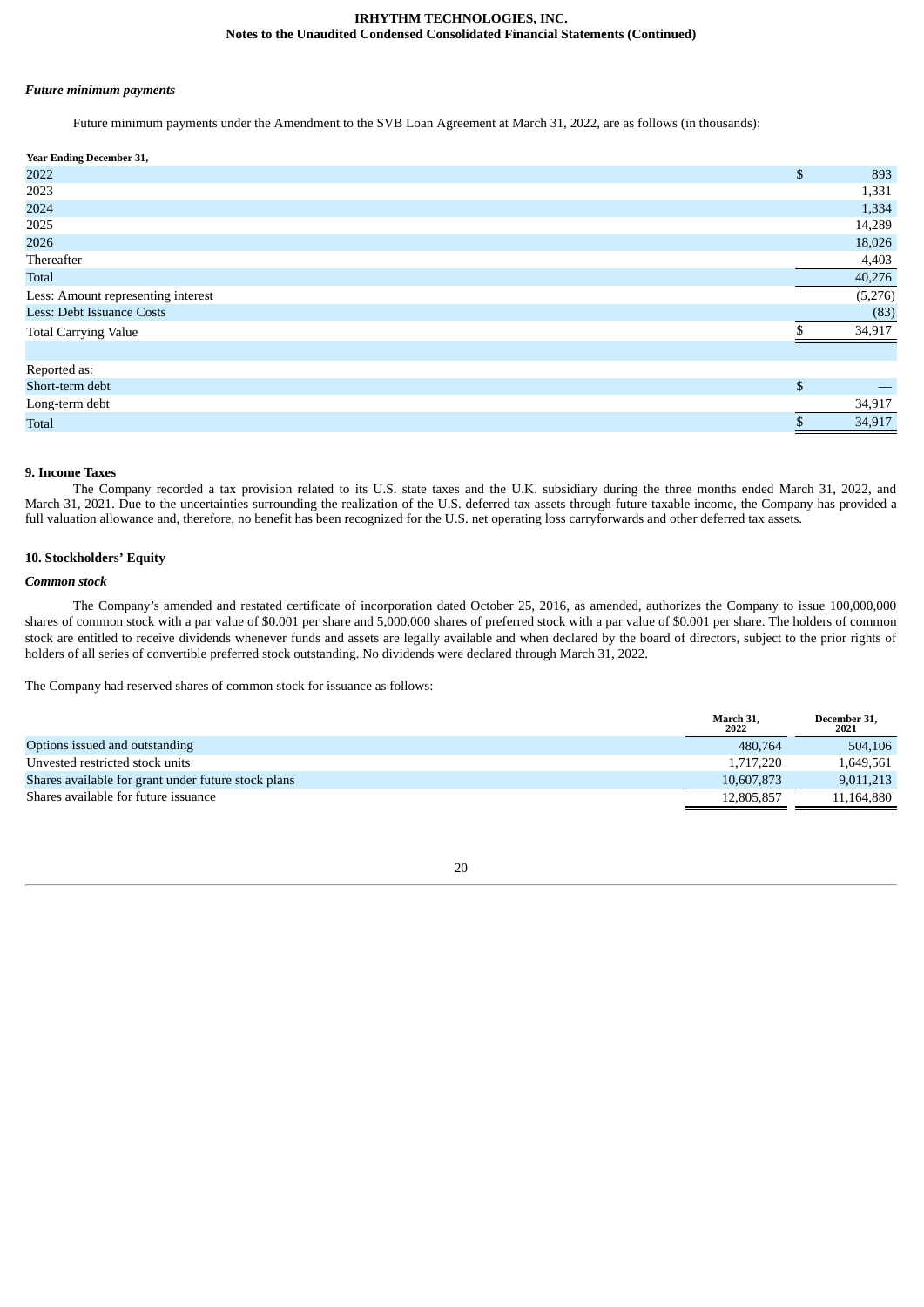***Future minimum payments***

Future minimum payments under the Amendment to the SVB Loan Agreement at March 31, 2022, are as follows (in thousands):

| Year Ending December 31, | |
|---|---|
| 2022 | $ 893 |
| 2023 | 1,331 |
| 2024 | 1,334 |
| 2025 | 14,289 |
| 2026 | 18,026 |
| Thereafter | 4,403 |
| Total | 40,276 |
| Less: Amount representing interest | (5,276) |
| Less: Debt Issuance Costs | (83) |
| Total Carrying Value | $ 34,917 |
| | |
| Reported as: | |
| Short-term debt | $ — |
| Long-term debt | 34,917 |
| Total | $ 34,917 |

## 9. Income Taxes

The Company recorded a tax provision related to its U.S. state taxes and the U.K. subsidiary during the three months ended March 31, 2022, and March 31, 2021. Due to the uncertainties surrounding the realization of the U.S. deferred tax assets through future taxable income, the Company has provided a full valuation allowance and, therefore, no benefit has been recognized for the U.S. net operating loss carryforwards and other deferred tax assets.

## 10. Stockholders' Equity

***Common stock***

The Company's amended and restated certificate of incorporation dated October 25, 2016, as amended, authorizes the Company to issue 100,000,000 shares of common stock with a par value of $0.001 per share and 5,000,000 shares of preferred stock with a par value of $0.001 per share. The holders of common stock are entitled to receive dividends whenever funds and assets are legally available and when declared by the board of directors, subject to the prior rights of holders of all series of convertible preferred stock outstanding. No dividends were declared through March 31, 2022.

The Company had reserved shares of common stock for issuance as follows:

| | March 31, 2022 | December 31, 2021 |
|---|---|---|
| Options issued and outstanding | 480,764 | 504,106 |
| Unvested restricted stock units | 1,717,220 | 1,649,561 |
| Shares available for grant under future stock plans | 10,607,873 | 9,011,213 |
| Shares available for future issuance | 12,805,857 | 11,164,880 |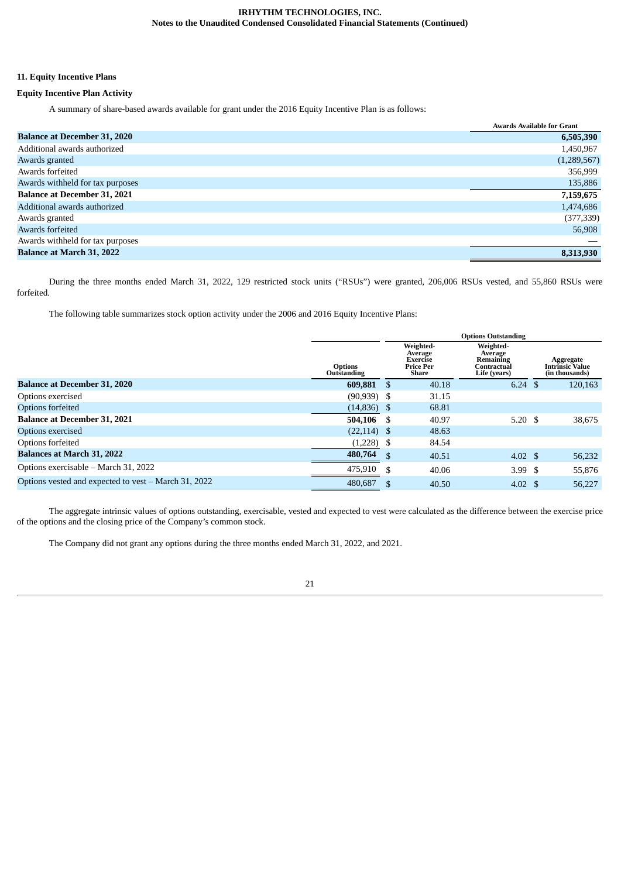## 11. Equity Incentive Plans

### Equity Incentive Plan Activity

A summary of share-based awards available for grant under the 2016 Equity Incentive Plan is as follows:

| | Awards Available for Grant |
|---|---|
| **Balance at December 31, 2020** | **6,505,390** |
| Additional awards authorized | 1,450,967 |
| Awards granted | (1,289,567) |
| Awards forfeited | 356,999 |
| Awards withheld for tax purposes | 135,886 |
| **Balance at December 31, 2021** | **7,159,675** |
| Additional awards authorized | 1,474,686 |
| Awards granted | (377,339) |
| Awards forfeited | 56,908 |
| Awards withheld for tax purposes | — |
| **Balance at March 31, 2022** | **8,313,930** |

During the three months ended March 31, 2022, 129 restricted stock units ("RSUs") were granted, 206,006 RSUs vested, and 55,860 RSUs were forfeited.

The following table summarizes stock option activity under the 2006 and 2016 Equity Incentive Plans:

| | | Options Outstanding | | |
|---|---|---|---|---|
| | Options Outstanding | Weighted-Average Exercise Price Per Share | Weighted-Average Remaining Contractual Life (years) | Aggregate Intrinsic Value (in thousands) |
| **Balance at December 31, 2020** | **609,881** | $ 40.18 | 6.24 | $ 120,163 |
| Options exercised | (90,939) | $ 31.15 | | |
| Options forfeited | (14,836) | $ 68.81 | | |
| **Balance at December 31, 2021** | **504,106** | $ 40.97 | 5.20 | $ 38,675 |
| Options exercised | (22,114) | $ 48.63 | | |
| Options forfeited | (1,228) | $ 84.54 | | |
| **Balances at March 31, 2022** | **480,764** | $ 40.51 | 4.02 | $ 56,232 |
| Options exercisable – March 31, 2022 | 475,910 | $ 40.06 | 3.99 | $ 55,876 |
| Options vested and expected to vest – March 31, 2022 | 480,687 | $ 40.50 | 4.02 | $ 56,227 |

The aggregate intrinsic values of options outstanding, exercisable, vested and expected to vest were calculated as the difference between the exercise price of the options and the closing price of the Company's common stock.

The Company did not grant any options during the three months ended March 31, 2022, and 2021.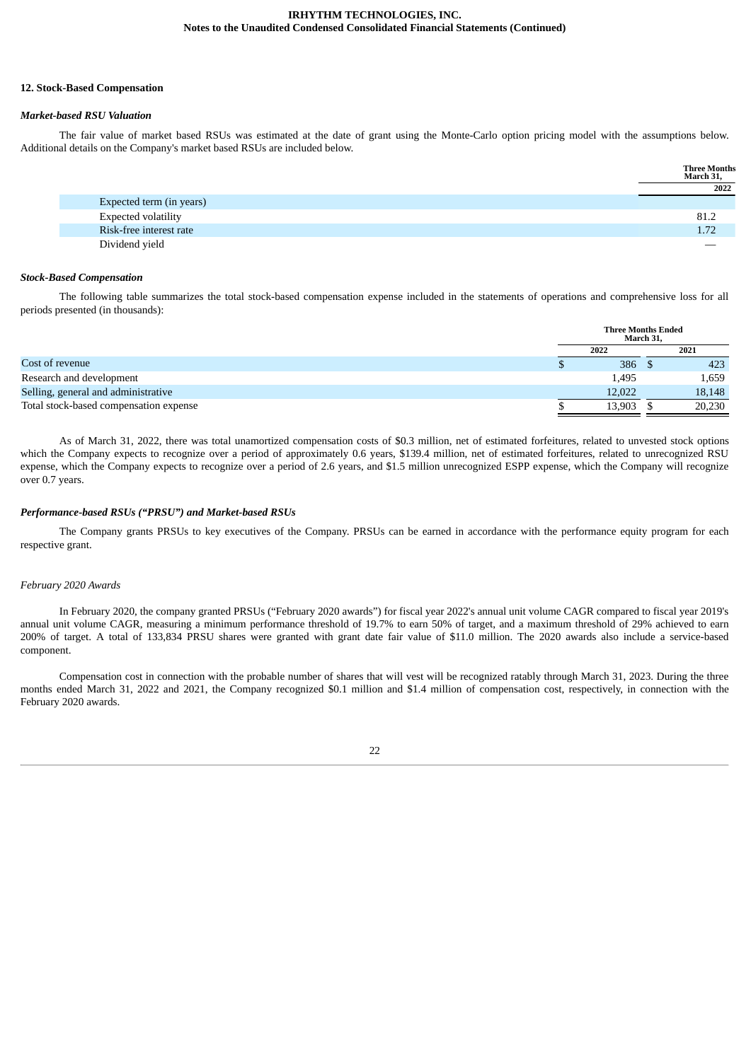## 12. Stock-Based Compensation

### *Market-based RSU Valuation*

The fair value of market based RSUs was estimated at the date of grant using the Monte-Carlo option pricing model with the assumptions below. Additional details on the Company's market based RSUs are included below.

| | Three Months March 31, |
|---|---|
| | 2022 |
| Expected term (in years) | |
| Expected volatility | 81.2 |
| Risk-free interest rate | 1.72 |
| Dividend yield | — |

### *Stock-Based Compensation*

The following table summarizes the total stock-based compensation expense included in the statements of operations and comprehensive loss for all periods presented (in thousands):

| | Three Months Ended March 31, | |
|---|---|---|
| | 2022 | 2021 |
| Cost of revenue | $ 386 | $ 423 |
| Research and development | 1,495 | 1,659 |
| Selling, general and administrative | 12,022 | 18,148 |
| Total stock-based compensation expense | $ 13,903 | $ 20,230 |

As of March 31, 2022, there was total unamortized compensation costs of $0.3 million, net of estimated forfeitures, related to unvested stock options which the Company expects to recognize over a period of approximately 0.6 years, $139.4 million, net of estimated forfeitures, related to unrecognized RSU expense, which the Company expects to recognize over a period of 2.6 years, and $1.5 million unrecognized ESPP expense, which the Company will recognize over 0.7 years.

### *Performance-based RSUs ("PRSU") and Market-based RSUs*

The Company grants PRSUs to key executives of the Company. PRSUs can be earned in accordance with the performance equity program for each respective grant.

*February 2020 Awards*

In February 2020, the company granted PRSUs ("February 2020 awards") for fiscal year 2022's annual unit volume CAGR compared to fiscal year 2019's annual unit volume CAGR, measuring a minimum performance threshold of 19.7% to earn 50% of target, and a maximum threshold of 29% achieved to earn 200% of target. A total of 133,834 PRSU shares were granted with grant date fair value of $11.0 million. The 2020 awards also include a service-based component.

Compensation cost in connection with the probable number of shares that will vest will be recognized ratably through March 31, 2023. During the three months ended March 31, 2022 and 2021, the Company recognized $0.1 million and $1.4 million of compensation cost, respectively, in connection with the February 2020 awards.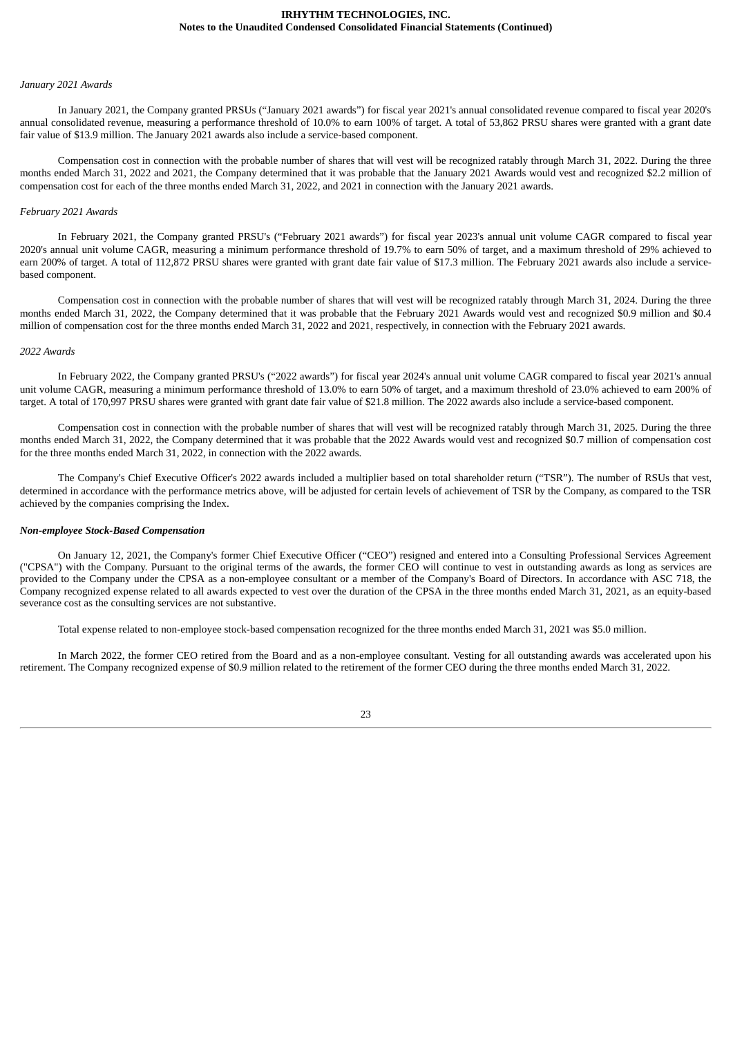*January 2021 Awards*

In January 2021, the Company granted PRSUs ("January 2021 awards") for fiscal year 2021's annual consolidated revenue compared to fiscal year 2020's annual consolidated revenue, measuring a performance threshold of 10.0% to earn 100% of target. A total of 53,862 PRSU shares were granted with a grant date fair value of $13.9 million. The January 2021 awards also include a service-based component.

Compensation cost in connection with the probable number of shares that will vest will be recognized ratably through March 31, 2022. During the three months ended March 31, 2022 and 2021, the Company determined that it was probable that the January 2021 Awards would vest and recognized $2.2 million of compensation cost for each of the three months ended March 31, 2022, and 2021 in connection with the January 2021 awards.

*February 2021 Awards*

In February 2021, the Company granted PRSU's ("February 2021 awards") for fiscal year 2023's annual unit volume CAGR compared to fiscal year 2020's annual unit volume CAGR, measuring a minimum performance threshold of 19.7% to earn 50% of target, and a maximum threshold of 29% achieved to earn 200% of target. A total of 112,872 PRSU shares were granted with grant date fair value of $17.3 million. The February 2021 awards also include a service-based component.

Compensation cost in connection with the probable number of shares that will vest will be recognized ratably through March 31, 2024. During the three months ended March 31, 2022, the Company determined that it was probable that the February 2021 Awards would vest and recognized $0.9 million and $0.4 million of compensation cost for the three months ended March 31, 2022 and 2021, respectively, in connection with the February 2021 awards.

*2022 Awards*

In February 2022, the Company granted PRSU's ("2022 awards") for fiscal year 2024's annual unit volume CAGR compared to fiscal year 2021's annual unit volume CAGR, measuring a minimum performance threshold of 13.0% to earn 50% of target, and a maximum threshold of 23.0% achieved to earn 200% of target. A total of 170,997 PRSU shares were granted with grant date fair value of $21.8 million. The 2022 awards also include a service-based component.

Compensation cost in connection with the probable number of shares that will vest will be recognized ratably through March 31, 2025. During the three months ended March 31, 2022, the Company determined that it was probable that the 2022 Awards would vest and recognized $0.7 million of compensation cost for the three months ended March 31, 2022, in connection with the 2022 awards.

The Company's Chief Executive Officer's 2022 awards included a multiplier based on total shareholder return ("TSR"). The number of RSUs that vest, determined in accordance with the performance metrics above, will be adjusted for certain levels of achievement of TSR by the Company, as compared to the TSR achieved by the companies comprising the Index.

***Non-employee Stock-Based Compensation***

On January 12, 2021, the Company's former Chief Executive Officer ("CEO") resigned and entered into a Consulting Professional Services Agreement ("CPSA") with the Company. Pursuant to the original terms of the awards, the former CEO will continue to vest in outstanding awards as long as services are provided to the Company under the CPSA as a non-employee consultant or a member of the Company's Board of Directors. In accordance with ASC 718, the Company recognized expense related to all awards expected to vest over the duration of the CPSA in the three months ended March 31, 2021, as an equity-based severance cost as the consulting services are not substantive.

Total expense related to non-employee stock-based compensation recognized for the three months ended March 31, 2021 was $5.0 million.

In March 2022, the former CEO retired from the Board and as a non-employee consultant. Vesting for all outstanding awards was accelerated upon his retirement. The Company recognized expense of $0.9 million related to the retirement of the former CEO during the three months ended March 31, 2022.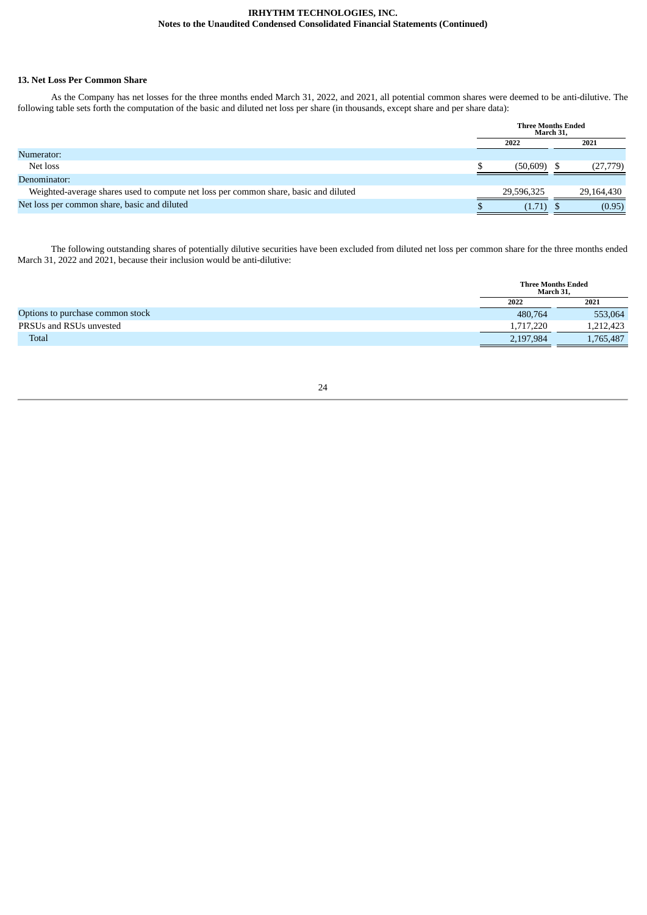## 13. Net Loss Per Common Share

As the Company has net losses for the three months ended March 31, 2022, and 2021, all potential common shares were deemed to be anti-dilutive. The following table sets forth the computation of the basic and diluted net loss per share (in thousands, except share and per share data):

| | Three Months Ended March 31, | |
|---|---|---|
| | 2022 | 2021 |
| Numerator: | | |
| Net loss | $ (50,609) | $ (27,779) |
| Denominator: | | |
| Weighted-average shares used to compute net loss per common share, basic and diluted | 29,596,325 | 29,164,430 |
| Net loss per common share, basic and diluted | $ (1.71) | $ (0.95) |

The following outstanding shares of potentially dilutive securities have been excluded from diluted net loss per common share for the three months ended March 31, 2022 and 2021, because their inclusion would be anti-dilutive:

| | Three Months Ended March 31, | |
|---|---|---|
| | 2022 | 2021 |
| Options to purchase common stock | 480,764 | 553,064 |
| PRSUs and RSUs unvested | 1,717,220 | 1,212,423 |
| Total | 2,197,984 | 1,765,487 |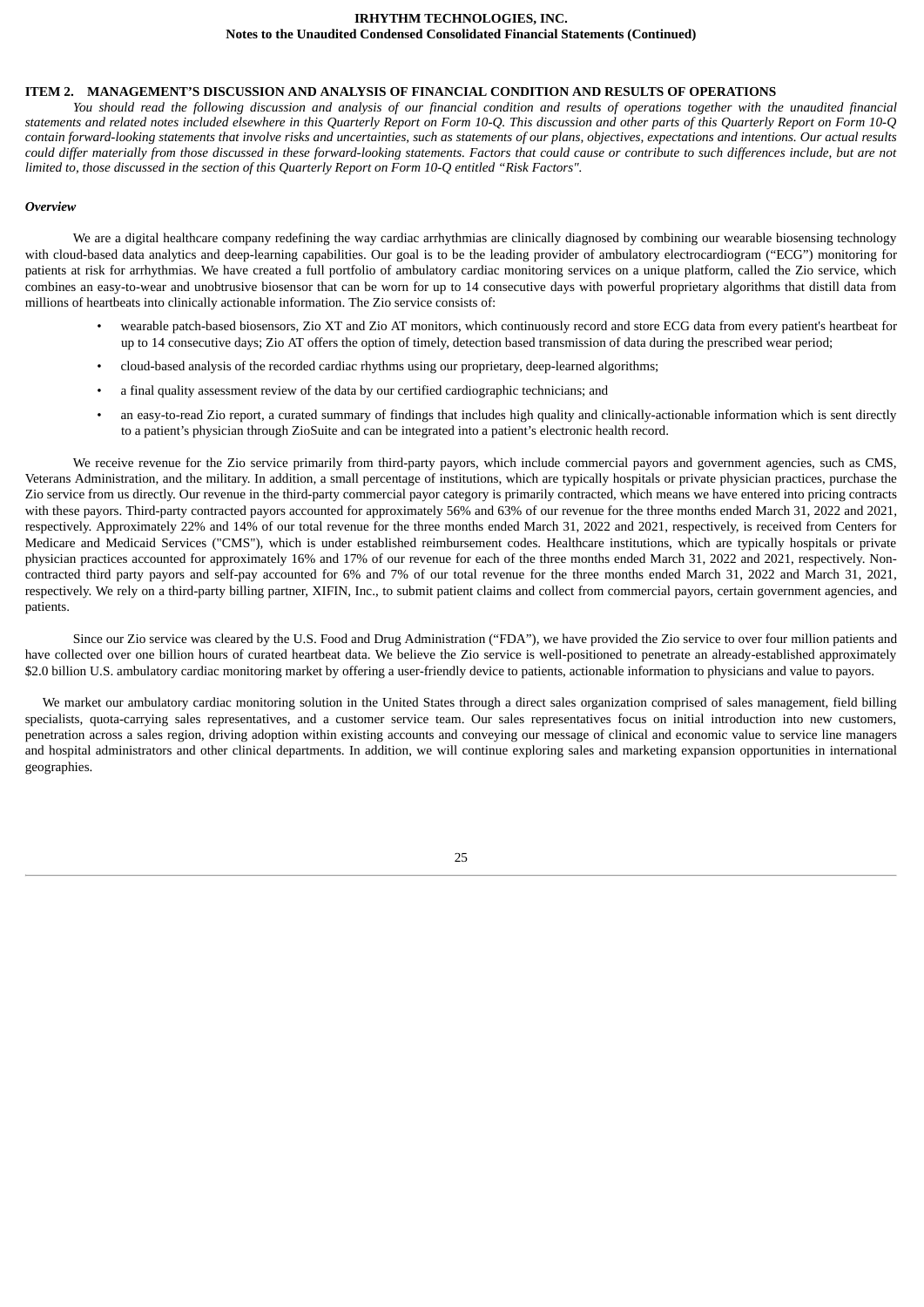## ITEM 2. MANAGEMENT'S DISCUSSION AND ANALYSIS OF FINANCIAL CONDITION AND RESULTS OF OPERATIONS

*You should read the following discussion and analysis of our financial condition and results of operations together with the unaudited financial statements and related notes included elsewhere in this Quarterly Report on Form 10-Q. This discussion and other parts of this Quarterly Report on Form 10-Q contain forward-looking statements that involve risks and uncertainties, such as statements of our plans, objectives, expectations and intentions. Our actual results could differ materially from those discussed in these forward-looking statements. Factors that could cause or contribute to such differences include, but are not limited to, those discussed in the section of this Quarterly Report on Form 10-Q entitled "Risk Factors".*

### *Overview*

We are a digital healthcare company redefining the way cardiac arrhythmias are clinically diagnosed by combining our wearable biosensing technology with cloud-based data analytics and deep-learning capabilities. Our goal is to be the leading provider of ambulatory electrocardiogram ("ECG") monitoring for patients at risk for arrhythmias. We have created a full portfolio of ambulatory cardiac monitoring services on a unique platform, called the Zio service, which combines an easy-to-wear and unobtrusive biosensor that can be worn for up to 14 consecutive days with powerful proprietary algorithms that distill data from millions of heartbeats into clinically actionable information. The Zio service consists of:

- wearable patch-based biosensors, Zio XT and Zio AT monitors, which continuously record and store ECG data from every patient's heartbeat for up to 14 consecutive days; Zio AT offers the option of timely, detection based transmission of data during the prescribed wear period;
- cloud-based analysis of the recorded cardiac rhythms using our proprietary, deep-learned algorithms;
- a final quality assessment review of the data by our certified cardiographic technicians; and
- an easy-to-read Zio report, a curated summary of findings that includes high quality and clinically-actionable information which is sent directly to a patient's physician through ZioSuite and can be integrated into a patient's electronic health record.

We receive revenue for the Zio service primarily from third-party payors, which include commercial payors and government agencies, such as CMS, Veterans Administration, and the military. In addition, a small percentage of institutions, which are typically hospitals or private physician practices, purchase the Zio service from us directly. Our revenue in the third-party commercial payor category is primarily contracted, which means we have entered into pricing contracts with these payors. Third-party contracted payors accounted for approximately 56% and 63% of our revenue for the three months ended March 31, 2022 and 2021, respectively. Approximately 22% and 14% of our total revenue for the three months ended March 31, 2022 and 2021, respectively, is received from Centers for Medicare and Medicaid Services ("CMS"), which is under established reimbursement codes. Healthcare institutions, which are typically hospitals or private physician practices accounted for approximately 16% and 17% of our revenue for each of the three months ended March 31, 2022 and 2021, respectively. Non-contracted third party payors and self-pay accounted for 6% and 7% of our total revenue for the three months ended March 31, 2022 and March 31, 2021, respectively. We rely on a third-party billing partner, XIFIN, Inc., to submit patient claims and collect from commercial payors, certain government agencies, and patients.

Since our Zio service was cleared by the U.S. Food and Drug Administration ("FDA"), we have provided the Zio service to over four million patients and have collected over one billion hours of curated heartbeat data. We believe the Zio service is well-positioned to penetrate an already-established approximately $2.0 billion U.S. ambulatory cardiac monitoring market by offering a user-friendly device to patients, actionable information to physicians and value to payors.

We market our ambulatory cardiac monitoring solution in the United States through a direct sales organization comprised of sales management, field billing specialists, quota-carrying sales representatives, and a customer service team. Our sales representatives focus on initial introduction into new customers, penetration across a sales region, driving adoption within existing accounts and conveying our message of clinical and economic value to service line managers and hospital administrators and other clinical departments. In addition, we will continue exploring sales and marketing expansion opportunities in international geographies.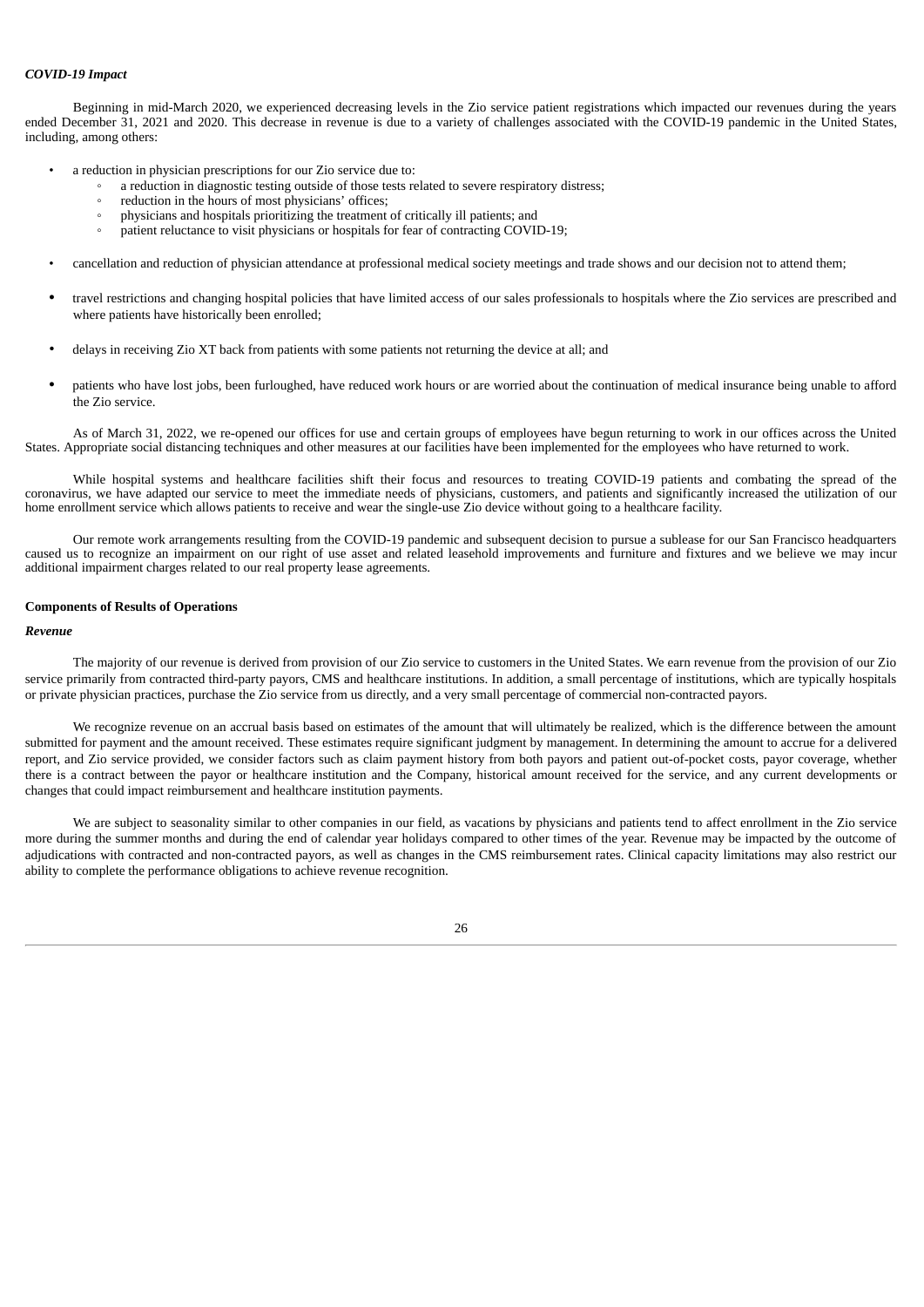*COVID-19 Impact*

Beginning in mid-March 2020, we experienced decreasing levels in the Zio service patient registrations which impacted our revenues during the years ended December 31, 2021 and 2020. This decrease in revenue is due to a variety of challenges associated with the COVID-19 pandemic in the United States, including, among others:

- a reduction in physician prescriptions for our Zio service due to:
  - a reduction in diagnostic testing outside of those tests related to severe respiratory distress;
  - reduction in the hours of most physicians' offices;
  - physicians and hospitals prioritizing the treatment of critically ill patients; and
  - patient reluctance to visit physicians or hospitals for fear of contracting COVID-19;
- cancellation and reduction of physician attendance at professional medical society meetings and trade shows and our decision not to attend them;
- travel restrictions and changing hospital policies that have limited access of our sales professionals to hospitals where the Zio services are prescribed and where patients have historically been enrolled;
- delays in receiving Zio XT back from patients with some patients not returning the device at all; and
- patients who have lost jobs, been furloughed, have reduced work hours or are worried about the continuation of medical insurance being unable to afford the Zio service.

As of March 31, 2022, we re-opened our offices for use and certain groups of employees have begun returning to work in our offices across the United States. Appropriate social distancing techniques and other measures at our facilities have been implemented for the employees who have returned to work.

While hospital systems and healthcare facilities shift their focus and resources to treating COVID-19 patients and combating the spread of the coronavirus, we have adapted our service to meet the immediate needs of physicians, customers, and patients and significantly increased the utilization of our home enrollment service which allows patients to receive and wear the single-use Zio device without going to a healthcare facility.

Our remote work arrangements resulting from the COVID-19 pandemic and subsequent decision to pursue a sublease for our San Francisco headquarters caused us to recognize an impairment on our right of use asset and related leasehold improvements and furniture and fixtures and we believe we may incur additional impairment charges related to our real property lease agreements.

**Components of Results of Operations**

*Revenue*

The majority of our revenue is derived from provision of our Zio service to customers in the United States. We earn revenue from the provision of our Zio service primarily from contracted third-party payors, CMS and healthcare institutions. In addition, a small percentage of institutions, which are typically hospitals or private physician practices, purchase the Zio service from us directly, and a very small percentage of commercial non-contracted payors.

We recognize revenue on an accrual basis based on estimates of the amount that will ultimately be realized, which is the difference between the amount submitted for payment and the amount received. These estimates require significant judgment by management. In determining the amount to accrue for a delivered report, and Zio service provided, we consider factors such as claim payment history from both payors and patient out-of-pocket costs, payor coverage, whether there is a contract between the payor or healthcare institution and the Company, historical amount received for the service, and any current developments or changes that could impact reimbursement and healthcare institution payments.

We are subject to seasonality similar to other companies in our field, as vacations by physicians and patients tend to affect enrollment in the Zio service more during the summer months and during the end of calendar year holidays compared to other times of the year. Revenue may be impacted by the outcome of adjudications with contracted and non-contracted payors, as well as changes in the CMS reimbursement rates. Clinical capacity limitations may also restrict our ability to complete the performance obligations to achieve revenue recognition.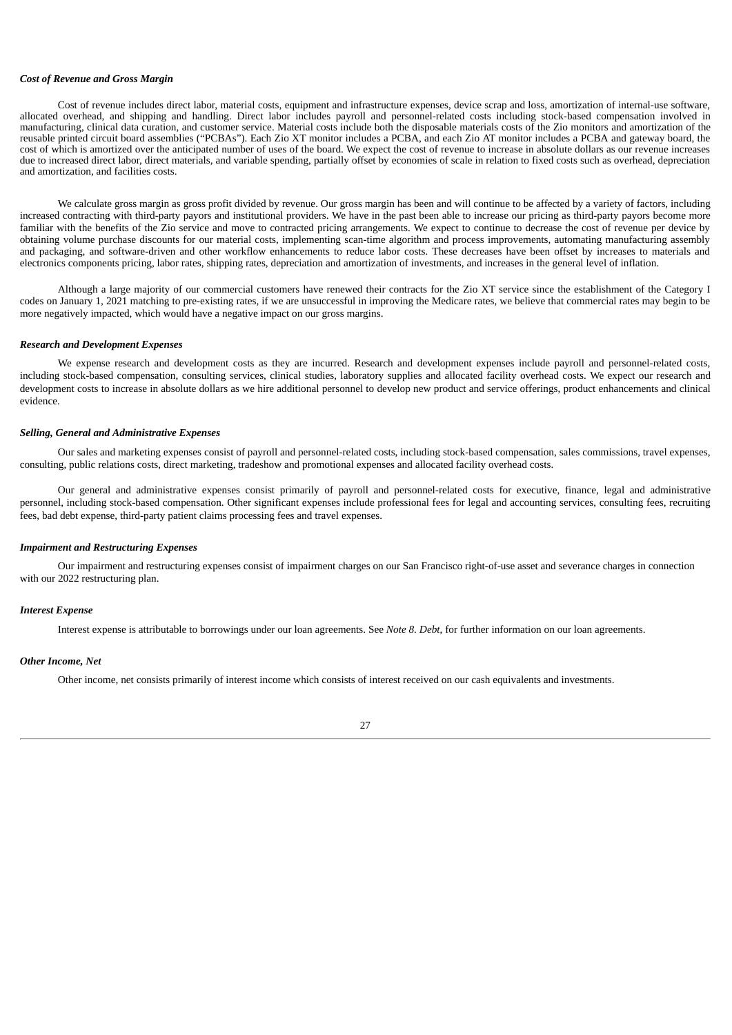### *Cost of Revenue and Gross Margin*

Cost of revenue includes direct labor, material costs, equipment and infrastructure expenses, device scrap and loss, amortization of internal-use software, allocated overhead, and shipping and handling. Direct labor includes payroll and personnel-related costs including stock-based compensation involved in manufacturing, clinical data curation, and customer service. Material costs include both the disposable materials costs of the Zio monitors and amortization of the reusable printed circuit board assemblies ("PCBAs"). Each Zio XT monitor includes a PCBA, and each Zio AT monitor includes a PCBA and gateway board, the cost of which is amortized over the anticipated number of uses of the board. We expect the cost of revenue to increase in absolute dollars as our revenue increases due to increased direct labor, direct materials, and variable spending, partially offset by economies of scale in relation to fixed costs such as overhead, depreciation and amortization, and facilities costs.

We calculate gross margin as gross profit divided by revenue. Our gross margin has been and will continue to be affected by a variety of factors, including increased contracting with third-party payors and institutional providers. We have in the past been able to increase our pricing as third-party payors become more familiar with the benefits of the Zio service and move to contracted pricing arrangements. We expect to continue to decrease the cost of revenue per device by obtaining volume purchase discounts for our material costs, implementing scan-time algorithm and process improvements, automating manufacturing assembly and packaging, and software-driven and other workflow enhancements to reduce labor costs. These decreases have been offset by increases to materials and electronics components pricing, labor rates, shipping rates, depreciation and amortization of investments, and increases in the general level of inflation.

Although a large majority of our commercial customers have renewed their contracts for the Zio XT service since the establishment of the Category I codes on January 1, 2021 matching to pre-existing rates, if we are unsuccessful in improving the Medicare rates, we believe that commercial rates may begin to be more negatively impacted, which would have a negative impact on our gross margins.

### *Research and Development Expenses*

We expense research and development costs as they are incurred. Research and development expenses include payroll and personnel-related costs, including stock-based compensation, consulting services, clinical studies, laboratory supplies and allocated facility overhead costs. We expect our research and development costs to increase in absolute dollars as we hire additional personnel to develop new product and service offerings, product enhancements and clinical evidence.

### *Selling, General and Administrative Expenses*

Our sales and marketing expenses consist of payroll and personnel-related costs, including stock-based compensation, sales commissions, travel expenses, consulting, public relations costs, direct marketing, tradeshow and promotional expenses and allocated facility overhead costs.

Our general and administrative expenses consist primarily of payroll and personnel-related costs for executive, finance, legal and administrative personnel, including stock-based compensation. Other significant expenses include professional fees for legal and accounting services, consulting fees, recruiting fees, bad debt expense, third-party patient claims processing fees and travel expenses.

### *Impairment and Restructuring Expenses*

Our impairment and restructuring expenses consist of impairment charges on our San Francisco right-of-use asset and severance charges in connection with our 2022 restructuring plan.

### *Interest Expense*

Interest expense is attributable to borrowings under our loan agreements. See *Note 8. Debt*, for further information on our loan agreements.

### *Other Income, Net*

Other income, net consists primarily of interest income which consists of interest received on our cash equivalents and investments.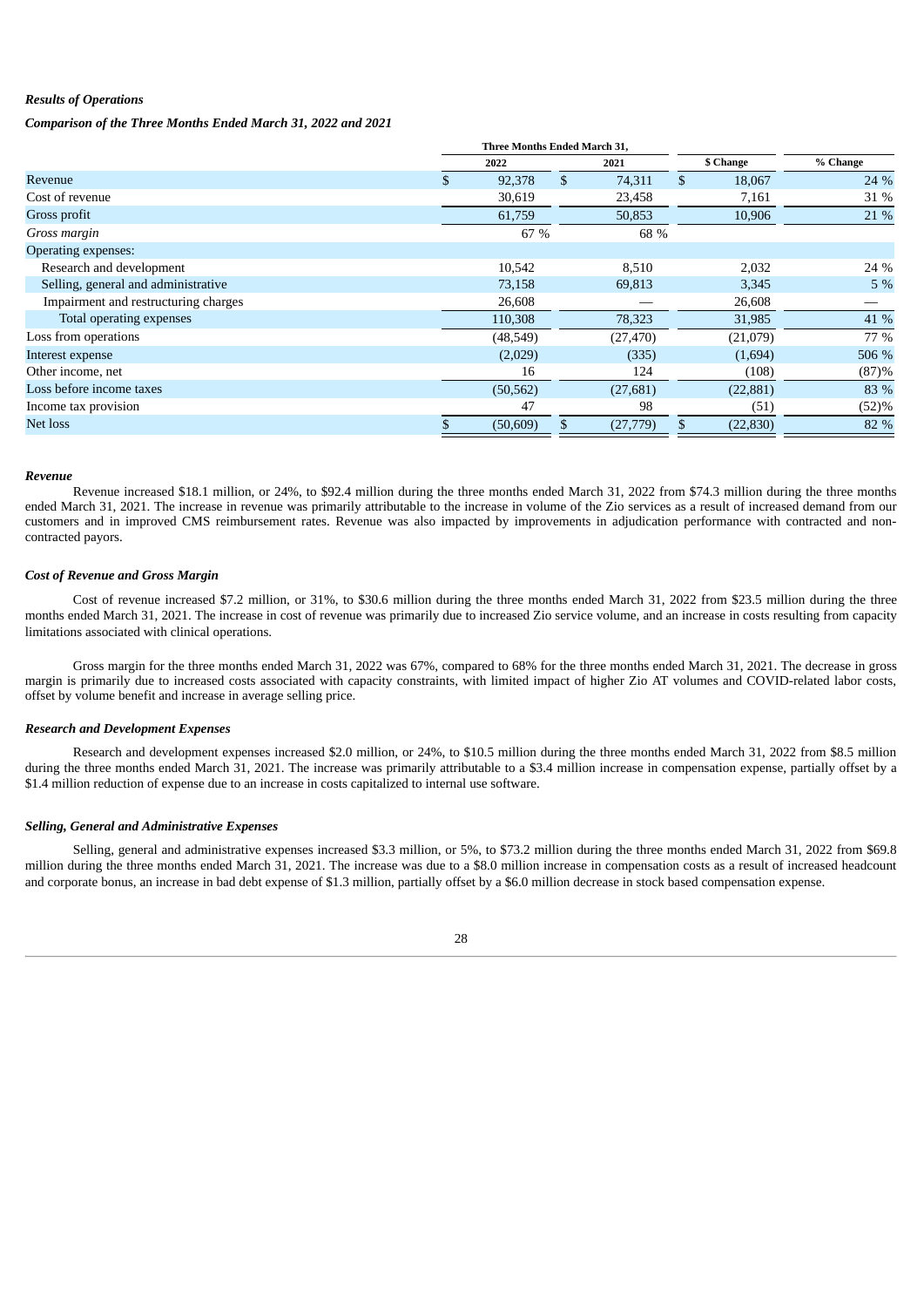***Results of Operations***

***Comparison of the Three Months Ended March 31, 2022 and 2021***

| | Three Months Ended March 31, | | | |
|---|---|---|---|---|
| | 2022 | 2021 | $ Change | % Change |
| Revenue | $ 92,378 | $ 74,311 | $ 18,067 | 24 % |
| Cost of revenue | 30,619 | 23,458 | 7,161 | 31 % |
| Gross profit | 61,759 | 50,853 | 10,906 | 21 % |
| *Gross margin* | 67 % | 68 % | | |
| Operating expenses: | | | | |
| Research and development | 10,542 | 8,510 | 2,032 | 24 % |
| Selling, general and administrative | 73,158 | 69,813 | 3,345 | 5 % |
| Impairment and restructuring charges | 26,608 | — | 26,608 | — |
| Total operating expenses | 110,308 | 78,323 | 31,985 | 41 % |
| Loss from operations | (48,549) | (27,470) | (21,079) | 77 % |
| Interest expense | (2,029) | (335) | (1,694) | 506 % |
| Other income, net | 16 | 124 | (108) | (87)% |
| Loss before income taxes | (50,562) | (27,681) | (22,881) | 83 % |
| Income tax provision | 47 | 98 | (51) | (52)% |
| Net loss | $ (50,609) | $ (27,779) | $ (22,830) | 82 % |

***Revenue***

Revenue increased $18.1 million, or 24%, to $92.4 million during the three months ended March 31, 2022 from $74.3 million during the three months ended March 31, 2021. The increase in revenue was primarily attributable to the increase in volume of the Zio services as a result of increased demand from our customers and in improved CMS reimbursement rates. Revenue was also impacted by improvements in adjudication performance with contracted and non-contracted payors.

***Cost of Revenue and Gross Margin***

Cost of revenue increased $7.2 million, or 31%, to $30.6 million during the three months ended March 31, 2022 from $23.5 million during the three months ended March 31, 2021. The increase in cost of revenue was primarily due to increased Zio service volume, and an increase in costs resulting from capacity limitations associated with clinical operations.

Gross margin for the three months ended March 31, 2022 was 67%, compared to 68% for the three months ended March 31, 2021. The decrease in gross margin is primarily due to increased costs associated with capacity constraints, with limited impact of higher Zio AT volumes and COVID-related labor costs, offset by volume benefit and increase in average selling price.

***Research and Development Expenses***

Research and development expenses increased $2.0 million, or 24%, to $10.5 million during the three months ended March 31, 2022 from $8.5 million during the three months ended March 31, 2021. The increase was primarily attributable to a $3.4 million increase in compensation expense, partially offset by a $1.4 million reduction of expense due to an increase in costs capitalized to internal use software.

***Selling, General and Administrative Expenses***

Selling, general and administrative expenses increased $3.3 million, or 5%, to $73.2 million during the three months ended March 31, 2022 from $69.8 million during the three months ended March 31, 2021. The increase was due to a $8.0 million increase in compensation costs as a result of increased headcount and corporate bonus, an increase in bad debt expense of $1.3 million, partially offset by a $6.0 million decrease in stock based compensation expense.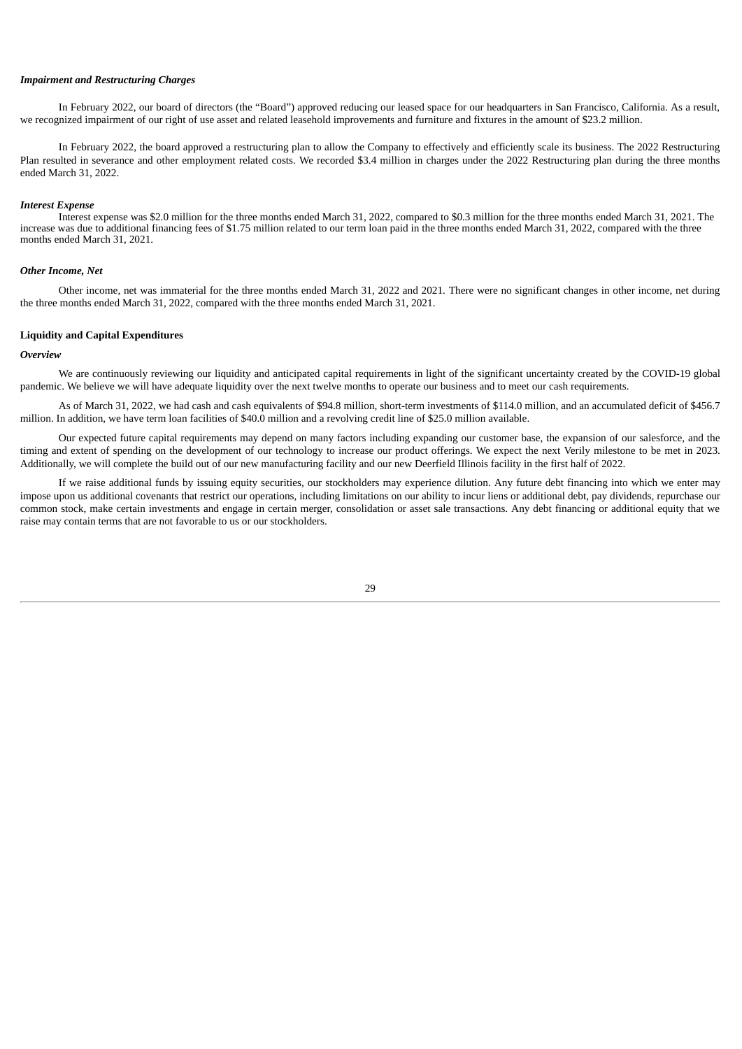***Impairment and Restructuring Charges***

In February 2022, our board of directors (the "Board") approved reducing our leased space for our headquarters in San Francisco, California. As a result, we recognized impairment of our right of use asset and related leasehold improvements and furniture and fixtures in the amount of $23.2 million.

In February 2022, the board approved a restructuring plan to allow the Company to effectively and efficiently scale its business. The 2022 Restructuring Plan resulted in severance and other employment related costs. We recorded $3.4 million in charges under the 2022 Restructuring plan during the three months ended March 31, 2022.

***Interest Expense***

Interest expense was $2.0 million for the three months ended March 31, 2022, compared to $0.3 million for the three months ended March 31, 2021. The increase was due to additional financing fees of $1.75 million related to our term loan paid in the three months ended March 31, 2022, compared with the three months ended March 31, 2021.

***Other Income, Net***

Other income, net was immaterial for the three months ended March 31, 2022 and 2021. There were no significant changes in other income, net during the three months ended March 31, 2022, compared with the three months ended March 31, 2021.

**Liquidity and Capital Expenditures**

***Overview***

We are continuously reviewing our liquidity and anticipated capital requirements in light of the significant uncertainty created by the COVID-19 global pandemic. We believe we will have adequate liquidity over the next twelve months to operate our business and to meet our cash requirements.

As of March 31, 2022, we had cash and cash equivalents of $94.8 million, short-term investments of $114.0 million, and an accumulated deficit of $456.7 million. In addition, we have term loan facilities of $40.0 million and a revolving credit line of $25.0 million available.

Our expected future capital requirements may depend on many factors including expanding our customer base, the expansion of our salesforce, and the timing and extent of spending on the development of our technology to increase our product offerings. We expect the next Verily milestone to be met in 2023. Additionally, we will complete the build out of our new manufacturing facility and our new Deerfield Illinois facility in the first half of 2022.

If we raise additional funds by issuing equity securities, our stockholders may experience dilution. Any future debt financing into which we enter may impose upon us additional covenants that restrict our operations, including limitations on our ability to incur liens or additional debt, pay dividends, repurchase our common stock, make certain investments and engage in certain merger, consolidation or asset sale transactions. Any debt financing or additional equity that we raise may contain terms that are not favorable to us or our stockholders.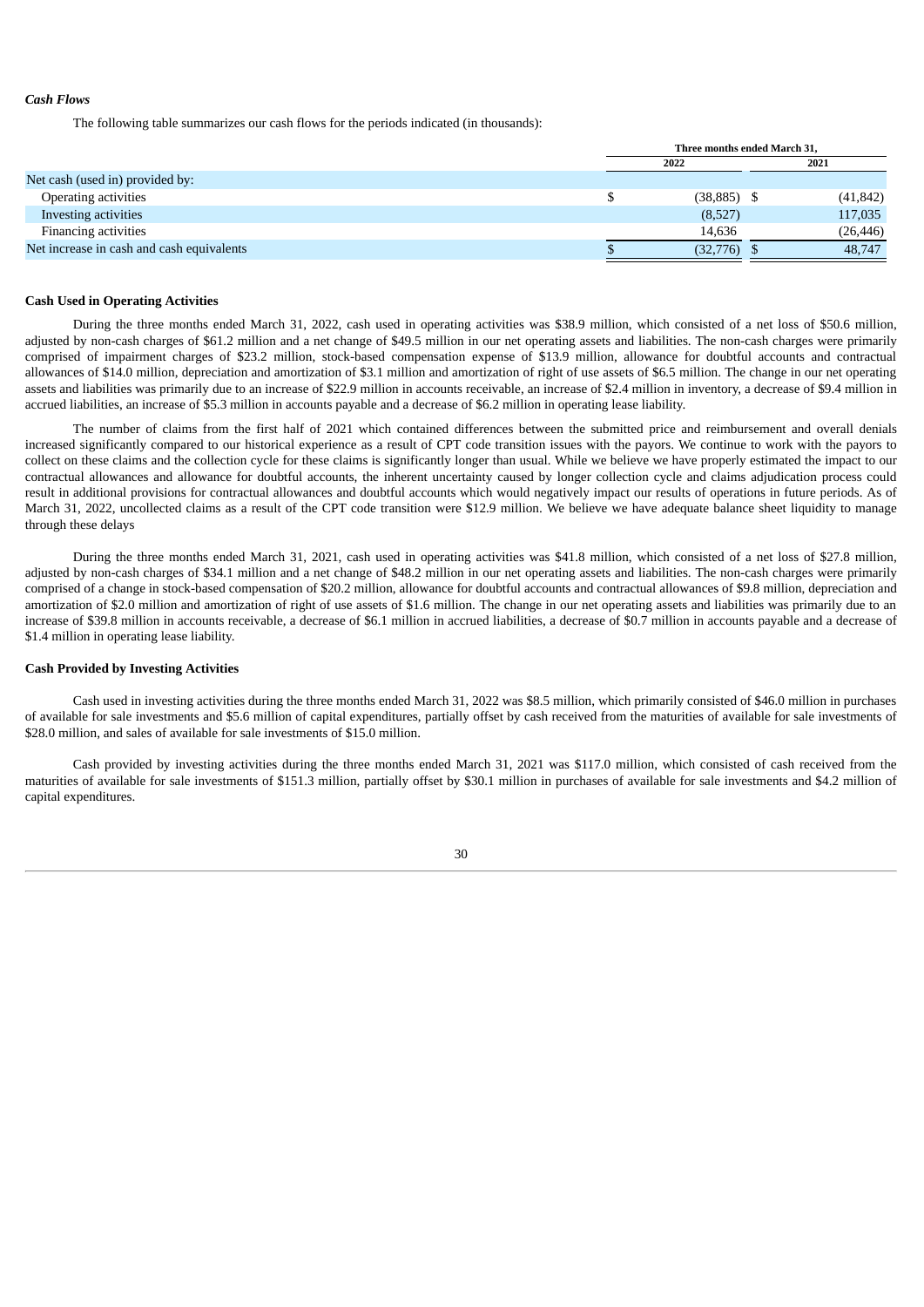*Cash Flows*

The following table summarizes our cash flows for the periods indicated (in thousands):

| | Three months ended March 31, | |
|---|---|---|
| | 2022 | 2021 |
| Net cash (used in) provided by: | | |
| Operating activities | $ (38,885) | $ (41,842) |
| Investing activities | (8,527) | 117,035 |
| Financing activities | 14,636 | (26,446) |
| Net increase in cash and cash equivalents | $ (32,776) | $ 48,747 |

**Cash Used in Operating Activities**

During the three months ended March 31, 2022, cash used in operating activities was $38.9 million, which consisted of a net loss of $50.6 million, adjusted by non-cash charges of $61.2 million and a net change of $49.5 million in our net operating assets and liabilities. The non-cash charges were primarily comprised of impairment charges of $23.2 million, stock-based compensation expense of $13.9 million, allowance for doubtful accounts and contractual allowances of $14.0 million, depreciation and amortization of $3.1 million and amortization of right of use assets of $6.5 million. The change in our net operating assets and liabilities was primarily due to an increase of $22.9 million in accounts receivable, an increase of $2.4 million in inventory, a decrease of $9.4 million in accrued liabilities, an increase of $5.3 million in accounts payable and a decrease of $6.2 million in operating lease liability.

The number of claims from the first half of 2021 which contained differences between the submitted price and reimbursement and overall denials increased significantly compared to our historical experience as a result of CPT code transition issues with the payors. We continue to work with the payors to collect on these claims and the collection cycle for these claims is significantly longer than usual. While we believe we have properly estimated the impact to our contractual allowances and allowance for doubtful accounts, the inherent uncertainty caused by longer collection cycle and claims adjudication process could result in additional provisions for contractual allowances and doubtful accounts which would negatively impact our results of operations in future periods. As of March 31, 2022, uncollected claims as a result of the CPT code transition were $12.9 million. We believe we have adequate balance sheet liquidity to manage through these delays

During the three months ended March 31, 2021, cash used in operating activities was $41.8 million, which consisted of a net loss of $27.8 million, adjusted by non-cash charges of $34.1 million and a net change of $48.2 million in our net operating assets and liabilities. The non-cash charges were primarily comprised of a change in stock-based compensation of $20.2 million, allowance for doubtful accounts and contractual allowances of $9.8 million, depreciation and amortization of $2.0 million and amortization of right of use assets of $1.6 million. The change in our net operating assets and liabilities was primarily due to an increase of $39.8 million in accounts receivable, a decrease of $6.1 million in accrued liabilities, a decrease of $0.7 million in accounts payable and a decrease of $1.4 million in operating lease liability.

**Cash Provided by Investing Activities**

Cash used in investing activities during the three months ended March 31, 2022 was $8.5 million, which primarily consisted of $46.0 million in purchases of available for sale investments and $5.6 million of capital expenditures, partially offset by cash received from the maturities of available for sale investments of $28.0 million, and sales of available for sale investments of $15.0 million.

Cash provided by investing activities during the three months ended March 31, 2021 was $117.0 million, which consisted of cash received from the maturities of available for sale investments of $151.3 million, partially offset by $30.1 million in purchases of available for sale investments and $4.2 million of capital expenditures.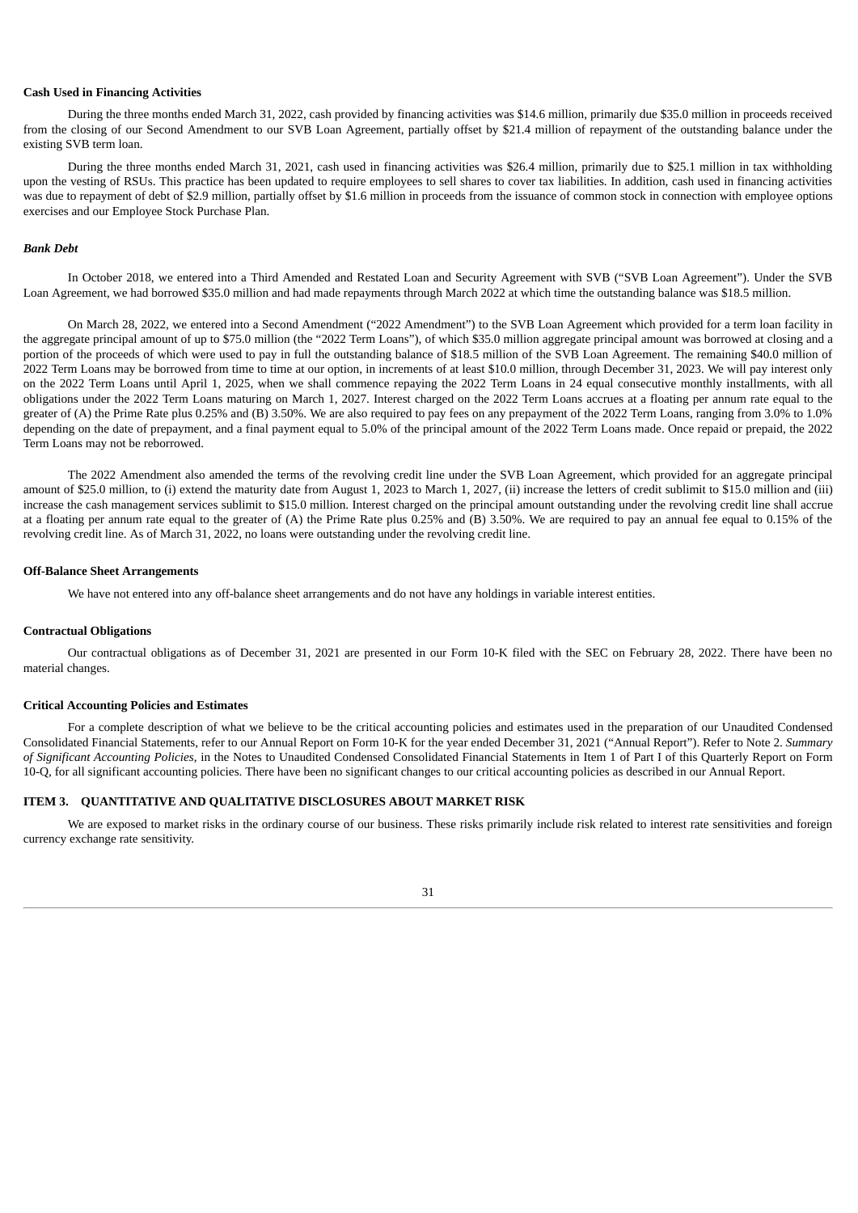**Cash Used in Financing Activities**

During the three months ended March 31, 2022, cash provided by financing activities was $14.6 million, primarily due $35.0 million in proceeds received from the closing of our Second Amendment to our SVB Loan Agreement, partially offset by $21.4 million of repayment of the outstanding balance under the existing SVB term loan.

During the three months ended March 31, 2021, cash used in financing activities was $26.4 million, primarily due to $25.1 million in tax withholding upon the vesting of RSUs. This practice has been updated to require employees to sell shares to cover tax liabilities. In addition, cash used in financing activities was due to repayment of debt of $2.9 million, partially offset by $1.6 million in proceeds from the issuance of common stock in connection with employee options exercises and our Employee Stock Purchase Plan.

***Bank Debt***

In October 2018, we entered into a Third Amended and Restated Loan and Security Agreement with SVB ("SVB Loan Agreement"). Under the SVB Loan Agreement, we had borrowed $35.0 million and had made repayments through March 2022 at which time the outstanding balance was $18.5 million.

On March 28, 2022, we entered into a Second Amendment ("2022 Amendment") to the SVB Loan Agreement which provided for a term loan facility in the aggregate principal amount of up to $75.0 million (the "2022 Term Loans"), of which $35.0 million aggregate principal amount was borrowed at closing and a portion of the proceeds of which were used to pay in full the outstanding balance of $18.5 million of the SVB Loan Agreement. The remaining $40.0 million of 2022 Term Loans may be borrowed from time to time at our option, in increments of at least $10.0 million, through December 31, 2023. We will pay interest only on the 2022 Term Loans until April 1, 2025, when we shall commence repaying the 2022 Term Loans in 24 equal consecutive monthly installments, with all obligations under the 2022 Term Loans maturing on March 1, 2027. Interest charged on the 2022 Term Loans accrues at a floating per annum rate equal to the greater of (A) the Prime Rate plus 0.25% and (B) 3.50%. We are also required to pay fees on any prepayment of the 2022 Term Loans, ranging from 3.0% to 1.0% depending on the date of prepayment, and a final payment equal to 5.0% of the principal amount of the 2022 Term Loans made. Once repaid or prepaid, the 2022 Term Loans may not be reborrowed.

The 2022 Amendment also amended the terms of the revolving credit line under the SVB Loan Agreement, which provided for an aggregate principal amount of $25.0 million, to (i) extend the maturity date from August 1, 2023 to March 1, 2027, (ii) increase the letters of credit sublimit to $15.0 million and (iii) increase the cash management services sublimit to $15.0 million. Interest charged on the principal amount outstanding under the revolving credit line shall accrue at a floating per annum rate equal to the greater of (A) the Prime Rate plus 0.25% and (B) 3.50%. We are required to pay an annual fee equal to 0.15% of the revolving credit line. As of March 31, 2022, no loans were outstanding under the revolving credit line.

**Off-Balance Sheet Arrangements**

We have not entered into any off-balance sheet arrangements and do not have any holdings in variable interest entities.

**Contractual Obligations**

Our contractual obligations as of December 31, 2021 are presented in our Form 10-K filed with the SEC on February 28, 2022. There have been no material changes.

**Critical Accounting Policies and Estimates**

For a complete description of what we believe to be the critical accounting policies and estimates used in the preparation of our Unaudited Condensed Consolidated Financial Statements, refer to our Annual Report on Form 10-K for the year ended December 31, 2021 ("Annual Report"). Refer to Note 2. *Summary of Significant Accounting Policies*, in the Notes to Unaudited Condensed Consolidated Financial Statements in Item 1 of Part I of this Quarterly Report on Form 10-Q, for all significant accounting policies. There have been no significant changes to our critical accounting policies as described in our Annual Report.

## ITEM 3. QUANTITATIVE AND QUALITATIVE DISCLOSURES ABOUT MARKET RISK

We are exposed to market risks in the ordinary course of our business. These risks primarily include risk related to interest rate sensitivities and foreign currency exchange rate sensitivity.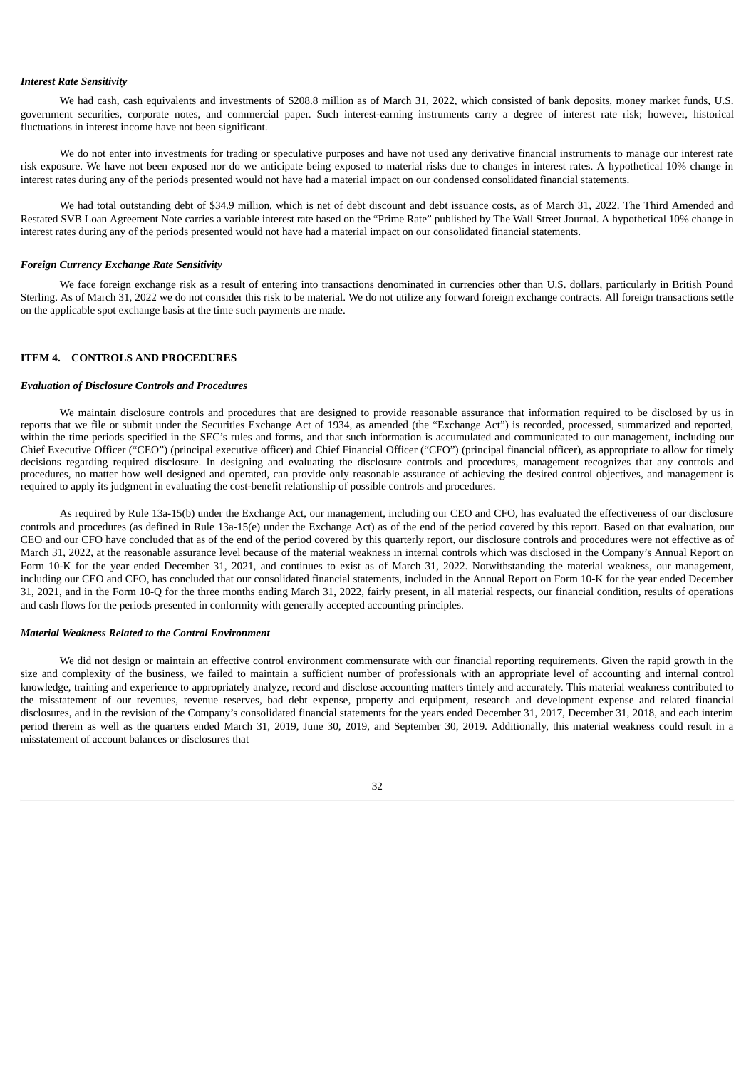***Interest Rate Sensitivity***

We had cash, cash equivalents and investments of $208.8 million as of March 31, 2022, which consisted of bank deposits, money market funds, U.S. government securities, corporate notes, and commercial paper. Such interest-earning instruments carry a degree of interest rate risk; however, historical fluctuations in interest income have not been significant.

We do not enter into investments for trading or speculative purposes and have not used any derivative financial instruments to manage our interest rate risk exposure. We have not been exposed nor do we anticipate being exposed to material risks due to changes in interest rates. A hypothetical 10% change in interest rates during any of the periods presented would not have had a material impact on our condensed consolidated financial statements.

We had total outstanding debt of $34.9 million, which is net of debt discount and debt issuance costs, as of March 31, 2022. The Third Amended and Restated SVB Loan Agreement Note carries a variable interest rate based on the "Prime Rate" published by The Wall Street Journal. A hypothetical 10% change in interest rates during any of the periods presented would not have had a material impact on our consolidated financial statements.

***Foreign Currency Exchange Rate Sensitivity***

We face foreign exchange risk as a result of entering into transactions denominated in currencies other than U.S. dollars, particularly in British Pound Sterling. As of March 31, 2022 we do not consider this risk to be material. We do not utilize any forward foreign exchange contracts. All foreign transactions settle on the applicable spot exchange basis at the time such payments are made.

## ITEM 4. CONTROLS AND PROCEDURES

***Evaluation of Disclosure Controls and Procedures***

We maintain disclosure controls and procedures that are designed to provide reasonable assurance that information required to be disclosed by us in reports that we file or submit under the Securities Exchange Act of 1934, as amended (the "Exchange Act") is recorded, processed, summarized and reported, within the time periods specified in the SEC's rules and forms, and that such information is accumulated and communicated to our management, including our Chief Executive Officer ("CEO") (principal executive officer) and Chief Financial Officer ("CFO") (principal financial officer), as appropriate to allow for timely decisions regarding required disclosure. In designing and evaluating the disclosure controls and procedures, management recognizes that any controls and procedures, no matter how well designed and operated, can provide only reasonable assurance of achieving the desired control objectives, and management is required to apply its judgment in evaluating the cost-benefit relationship of possible controls and procedures.

As required by Rule 13a-15(b) under the Exchange Act, our management, including our CEO and CFO, has evaluated the effectiveness of our disclosure controls and procedures (as defined in Rule 13a-15(e) under the Exchange Act) as of the end of the period covered by this report. Based on that evaluation, our CEO and our CFO have concluded that as of the end of the period covered by this quarterly report, our disclosure controls and procedures were not effective as of March 31, 2022, at the reasonable assurance level because of the material weakness in internal controls which was disclosed in the Company's Annual Report on Form 10-K for the year ended December 31, 2021, and continues to exist as of March 31, 2022. Notwithstanding the material weakness, our management, including our CEO and CFO, has concluded that our consolidated financial statements, included in the Annual Report on Form 10-K for the year ended December 31, 2021, and in the Form 10-Q for the three months ending March 31, 2022, fairly present, in all material respects, our financial condition, results of operations and cash flows for the periods presented in conformity with generally accepted accounting principles.

***Material Weakness Related to the Control Environment***

We did not design or maintain an effective control environment commensurate with our financial reporting requirements. Given the rapid growth in the size and complexity of the business, we failed to maintain a sufficient number of professionals with an appropriate level of accounting and internal control knowledge, training and experience to appropriately analyze, record and disclose accounting matters timely and accurately. This material weakness contributed to the misstatement of our revenues, revenue reserves, bad debt expense, property and equipment, research and development expense and related financial disclosures, and in the revision of the Company's consolidated financial statements for the years ended December 31, 2017, December 31, 2018, and each interim period therein as well as the quarters ended March 31, 2019, June 30, 2019, and September 30, 2019. Additionally, this material weakness could result in a misstatement of account balances or disclosures that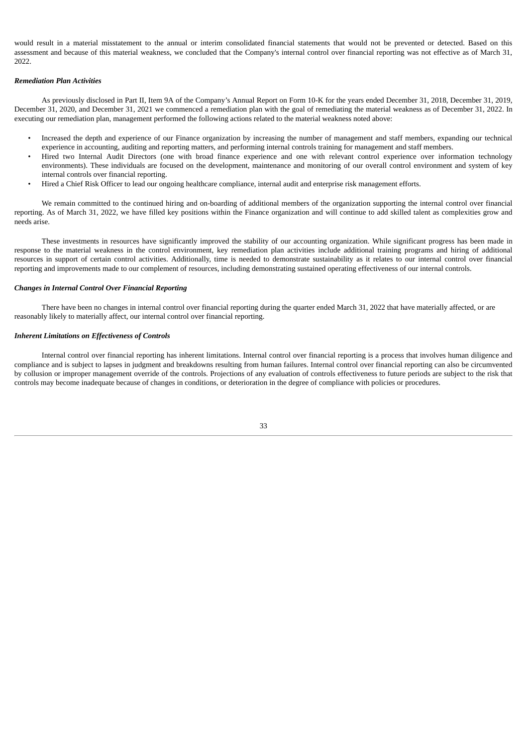would result in a material misstatement to the annual or interim consolidated financial statements that would not be prevented or detected. Based on this assessment and because of this material weakness, we concluded that the Company's internal control over financial reporting was not effective as of March 31, 2022.

***Remediation Plan Activities***

As previously disclosed in Part II, Item 9A of the Company's Annual Report on Form 10-K for the years ended December 31, 2018, December 31, 2019, December 31, 2020, and December 31, 2021 we commenced a remediation plan with the goal of remediating the material weakness as of December 31, 2022. In executing our remediation plan, management performed the following actions related to the material weakness noted above:

- Increased the depth and experience of our Finance organization by increasing the number of management and staff members, expanding our technical experience in accounting, auditing and reporting matters, and performing internal controls training for management and staff members.
- Hired two Internal Audit Directors (one with broad finance experience and one with relevant control experience over information technology environments). These individuals are focused on the development, maintenance and monitoring of our overall control environment and system of key internal controls over financial reporting.
- Hired a Chief Risk Officer to lead our ongoing healthcare compliance, internal audit and enterprise risk management efforts.

We remain committed to the continued hiring and on-boarding of additional members of the organization supporting the internal control over financial reporting. As of March 31, 2022, we have filled key positions within the Finance organization and will continue to add skilled talent as complexities grow and needs arise.

These investments in resources have significantly improved the stability of our accounting organization. While significant progress has been made in response to the material weakness in the control environment, key remediation plan activities include additional training programs and hiring of additional resources in support of certain control activities. Additionally, time is needed to demonstrate sustainability as it relates to our internal control over financial reporting and improvements made to our complement of resources, including demonstrating sustained operating effectiveness of our internal controls.

***Changes in Internal Control Over Financial Reporting***

There have been no changes in internal control over financial reporting during the quarter ended March 31, 2022 that have materially affected, or are reasonably likely to materially affect, our internal control over financial reporting.

***Inherent Limitations on Effectiveness of Controls***

Internal control over financial reporting has inherent limitations. Internal control over financial reporting is a process that involves human diligence and compliance and is subject to lapses in judgment and breakdowns resulting from human failures. Internal control over financial reporting can also be circumvented by collusion or improper management override of the controls. Projections of any evaluation of controls effectiveness to future periods are subject to the risk that controls may become inadequate because of changes in conditions, or deterioration in the degree of compliance with policies or procedures.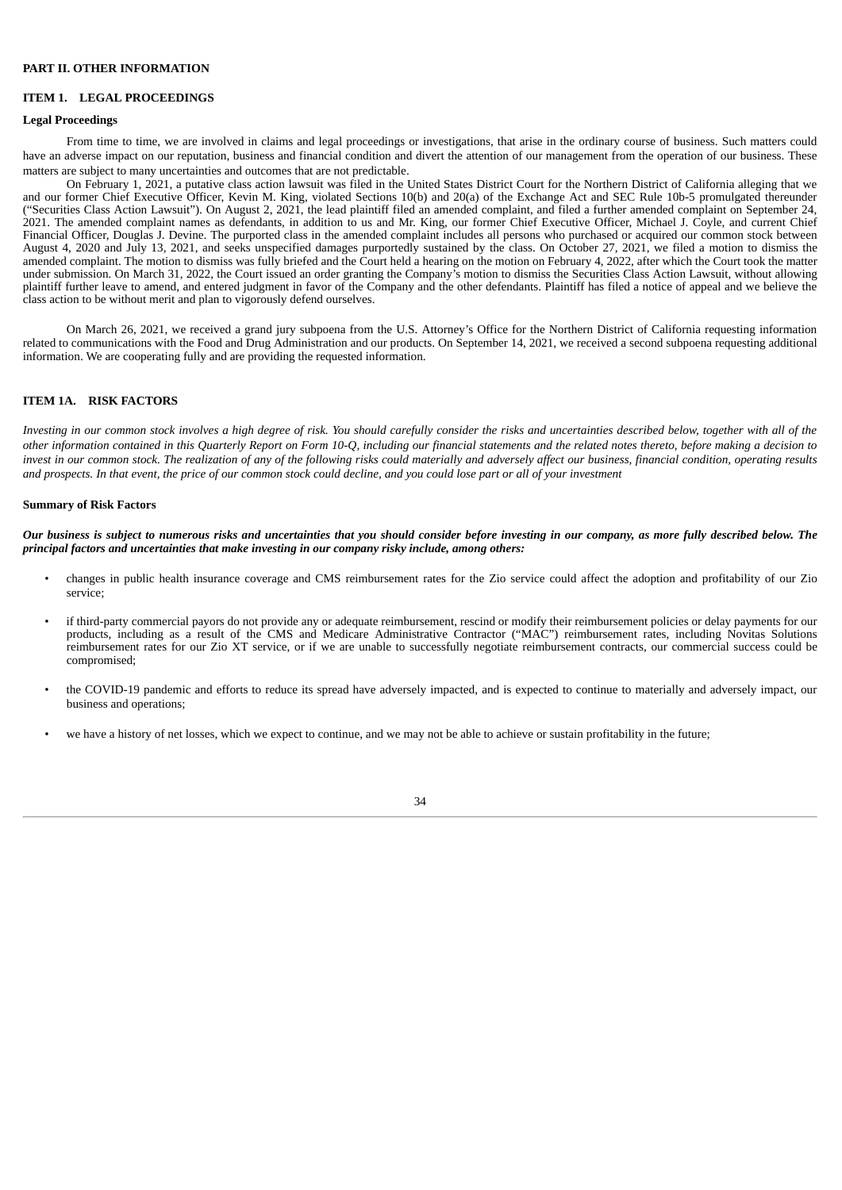## PART II. OTHER INFORMATION

### ITEM 1. LEGAL PROCEEDINGS

**Legal Proceedings**

From time to time, we are involved in claims and legal proceedings or investigations, that arise in the ordinary course of business. Such matters could have an adverse impact on our reputation, business and financial condition and divert the attention of our management from the operation of our business. These matters are subject to many uncertainties and outcomes that are not predictable.

On February 1, 2021, a putative class action lawsuit was filed in the United States District Court for the Northern District of California alleging that we and our former Chief Executive Officer, Kevin M. King, violated Sections 10(b) and 20(a) of the Exchange Act and SEC Rule 10b-5 promulgated thereunder ("Securities Class Action Lawsuit"). On August 2, 2021, the lead plaintiff filed an amended complaint, and filed a further amended complaint on September 24, 2021. The amended complaint names as defendants, in addition to us and Mr. King, our former Chief Executive Officer, Michael J. Coyle, and current Chief Financial Officer, Douglas J. Devine. The purported class in the amended complaint includes all persons who purchased or acquired our common stock between August 4, 2020 and July 13, 2021, and seeks unspecified damages purportedly sustained by the class. On October 27, 2021, we filed a motion to dismiss the amended complaint. The motion to dismiss was fully briefed and the Court held a hearing on the motion on February 4, 2022, after which the Court took the matter under submission. On March 31, 2022, the Court issued an order granting the Company's motion to dismiss the Securities Class Action Lawsuit, without allowing plaintiff further leave to amend, and entered judgment in favor of the Company and the other defendants. Plaintiff has filed a notice of appeal and we believe the class action to be without merit and plan to vigorously defend ourselves.

On March 26, 2021, we received a grand jury subpoena from the U.S. Attorney's Office for the Northern District of California requesting information related to communications with the Food and Drug Administration and our products. On September 14, 2021, we received a second subpoena requesting additional information. We are cooperating fully and are providing the requested information.

### ITEM 1A. RISK FACTORS

*Investing in our common stock involves a high degree of risk. You should carefully consider the risks and uncertainties described below, together with all of the other information contained in this Quarterly Report on Form 10-Q, including our financial statements and the related notes thereto, before making a decision to invest in our common stock. The realization of any of the following risks could materially and adversely affect our business, financial condition, operating results and prospects. In that event, the price of our common stock could decline, and you could lose part or all of your investment*

**Summary of Risk Factors**

***Our business is subject to numerous risks and uncertainties that you should consider before investing in our company, as more fully described below. The principal factors and uncertainties that make investing in our company risky include, among others:***

- changes in public health insurance coverage and CMS reimbursement rates for the Zio service could affect the adoption and profitability of our Zio service;
- if third-party commercial payors do not provide any or adequate reimbursement, rescind or modify their reimbursement policies or delay payments for our products, including as a result of the CMS and Medicare Administrative Contractor ("MAC") reimbursement rates, including Novitas Solutions reimbursement rates for our Zio XT service, or if we are unable to successfully negotiate reimbursement contracts, our commercial success could be compromised;
- the COVID-19 pandemic and efforts to reduce its spread have adversely impacted, and is expected to continue to materially and adversely impact, our business and operations;
- we have a history of net losses, which we expect to continue, and we may not be able to achieve or sustain profitability in the future;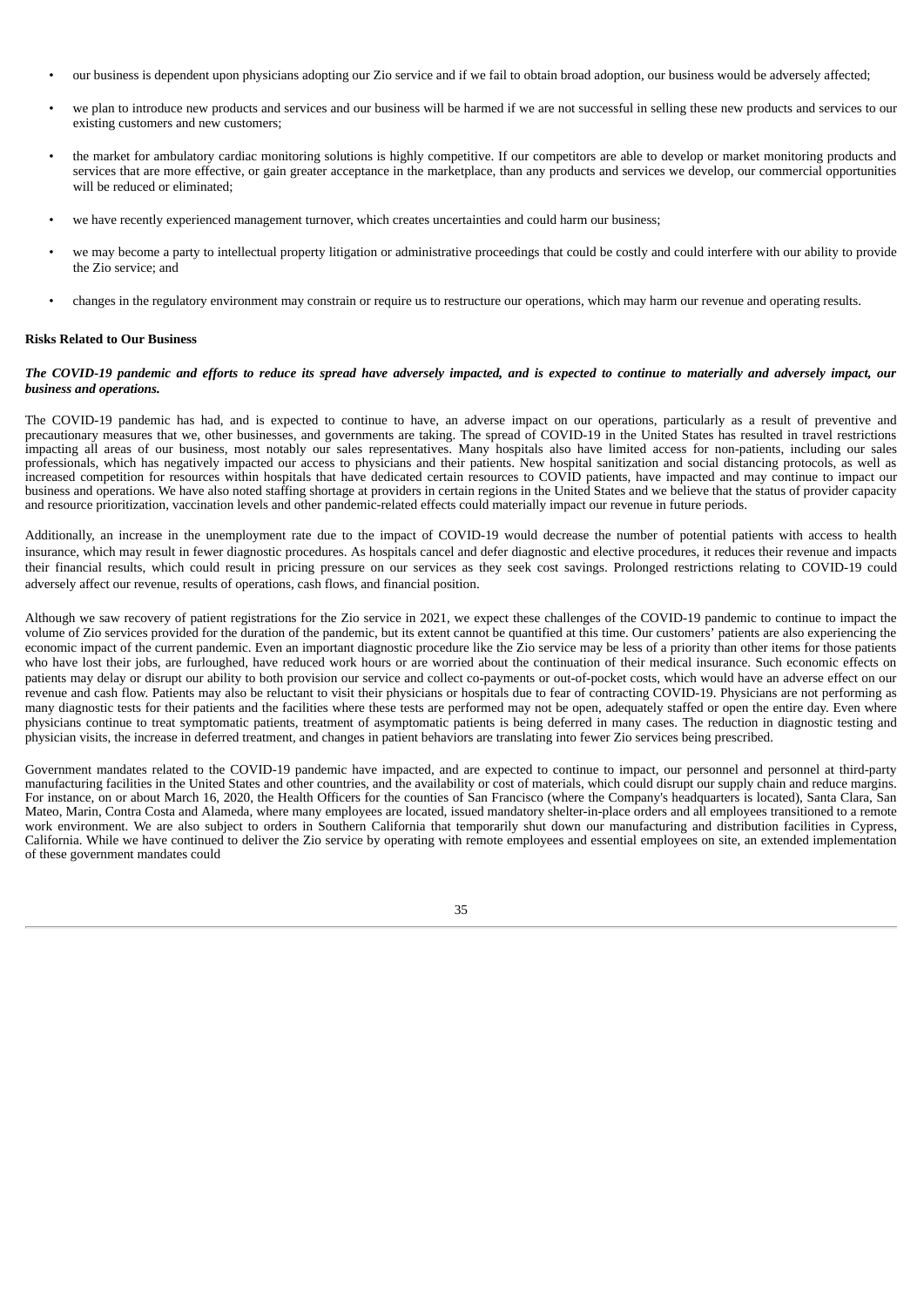- our business is dependent upon physicians adopting our Zio service and if we fail to obtain broad adoption, our business would be adversely affected;
- we plan to introduce new products and services and our business will be harmed if we are not successful in selling these new products and services to our existing customers and new customers;
- the market for ambulatory cardiac monitoring solutions is highly competitive. If our competitors are able to develop or market monitoring products and services that are more effective, or gain greater acceptance in the marketplace, than any products and services we develop, our commercial opportunities will be reduced or eliminated;
- we have recently experienced management turnover, which creates uncertainties and could harm our business;
- we may become a party to intellectual property litigation or administrative proceedings that could be costly and could interfere with our ability to provide the Zio service; and
- changes in the regulatory environment may constrain or require us to restructure our operations, which may harm our revenue and operating results.

**Risks Related to Our Business**

***The COVID-19 pandemic and efforts to reduce its spread have adversely impacted, and is expected to continue to materially and adversely impact, our business and operations.***

The COVID-19 pandemic has had, and is expected to continue to have, an adverse impact on our operations, particularly as a result of preventive and precautionary measures that we, other businesses, and governments are taking. The spread of COVID-19 in the United States has resulted in travel restrictions impacting all areas of our business, most notably our sales representatives. Many hospitals also have limited access for non-patients, including our sales professionals, which has negatively impacted our access to physicians and their patients. New hospital sanitization and social distancing protocols, as well as increased competition for resources within hospitals that have dedicated certain resources to COVID patients, have impacted and may continue to impact our business and operations. We have also noted staffing shortage at providers in certain regions in the United States and we believe that the status of provider capacity and resource prioritization, vaccination levels and other pandemic-related effects could materially impact our revenue in future periods.

Additionally, an increase in the unemployment rate due to the impact of COVID-19 would decrease the number of potential patients with access to health insurance, which may result in fewer diagnostic procedures. As hospitals cancel and defer diagnostic and elective procedures, it reduces their revenue and impacts their financial results, which could result in pricing pressure on our services as they seek cost savings. Prolonged restrictions relating to COVID-19 could adversely affect our revenue, results of operations, cash flows, and financial position.

Although we saw recovery of patient registrations for the Zio service in 2021, we expect these challenges of the COVID-19 pandemic to continue to impact the volume of Zio services provided for the duration of the pandemic, but its extent cannot be quantified at this time. Our customers' patients are also experiencing the economic impact of the current pandemic. Even an important diagnostic procedure like the Zio service may be less of a priority than other items for those patients who have lost their jobs, are furloughed, have reduced work hours or are worried about the continuation of their medical insurance. Such economic effects on patients may delay or disrupt our ability to both provision our service and collect co-payments or out-of-pocket costs, which would have an adverse effect on our revenue and cash flow. Patients may also be reluctant to visit their physicians or hospitals due to fear of contracting COVID-19. Physicians are not performing as many diagnostic tests for their patients and the facilities where these tests are performed may not be open, adequately staffed or open the entire day. Even where physicians continue to treat symptomatic patients, treatment of asymptomatic patients is being deferred in many cases. The reduction in diagnostic testing and physician visits, the increase in deferred treatment, and changes in patient behaviors are translating into fewer Zio services being prescribed.

Government mandates related to the COVID-19 pandemic have impacted, and are expected to continue to impact, our personnel and personnel at third-party manufacturing facilities in the United States and other countries, and the availability or cost of materials, which could disrupt our supply chain and reduce margins. For instance, on or about March 16, 2020, the Health Officers for the counties of San Francisco (where the Company's headquarters is located), Santa Clara, San Mateo, Marin, Contra Costa and Alameda, where many employees are located, issued mandatory shelter-in-place orders and all employees transitioned to a remote work environment. We are also subject to orders in Southern California that temporarily shut down our manufacturing and distribution facilities in Cypress, California. While we have continued to deliver the Zio service by operating with remote employees and essential employees on site, an extended implementation of these government mandates could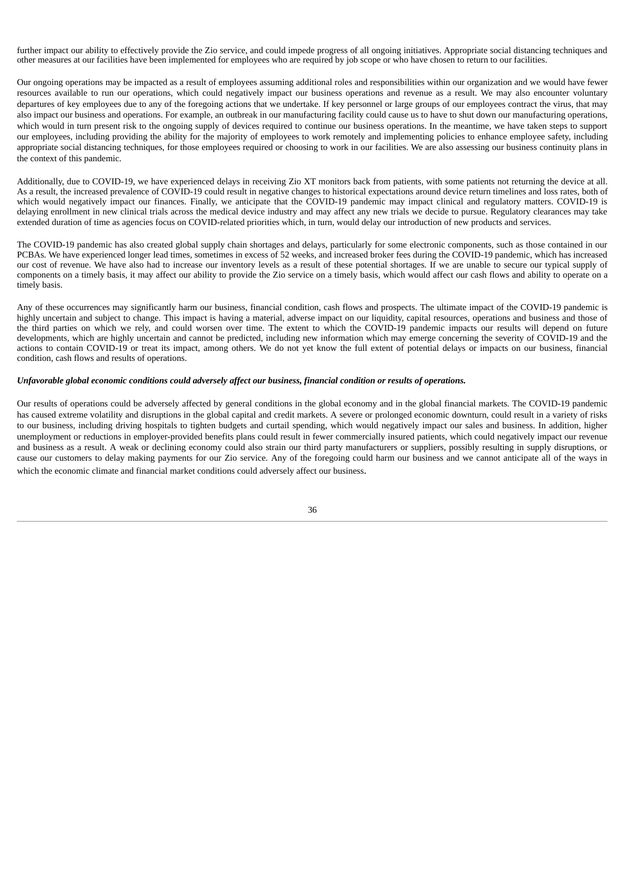further impact our ability to effectively provide the Zio service, and could impede progress of all ongoing initiatives. Appropriate social distancing techniques and other measures at our facilities have been implemented for employees who are required by job scope or who have chosen to return to our facilities.

Our ongoing operations may be impacted as a result of employees assuming additional roles and responsibilities within our organization and we would have fewer resources available to run our operations, which could negatively impact our business operations and revenue as a result. We may also encounter voluntary departures of key employees due to any of the foregoing actions that we undertake. If key personnel or large groups of our employees contract the virus, that may also impact our business and operations. For example, an outbreak in our manufacturing facility could cause us to have to shut down our manufacturing operations, which would in turn present risk to the ongoing supply of devices required to continue our business operations. In the meantime, we have taken steps to support our employees, including providing the ability for the majority of employees to work remotely and implementing policies to enhance employee safety, including appropriate social distancing techniques, for those employees required or choosing to work in our facilities. We are also assessing our business continuity plans in the context of this pandemic.

Additionally, due to COVID-19, we have experienced delays in receiving Zio XT monitors back from patients, with some patients not returning the device at all. As a result, the increased prevalence of COVID-19 could result in negative changes to historical expectations around device return timelines and loss rates, both of which would negatively impact our finances. Finally, we anticipate that the COVID-19 pandemic may impact clinical and regulatory matters. COVID-19 is delaying enrollment in new clinical trials across the medical device industry and may affect any new trials we decide to pursue. Regulatory clearances may take extended duration of time as agencies focus on COVID-related priorities which, in turn, would delay our introduction of new products and services.

The COVID-19 pandemic has also created global supply chain shortages and delays, particularly for some electronic components, such as those contained in our PCBAs. We have experienced longer lead times, sometimes in excess of 52 weeks, and increased broker fees during the COVID-19 pandemic, which has increased our cost of revenue. We have also had to increase our inventory levels as a result of these potential shortages. If we are unable to secure our typical supply of components on a timely basis, it may affect our ability to provide the Zio service on a timely basis, which would affect our cash flows and ability to operate on a timely basis.

Any of these occurrences may significantly harm our business, financial condition, cash flows and prospects. The ultimate impact of the COVID-19 pandemic is highly uncertain and subject to change. This impact is having a material, adverse impact on our liquidity, capital resources, operations and business and those of the third parties on which we rely, and could worsen over time. The extent to which the COVID-19 pandemic impacts our results will depend on future developments, which are highly uncertain and cannot be predicted, including new information which may emerge concerning the severity of COVID-19 and the actions to contain COVID-19 or treat its impact, among others. We do not yet know the full extent of potential delays or impacts on our business, financial condition, cash flows and results of operations.

***Unfavorable global economic conditions could adversely affect our business, financial condition or results of operations.***

Our results of operations could be adversely affected by general conditions in the global economy and in the global financial markets. The COVID-19 pandemic has caused extreme volatility and disruptions in the global capital and credit markets. A severe or prolonged economic downturn, could result in a variety of risks to our business, including driving hospitals to tighten budgets and curtail spending, which would negatively impact our sales and business. In addition, higher unemployment or reductions in employer-provided benefits plans could result in fewer commercially insured patients, which could negatively impact our revenue and business as a result. A weak or declining economy could also strain our third party manufacturers or suppliers, possibly resulting in supply disruptions, or cause our customers to delay making payments for our Zio service. Any of the foregoing could harm our business and we cannot anticipate all of the ways in which the economic climate and financial market conditions could adversely affect our business.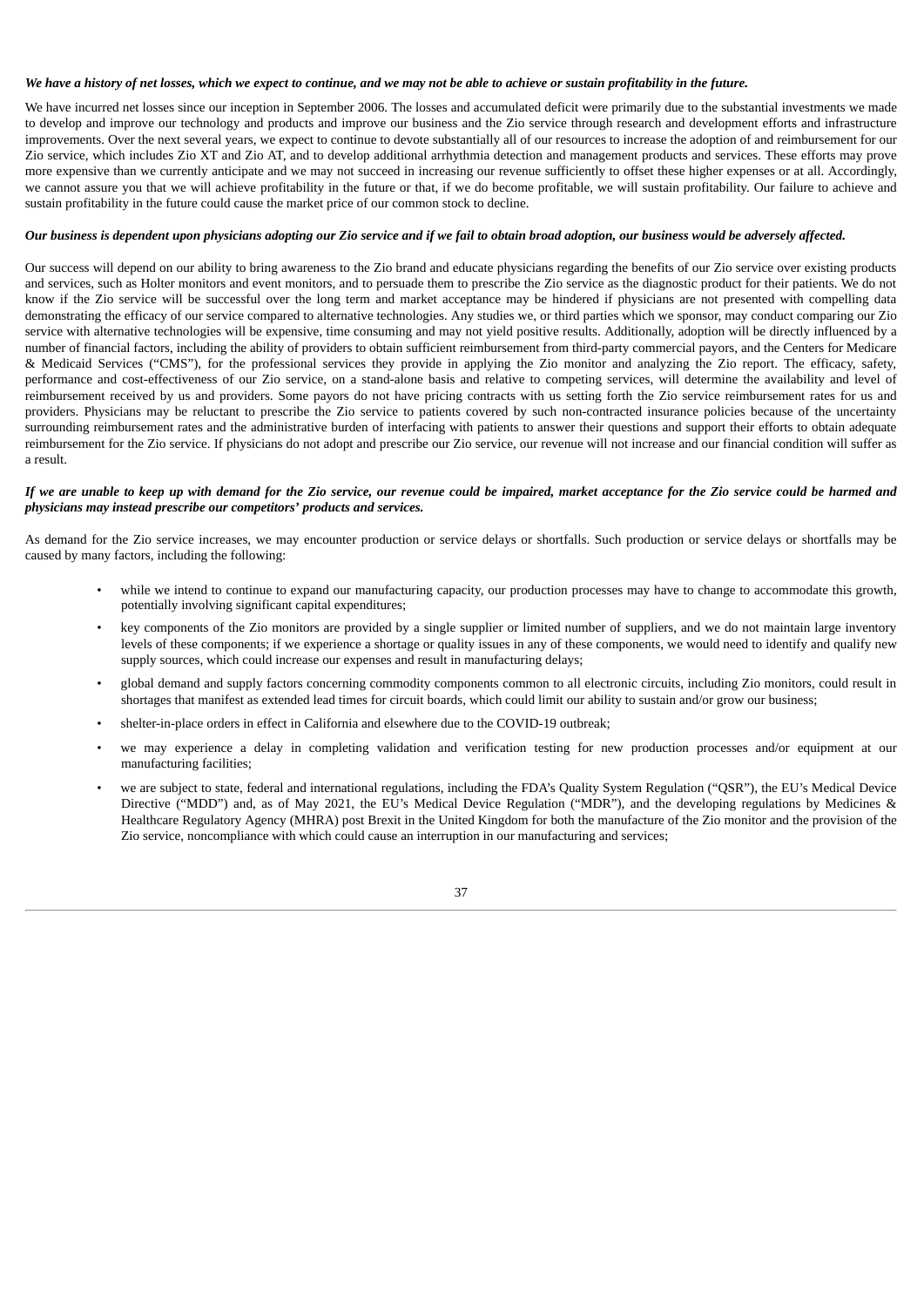***We have a history of net losses, which we expect to continue, and we may not be able to achieve or sustain profitability in the future.***

We have incurred net losses since our inception in September 2006. The losses and accumulated deficit were primarily due to the substantial investments we made to develop and improve our technology and products and improve our business and the Zio service through research and development efforts and infrastructure improvements. Over the next several years, we expect to continue to devote substantially all of our resources to increase the adoption of and reimbursement for our Zio service, which includes Zio XT and Zio AT, and to develop additional arrhythmia detection and management products and services. These efforts may prove more expensive than we currently anticipate and we may not succeed in increasing our revenue sufficiently to offset these higher expenses or at all. Accordingly, we cannot assure you that we will achieve profitability in the future or that, if we do become profitable, we will sustain profitability. Our failure to achieve and sustain profitability in the future could cause the market price of our common stock to decline.

***Our business is dependent upon physicians adopting our Zio service and if we fail to obtain broad adoption, our business would be adversely affected.***

Our success will depend on our ability to bring awareness to the Zio brand and educate physicians regarding the benefits of our Zio service over existing products and services, such as Holter monitors and event monitors, and to persuade them to prescribe the Zio service as the diagnostic product for their patients. We do not know if the Zio service will be successful over the long term and market acceptance may be hindered if physicians are not presented with compelling data demonstrating the efficacy of our service compared to alternative technologies. Any studies we, or third parties which we sponsor, may conduct comparing our Zio service with alternative technologies will be expensive, time consuming and may not yield positive results. Additionally, adoption will be directly influenced by a number of financial factors, including the ability of providers to obtain sufficient reimbursement from third-party commercial payors, and the Centers for Medicare & Medicaid Services ("CMS"), for the professional services they provide in applying the Zio monitor and analyzing the Zio report. The efficacy, safety, performance and cost-effectiveness of our Zio service, on a stand-alone basis and relative to competing services, will determine the availability and level of reimbursement received by us and providers. Some payors do not have pricing contracts with us setting forth the Zio service reimbursement rates for us and providers. Physicians may be reluctant to prescribe the Zio service to patients covered by such non-contracted insurance policies because of the uncertainty surrounding reimbursement rates and the administrative burden of interfacing with patients to answer their questions and support their efforts to obtain adequate reimbursement for the Zio service. If physicians do not adopt and prescribe our Zio service, our revenue will not increase and our financial condition will suffer as a result.

***If we are unable to keep up with demand for the Zio service, our revenue could be impaired, market acceptance for the Zio service could be harmed and physicians may instead prescribe our competitors' products and services.***

As demand for the Zio service increases, we may encounter production or service delays or shortfalls. Such production or service delays or shortfalls may be caused by many factors, including the following:

- while we intend to continue to expand our manufacturing capacity, our production processes may have to change to accommodate this growth, potentially involving significant capital expenditures;
- key components of the Zio monitors are provided by a single supplier or limited number of suppliers, and we do not maintain large inventory levels of these components; if we experience a shortage or quality issues in any of these components, we would need to identify and qualify new supply sources, which could increase our expenses and result in manufacturing delays;
- global demand and supply factors concerning commodity components common to all electronic circuits, including Zio monitors, could result in shortages that manifest as extended lead times for circuit boards, which could limit our ability to sustain and/or grow our business;
- shelter-in-place orders in effect in California and elsewhere due to the COVID-19 outbreak;
- we may experience a delay in completing validation and verification testing for new production processes and/or equipment at our manufacturing facilities;
- we are subject to state, federal and international regulations, including the FDA's Quality System Regulation ("QSR"), the EU's Medical Device Directive ("MDD") and, as of May 2021, the EU's Medical Device Regulation ("MDR"), and the developing regulations by Medicines & Healthcare Regulatory Agency (MHRA) post Brexit in the United Kingdom for both the manufacture of the Zio monitor and the provision of the Zio service, noncompliance with which could cause an interruption in our manufacturing and services;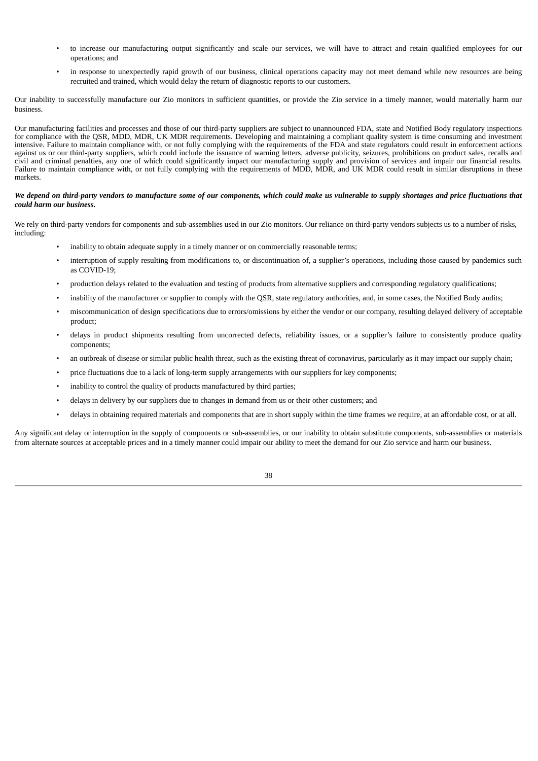- to increase our manufacturing output significantly and scale our services, we will have to attract and retain qualified employees for our operations; and
- in response to unexpectedly rapid growth of our business, clinical operations capacity may not meet demand while new resources are being recruited and trained, which would delay the return of diagnostic reports to our customers.

Our inability to successfully manufacture our Zio monitors in sufficient quantities, or provide the Zio service in a timely manner, would materially harm our business.

Our manufacturing facilities and processes and those of our third-party suppliers are subject to unannounced FDA, state and Notified Body regulatory inspections for compliance with the QSR, MDD, MDR, UK MDR requirements. Developing and maintaining a compliant quality system is time consuming and investment intensive. Failure to maintain compliance with, or not fully complying with the requirements of the FDA and state regulators could result in enforcement actions against us or our third-party suppliers, which could include the issuance of warning letters, adverse publicity, seizures, prohibitions on product sales, recalls and civil and criminal penalties, any one of which could significantly impact our manufacturing supply and provision of services and impair our financial results. Failure to maintain compliance with, or not fully complying with the requirements of MDD, MDR, and UK MDR could result in similar disruptions in these markets.

***We depend on third-party vendors to manufacture some of our components, which could make us vulnerable to supply shortages and price fluctuations that could harm our business.***

We rely on third-party vendors for components and sub-assemblies used in our Zio monitors. Our reliance on third-party vendors subjects us to a number of risks, including:

- inability to obtain adequate supply in a timely manner or on commercially reasonable terms;
- interruption of supply resulting from modifications to, or discontinuation of, a supplier's operations, including those caused by pandemics such as COVID-19;
- production delays related to the evaluation and testing of products from alternative suppliers and corresponding regulatory qualifications;
- inability of the manufacturer or supplier to comply with the QSR, state regulatory authorities, and, in some cases, the Notified Body audits;
- miscommunication of design specifications due to errors/omissions by either the vendor or our company, resulting delayed delivery of acceptable product;
- delays in product shipments resulting from uncorrected defects, reliability issues, or a supplier's failure to consistently produce quality components;
- an outbreak of disease or similar public health threat, such as the existing threat of coronavirus, particularly as it may impact our supply chain;
- price fluctuations due to a lack of long-term supply arrangements with our suppliers for key components;
- inability to control the quality of products manufactured by third parties;
- delays in delivery by our suppliers due to changes in demand from us or their other customers; and
- delays in obtaining required materials and components that are in short supply within the time frames we require, at an affordable cost, or at all.

Any significant delay or interruption in the supply of components or sub-assemblies, or our inability to obtain substitute components, sub-assemblies or materials from alternate sources at acceptable prices and in a timely manner could impair our ability to meet the demand for our Zio service and harm our business.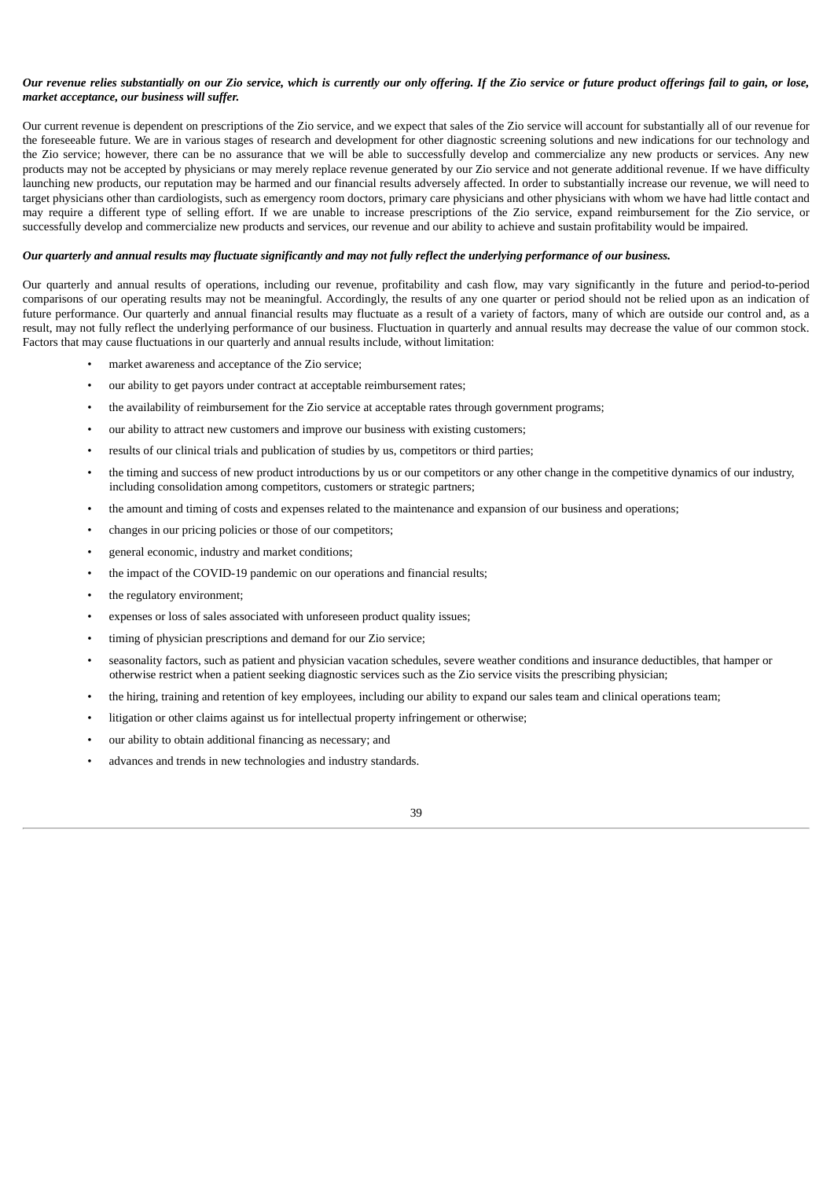***Our revenue relies substantially on our Zio service, which is currently our only offering. If the Zio service or future product offerings fail to gain, or lose, market acceptance, our business will suffer.***

Our current revenue is dependent on prescriptions of the Zio service, and we expect that sales of the Zio service will account for substantially all of our revenue for the foreseeable future. We are in various stages of research and development for other diagnostic screening solutions and new indications for our technology and the Zio service; however, there can be no assurance that we will be able to successfully develop and commercialize any new products or services. Any new products may not be accepted by physicians or may merely replace revenue generated by our Zio service and not generate additional revenue. If we have difficulty launching new products, our reputation may be harmed and our financial results adversely affected. In order to substantially increase our revenue, we will need to target physicians other than cardiologists, such as emergency room doctors, primary care physicians and other physicians with whom we have had little contact and may require a different type of selling effort. If we are unable to increase prescriptions of the Zio service, expand reimbursement for the Zio service, or successfully develop and commercialize new products and services, our revenue and our ability to achieve and sustain profitability would be impaired.

***Our quarterly and annual results may fluctuate significantly and may not fully reflect the underlying performance of our business.***

Our quarterly and annual results of operations, including our revenue, profitability and cash flow, may vary significantly in the future and period-to-period comparisons of our operating results may not be meaningful. Accordingly, the results of any one quarter or period should not be relied upon as an indication of future performance. Our quarterly and annual financial results may fluctuate as a result of a variety of factors, many of which are outside our control and, as a result, may not fully reflect the underlying performance of our business. Fluctuation in quarterly and annual results may decrease the value of our common stock. Factors that may cause fluctuations in our quarterly and annual results include, without limitation:

- market awareness and acceptance of the Zio service;
- our ability to get payors under contract at acceptable reimbursement rates;
- the availability of reimbursement for the Zio service at acceptable rates through government programs;
- our ability to attract new customers and improve our business with existing customers;
- results of our clinical trials and publication of studies by us, competitors or third parties;
- the timing and success of new product introductions by us or our competitors or any other change in the competitive dynamics of our industry, including consolidation among competitors, customers or strategic partners;
- the amount and timing of costs and expenses related to the maintenance and expansion of our business and operations;
- changes in our pricing policies or those of our competitors;
- general economic, industry and market conditions;
- the impact of the COVID-19 pandemic on our operations and financial results;
- the regulatory environment;
- expenses or loss of sales associated with unforeseen product quality issues;
- timing of physician prescriptions and demand for our Zio service;
- seasonality factors, such as patient and physician vacation schedules, severe weather conditions and insurance deductibles, that hamper or otherwise restrict when a patient seeking diagnostic services such as the Zio service visits the prescribing physician;
- the hiring, training and retention of key employees, including our ability to expand our sales team and clinical operations team;
- litigation or other claims against us for intellectual property infringement or otherwise;
- our ability to obtain additional financing as necessary; and
- advances and trends in new technologies and industry standards.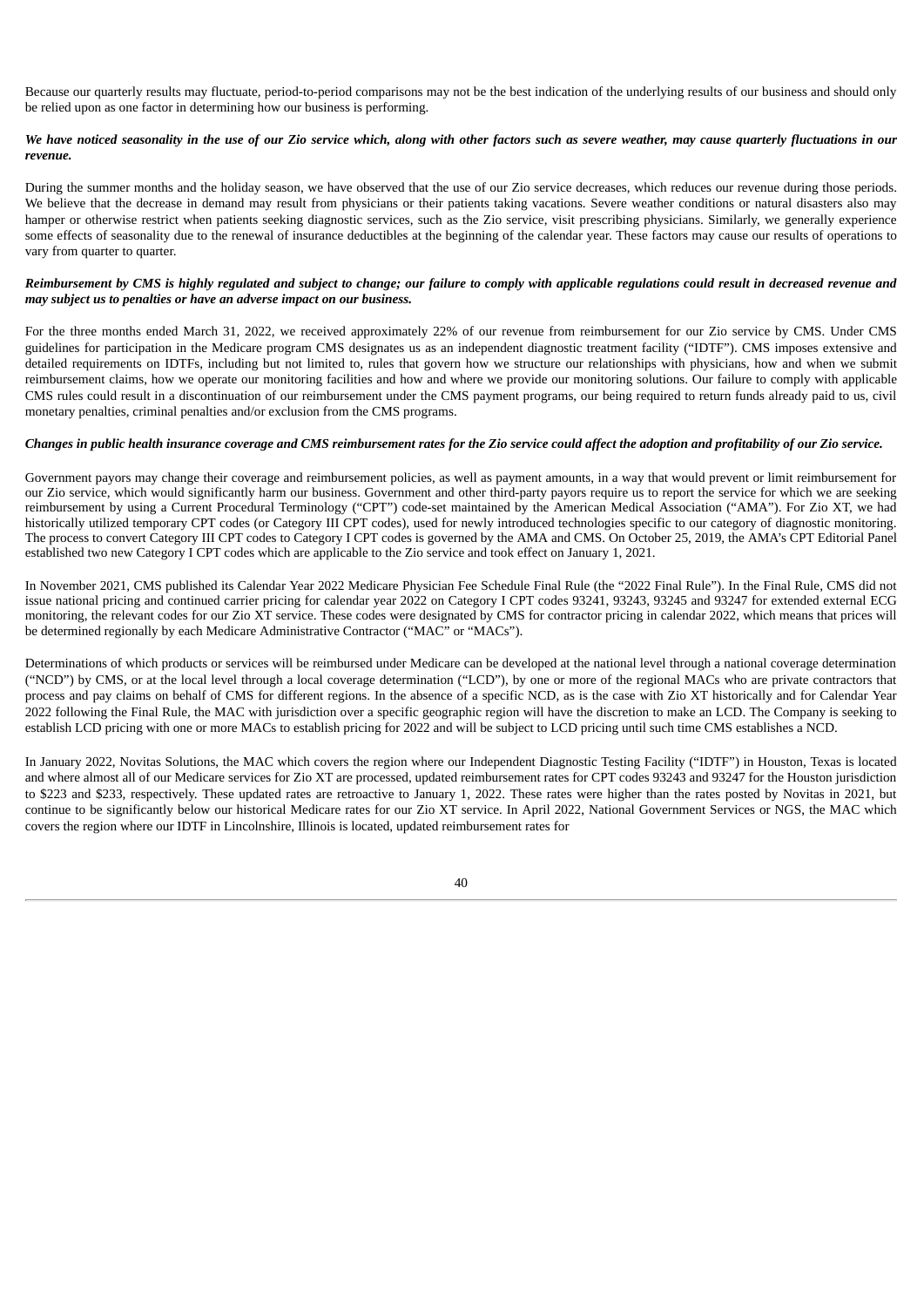Because our quarterly results may fluctuate, period-to-period comparisons may not be the best indication of the underlying results of our business and should only be relied upon as one factor in determining how our business is performing.

***We have noticed seasonality in the use of our Zio service which, along with other factors such as severe weather, may cause quarterly fluctuations in our revenue.***

During the summer months and the holiday season, we have observed that the use of our Zio service decreases, which reduces our revenue during those periods. We believe that the decrease in demand may result from physicians or their patients taking vacations. Severe weather conditions or natural disasters also may hamper or otherwise restrict when patients seeking diagnostic services, such as the Zio service, visit prescribing physicians. Similarly, we generally experience some effects of seasonality due to the renewal of insurance deductibles at the beginning of the calendar year. These factors may cause our results of operations to vary from quarter to quarter.

***Reimbursement by CMS is highly regulated and subject to change; our failure to comply with applicable regulations could result in decreased revenue and may subject us to penalties or have an adverse impact on our business.***

For the three months ended March 31, 2022, we received approximately 22% of our revenue from reimbursement for our Zio service by CMS. Under CMS guidelines for participation in the Medicare program CMS designates us as an independent diagnostic treatment facility ("IDTF"). CMS imposes extensive and detailed requirements on IDTFs, including but not limited to, rules that govern how we structure our relationships with physicians, how and when we submit reimbursement claims, how we operate our monitoring facilities and how and where we provide our monitoring solutions. Our failure to comply with applicable CMS rules could result in a discontinuation of our reimbursement under the CMS payment programs, our being required to return funds already paid to us, civil monetary penalties, criminal penalties and/or exclusion from the CMS programs.

***Changes in public health insurance coverage and CMS reimbursement rates for the Zio service could affect the adoption and profitability of our Zio service.***

Government payors may change their coverage and reimbursement policies, as well as payment amounts, in a way that would prevent or limit reimbursement for our Zio service, which would significantly harm our business. Government and other third-party payors require us to report the service for which we are seeking reimbursement by using a Current Procedural Terminology ("CPT") code-set maintained by the American Medical Association ("AMA"). For Zio XT, we had historically utilized temporary CPT codes (or Category III CPT codes), used for newly introduced technologies specific to our category of diagnostic monitoring. The process to convert Category III CPT codes to Category I CPT codes is governed by the AMA and CMS. On October 25, 2019, the AMA's CPT Editorial Panel established two new Category I CPT codes which are applicable to the Zio service and took effect on January 1, 2021.

In November 2021, CMS published its Calendar Year 2022 Medicare Physician Fee Schedule Final Rule (the "2022 Final Rule"). In the Final Rule, CMS did not issue national pricing and continued carrier pricing for calendar year 2022 on Category I CPT codes 93241, 93243, 93245 and 93247 for extended external ECG monitoring, the relevant codes for our Zio XT service. These codes were designated by CMS for contractor pricing in calendar 2022, which means that prices will be determined regionally by each Medicare Administrative Contractor ("MAC" or "MACs").

Determinations of which products or services will be reimbursed under Medicare can be developed at the national level through a national coverage determination ("NCD") by CMS, or at the local level through a local coverage determination ("LCD"), by one or more of the regional MACs who are private contractors that process and pay claims on behalf of CMS for different regions. In the absence of a specific NCD, as is the case with Zio XT historically and for Calendar Year 2022 following the Final Rule, the MAC with jurisdiction over a specific geographic region will have the discretion to make an LCD. The Company is seeking to establish LCD pricing with one or more MACs to establish pricing for 2022 and will be subject to LCD pricing until such time CMS establishes a NCD.

In January 2022, Novitas Solutions, the MAC which covers the region where our Independent Diagnostic Testing Facility ("IDTF") in Houston, Texas is located and where almost all of our Medicare services for Zio XT are processed, updated reimbursement rates for CPT codes 93243 and 93247 for the Houston jurisdiction to $223 and $233, respectively. These updated rates are retroactive to January 1, 2022. These rates were higher than the rates posted by Novitas in 2021, but continue to be significantly below our historical Medicare rates for our Zio XT service. In April 2022, National Government Services or NGS, the MAC which covers the region where our IDTF in Lincolnshire, Illinois is located, updated reimbursement rates for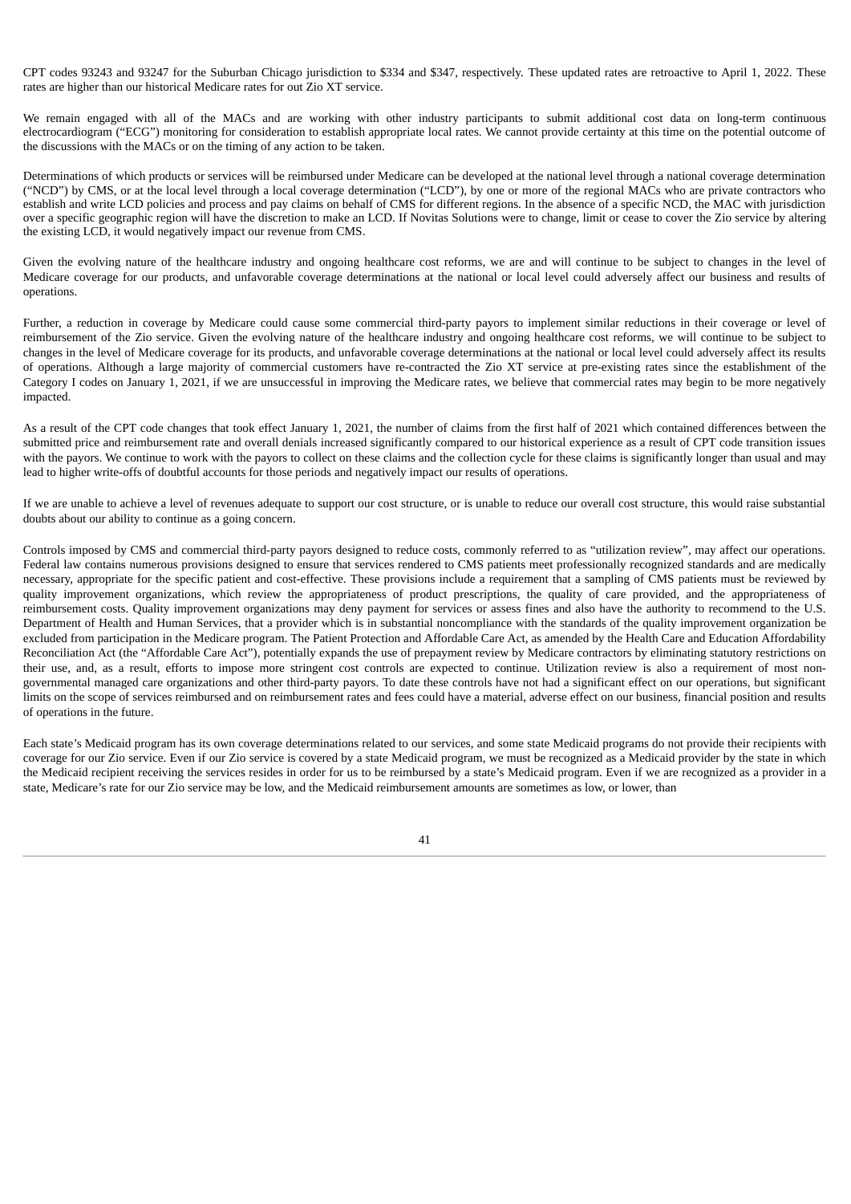CPT codes 93243 and 93247 for the Suburban Chicago jurisdiction to $334 and $347, respectively. These updated rates are retroactive to April 1, 2022. These rates are higher than our historical Medicare rates for out Zio XT service.

We remain engaged with all of the MACs and are working with other industry participants to submit additional cost data on long-term continuous electrocardiogram ("ECG") monitoring for consideration to establish appropriate local rates. We cannot provide certainty at this time on the potential outcome of the discussions with the MACs or on the timing of any action to be taken.

Determinations of which products or services will be reimbursed under Medicare can be developed at the national level through a national coverage determination ("NCD") by CMS, or at the local level through a local coverage determination ("LCD"), by one or more of the regional MACs who are private contractors who establish and write LCD policies and process and pay claims on behalf of CMS for different regions. In the absence of a specific NCD, the MAC with jurisdiction over a specific geographic region will have the discretion to make an LCD. If Novitas Solutions were to change, limit or cease to cover the Zio service by altering the existing LCD, it would negatively impact our revenue from CMS.

Given the evolving nature of the healthcare industry and ongoing healthcare cost reforms, we are and will continue to be subject to changes in the level of Medicare coverage for our products, and unfavorable coverage determinations at the national or local level could adversely affect our business and results of operations.

Further, a reduction in coverage by Medicare could cause some commercial third-party payors to implement similar reductions in their coverage or level of reimbursement of the Zio service. Given the evolving nature of the healthcare industry and ongoing healthcare cost reforms, we will continue to be subject to changes in the level of Medicare coverage for its products, and unfavorable coverage determinations at the national or local level could adversely affect its results of operations. Although a large majority of commercial customers have re-contracted the Zio XT service at pre-existing rates since the establishment of the Category I codes on January 1, 2021, if we are unsuccessful in improving the Medicare rates, we believe that commercial rates may begin to be more negatively impacted.

As a result of the CPT code changes that took effect January 1, 2021, the number of claims from the first half of 2021 which contained differences between the submitted price and reimbursement rate and overall denials increased significantly compared to our historical experience as a result of CPT code transition issues with the payors. We continue to work with the payors to collect on these claims and the collection cycle for these claims is significantly longer than usual and may lead to higher write-offs of doubtful accounts for those periods and negatively impact our results of operations.

If we are unable to achieve a level of revenues adequate to support our cost structure, or is unable to reduce our overall cost structure, this would raise substantial doubts about our ability to continue as a going concern.

Controls imposed by CMS and commercial third-party payors designed to reduce costs, commonly referred to as "utilization review", may affect our operations. Federal law contains numerous provisions designed to ensure that services rendered to CMS patients meet professionally recognized standards and are medically necessary, appropriate for the specific patient and cost-effective. These provisions include a requirement that a sampling of CMS patients must be reviewed by quality improvement organizations, which review the appropriateness of product prescriptions, the quality of care provided, and the appropriateness of reimbursement costs. Quality improvement organizations may deny payment for services or assess fines and also have the authority to recommend to the U.S. Department of Health and Human Services, that a provider which is in substantial noncompliance with the standards of the quality improvement organization be excluded from participation in the Medicare program. The Patient Protection and Affordable Care Act, as amended by the Health Care and Education Affordability Reconciliation Act (the "Affordable Care Act"), potentially expands the use of prepayment review by Medicare contractors by eliminating statutory restrictions on their use, and, as a result, efforts to impose more stringent cost controls are expected to continue. Utilization review is also a requirement of most non-governmental managed care organizations and other third-party payors. To date these controls have not had a significant effect on our operations, but significant limits on the scope of services reimbursed and on reimbursement rates and fees could have a material, adverse effect on our business, financial position and results of operations in the future.

Each state's Medicaid program has its own coverage determinations related to our services, and some state Medicaid programs do not provide their recipients with coverage for our Zio service. Even if our Zio service is covered by a state Medicaid program, we must be recognized as a Medicaid provider by the state in which the Medicaid recipient receiving the services resides in order for us to be reimbursed by a state's Medicaid program. Even if we are recognized as a provider in a state, Medicare's rate for our Zio service may be low, and the Medicaid reimbursement amounts are sometimes as low, or lower, than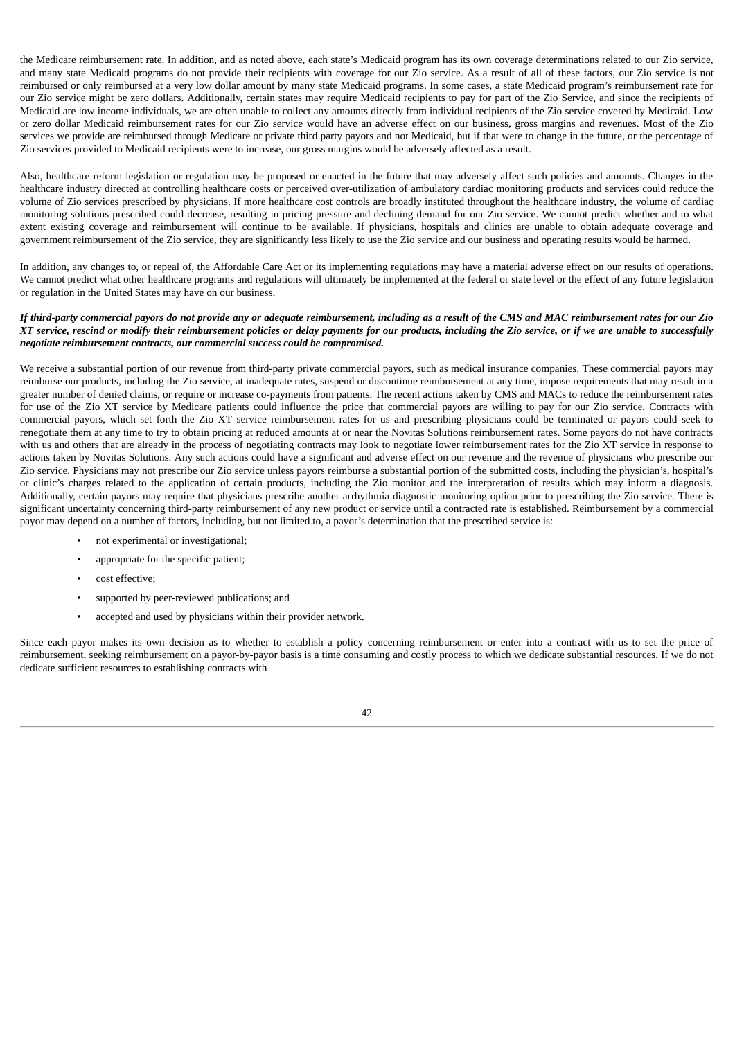the Medicare reimbursement rate. In addition, and as noted above, each state's Medicaid program has its own coverage determinations related to our Zio service, and many state Medicaid programs do not provide their recipients with coverage for our Zio service. As a result of all of these factors, our Zio service is not reimbursed or only reimbursed at a very low dollar amount by many state Medicaid programs. In some cases, a state Medicaid program's reimbursement rate for our Zio service might be zero dollars. Additionally, certain states may require Medicaid recipients to pay for part of the Zio Service, and since the recipients of Medicaid are low income individuals, we are often unable to collect any amounts directly from individual recipients of the Zio service covered by Medicaid. Low or zero dollar Medicaid reimbursement rates for our Zio service would have an adverse effect on our business, gross margins and revenues. Most of the Zio services we provide are reimbursed through Medicare or private third party payors and not Medicaid, but if that were to change in the future, or the percentage of Zio services provided to Medicaid recipients were to increase, our gross margins would be adversely affected as a result.

Also, healthcare reform legislation or regulation may be proposed or enacted in the future that may adversely affect such policies and amounts. Changes in the healthcare industry directed at controlling healthcare costs or perceived over-utilization of ambulatory cardiac monitoring products and services could reduce the volume of Zio services prescribed by physicians. If more healthcare cost controls are broadly instituted throughout the healthcare industry, the volume of cardiac monitoring solutions prescribed could decrease, resulting in pricing pressure and declining demand for our Zio service. We cannot predict whether and to what extent existing coverage and reimbursement will continue to be available. If physicians, hospitals and clinics are unable to obtain adequate coverage and government reimbursement of the Zio service, they are significantly less likely to use the Zio service and our business and operating results would be harmed.

In addition, any changes to, or repeal of, the Affordable Care Act or its implementing regulations may have a material adverse effect on our results of operations. We cannot predict what other healthcare programs and regulations will ultimately be implemented at the federal or state level or the effect of any future legislation or regulation in the United States may have on our business.

***If third-party commercial payors do not provide any or adequate reimbursement, including as a result of the CMS and MAC reimbursement rates for our Zio XT service, rescind or modify their reimbursement policies or delay payments for our products, including the Zio service, or if we are unable to successfully negotiate reimbursement contracts, our commercial success could be compromised.***

We receive a substantial portion of our revenue from third-party private commercial payors, such as medical insurance companies. These commercial payors may reimburse our products, including the Zio service, at inadequate rates, suspend or discontinue reimbursement at any time, impose requirements that may result in a greater number of denied claims, or require or increase co-payments from patients. The recent actions taken by CMS and MACs to reduce the reimbursement rates for use of the Zio XT service by Medicare patients could influence the price that commercial payors are willing to pay for our Zio service. Contracts with commercial payors, which set forth the Zio XT service reimbursement rates for us and prescribing physicians could be terminated or payors could seek to renegotiate them at any time to try to obtain pricing at reduced amounts at or near the Novitas Solutions reimbursement rates. Some payors do not have contracts with us and others that are already in the process of negotiating contracts may look to negotiate lower reimbursement rates for the Zio XT service in response to actions taken by Novitas Solutions. Any such actions could have a significant and adverse effect on our revenue and the revenue of physicians who prescribe our Zio service. Physicians may not prescribe our Zio service unless payors reimburse a substantial portion of the submitted costs, including the physician's, hospital's or clinic's charges related to the application of certain products, including the Zio monitor and the interpretation of results which may inform a diagnosis. Additionally, certain payors may require that physicians prescribe another arrhythmia diagnostic monitoring option prior to prescribing the Zio service. There is significant uncertainty concerning third-party reimbursement of any new product or service until a contracted rate is established. Reimbursement by a commercial payor may depend on a number of factors, including, but not limited to, a payor's determination that the prescribed service is:

- not experimental or investigational;
- appropriate for the specific patient;
- cost effective;
- supported by peer-reviewed publications; and
- accepted and used by physicians within their provider network.

Since each payor makes its own decision as to whether to establish a policy concerning reimbursement or enter into a contract with us to set the price of reimbursement, seeking reimbursement on a payor-by-payor basis is a time consuming and costly process to which we dedicate substantial resources. If we do not dedicate sufficient resources to establishing contracts with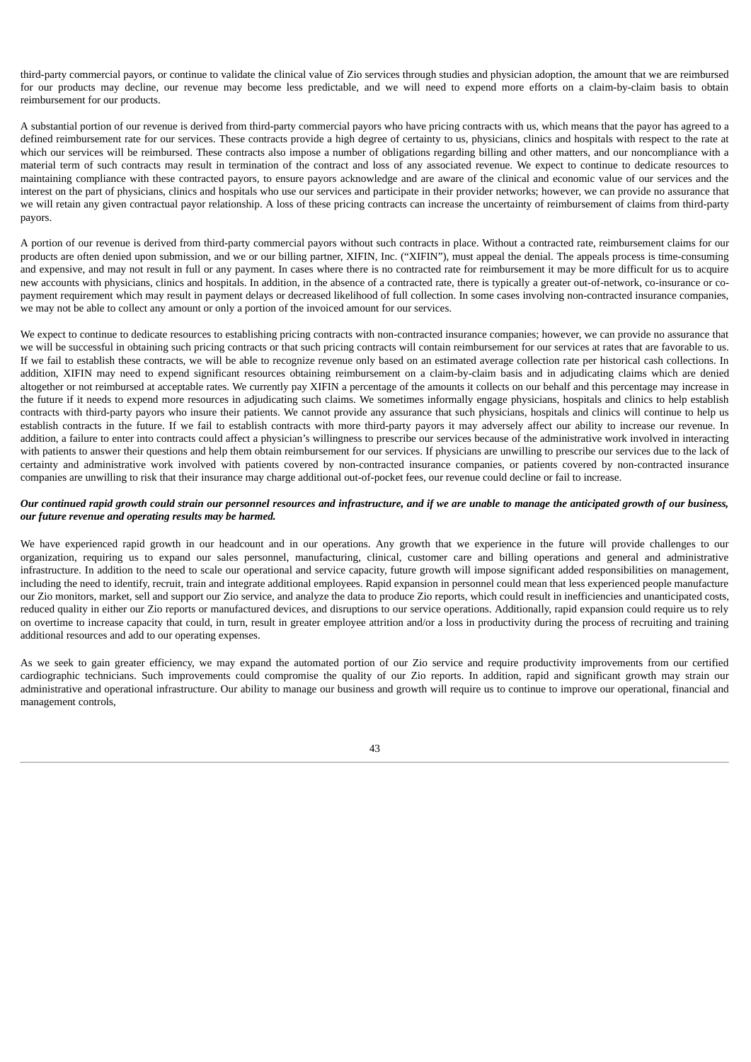third-party commercial payors, or continue to validate the clinical value of Zio services through studies and physician adoption, the amount that we are reimbursed for our products may decline, our revenue may become less predictable, and we will need to expend more efforts on a claim-by-claim basis to obtain reimbursement for our products.

A substantial portion of our revenue is derived from third-party commercial payors who have pricing contracts with us, which means that the payor has agreed to a defined reimbursement rate for our services. These contracts provide a high degree of certainty to us, physicians, clinics and hospitals with respect to the rate at which our services will be reimbursed. These contracts also impose a number of obligations regarding billing and other matters, and our noncompliance with a material term of such contracts may result in termination of the contract and loss of any associated revenue. We expect to continue to dedicate resources to maintaining compliance with these contracted payors, to ensure payors acknowledge and are aware of the clinical and economic value of our services and the interest on the part of physicians, clinics and hospitals who use our services and participate in their provider networks; however, we can provide no assurance that we will retain any given contractual payor relationship. A loss of these pricing contracts can increase the uncertainty of reimbursement of claims from third-party payors.

A portion of our revenue is derived from third-party commercial payors without such contracts in place. Without a contracted rate, reimbursement claims for our products are often denied upon submission, and we or our billing partner, XIFIN, Inc. ("XIFIN"), must appeal the denial. The appeals process is time-consuming and expensive, and may not result in full or any payment. In cases where there is no contracted rate for reimbursement it may be more difficult for us to acquire new accounts with physicians, clinics and hospitals. In addition, in the absence of a contracted rate, there is typically a greater out-of-network, co-insurance or co-payment requirement which may result in payment delays or decreased likelihood of full collection. In some cases involving non-contracted insurance companies, we may not be able to collect any amount or only a portion of the invoiced amount for our services.

We expect to continue to dedicate resources to establishing pricing contracts with non-contracted insurance companies; however, we can provide no assurance that we will be successful in obtaining such pricing contracts or that such pricing contracts will contain reimbursement for our services at rates that are favorable to us. If we fail to establish these contracts, we will be able to recognize revenue only based on an estimated average collection rate per historical cash collections. In addition, XIFIN may need to expend significant resources obtaining reimbursement on a claim-by-claim basis and in adjudicating claims which are denied altogether or not reimbursed at acceptable rates. We currently pay XIFIN a percentage of the amounts it collects on our behalf and this percentage may increase in the future if it needs to expend more resources in adjudicating such claims. We sometimes informally engage physicians, hospitals and clinics to help establish contracts with third-party payors who insure their patients. We cannot provide any assurance that such physicians, hospitals and clinics will continue to help us establish contracts in the future. If we fail to establish contracts with more third-party payors it may adversely affect our ability to increase our revenue. In addition, a failure to enter into contracts could affect a physician's willingness to prescribe our services because of the administrative work involved in interacting with patients to answer their questions and help them obtain reimbursement for our services. If physicians are unwilling to prescribe our services due to the lack of certainty and administrative work involved with patients covered by non-contracted insurance companies, or patients covered by non-contracted insurance companies are unwilling to risk that their insurance may charge additional out-of-pocket fees, our revenue could decline or fail to increase.

***Our continued rapid growth could strain our personnel resources and infrastructure, and if we are unable to manage the anticipated growth of our business, our future revenue and operating results may be harmed.***

We have experienced rapid growth in our headcount and in our operations. Any growth that we experience in the future will provide challenges to our organization, requiring us to expand our sales personnel, manufacturing, clinical, customer care and billing operations and general and administrative infrastructure. In addition to the need to scale our operational and service capacity, future growth will impose significant added responsibilities on management, including the need to identify, recruit, train and integrate additional employees. Rapid expansion in personnel could mean that less experienced people manufacture our Zio monitors, market, sell and support our Zio service, and analyze the data to produce Zio reports, which could result in inefficiencies and unanticipated costs, reduced quality in either our Zio reports or manufactured devices, and disruptions to our service operations. Additionally, rapid expansion could require us to rely on overtime to increase capacity that could, in turn, result in greater employee attrition and/or a loss in productivity during the process of recruiting and training additional resources and add to our operating expenses.

As we seek to gain greater efficiency, we may expand the automated portion of our Zio service and require productivity improvements from our certified cardiographic technicians. Such improvements could compromise the quality of our Zio reports. In addition, rapid and significant growth may strain our administrative and operational infrastructure. Our ability to manage our business and growth will require us to continue to improve our operational, financial and management controls,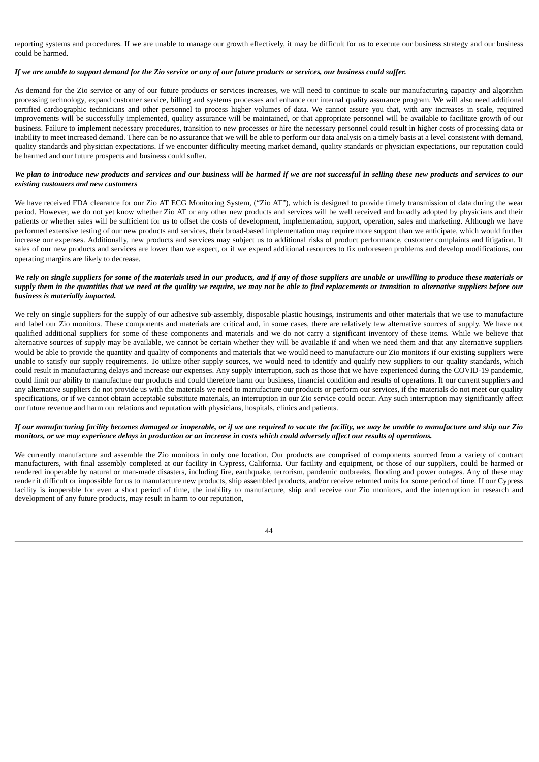reporting systems and procedures. If we are unable to manage our growth effectively, it may be difficult for us to execute our business strategy and our business could be harmed.

***If we are unable to support demand for the Zio service or any of our future products or services, our business could suffer.***

As demand for the Zio service or any of our future products or services increases, we will need to continue to scale our manufacturing capacity and algorithm processing technology, expand customer service, billing and systems processes and enhance our internal quality assurance program. We will also need additional certified cardiographic technicians and other personnel to process higher volumes of data. We cannot assure you that, with any increases in scale, required improvements will be successfully implemented, quality assurance will be maintained, or that appropriate personnel will be available to facilitate growth of our business. Failure to implement necessary procedures, transition to new processes or hire the necessary personnel could result in higher costs of processing data or inability to meet increased demand. There can be no assurance that we will be able to perform our data analysis on a timely basis at a level consistent with demand, quality standards and physician expectations. If we encounter difficulty meeting market demand, quality standards or physician expectations, our reputation could be harmed and our future prospects and business could suffer.

***We plan to introduce new products and services and our business will be harmed if we are not successful in selling these new products and services to our existing customers and new customers***

We have received FDA clearance for our Zio AT ECG Monitoring System, ("Zio AT"), which is designed to provide timely transmission of data during the wear period. However, we do not yet know whether Zio AT or any other new products and services will be well received and broadly adopted by physicians and their patients or whether sales will be sufficient for us to offset the costs of development, implementation, support, operation, sales and marketing. Although we have performed extensive testing of our new products and services, their broad-based implementation may require more support than we anticipate, which would further increase our expenses. Additionally, new products and services may subject us to additional risks of product performance, customer complaints and litigation. If sales of our new products and services are lower than we expect, or if we expend additional resources to fix unforeseen problems and develop modifications, our operating margins are likely to decrease.

***We rely on single suppliers for some of the materials used in our products, and if any of those suppliers are unable or unwilling to produce these materials or supply them in the quantities that we need at the quality we require, we may not be able to find replacements or transition to alternative suppliers before our business is materially impacted.***

We rely on single suppliers for the supply of our adhesive sub-assembly, disposable plastic housings, instruments and other materials that we use to manufacture and label our Zio monitors. These components and materials are critical and, in some cases, there are relatively few alternative sources of supply. We have not qualified additional suppliers for some of these components and materials and we do not carry a significant inventory of these items. While we believe that alternative sources of supply may be available, we cannot be certain whether they will be available if and when we need them and that any alternative suppliers would be able to provide the quantity and quality of components and materials that we would need to manufacture our Zio monitors if our existing suppliers were unable to satisfy our supply requirements. To utilize other supply sources, we would need to identify and qualify new suppliers to our quality standards, which could result in manufacturing delays and increase our expenses. Any supply interruption, such as those that we have experienced during the COVID-19 pandemic, could limit our ability to manufacture our products and could therefore harm our business, financial condition and results of operations. If our current suppliers and any alternative suppliers do not provide us with the materials we need to manufacture our products or perform our services, if the materials do not meet our quality specifications, or if we cannot obtain acceptable substitute materials, an interruption in our Zio service could occur. Any such interruption may significantly affect our future revenue and harm our relations and reputation with physicians, hospitals, clinics and patients.

***If our manufacturing facility becomes damaged or inoperable, or if we are required to vacate the facility, we may be unable to manufacture and ship our Zio monitors, or we may experience delays in production or an increase in costs which could adversely affect our results of operations.***

We currently manufacture and assemble the Zio monitors in only one location. Our products are comprised of components sourced from a variety of contract manufacturers, with final assembly completed at our facility in Cypress, California. Our facility and equipment, or those of our suppliers, could be harmed or rendered inoperable by natural or man-made disasters, including fire, earthquake, terrorism, pandemic outbreaks, flooding and power outages. Any of these may render it difficult or impossible for us to manufacture new products, ship assembled products, and/or receive returned units for some period of time. If our Cypress facility is inoperable for even a short period of time, the inability to manufacture, ship and receive our Zio monitors, and the interruption in research and development of any future products, may result in harm to our reputation,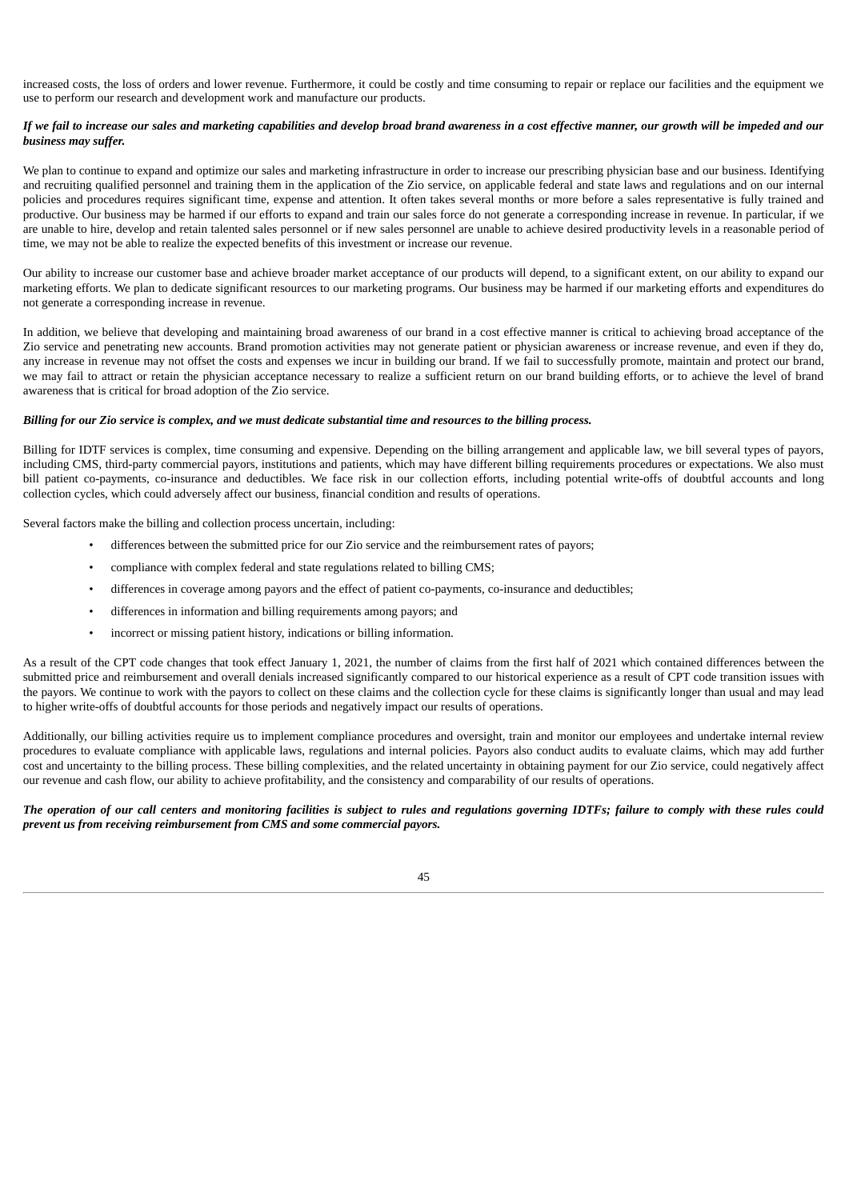increased costs, the loss of orders and lower revenue. Furthermore, it could be costly and time consuming to repair or replace our facilities and the equipment we use to perform our research and development work and manufacture our products.

***If we fail to increase our sales and marketing capabilities and develop broad brand awareness in a cost effective manner, our growth will be impeded and our business may suffer.***

We plan to continue to expand and optimize our sales and marketing infrastructure in order to increase our prescribing physician base and our business. Identifying and recruiting qualified personnel and training them in the application of the Zio service, on applicable federal and state laws and regulations and on our internal policies and procedures requires significant time, expense and attention. It often takes several months or more before a sales representative is fully trained and productive. Our business may be harmed if our efforts to expand and train our sales force do not generate a corresponding increase in revenue. In particular, if we are unable to hire, develop and retain talented sales personnel or if new sales personnel are unable to achieve desired productivity levels in a reasonable period of time, we may not be able to realize the expected benefits of this investment or increase our revenue.

Our ability to increase our customer base and achieve broader market acceptance of our products will depend, to a significant extent, on our ability to expand our marketing efforts. We plan to dedicate significant resources to our marketing programs. Our business may be harmed if our marketing efforts and expenditures do not generate a corresponding increase in revenue.

In addition, we believe that developing and maintaining broad awareness of our brand in a cost effective manner is critical to achieving broad acceptance of the Zio service and penetrating new accounts. Brand promotion activities may not generate patient or physician awareness or increase revenue, and even if they do, any increase in revenue may not offset the costs and expenses we incur in building our brand. If we fail to successfully promote, maintain and protect our brand, we may fail to attract or retain the physician acceptance necessary to realize a sufficient return on our brand building efforts, or to achieve the level of brand awareness that is critical for broad adoption of the Zio service.

***Billing for our Zio service is complex, and we must dedicate substantial time and resources to the billing process.***

Billing for IDTF services is complex, time consuming and expensive. Depending on the billing arrangement and applicable law, we bill several types of payors, including CMS, third-party commercial payors, institutions and patients, which may have different billing requirements procedures or expectations. We also must bill patient co-payments, co-insurance and deductibles. We face risk in our collection efforts, including potential write-offs of doubtful accounts and long collection cycles, which could adversely affect our business, financial condition and results of operations.

Several factors make the billing and collection process uncertain, including:

- differences between the submitted price for our Zio service and the reimbursement rates of payors;
- compliance with complex federal and state regulations related to billing CMS;
- differences in coverage among payors and the effect of patient co-payments, co-insurance and deductibles;
- differences in information and billing requirements among payors; and
- incorrect or missing patient history, indications or billing information.

As a result of the CPT code changes that took effect January 1, 2021, the number of claims from the first half of 2021 which contained differences between the submitted price and reimbursement and overall denials increased significantly compared to our historical experience as a result of CPT code transition issues with the payors. We continue to work with the payors to collect on these claims and the collection cycle for these claims is significantly longer than usual and may lead to higher write-offs of doubtful accounts for those periods and negatively impact our results of operations.

Additionally, our billing activities require us to implement compliance procedures and oversight, train and monitor our employees and undertake internal review procedures to evaluate compliance with applicable laws, regulations and internal policies. Payors also conduct audits to evaluate claims, which may add further cost and uncertainty to the billing process. These billing complexities, and the related uncertainty in obtaining payment for our Zio service, could negatively affect our revenue and cash flow, our ability to achieve profitability, and the consistency and comparability of our results of operations.

***The operation of our call centers and monitoring facilities is subject to rules and regulations governing IDTFs; failure to comply with these rules could prevent us from receiving reimbursement from CMS and some commercial payors.***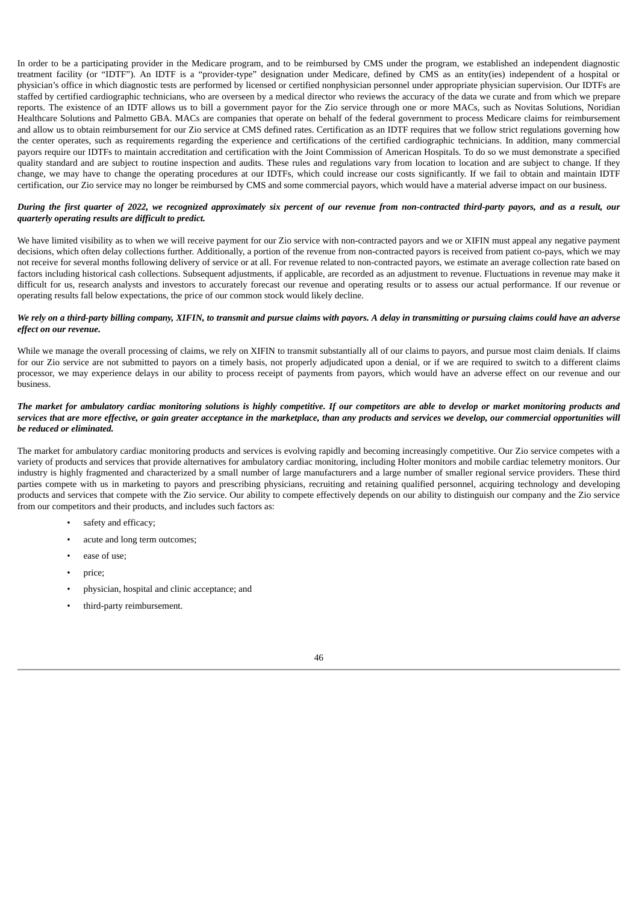In order to be a participating provider in the Medicare program, and to be reimbursed by CMS under the program, we established an independent diagnostic treatment facility (or "IDTF"). An IDTF is a "provider-type" designation under Medicare, defined by CMS as an entity(ies) independent of a hospital or physician's office in which diagnostic tests are performed by licensed or certified nonphysician personnel under appropriate physician supervision. Our IDTFs are staffed by certified cardiographic technicians, who are overseen by a medical director who reviews the accuracy of the data we curate and from which we prepare reports. The existence of an IDTF allows us to bill a government payor for the Zio service through one or more MACs, such as Novitas Solutions, Noridian Healthcare Solutions and Palmetto GBA. MACs are companies that operate on behalf of the federal government to process Medicare claims for reimbursement and allow us to obtain reimbursement for our Zio service at CMS defined rates. Certification as an IDTF requires that we follow strict regulations governing how the center operates, such as requirements regarding the experience and certifications of the certified cardiographic technicians. In addition, many commercial payors require our IDTFs to maintain accreditation and certification with the Joint Commission of American Hospitals. To do so we must demonstrate a specified quality standard and are subject to routine inspection and audits. These rules and regulations vary from location to location and are subject to change. If they change, we may have to change the operating procedures at our IDTFs, which could increase our costs significantly. If we fail to obtain and maintain IDTF certification, our Zio service may no longer be reimbursed by CMS and some commercial payors, which would have a material adverse impact on our business.

***During the first quarter of 2022, we recognized approximately six percent of our revenue from non-contracted third-party payors, and as a result, our quarterly operating results are difficult to predict.***

We have limited visibility as to when we will receive payment for our Zio service with non-contracted payors and we or XIFIN must appeal any negative payment decisions, which often delay collections further. Additionally, a portion of the revenue from non-contracted payors is received from patient co-pays, which we may not receive for several months following delivery of service or at all. For revenue related to non-contracted payors, we estimate an average collection rate based on factors including historical cash collections. Subsequent adjustments, if applicable, are recorded as an adjustment to revenue. Fluctuations in revenue may make it difficult for us, research analysts and investors to accurately forecast our revenue and operating results or to assess our actual performance. If our revenue or operating results fall below expectations, the price of our common stock would likely decline.

***We rely on a third-party billing company, XIFIN, to transmit and pursue claims with payors. A delay in transmitting or pursuing claims could have an adverse effect on our revenue.***

While we manage the overall processing of claims, we rely on XIFIN to transmit substantially all of our claims to payors, and pursue most claim denials. If claims for our Zio service are not submitted to payors on a timely basis, not properly adjudicated upon a denial, or if we are required to switch to a different claims processor, we may experience delays in our ability to process receipt of payments from payors, which would have an adverse effect on our revenue and our business.

***The market for ambulatory cardiac monitoring solutions is highly competitive. If our competitors are able to develop or market monitoring products and services that are more effective, or gain greater acceptance in the marketplace, than any products and services we develop, our commercial opportunities will be reduced or eliminated.***

The market for ambulatory cardiac monitoring products and services is evolving rapidly and becoming increasingly competitive. Our Zio service competes with a variety of products and services that provide alternatives for ambulatory cardiac monitoring, including Holter monitors and mobile cardiac telemetry monitors. Our industry is highly fragmented and characterized by a small number of large manufacturers and a large number of smaller regional service providers. These third parties compete with us in marketing to payors and prescribing physicians, recruiting and retaining qualified personnel, acquiring technology and developing products and services that compete with the Zio service. Our ability to compete effectively depends on our ability to distinguish our company and the Zio service from our competitors and their products, and includes such factors as:

- safety and efficacy;
- acute and long term outcomes;
- ease of use;
- price;
- physician, hospital and clinic acceptance; and
- third-party reimbursement.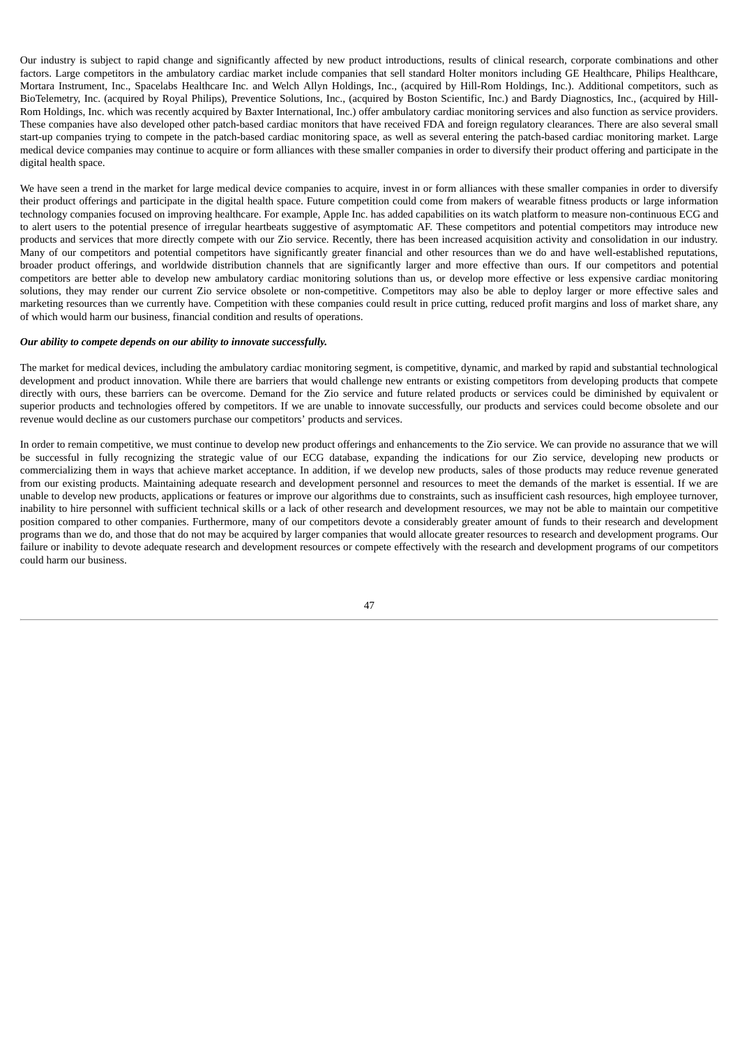Our industry is subject to rapid change and significantly affected by new product introductions, results of clinical research, corporate combinations and other factors. Large competitors in the ambulatory cardiac market include companies that sell standard Holter monitors including GE Healthcare, Philips Healthcare, Mortara Instrument, Inc., Spacelabs Healthcare Inc. and Welch Allyn Holdings, Inc., (acquired by Hill-Rom Holdings, Inc.). Additional competitors, such as BioTelemetry, Inc. (acquired by Royal Philips), Preventice Solutions, Inc., (acquired by Boston Scientific, Inc.) and Bardy Diagnostics, Inc., (acquired by Hill-Rom Holdings, Inc. which was recently acquired by Baxter International, Inc.) offer ambulatory cardiac monitoring services and also function as service providers. These companies have also developed other patch-based cardiac monitors that have received FDA and foreign regulatory clearances. There are also several small start-up companies trying to compete in the patch-based cardiac monitoring space, as well as several entering the patch-based cardiac monitoring market. Large medical device companies may continue to acquire or form alliances with these smaller companies in order to diversify their product offering and participate in the digital health space.

We have seen a trend in the market for large medical device companies to acquire, invest in or form alliances with these smaller companies in order to diversify their product offerings and participate in the digital health space. Future competition could come from makers of wearable fitness products or large information technology companies focused on improving healthcare. For example, Apple Inc. has added capabilities on its watch platform to measure non-continuous ECG and to alert users to the potential presence of irregular heartbeats suggestive of asymptomatic AF. These competitors and potential competitors may introduce new products and services that more directly compete with our Zio service. Recently, there has been increased acquisition activity and consolidation in our industry. Many of our competitors and potential competitors have significantly greater financial and other resources than we do and have well-established reputations, broader product offerings, and worldwide distribution channels that are significantly larger and more effective than ours. If our competitors and potential competitors are better able to develop new ambulatory cardiac monitoring solutions than us, or develop more effective or less expensive cardiac monitoring solutions, they may render our current Zio service obsolete or non-competitive. Competitors may also be able to deploy larger or more effective sales and marketing resources than we currently have. Competition with these companies could result in price cutting, reduced profit margins and loss of market share, any of which would harm our business, financial condition and results of operations.

***Our ability to compete depends on our ability to innovate successfully.***

The market for medical devices, including the ambulatory cardiac monitoring segment, is competitive, dynamic, and marked by rapid and substantial technological development and product innovation. While there are barriers that would challenge new entrants or existing competitors from developing products that compete directly with ours, these barriers can be overcome. Demand for the Zio service and future related products or services could be diminished by equivalent or superior products and technologies offered by competitors. If we are unable to innovate successfully, our products and services could become obsolete and our revenue would decline as our customers purchase our competitors' products and services.

In order to remain competitive, we must continue to develop new product offerings and enhancements to the Zio service. We can provide no assurance that we will be successful in fully recognizing the strategic value of our ECG database, expanding the indications for our Zio service, developing new products or commercializing them in ways that achieve market acceptance. In addition, if we develop new products, sales of those products may reduce revenue generated from our existing products. Maintaining adequate research and development personnel and resources to meet the demands of the market is essential. If we are unable to develop new products, applications or features or improve our algorithms due to constraints, such as insufficient cash resources, high employee turnover, inability to hire personnel with sufficient technical skills or a lack of other research and development resources, we may not be able to maintain our competitive position compared to other companies. Furthermore, many of our competitors devote a considerably greater amount of funds to their research and development programs than we do, and those that do not may be acquired by larger companies that would allocate greater resources to research and development programs. Our failure or inability to devote adequate research and development resources or compete effectively with the research and development programs of our competitors could harm our business.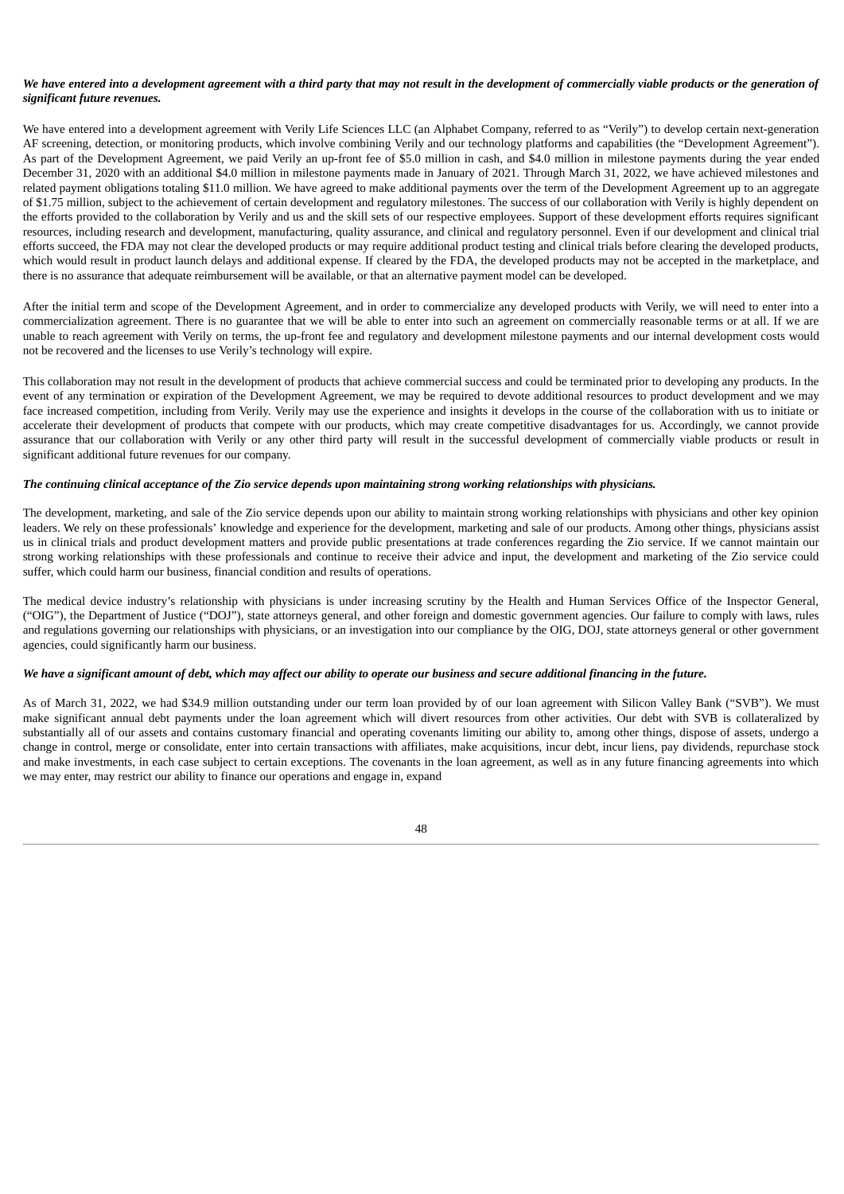***We have entered into a development agreement with a third party that may not result in the development of commercially viable products or the generation of significant future revenues.***

We have entered into a development agreement with Verily Life Sciences LLC (an Alphabet Company, referred to as "Verily") to develop certain next-generation AF screening, detection, or monitoring products, which involve combining Verily and our technology platforms and capabilities (the "Development Agreement"). As part of the Development Agreement, we paid Verily an up-front fee of $5.0 million in cash, and $4.0 million in milestone payments during the year ended December 31, 2020 with an additional $4.0 million in milestone payments made in January of 2021. Through March 31, 2022, we have achieved milestones and related payment obligations totaling $11.0 million. We have agreed to make additional payments over the term of the Development Agreement up to an aggregate of $1.75 million, subject to the achievement of certain development and regulatory milestones. The success of our collaboration with Verily is highly dependent on the efforts provided to the collaboration by Verily and us and the skill sets of our respective employees. Support of these development efforts requires significant resources, including research and development, manufacturing, quality assurance, and clinical and regulatory personnel. Even if our development and clinical trial efforts succeed, the FDA may not clear the developed products or may require additional product testing and clinical trials before clearing the developed products, which would result in product launch delays and additional expense. If cleared by the FDA, the developed products may not be accepted in the marketplace, and there is no assurance that adequate reimbursement will be available, or that an alternative payment model can be developed.

After the initial term and scope of the Development Agreement, and in order to commercialize any developed products with Verily, we will need to enter into a commercialization agreement. There is no guarantee that we will be able to enter into such an agreement on commercially reasonable terms or at all. If we are unable to reach agreement with Verily on terms, the up-front fee and regulatory and development milestone payments and our internal development costs would not be recovered and the licenses to use Verily's technology will expire.

This collaboration may not result in the development of products that achieve commercial success and could be terminated prior to developing any products. In the event of any termination or expiration of the Development Agreement, we may be required to devote additional resources to product development and we may face increased competition, including from Verily. Verily may use the experience and insights it develops in the course of the collaboration with us to initiate or accelerate their development of products that compete with our products, which may create competitive disadvantages for us. Accordingly, we cannot provide assurance that our collaboration with Verily or any other third party will result in the successful development of commercially viable products or result in significant additional future revenues for our company.

***The continuing clinical acceptance of the Zio service depends upon maintaining strong working relationships with physicians.***

The development, marketing, and sale of the Zio service depends upon our ability to maintain strong working relationships with physicians and other key opinion leaders. We rely on these professionals' knowledge and experience for the development, marketing and sale of our products. Among other things, physicians assist us in clinical trials and product development matters and provide public presentations at trade conferences regarding the Zio service. If we cannot maintain our strong working relationships with these professionals and continue to receive their advice and input, the development and marketing of the Zio service could suffer, which could harm our business, financial condition and results of operations.

The medical device industry's relationship with physicians is under increasing scrutiny by the Health and Human Services Office of the Inspector General, ("OIG"), the Department of Justice ("DOJ"), state attorneys general, and other foreign and domestic government agencies. Our failure to comply with laws, rules and regulations governing our relationships with physicians, or an investigation into our compliance by the OIG, DOJ, state attorneys general or other government agencies, could significantly harm our business.

***We have a significant amount of debt, which may affect our ability to operate our business and secure additional financing in the future.***

As of March 31, 2022, we had $34.9 million outstanding under our term loan provided by of our loan agreement with Silicon Valley Bank ("SVB"). We must make significant annual debt payments under the loan agreement which will divert resources from other activities. Our debt with SVB is collateralized by substantially all of our assets and contains customary financial and operating covenants limiting our ability to, among other things, dispose of assets, undergo a change in control, merge or consolidate, enter into certain transactions with affiliates, make acquisitions, incur debt, incur liens, pay dividends, repurchase stock and make investments, in each case subject to certain exceptions. The covenants in the loan agreement, as well as in any future financing agreements into which we may enter, may restrict our ability to finance our operations and engage in, expand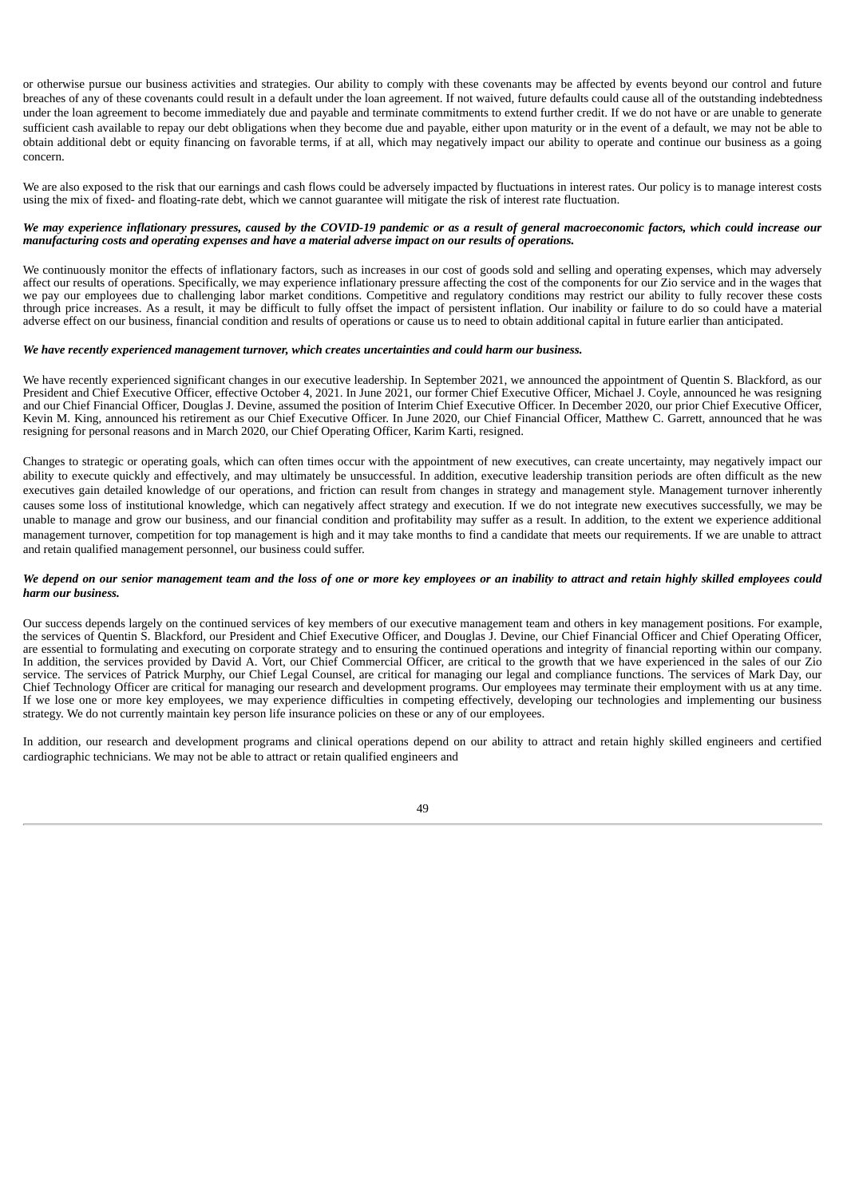or otherwise pursue our business activities and strategies. Our ability to comply with these covenants may be affected by events beyond our control and future breaches of any of these covenants could result in a default under the loan agreement. If not waived, future defaults could cause all of the outstanding indebtedness under the loan agreement to become immediately due and payable and terminate commitments to extend further credit. If we do not have or are unable to generate sufficient cash available to repay our debt obligations when they become due and payable, either upon maturity or in the event of a default, we may not be able to obtain additional debt or equity financing on favorable terms, if at all, which may negatively impact our ability to operate and continue our business as a going concern.

We are also exposed to the risk that our earnings and cash flows could be adversely impacted by fluctuations in interest rates. Our policy is to manage interest costs using the mix of fixed- and floating-rate debt, which we cannot guarantee will mitigate the risk of interest rate fluctuation.

***We may experience inflationary pressures, caused by the COVID-19 pandemic or as a result of general macroeconomic factors, which could increase our manufacturing costs and operating expenses and have a material adverse impact on our results of operations.***

We continuously monitor the effects of inflationary factors, such as increases in our cost of goods sold and selling and operating expenses, which may adversely affect our results of operations. Specifically, we may experience inflationary pressure affecting the cost of the components for our Zio service and in the wages that we pay our employees due to challenging labor market conditions. Competitive and regulatory conditions may restrict our ability to fully recover these costs through price increases. As a result, it may be difficult to fully offset the impact of persistent inflation. Our inability or failure to do so could have a material adverse effect on our business, financial condition and results of operations or cause us to need to obtain additional capital in future earlier than anticipated.

***We have recently experienced management turnover, which creates uncertainties and could harm our business.***

We have recently experienced significant changes in our executive leadership. In September 2021, we announced the appointment of Quentin S. Blackford, as our President and Chief Executive Officer, effective October 4, 2021. In June 2021, our former Chief Executive Officer, Michael J. Coyle, announced he was resigning and our Chief Financial Officer, Douglas J. Devine, assumed the position of Interim Chief Executive Officer. In December 2020, our prior Chief Executive Officer, Kevin M. King, announced his retirement as our Chief Executive Officer. In June 2020, our Chief Financial Officer, Matthew C. Garrett, announced that he was resigning for personal reasons and in March 2020, our Chief Operating Officer, Karim Karti, resigned.

Changes to strategic or operating goals, which can often times occur with the appointment of new executives, can create uncertainty, may negatively impact our ability to execute quickly and effectively, and may ultimately be unsuccessful. In addition, executive leadership transition periods are often difficult as the new executives gain detailed knowledge of our operations, and friction can result from changes in strategy and management style. Management turnover inherently causes some loss of institutional knowledge, which can negatively affect strategy and execution. If we do not integrate new executives successfully, we may be unable to manage and grow our business, and our financial condition and profitability may suffer as a result. In addition, to the extent we experience additional management turnover, competition for top management is high and it may take months to find a candidate that meets our requirements. If we are unable to attract and retain qualified management personnel, our business could suffer.

***We depend on our senior management team and the loss of one or more key employees or an inability to attract and retain highly skilled employees could harm our business.***

Our success depends largely on the continued services of key members of our executive management team and others in key management positions. For example, the services of Quentin S. Blackford, our President and Chief Executive Officer, and Douglas J. Devine, our Chief Financial Officer and Chief Operating Officer, are essential to formulating and executing on corporate strategy and to ensuring the continued operations and integrity of financial reporting within our company. In addition, the services provided by David A. Vort, our Chief Commercial Officer, are critical to the growth that we have experienced in the sales of our Zio service. The services of Patrick Murphy, our Chief Legal Counsel, are critical for managing our legal and compliance functions. The services of Mark Day, our Chief Technology Officer are critical for managing our research and development programs. Our employees may terminate their employment with us at any time. If we lose one or more key employees, we may experience difficulties in competing effectively, developing our technologies and implementing our business strategy. We do not currently maintain key person life insurance policies on these or any of our employees.

In addition, our research and development programs and clinical operations depend on our ability to attract and retain highly skilled engineers and certified cardiographic technicians. We may not be able to attract or retain qualified engineers and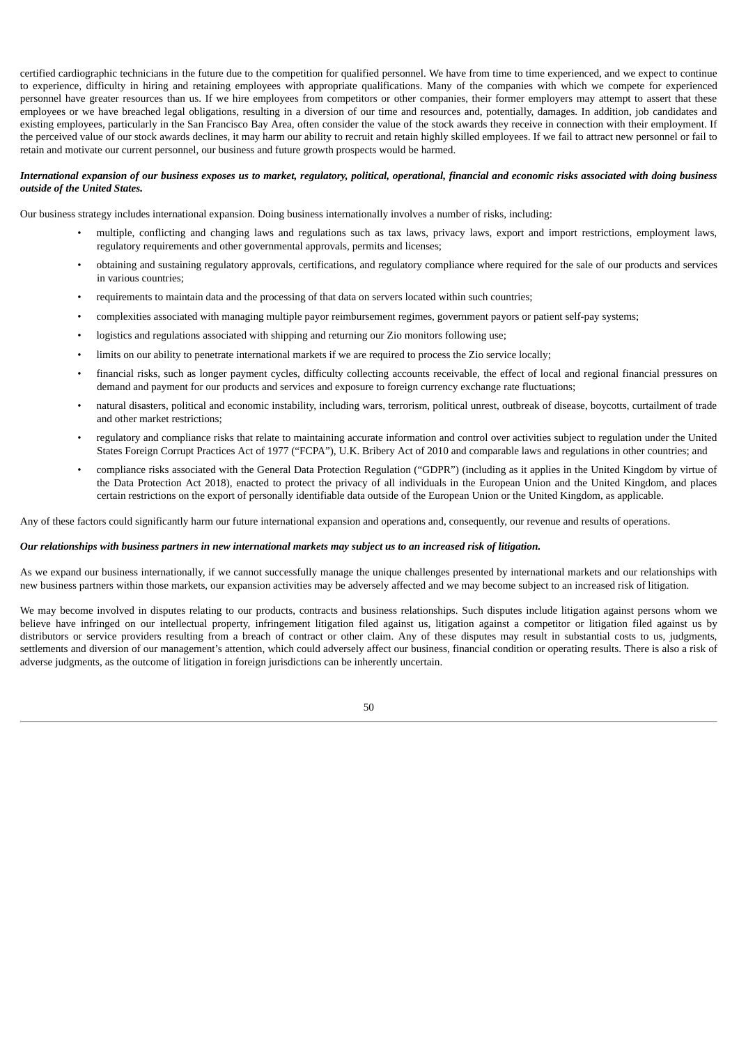certified cardiographic technicians in the future due to the competition for qualified personnel. We have from time to time experienced, and we expect to continue to experience, difficulty in hiring and retaining employees with appropriate qualifications. Many of the companies with which we compete for experienced personnel have greater resources than us. If we hire employees from competitors or other companies, their former employers may attempt to assert that these employees or we have breached legal obligations, resulting in a diversion of our time and resources and, potentially, damages. In addition, job candidates and existing employees, particularly in the San Francisco Bay Area, often consider the value of the stock awards they receive in connection with their employment. If the perceived value of our stock awards declines, it may harm our ability to recruit and retain highly skilled employees. If we fail to attract new personnel or fail to retain and motivate our current personnel, our business and future growth prospects would be harmed.

***International expansion of our business exposes us to market, regulatory, political, operational, financial and economic risks associated with doing business outside of the United States.***

Our business strategy includes international expansion. Doing business internationally involves a number of risks, including:

- multiple, conflicting and changing laws and regulations such as tax laws, privacy laws, export and import restrictions, employment laws, regulatory requirements and other governmental approvals, permits and licenses;
- obtaining and sustaining regulatory approvals, certifications, and regulatory compliance where required for the sale of our products and services in various countries;
- requirements to maintain data and the processing of that data on servers located within such countries;
- complexities associated with managing multiple payor reimbursement regimes, government payors or patient self-pay systems;
- logistics and regulations associated with shipping and returning our Zio monitors following use;
- limits on our ability to penetrate international markets if we are required to process the Zio service locally;
- financial risks, such as longer payment cycles, difficulty collecting accounts receivable, the effect of local and regional financial pressures on demand and payment for our products and services and exposure to foreign currency exchange rate fluctuations;
- natural disasters, political and economic instability, including wars, terrorism, political unrest, outbreak of disease, boycotts, curtailment of trade and other market restrictions;
- regulatory and compliance risks that relate to maintaining accurate information and control over activities subject to regulation under the United States Foreign Corrupt Practices Act of 1977 ("FCPA"), U.K. Bribery Act of 2010 and comparable laws and regulations in other countries; and
- compliance risks associated with the General Data Protection Regulation ("GDPR") (including as it applies in the United Kingdom by virtue of the Data Protection Act 2018), enacted to protect the privacy of all individuals in the European Union and the United Kingdom, and places certain restrictions on the export of personally identifiable data outside of the European Union or the United Kingdom, as applicable.

Any of these factors could significantly harm our future international expansion and operations and, consequently, our revenue and results of operations.

***Our relationships with business partners in new international markets may subject us to an increased risk of litigation.***

As we expand our business internationally, if we cannot successfully manage the unique challenges presented by international markets and our relationships with new business partners within those markets, our expansion activities may be adversely affected and we may become subject to an increased risk of litigation.

We may become involved in disputes relating to our products, contracts and business relationships. Such disputes include litigation against persons whom we believe have infringed on our intellectual property, infringement litigation filed against us, litigation against a competitor or litigation filed against us by distributors or service providers resulting from a breach of contract or other claim. Any of these disputes may result in substantial costs to us, judgments, settlements and diversion of our management's attention, which could adversely affect our business, financial condition or operating results. There is also a risk of adverse judgments, as the outcome of litigation in foreign jurisdictions can be inherently uncertain.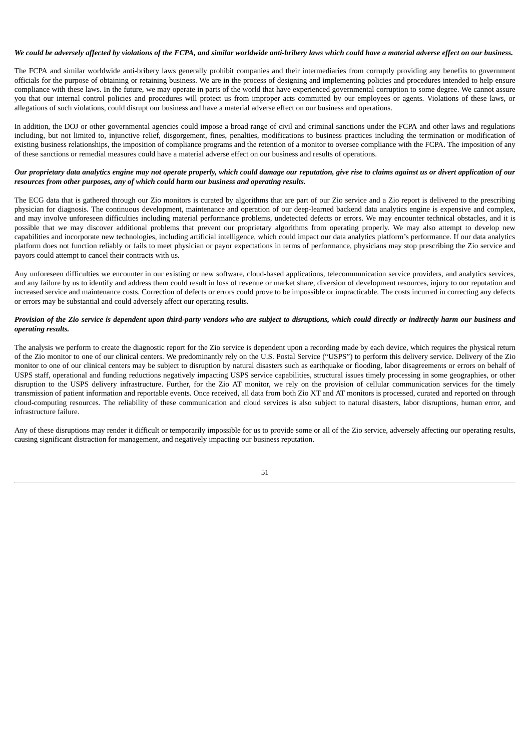***We could be adversely affected by violations of the FCPA, and similar worldwide anti-bribery laws which could have a material adverse effect on our business.***

The FCPA and similar worldwide anti-bribery laws generally prohibit companies and their intermediaries from corruptly providing any benefits to government officials for the purpose of obtaining or retaining business. We are in the process of designing and implementing policies and procedures intended to help ensure compliance with these laws. In the future, we may operate in parts of the world that have experienced governmental corruption to some degree. We cannot assure you that our internal control policies and procedures will protect us from improper acts committed by our employees or agents. Violations of these laws, or allegations of such violations, could disrupt our business and have a material adverse effect on our business and operations.

In addition, the DOJ or other governmental agencies could impose a broad range of civil and criminal sanctions under the FCPA and other laws and regulations including, but not limited to, injunctive relief, disgorgement, fines, penalties, modifications to business practices including the termination or modification of existing business relationships, the imposition of compliance programs and the retention of a monitor to oversee compliance with the FCPA. The imposition of any of these sanctions or remedial measures could have a material adverse effect on our business and results of operations.

***Our proprietary data analytics engine may not operate properly, which could damage our reputation, give rise to claims against us or divert application of our resources from other purposes, any of which could harm our business and operating results.***

The ECG data that is gathered through our Zio monitors is curated by algorithms that are part of our Zio service and a Zio report is delivered to the prescribing physician for diagnosis. The continuous development, maintenance and operation of our deep-learned backend data analytics engine is expensive and complex, and may involve unforeseen difficulties including material performance problems, undetected defects or errors. We may encounter technical obstacles, and it is possible that we may discover additional problems that prevent our proprietary algorithms from operating properly. We may also attempt to develop new capabilities and incorporate new technologies, including artificial intelligence, which could impact our data analytics platform's performance. If our data analytics platform does not function reliably or fails to meet physician or payor expectations in terms of performance, physicians may stop prescribing the Zio service and payors could attempt to cancel their contracts with us.

Any unforeseen difficulties we encounter in our existing or new software, cloud-based applications, telecommunication service providers, and analytics services, and any failure by us to identify and address them could result in loss of revenue or market share, diversion of development resources, injury to our reputation and increased service and maintenance costs. Correction of defects or errors could prove to be impossible or impracticable. The costs incurred in correcting any defects or errors may be substantial and could adversely affect our operating results.

***Provision of the Zio service is dependent upon third-party vendors who are subject to disruptions, which could directly or indirectly harm our business and operating results.***

The analysis we perform to create the diagnostic report for the Zio service is dependent upon a recording made by each device, which requires the physical return of the Zio monitor to one of our clinical centers. We predominantly rely on the U.S. Postal Service ("USPS") to perform this delivery service. Delivery of the Zio monitor to one of our clinical centers may be subject to disruption by natural disasters such as earthquake or flooding, labor disagreements or errors on behalf of USPS staff, operational and funding reductions negatively impacting USPS service capabilities, structural issues timely processing in some geographies, or other disruption to the USPS delivery infrastructure. Further, for the Zio AT monitor, we rely on the provision of cellular communication services for the timely transmission of patient information and reportable events. Once received, all data from both Zio XT and AT monitors is processed, curated and reported on through cloud-computing resources. The reliability of these communication and cloud services is also subject to natural disasters, labor disruptions, human error, and infrastructure failure.

Any of these disruptions may render it difficult or temporarily impossible for us to provide some or all of the Zio service, adversely affecting our operating results, causing significant distraction for management, and negatively impacting our business reputation.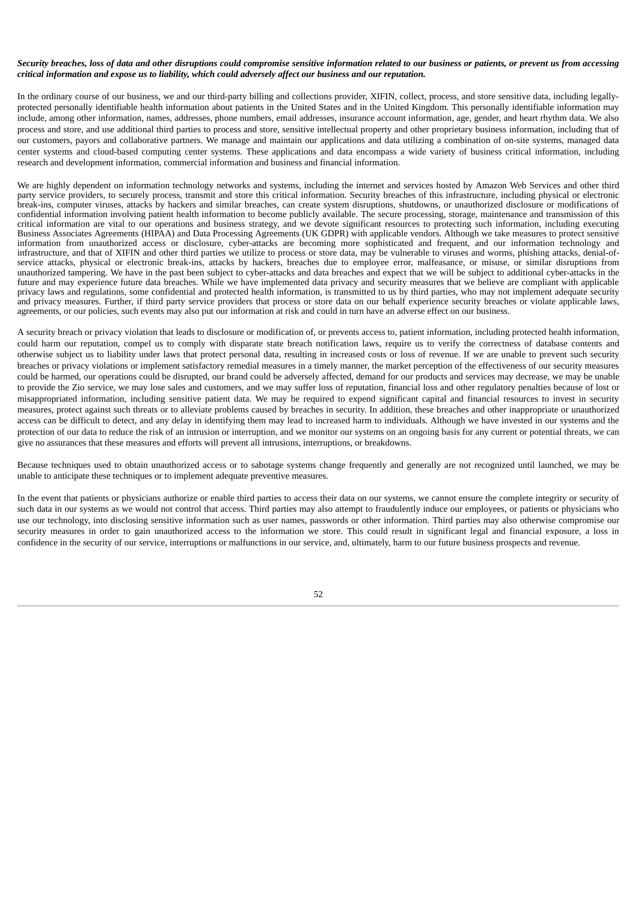***Security breaches, loss of data and other disruptions could compromise sensitive information related to our business or patients, or prevent us from accessing critical information and expose us to liability, which could adversely affect our business and our reputation.***

In the ordinary course of our business, we and our third-party billing and collections provider, XIFIN, collect, process, and store sensitive data, including legally-protected personally identifiable health information about patients in the United States and in the United Kingdom. This personally identifiable information may include, among other information, names, addresses, phone numbers, email addresses, insurance account information, age, gender, and heart rhythm data. We also process and store, and use additional third parties to process and store, sensitive intellectual property and other proprietary business information, including that of our customers, payors and collaborative partners. We manage and maintain our applications and data utilizing a combination of on-site systems, managed data center systems and cloud-based computing center systems. These applications and data encompass a wide variety of business critical information, including research and development information, commercial information and business and financial information.

We are highly dependent on information technology networks and systems, including the internet and services hosted by Amazon Web Services and other third party service providers, to securely process, transmit and store this critical information. Security breaches of this infrastructure, including physical or electronic break-ins, computer viruses, attacks by hackers and similar breaches, can create system disruptions, shutdowns, or unauthorized disclosure or modifications of confidential information involving patient health information to become publicly available. The secure processing, storage, maintenance and transmission of this critical information are vital to our operations and business strategy, and we devote significant resources to protecting such information, including executing Business Associates Agreements (HIPAA) and Data Processing Agreements (UK GDPR) with applicable vendors. Although we take measures to protect sensitive information from unauthorized access or disclosure, cyber-attacks are becoming more sophisticated and frequent, and our information technology and infrastructure, and that of XIFIN and other third parties we utilize to process or store data, may be vulnerable to viruses and worms, phishing attacks, denial-of-service attacks, physical or electronic break-ins, attacks by hackers, breaches due to employee error, malfeasance, or misuse, or similar disruptions from unauthorized tampering. We have in the past been subject to cyber-attacks and data breaches and expect that we will be subject to additional cyber-attacks in the future and may experience future data breaches. While we have implemented data privacy and security measures that we believe are compliant with applicable privacy laws and regulations, some confidential and protected health information, is transmitted to us by third parties, who may not implement adequate security and privacy measures. Further, if third party service providers that process or store data on our behalf experience security breaches or violate applicable laws, agreements, or our policies, such events may also put our information at risk and could in turn have an adverse effect on our business.

A security breach or privacy violation that leads to disclosure or modification of, or prevents access to, patient information, including protected health information, could harm our reputation, compel us to comply with disparate state breach notification laws, require us to verify the correctness of database contents and otherwise subject us to liability under laws that protect personal data, resulting in increased costs or loss of revenue. If we are unable to prevent such security breaches or privacy violations or implement satisfactory remedial measures in a timely manner, the market perception of the effectiveness of our security measures could be harmed, our operations could be disrupted, our brand could be adversely affected, demand for our products and services may decrease, we may be unable to provide the Zio service, we may lose sales and customers, and we may suffer loss of reputation, financial loss and other regulatory penalties because of lost or misappropriated information, including sensitive patient data. We may be required to expend significant capital and financial resources to invest in security measures, protect against such threats or to alleviate problems caused by breaches in security. In addition, these breaches and other inappropriate or unauthorized access can be difficult to detect, and any delay in identifying them may lead to increased harm to individuals. Although we have invested in our systems and the protection of our data to reduce the risk of an intrusion or interruption, and we monitor our systems on an ongoing basis for any current or potential threats, we can give no assurances that these measures and efforts will prevent all intrusions, interruptions, or breakdowns.

Because techniques used to obtain unauthorized access or to sabotage systems change frequently and generally are not recognized until launched, we may be unable to anticipate these techniques or to implement adequate preventive measures.

In the event that patients or physicians authorize or enable third parties to access their data on our systems, we cannot ensure the complete integrity or security of such data in our systems as we would not control that access. Third parties may also attempt to fraudulently induce our employees, or patients or physicians who use our technology, into disclosing sensitive information such as user names, passwords or other information. Third parties may also otherwise compromise our security measures in order to gain unauthorized access to the information we store. This could result in significant legal and financial exposure, a loss in confidence in the security of our service, interruptions or malfunctions in our service, and, ultimately, harm to our future business prospects and revenue.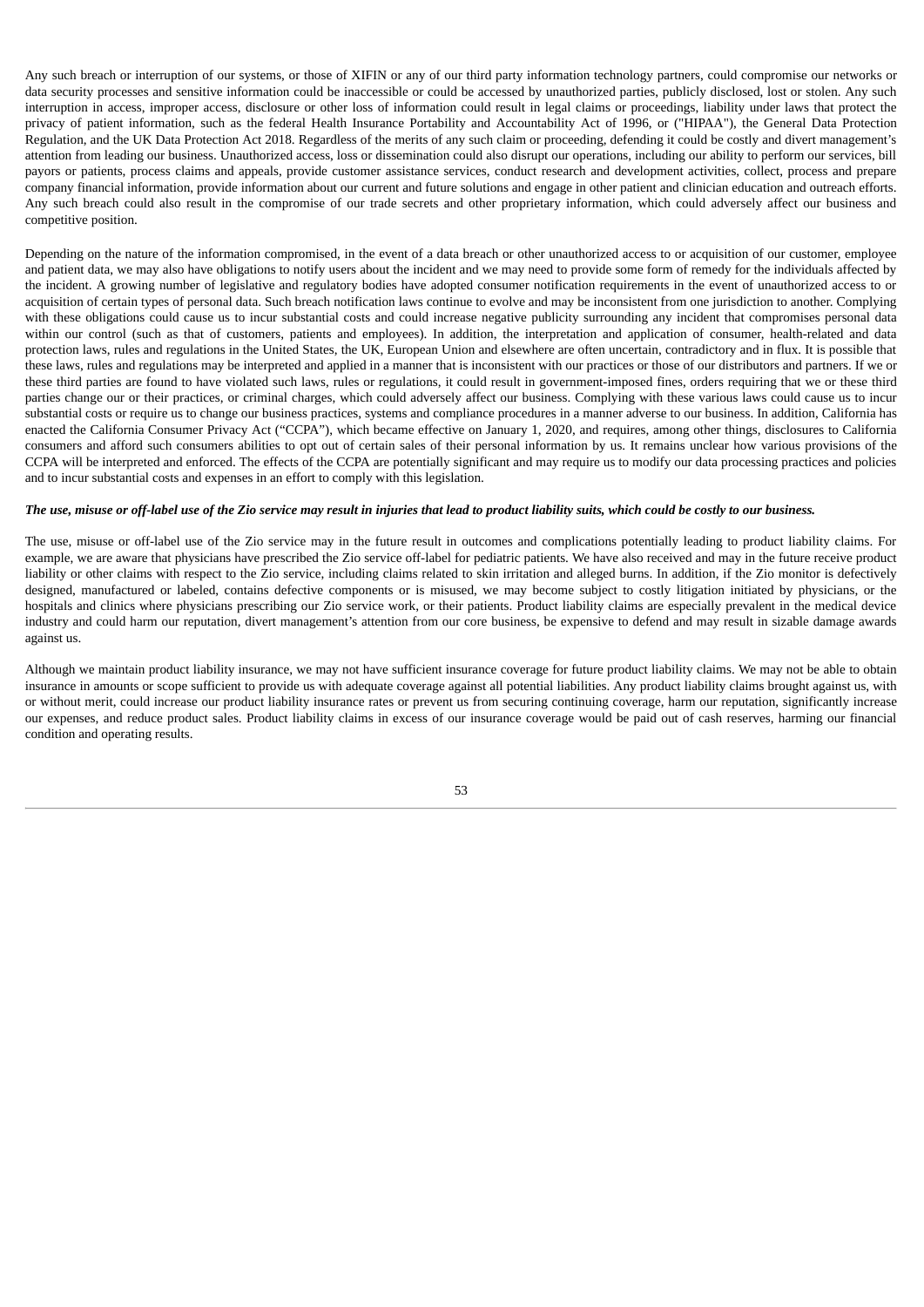Any such breach or interruption of our systems, or those of XIFIN or any of our third party information technology partners, could compromise our networks or data security processes and sensitive information could be inaccessible or could be accessed by unauthorized parties, publicly disclosed, lost or stolen. Any such interruption in access, improper access, disclosure or other loss of information could result in legal claims or proceedings, liability under laws that protect the privacy of patient information, such as the federal Health Insurance Portability and Accountability Act of 1996, or ("HIPAA"), the General Data Protection Regulation, and the UK Data Protection Act 2018. Regardless of the merits of any such claim or proceeding, defending it could be costly and divert management's attention from leading our business. Unauthorized access, loss or dissemination could also disrupt our operations, including our ability to perform our services, bill payors or patients, process claims and appeals, provide customer assistance services, conduct research and development activities, collect, process and prepare company financial information, provide information about our current and future solutions and engage in other patient and clinician education and outreach efforts. Any such breach could also result in the compromise of our trade secrets and other proprietary information, which could adversely affect our business and competitive position.

Depending on the nature of the information compromised, in the event of a data breach or other unauthorized access to or acquisition of our customer, employee and patient data, we may also have obligations to notify users about the incident and we may need to provide some form of remedy for the individuals affected by the incident. A growing number of legislative and regulatory bodies have adopted consumer notification requirements in the event of unauthorized access to or acquisition of certain types of personal data. Such breach notification laws continue to evolve and may be inconsistent from one jurisdiction to another. Complying with these obligations could cause us to incur substantial costs and could increase negative publicity surrounding any incident that compromises personal data within our control (such as that of customers, patients and employees). In addition, the interpretation and application of consumer, health-related and data protection laws, rules and regulations in the United States, the UK, European Union and elsewhere are often uncertain, contradictory and in flux. It is possible that these laws, rules and regulations may be interpreted and applied in a manner that is inconsistent with our practices or those of our distributors and partners. If we or these third parties are found to have violated such laws, rules or regulations, it could result in government-imposed fines, orders requiring that we or these third parties change our or their practices, or criminal charges, which could adversely affect our business. Complying with these various laws could cause us to incur substantial costs or require us to change our business practices, systems and compliance procedures in a manner adverse to our business. In addition, California has enacted the California Consumer Privacy Act ("CCPA"), which became effective on January 1, 2020, and requires, among other things, disclosures to California consumers and afford such consumers abilities to opt out of certain sales of their personal information by us. It remains unclear how various provisions of the CCPA will be interpreted and enforced. The effects of the CCPA are potentially significant and may require us to modify our data processing practices and policies and to incur substantial costs and expenses in an effort to comply with this legislation.

***The use, misuse or off-label use of the Zio service may result in injuries that lead to product liability suits, which could be costly to our business.***

The use, misuse or off-label use of the Zio service may in the future result in outcomes and complications potentially leading to product liability claims. For example, we are aware that physicians have prescribed the Zio service off-label for pediatric patients. We have also received and may in the future receive product liability or other claims with respect to the Zio service, including claims related to skin irritation and alleged burns. In addition, if the Zio monitor is defectively designed, manufactured or labeled, contains defective components or is misused, we may become subject to costly litigation initiated by physicians, or the hospitals and clinics where physicians prescribing our Zio service work, or their patients. Product liability claims are especially prevalent in the medical device industry and could harm our reputation, divert management's attention from our core business, be expensive to defend and may result in sizable damage awards against us.

Although we maintain product liability insurance, we may not have sufficient insurance coverage for future product liability claims. We may not be able to obtain insurance in amounts or scope sufficient to provide us with adequate coverage against all potential liabilities. Any product liability claims brought against us, with or without merit, could increase our product liability insurance rates or prevent us from securing continuing coverage, harm our reputation, significantly increase our expenses, and reduce product sales. Product liability claims in excess of our insurance coverage would be paid out of cash reserves, harming our financial condition and operating results.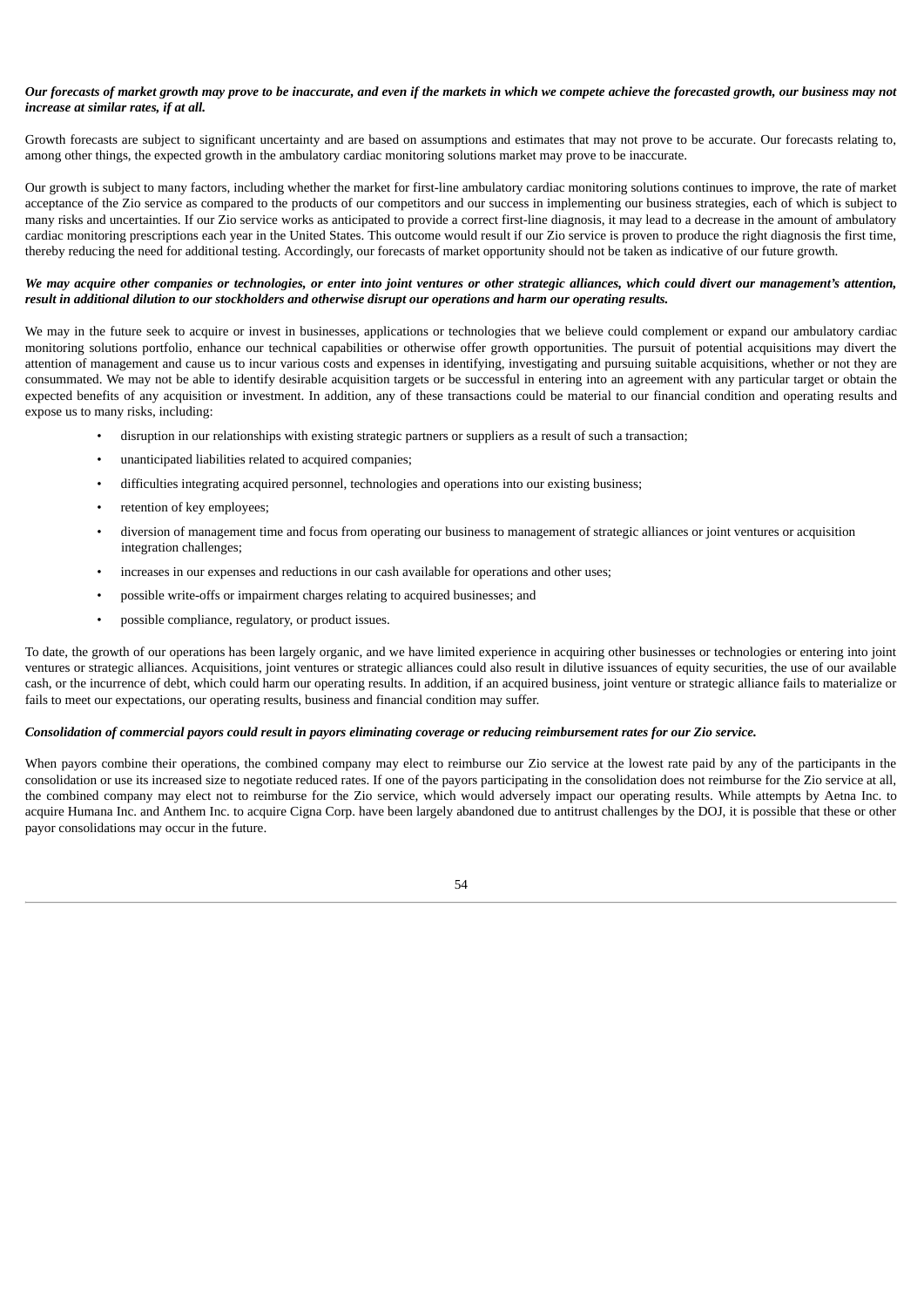***Our forecasts of market growth may prove to be inaccurate, and even if the markets in which we compete achieve the forecasted growth, our business may not increase at similar rates, if at all.***

Growth forecasts are subject to significant uncertainty and are based on assumptions and estimates that may not prove to be accurate. Our forecasts relating to, among other things, the expected growth in the ambulatory cardiac monitoring solutions market may prove to be inaccurate.

Our growth is subject to many factors, including whether the market for first-line ambulatory cardiac monitoring solutions continues to improve, the rate of market acceptance of the Zio service as compared to the products of our competitors and our success in implementing our business strategies, each of which is subject to many risks and uncertainties. If our Zio service works as anticipated to provide a correct first-line diagnosis, it may lead to a decrease in the amount of ambulatory cardiac monitoring prescriptions each year in the United States. This outcome would result if our Zio service is proven to produce the right diagnosis the first time, thereby reducing the need for additional testing. Accordingly, our forecasts of market opportunity should not be taken as indicative of our future growth.

***We may acquire other companies or technologies, or enter into joint ventures or other strategic alliances, which could divert our management's attention, result in additional dilution to our stockholders and otherwise disrupt our operations and harm our operating results.***

We may in the future seek to acquire or invest in businesses, applications or technologies that we believe could complement or expand our ambulatory cardiac monitoring solutions portfolio, enhance our technical capabilities or otherwise offer growth opportunities. The pursuit of potential acquisitions may divert the attention of management and cause us to incur various costs and expenses in identifying, investigating and pursuing suitable acquisitions, whether or not they are consummated. We may not be able to identify desirable acquisition targets or be successful in entering into an agreement with any particular target or obtain the expected benefits of any acquisition or investment. In addition, any of these transactions could be material to our financial condition and operating results and expose us to many risks, including:

- disruption in our relationships with existing strategic partners or suppliers as a result of such a transaction;
- unanticipated liabilities related to acquired companies;
- difficulties integrating acquired personnel, technologies and operations into our existing business;
- retention of key employees;
- diversion of management time and focus from operating our business to management of strategic alliances or joint ventures or acquisition integration challenges;
- increases in our expenses and reductions in our cash available for operations and other uses;
- possible write-offs or impairment charges relating to acquired businesses; and
- possible compliance, regulatory, or product issues.

To date, the growth of our operations has been largely organic, and we have limited experience in acquiring other businesses or technologies or entering into joint ventures or strategic alliances. Acquisitions, joint ventures or strategic alliances could also result in dilutive issuances of equity securities, the use of our available cash, or the incurrence of debt, which could harm our operating results. In addition, if an acquired business, joint venture or strategic alliance fails to materialize or fails to meet our expectations, our operating results, business and financial condition may suffer.

***Consolidation of commercial payors could result in payors eliminating coverage or reducing reimbursement rates for our Zio service.***

When payors combine their operations, the combined company may elect to reimburse our Zio service at the lowest rate paid by any of the participants in the consolidation or use its increased size to negotiate reduced rates. If one of the payors participating in the consolidation does not reimburse for the Zio service at all, the combined company may elect not to reimburse for the Zio service, which would adversely impact our operating results. While attempts by Aetna Inc. to acquire Humana Inc. and Anthem Inc. to acquire Cigna Corp. have been largely abandoned due to antitrust challenges by the DOJ, it is possible that these or other payor consolidations may occur in the future.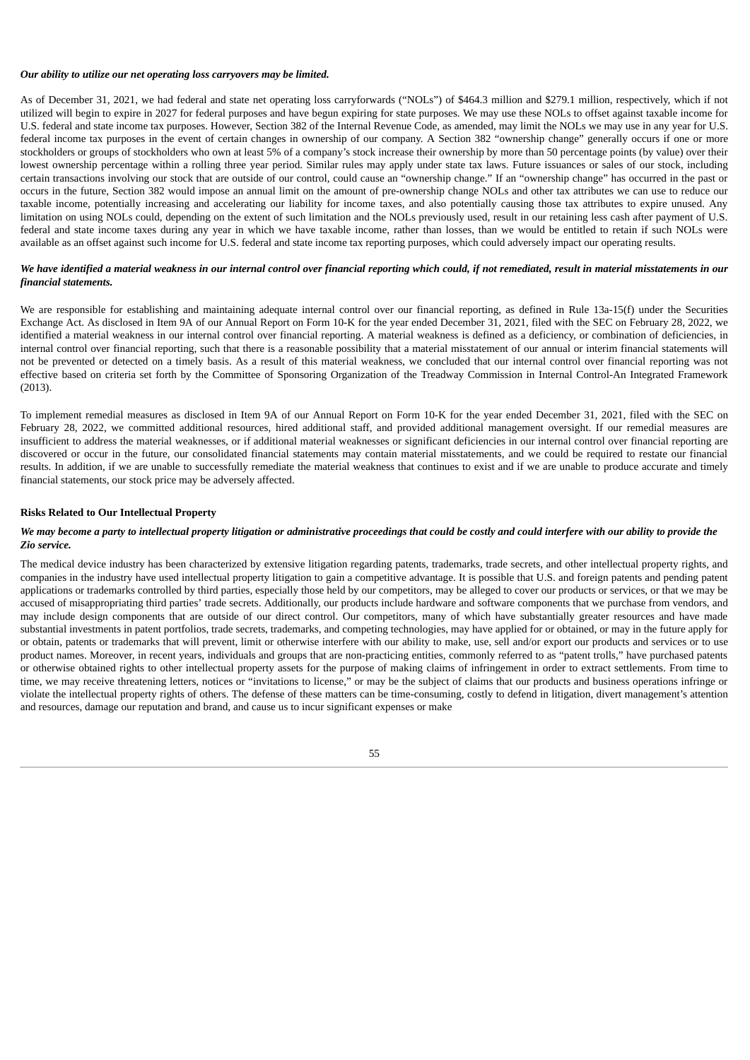***Our ability to utilize our net operating loss carryovers may be limited.***

As of December 31, 2021, we had federal and state net operating loss carryforwards ("NOLs") of $464.3 million and $279.1 million, respectively, which if not utilized will begin to expire in 2027 for federal purposes and have begun expiring for state purposes. We may use these NOLs to offset against taxable income for U.S. federal and state income tax purposes. However, Section 382 of the Internal Revenue Code, as amended, may limit the NOLs we may use in any year for U.S. federal income tax purposes in the event of certain changes in ownership of our company. A Section 382 "ownership change" generally occurs if one or more stockholders or groups of stockholders who own at least 5% of a company's stock increase their ownership by more than 50 percentage points (by value) over their lowest ownership percentage within a rolling three year period. Similar rules may apply under state tax laws. Future issuances or sales of our stock, including certain transactions involving our stock that are outside of our control, could cause an "ownership change." If an "ownership change" has occurred in the past or occurs in the future, Section 382 would impose an annual limit on the amount of pre-ownership change NOLs and other tax attributes we can use to reduce our taxable income, potentially increasing and accelerating our liability for income taxes, and also potentially causing those tax attributes to expire unused. Any limitation on using NOLs could, depending on the extent of such limitation and the NOLs previously used, result in our retaining less cash after payment of U.S. federal and state income taxes during any year in which we have taxable income, rather than losses, than we would be entitled to retain if such NOLs were available as an offset against such income for U.S. federal and state income tax reporting purposes, which could adversely impact our operating results.

***We have identified a material weakness in our internal control over financial reporting which could, if not remediated, result in material misstatements in our financial statements.***

We are responsible for establishing and maintaining adequate internal control over our financial reporting, as defined in Rule 13a-15(f) under the Securities Exchange Act. As disclosed in Item 9A of our Annual Report on Form 10-K for the year ended December 31, 2021, filed with the SEC on February 28, 2022, we identified a material weakness in our internal control over financial reporting. A material weakness is defined as a deficiency, or combination of deficiencies, in internal control over financial reporting, such that there is a reasonable possibility that a material misstatement of our annual or interim financial statements will not be prevented or detected on a timely basis. As a result of this material weakness, we concluded that our internal control over financial reporting was not effective based on criteria set forth by the Committee of Sponsoring Organization of the Treadway Commission in Internal Control-An Integrated Framework (2013).

To implement remedial measures as disclosed in Item 9A of our Annual Report on Form 10-K for the year ended December 31, 2021, filed with the SEC on February 28, 2022, we committed additional resources, hired additional staff, and provided additional management oversight. If our remedial measures are insufficient to address the material weaknesses, or if additional material weaknesses or significant deficiencies in our internal control over financial reporting are discovered or occur in the future, our consolidated financial statements may contain material misstatements, and we could be required to restate our financial results. In addition, if we are unable to successfully remediate the material weakness that continues to exist and if we are unable to produce accurate and timely financial statements, our stock price may be adversely affected.

**Risks Related to Our Intellectual Property**

***We may become a party to intellectual property litigation or administrative proceedings that could be costly and could interfere with our ability to provide the Zio service.***

The medical device industry has been characterized by extensive litigation regarding patents, trademarks, trade secrets, and other intellectual property rights, and companies in the industry have used intellectual property litigation to gain a competitive advantage. It is possible that U.S. and foreign patents and pending patent applications or trademarks controlled by third parties, especially those held by our competitors, may be alleged to cover our products or services, or that we may be accused of misappropriating third parties' trade secrets. Additionally, our products include hardware and software components that we purchase from vendors, and may include design components that are outside of our direct control. Our competitors, many of which have substantially greater resources and have made substantial investments in patent portfolios, trade secrets, trademarks, and competing technologies, may have applied for or obtained, or may in the future apply for or obtain, patents or trademarks that will prevent, limit or otherwise interfere with our ability to make, use, sell and/or export our products and services or to use product names. Moreover, in recent years, individuals and groups that are non-practicing entities, commonly referred to as "patent trolls," have purchased patents or otherwise obtained rights to other intellectual property assets for the purpose of making claims of infringement in order to extract settlements. From time to time, we may receive threatening letters, notices or "invitations to license," or may be the subject of claims that our products and business operations infringe or violate the intellectual property rights of others. The defense of these matters can be time-consuming, costly to defend in litigation, divert management's attention and resources, damage our reputation and brand, and cause us to incur significant expenses or make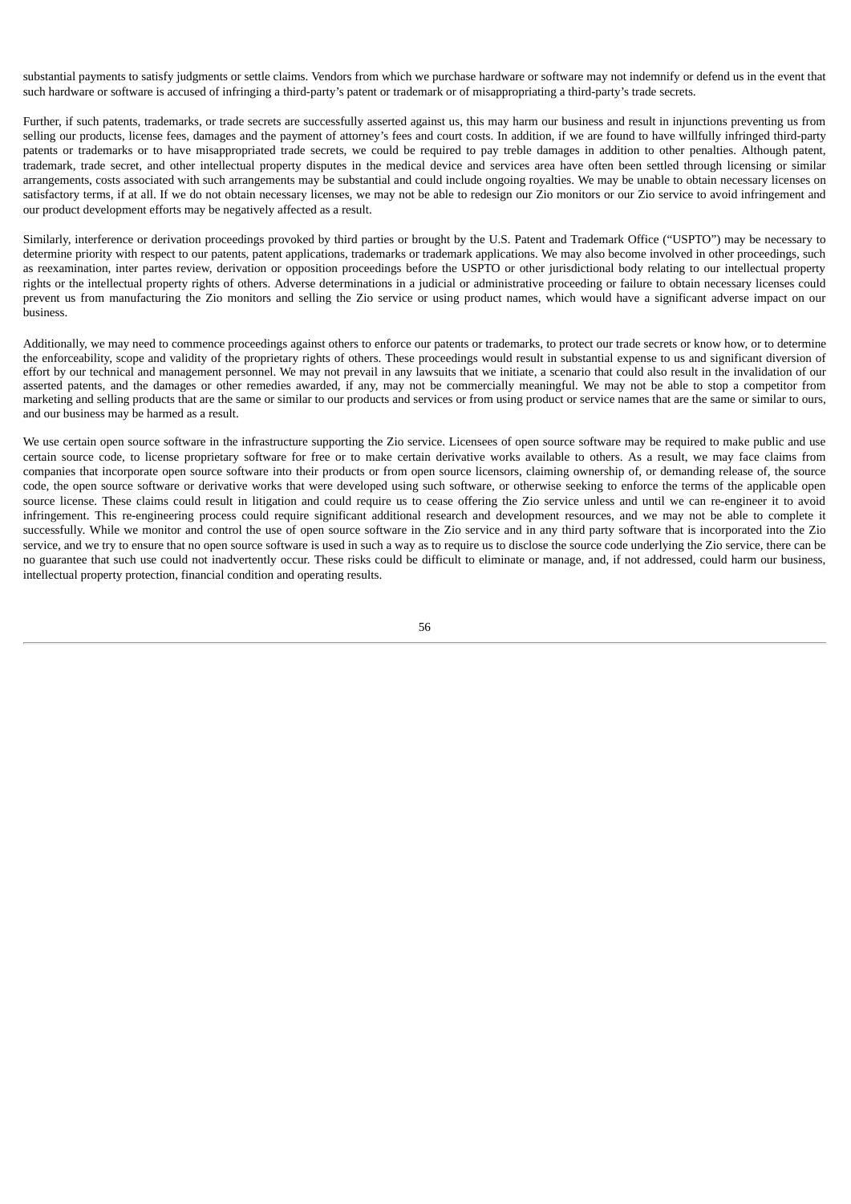substantial payments to satisfy judgments or settle claims. Vendors from which we purchase hardware or software may not indemnify or defend us in the event that such hardware or software is accused of infringing a third-party's patent or trademark or of misappropriating a third-party's trade secrets.

Further, if such patents, trademarks, or trade secrets are successfully asserted against us, this may harm our business and result in injunctions preventing us from selling our products, license fees, damages and the payment of attorney's fees and court costs. In addition, if we are found to have willfully infringed third-party patents or trademarks or to have misappropriated trade secrets, we could be required to pay treble damages in addition to other penalties. Although patent, trademark, trade secret, and other intellectual property disputes in the medical device and services area have often been settled through licensing or similar arrangements, costs associated with such arrangements may be substantial and could include ongoing royalties. We may be unable to obtain necessary licenses on satisfactory terms, if at all. If we do not obtain necessary licenses, we may not be able to redesign our Zio monitors or our Zio service to avoid infringement and our product development efforts may be negatively affected as a result.

Similarly, interference or derivation proceedings provoked by third parties or brought by the U.S. Patent and Trademark Office ("USPTO") may be necessary to determine priority with respect to our patents, patent applications, trademarks or trademark applications. We may also become involved in other proceedings, such as reexamination, inter partes review, derivation or opposition proceedings before the USPTO or other jurisdictional body relating to our intellectual property rights or the intellectual property rights of others. Adverse determinations in a judicial or administrative proceeding or failure to obtain necessary licenses could prevent us from manufacturing the Zio monitors and selling the Zio service or using product names, which would have a significant adverse impact on our business.

Additionally, we may need to commence proceedings against others to enforce our patents or trademarks, to protect our trade secrets or know how, or to determine the enforceability, scope and validity of the proprietary rights of others. These proceedings would result in substantial expense to us and significant diversion of effort by our technical and management personnel. We may not prevail in any lawsuits that we initiate, a scenario that could also result in the invalidation of our asserted patents, and the damages or other remedies awarded, if any, may not be commercially meaningful. We may not be able to stop a competitor from marketing and selling products that are the same or similar to our products and services or from using product or service names that are the same or similar to ours, and our business may be harmed as a result.

We use certain open source software in the infrastructure supporting the Zio service. Licensees of open source software may be required to make public and use certain source code, to license proprietary software for free or to make certain derivative works available to others. As a result, we may face claims from companies that incorporate open source software into their products or from open source licensors, claiming ownership of, or demanding release of, the source code, the open source software or derivative works that were developed using such software, or otherwise seeking to enforce the terms of the applicable open source license. These claims could result in litigation and could require us to cease offering the Zio service unless and until we can re-engineer it to avoid infringement. This re-engineering process could require significant additional research and development resources, and we may not be able to complete it successfully. While we monitor and control the use of open source software in the Zio service and in any third party software that is incorporated into the Zio service, and we try to ensure that no open source software is used in such a way as to require us to disclose the source code underlying the Zio service, there can be no guarantee that such use could not inadvertently occur. These risks could be difficult to eliminate or manage, and, if not addressed, could harm our business, intellectual property protection, financial condition and operating results.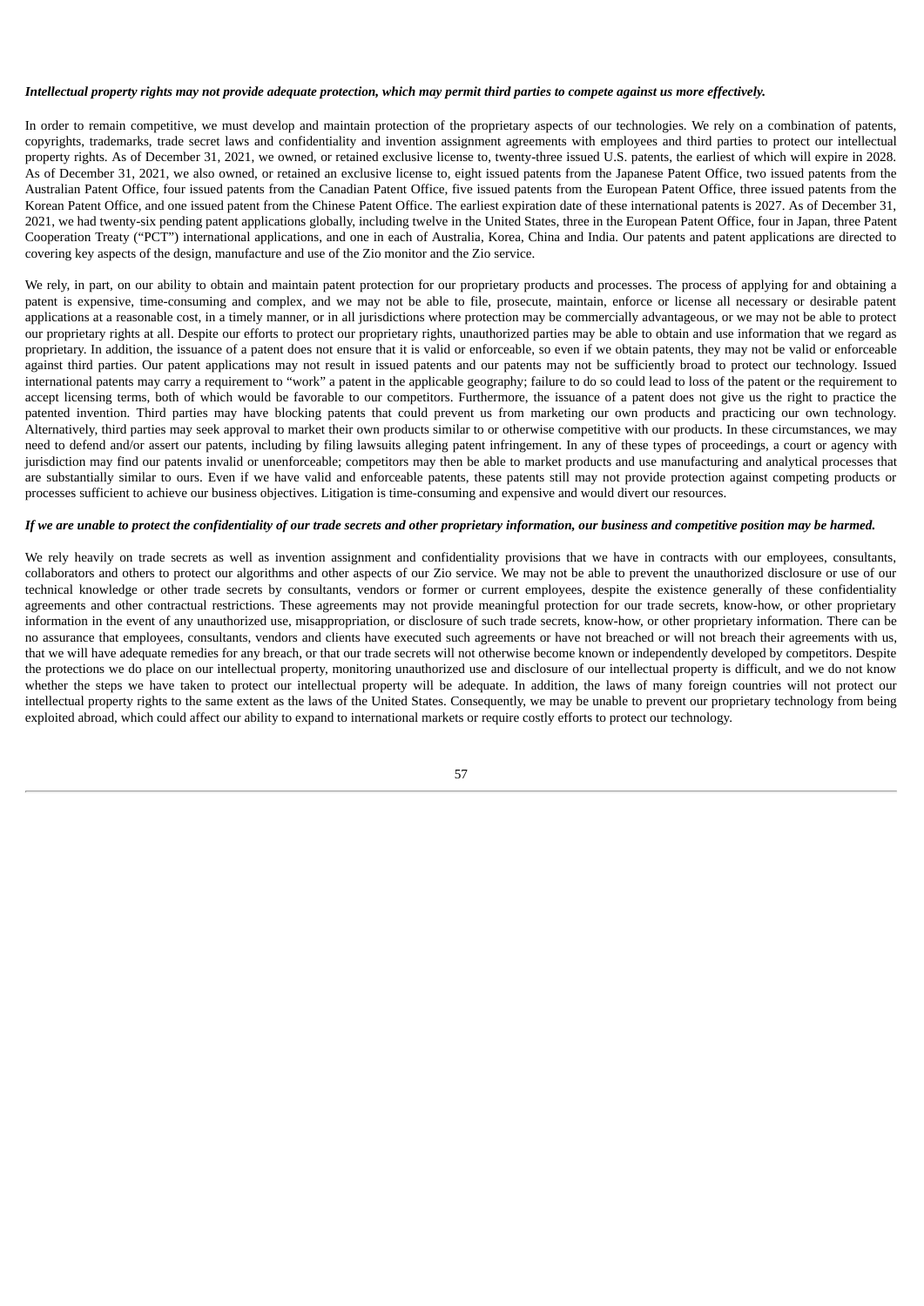***Intellectual property rights may not provide adequate protection, which may permit third parties to compete against us more effectively.***

In order to remain competitive, we must develop and maintain protection of the proprietary aspects of our technologies. We rely on a combination of patents, copyrights, trademarks, trade secret laws and confidentiality and invention assignment agreements with employees and third parties to protect our intellectual property rights. As of December 31, 2021, we owned, or retained exclusive license to, twenty-three issued U.S. patents, the earliest of which will expire in 2028. As of December 31, 2021, we also owned, or retained an exclusive license to, eight issued patents from the Japanese Patent Office, two issued patents from the Australian Patent Office, four issued patents from the Canadian Patent Office, five issued patents from the European Patent Office, three issued patents from the Korean Patent Office, and one issued patent from the Chinese Patent Office. The earliest expiration date of these international patents is 2027. As of December 31, 2021, we had twenty-six pending patent applications globally, including twelve in the United States, three in the European Patent Office, four in Japan, three Patent Cooperation Treaty ("PCT") international applications, and one in each of Australia, Korea, China and India. Our patents and patent applications are directed to covering key aspects of the design, manufacture and use of the Zio monitor and the Zio service.

We rely, in part, on our ability to obtain and maintain patent protection for our proprietary products and processes. The process of applying for and obtaining a patent is expensive, time-consuming and complex, and we may not be able to file, prosecute, maintain, enforce or license all necessary or desirable patent applications at a reasonable cost, in a timely manner, or in all jurisdictions where protection may be commercially advantageous, or we may not be able to protect our proprietary rights at all. Despite our efforts to protect our proprietary rights, unauthorized parties may be able to obtain and use information that we regard as proprietary. In addition, the issuance of a patent does not ensure that it is valid or enforceable, so even if we obtain patents, they may not be valid or enforceable against third parties. Our patent applications may not result in issued patents and our patents may not be sufficiently broad to protect our technology. Issued international patents may carry a requirement to "work" a patent in the applicable geography; failure to do so could lead to loss of the patent or the requirement to accept licensing terms, both of which would be favorable to our competitors. Furthermore, the issuance of a patent does not give us the right to practice the patented invention. Third parties may have blocking patents that could prevent us from marketing our own products and practicing our own technology. Alternatively, third parties may seek approval to market their own products similar to or otherwise competitive with our products. In these circumstances, we may need to defend and/or assert our patents, including by filing lawsuits alleging patent infringement. In any of these types of proceedings, a court or agency with jurisdiction may find our patents invalid or unenforceable; competitors may then be able to market products and use manufacturing and analytical processes that are substantially similar to ours. Even if we have valid and enforceable patents, these patents still may not provide protection against competing products or processes sufficient to achieve our business objectives. Litigation is time-consuming and expensive and would divert our resources.

***If we are unable to protect the confidentiality of our trade secrets and other proprietary information, our business and competitive position may be harmed.***

We rely heavily on trade secrets as well as invention assignment and confidentiality provisions that we have in contracts with our employees, consultants, collaborators and others to protect our algorithms and other aspects of our Zio service. We may not be able to prevent the unauthorized disclosure or use of our technical knowledge or other trade secrets by consultants, vendors or former or current employees, despite the existence generally of these confidentiality agreements and other contractual restrictions. These agreements may not provide meaningful protection for our trade secrets, know-how, or other proprietary information in the event of any unauthorized use, misappropriation, or disclosure of such trade secrets, know-how, or other proprietary information. There can be no assurance that employees, consultants, vendors and clients have executed such agreements or have not breached or will not breach their agreements with us, that we will have adequate remedies for any breach, or that our trade secrets will not otherwise become known or independently developed by competitors. Despite the protections we do place on our intellectual property, monitoring unauthorized use and disclosure of our intellectual property is difficult, and we do not know whether the steps we have taken to protect our intellectual property will be adequate. In addition, the laws of many foreign countries will not protect our intellectual property rights to the same extent as the laws of the United States. Consequently, we may be unable to prevent our proprietary technology from being exploited abroad, which could affect our ability to expand to international markets or require costly efforts to protect our technology.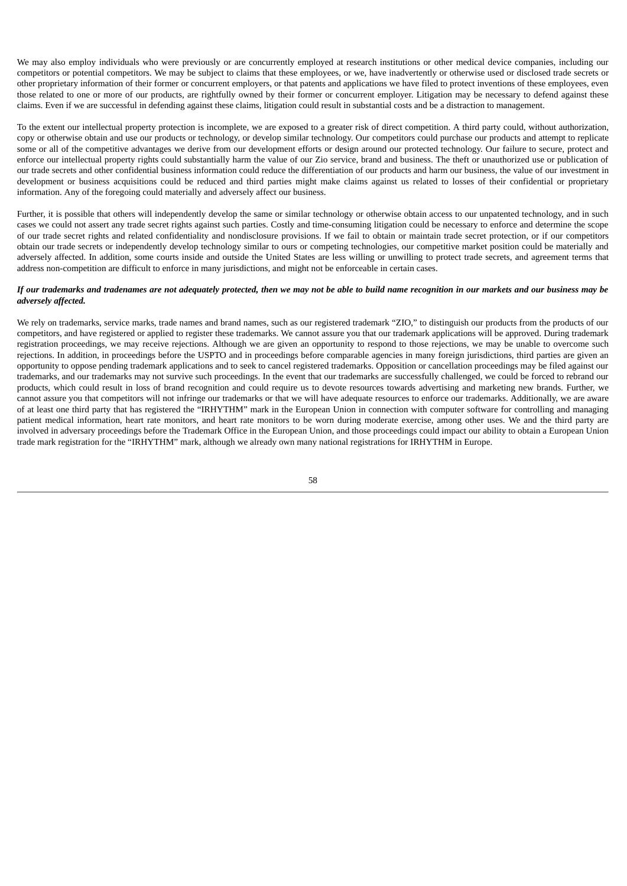We may also employ individuals who were previously or are concurrently employed at research institutions or other medical device companies, including our competitors or potential competitors. We may be subject to claims that these employees, or we, have inadvertently or otherwise used or disclosed trade secrets or other proprietary information of their former or concurrent employers, or that patents and applications we have filed to protect inventions of these employees, even those related to one or more of our products, are rightfully owned by their former or concurrent employer. Litigation may be necessary to defend against these claims. Even if we are successful in defending against these claims, litigation could result in substantial costs and be a distraction to management.

To the extent our intellectual property protection is incomplete, we are exposed to a greater risk of direct competition. A third party could, without authorization, copy or otherwise obtain and use our products or technology, or develop similar technology. Our competitors could purchase our products and attempt to replicate some or all of the competitive advantages we derive from our development efforts or design around our protected technology. Our failure to secure, protect and enforce our intellectual property rights could substantially harm the value of our Zio service, brand and business. The theft or unauthorized use or publication of our trade secrets and other confidential business information could reduce the differentiation of our products and harm our business, the value of our investment in development or business acquisitions could be reduced and third parties might make claims against us related to losses of their confidential or proprietary information. Any of the foregoing could materially and adversely affect our business.

Further, it is possible that others will independently develop the same or similar technology or otherwise obtain access to our unpatented technology, and in such cases we could not assert any trade secret rights against such parties. Costly and time-consuming litigation could be necessary to enforce and determine the scope of our trade secret rights and related confidentiality and nondisclosure provisions. If we fail to obtain or maintain trade secret protection, or if our competitors obtain our trade secrets or independently develop technology similar to ours or competing technologies, our competitive market position could be materially and adversely affected. In addition, some courts inside and outside the United States are less willing or unwilling to protect trade secrets, and agreement terms that address non-competition are difficult to enforce in many jurisdictions, and might not be enforceable in certain cases.

***If our trademarks and tradenames are not adequately protected, then we may not be able to build name recognition in our markets and our business may be adversely affected.***

We rely on trademarks, service marks, trade names and brand names, such as our registered trademark "ZIO," to distinguish our products from the products of our competitors, and have registered or applied to register these trademarks. We cannot assure you that our trademark applications will be approved. During trademark registration proceedings, we may receive rejections. Although we are given an opportunity to respond to those rejections, we may be unable to overcome such rejections. In addition, in proceedings before the USPTO and in proceedings before comparable agencies in many foreign jurisdictions, third parties are given an opportunity to oppose pending trademark applications and to seek to cancel registered trademarks. Opposition or cancellation proceedings may be filed against our trademarks, and our trademarks may not survive such proceedings. In the event that our trademarks are successfully challenged, we could be forced to rebrand our products, which could result in loss of brand recognition and could require us to devote resources towards advertising and marketing new brands. Further, we cannot assure you that competitors will not infringe our trademarks or that we will have adequate resources to enforce our trademarks. Additionally, we are aware of at least one third party that has registered the "IRHYTHM" mark in the European Union in connection with computer software for controlling and managing patient medical information, heart rate monitors, and heart rate monitors to be worn during moderate exercise, among other uses. We and the third party are involved in adversary proceedings before the Trademark Office in the European Union, and those proceedings could impact our ability to obtain a European Union trade mark registration for the "IRHYTHM" mark, although we already own many national registrations for IRHYTHM in Europe.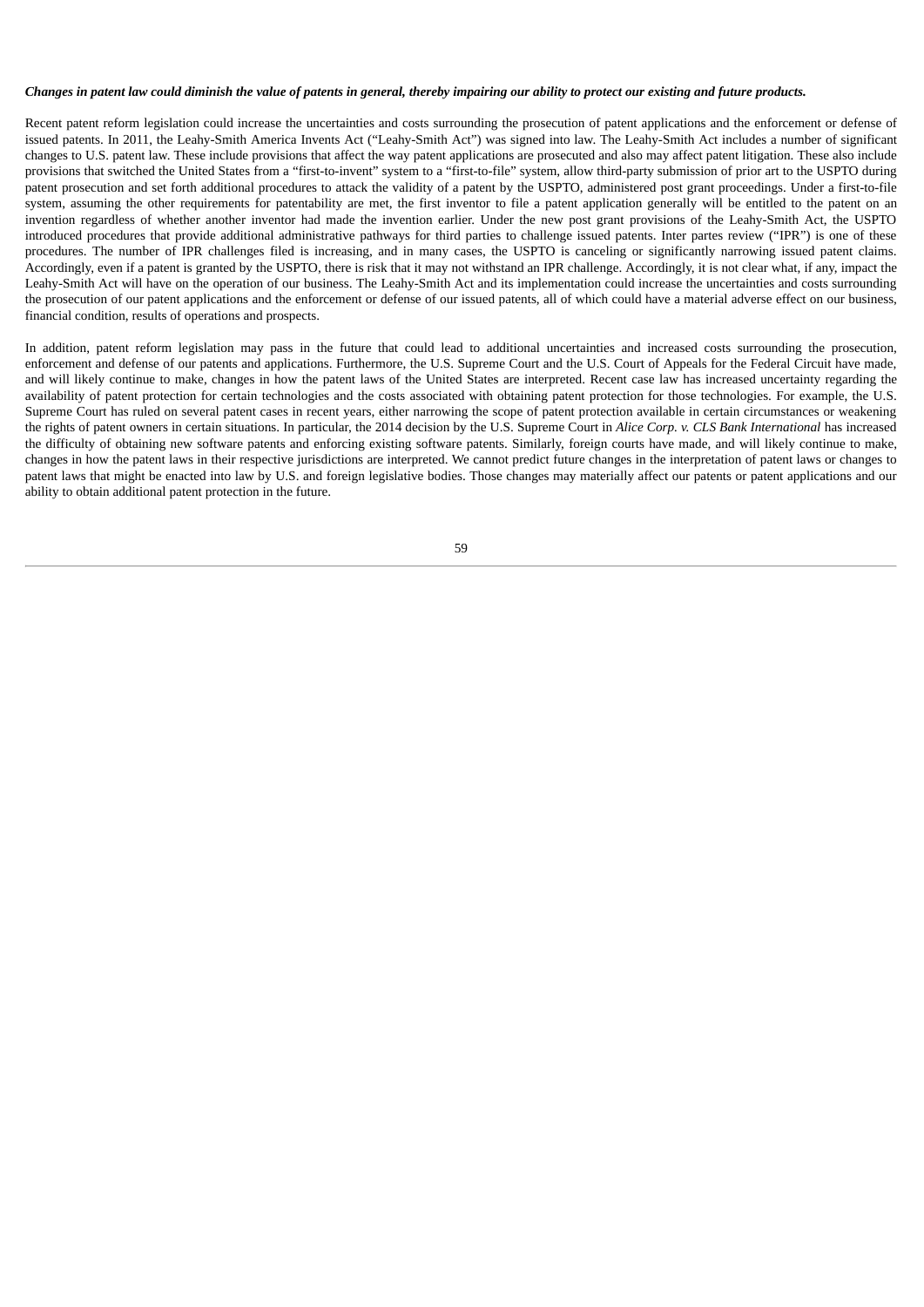***Changes in patent law could diminish the value of patents in general, thereby impairing our ability to protect our existing and future products.***

Recent patent reform legislation could increase the uncertainties and costs surrounding the prosecution of patent applications and the enforcement or defense of issued patents. In 2011, the Leahy-Smith America Invents Act ("Leahy-Smith Act") was signed into law. The Leahy-Smith Act includes a number of significant changes to U.S. patent law. These include provisions that affect the way patent applications are prosecuted and also may affect patent litigation. These also include provisions that switched the United States from a "first-to-invent" system to a "first-to-file" system, allow third-party submission of prior art to the USPTO during patent prosecution and set forth additional procedures to attack the validity of a patent by the USPTO, administered post grant proceedings. Under a first-to-file system, assuming the other requirements for patentability are met, the first inventor to file a patent application generally will be entitled to the patent on an invention regardless of whether another inventor had made the invention earlier. Under the new post grant provisions of the Leahy-Smith Act, the USPTO introduced procedures that provide additional administrative pathways for third parties to challenge issued patents. Inter partes review ("IPR") is one of these procedures. The number of IPR challenges filed is increasing, and in many cases, the USPTO is canceling or significantly narrowing issued patent claims. Accordingly, even if a patent is granted by the USPTO, there is risk that it may not withstand an IPR challenge. Accordingly, it is not clear what, if any, impact the Leahy-Smith Act will have on the operation of our business. The Leahy-Smith Act and its implementation could increase the uncertainties and costs surrounding the prosecution of our patent applications and the enforcement or defense of our issued patents, all of which could have a material adverse effect on our business, financial condition, results of operations and prospects.

In addition, patent reform legislation may pass in the future that could lead to additional uncertainties and increased costs surrounding the prosecution, enforcement and defense of our patents and applications. Furthermore, the U.S. Supreme Court and the U.S. Court of Appeals for the Federal Circuit have made, and will likely continue to make, changes in how the patent laws of the United States are interpreted. Recent case law has increased uncertainty regarding the availability of patent protection for certain technologies and the costs associated with obtaining patent protection for those technologies. For example, the U.S. Supreme Court has ruled on several patent cases in recent years, either narrowing the scope of patent protection available in certain circumstances or weakening the rights of patent owners in certain situations. In particular, the 2014 decision by the U.S. Supreme Court in *Alice Corp. v. CLS Bank International* has increased the difficulty of obtaining new software patents and enforcing existing software patents. Similarly, foreign courts have made, and will likely continue to make, changes in how the patent laws in their respective jurisdictions are interpreted. We cannot predict future changes in the interpretation of patent laws or changes to patent laws that might be enacted into law by U.S. and foreign legislative bodies. Those changes may materially affect our patents or patent applications and our ability to obtain additional patent protection in the future.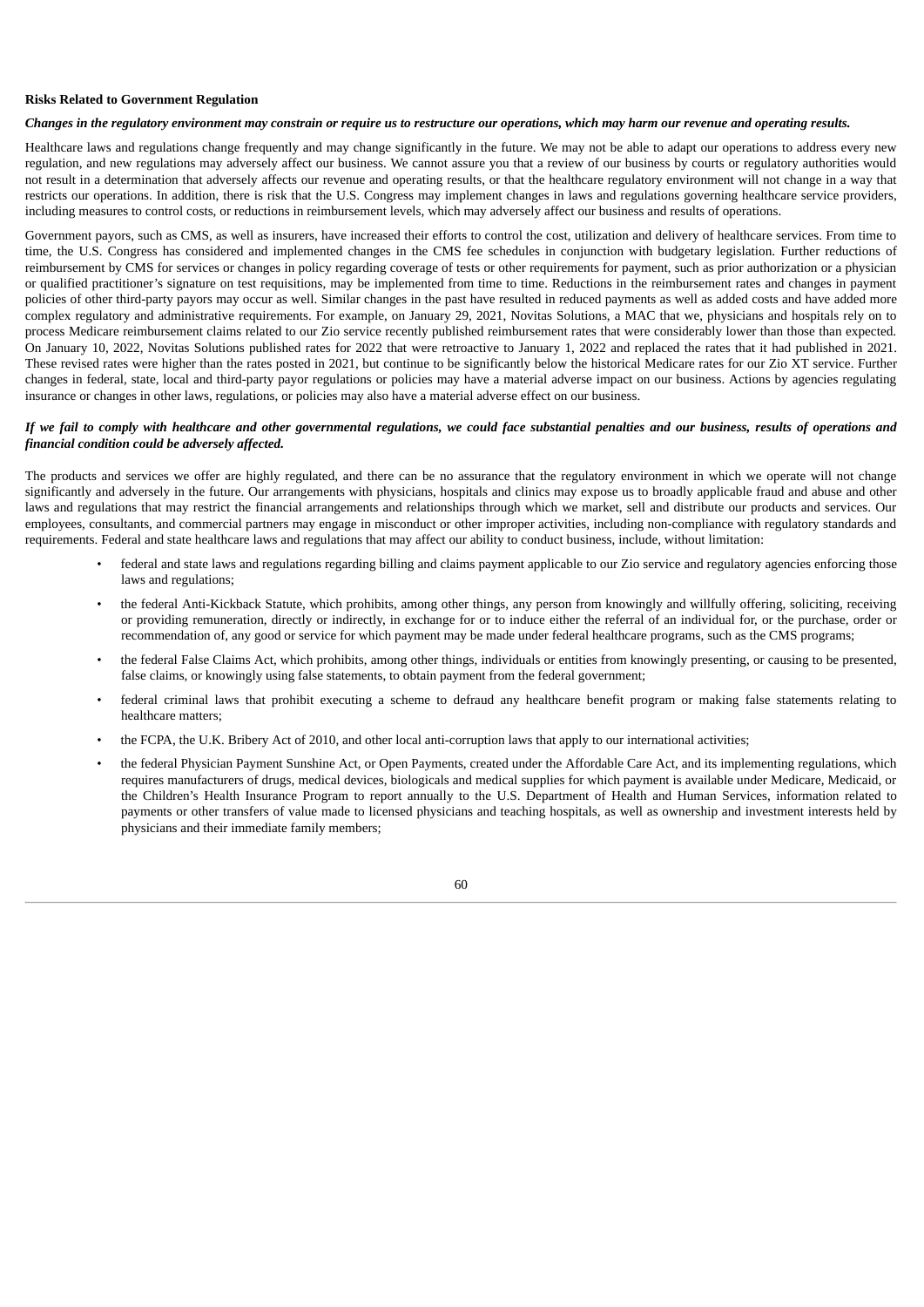**Risks Related to Government Regulation**

***Changes in the regulatory environment may constrain or require us to restructure our operations, which may harm our revenue and operating results.***

Healthcare laws and regulations change frequently and may change significantly in the future. We may not be able to adapt our operations to address every new regulation, and new regulations may adversely affect our business. We cannot assure you that a review of our business by courts or regulatory authorities would not result in a determination that adversely affects our revenue and operating results, or that the healthcare regulatory environment will not change in a way that restricts our operations. In addition, there is risk that the U.S. Congress may implement changes in laws and regulations governing healthcare service providers, including measures to control costs, or reductions in reimbursement levels, which may adversely affect our business and results of operations.

Government payors, such as CMS, as well as insurers, have increased their efforts to control the cost, utilization and delivery of healthcare services. From time to time, the U.S. Congress has considered and implemented changes in the CMS fee schedules in conjunction with budgetary legislation. Further reductions of reimbursement by CMS for services or changes in policy regarding coverage of tests or other requirements for payment, such as prior authorization or a physician or qualified practitioner's signature on test requisitions, may be implemented from time to time. Reductions in the reimbursement rates and changes in payment policies of other third-party payors may occur as well. Similar changes in the past have resulted in reduced payments as well as added costs and have added more complex regulatory and administrative requirements. For example, on January 29, 2021, Novitas Solutions, a MAC that we, physicians and hospitals rely on to process Medicare reimbursement claims related to our Zio service recently published reimbursement rates that were considerably lower than those than expected. On January 10, 2022, Novitas Solutions published rates for 2022 that were retroactive to January 1, 2022 and replaced the rates that it had published in 2021. These revised rates were higher than the rates posted in 2021, but continue to be significantly below the historical Medicare rates for our Zio XT service. Further changes in federal, state, local and third-party payor regulations or policies may have a material adverse impact on our business. Actions by agencies regulating insurance or changes in other laws, regulations, or policies may also have a material adverse effect on our business.

***If we fail to comply with healthcare and other governmental regulations, we could face substantial penalties and our business, results of operations and financial condition could be adversely affected.***

The products and services we offer are highly regulated, and there can be no assurance that the regulatory environment in which we operate will not change significantly and adversely in the future. Our arrangements with physicians, hospitals and clinics may expose us to broadly applicable fraud and abuse and other laws and regulations that may restrict the financial arrangements and relationships through which we market, sell and distribute our products and services. Our employees, consultants, and commercial partners may engage in misconduct or other improper activities, including non-compliance with regulatory standards and requirements. Federal and state healthcare laws and regulations that may affect our ability to conduct business, include, without limitation:

- federal and state laws and regulations regarding billing and claims payment applicable to our Zio service and regulatory agencies enforcing those laws and regulations;
- the federal Anti-Kickback Statute, which prohibits, among other things, any person from knowingly and willfully offering, soliciting, receiving or providing remuneration, directly or indirectly, in exchange for or to induce either the referral of an individual for, or the purchase, order or recommendation of, any good or service for which payment may be made under federal healthcare programs, such as the CMS programs;
- the federal False Claims Act, which prohibits, among other things, individuals or entities from knowingly presenting, or causing to be presented, false claims, or knowingly using false statements, to obtain payment from the federal government;
- federal criminal laws that prohibit executing a scheme to defraud any healthcare benefit program or making false statements relating to healthcare matters;
- the FCPA, the U.K. Bribery Act of 2010, and other local anti-corruption laws that apply to our international activities;
- the federal Physician Payment Sunshine Act, or Open Payments, created under the Affordable Care Act, and its implementing regulations, which requires manufacturers of drugs, medical devices, biologicals and medical supplies for which payment is available under Medicare, Medicaid, or the Children's Health Insurance Program to report annually to the U.S. Department of Health and Human Services, information related to payments or other transfers of value made to licensed physicians and teaching hospitals, as well as ownership and investment interests held by physicians and their immediate family members;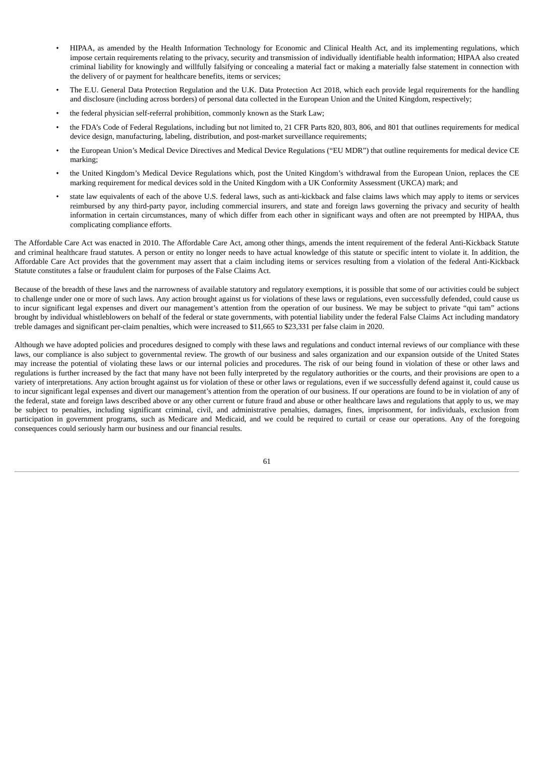- HIPAA, as amended by the Health Information Technology for Economic and Clinical Health Act, and its implementing regulations, which impose certain requirements relating to the privacy, security and transmission of individually identifiable health information; HIPAA also created criminal liability for knowingly and willfully falsifying or concealing a material fact or making a materially false statement in connection with the delivery of or payment for healthcare benefits, items or services;
- The E.U. General Data Protection Regulation and the U.K. Data Protection Act 2018, which each provide legal requirements for the handling and disclosure (including across borders) of personal data collected in the European Union and the United Kingdom, respectively;
- the federal physician self-referral prohibition, commonly known as the Stark Law;
- the FDA's Code of Federal Regulations, including but not limited to, 21 CFR Parts 820, 803, 806, and 801 that outlines requirements for medical device design, manufacturing, labeling, distribution, and post-market surveillance requirements;
- the European Union's Medical Device Directives and Medical Device Regulations ("EU MDR") that outline requirements for medical device CE marking;
- the United Kingdom's Medical Device Regulations which, post the United Kingdom's withdrawal from the European Union, replaces the CE marking requirement for medical devices sold in the United Kingdom with a UK Conformity Assessment (UKCA) mark; and
- state law equivalents of each of the above U.S. federal laws, such as anti-kickback and false claims laws which may apply to items or services reimbursed by any third-party payor, including commercial insurers, and state and foreign laws governing the privacy and security of health information in certain circumstances, many of which differ from each other in significant ways and often are not preempted by HIPAA, thus complicating compliance efforts.

The Affordable Care Act was enacted in 2010. The Affordable Care Act, among other things, amends the intent requirement of the federal Anti-Kickback Statute and criminal healthcare fraud statutes. A person or entity no longer needs to have actual knowledge of this statute or specific intent to violate it. In addition, the Affordable Care Act provides that the government may assert that a claim including items or services resulting from a violation of the federal Anti-Kickback Statute constitutes a false or fraudulent claim for purposes of the False Claims Act.

Because of the breadth of these laws and the narrowness of available statutory and regulatory exemptions, it is possible that some of our activities could be subject to challenge under one or more of such laws. Any action brought against us for violations of these laws or regulations, even successfully defended, could cause us to incur significant legal expenses and divert our management's attention from the operation of our business. We may be subject to private "qui tam" actions brought by individual whistleblowers on behalf of the federal or state governments, with potential liability under the federal False Claims Act including mandatory treble damages and significant per-claim penalties, which were increased to $11,665 to $23,331 per false claim in 2020.

Although we have adopted policies and procedures designed to comply with these laws and regulations and conduct internal reviews of our compliance with these laws, our compliance is also subject to governmental review. The growth of our business and sales organization and our expansion outside of the United States may increase the potential of violating these laws or our internal policies and procedures. The risk of our being found in violation of these or other laws and regulations is further increased by the fact that many have not been fully interpreted by the regulatory authorities or the courts, and their provisions are open to a variety of interpretations. Any action brought against us for violation of these or other laws or regulations, even if we successfully defend against it, could cause us to incur significant legal expenses and divert our management's attention from the operation of our business. If our operations are found to be in violation of any of the federal, state and foreign laws described above or any other current or future fraud and abuse or other healthcare laws and regulations that apply to us, we may be subject to penalties, including significant criminal, civil, and administrative penalties, damages, fines, imprisonment, for individuals, exclusion from participation in government programs, such as Medicare and Medicaid, and we could be required to curtail or cease our operations. Any of the foregoing consequences could seriously harm our business and our financial results.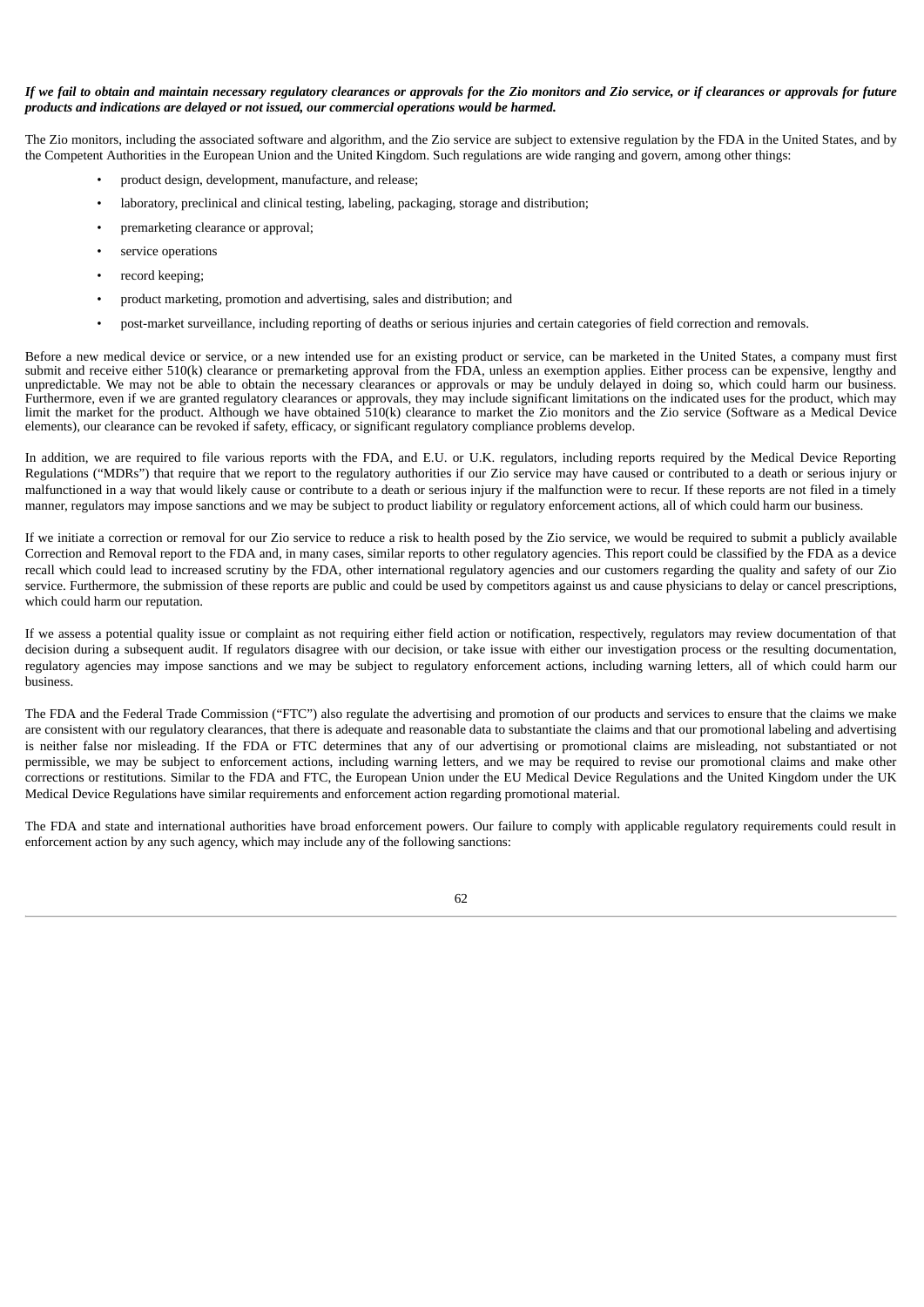***If we fail to obtain and maintain necessary regulatory clearances or approvals for the Zio monitors and Zio service, or if clearances or approvals for future products and indications are delayed or not issued, our commercial operations would be harmed.***

The Zio monitors, including the associated software and algorithm, and the Zio service are subject to extensive regulation by the FDA in the United States, and by the Competent Authorities in the European Union and the United Kingdom. Such regulations are wide ranging and govern, among other things:

- product design, development, manufacture, and release;
- laboratory, preclinical and clinical testing, labeling, packaging, storage and distribution;
- premarketing clearance or approval;
- service operations
- record keeping;
- product marketing, promotion and advertising, sales and distribution; and
- post-market surveillance, including reporting of deaths or serious injuries and certain categories of field correction and removals.

Before a new medical device or service, or a new intended use for an existing product or service, can be marketed in the United States, a company must first submit and receive either 510(k) clearance or premarketing approval from the FDA, unless an exemption applies. Either process can be expensive, lengthy and unpredictable. We may not be able to obtain the necessary clearances or approvals or may be unduly delayed in doing so, which could harm our business. Furthermore, even if we are granted regulatory clearances or approvals, they may include significant limitations on the indicated uses for the product, which may limit the market for the product. Although we have obtained 510(k) clearance to market the Zio monitors and the Zio service (Software as a Medical Device elements), our clearance can be revoked if safety, efficacy, or significant regulatory compliance problems develop.

In addition, we are required to file various reports with the FDA, and E.U. or U.K. regulators, including reports required by the Medical Device Reporting Regulations ("MDRs") that require that we report to the regulatory authorities if our Zio service may have caused or contributed to a death or serious injury or malfunctioned in a way that would likely cause or contribute to a death or serious injury if the malfunction were to recur. If these reports are not filed in a timely manner, regulators may impose sanctions and we may be subject to product liability or regulatory enforcement actions, all of which could harm our business.

If we initiate a correction or removal for our Zio service to reduce a risk to health posed by the Zio service, we would be required to submit a publicly available Correction and Removal report to the FDA and, in many cases, similar reports to other regulatory agencies. This report could be classified by the FDA as a device recall which could lead to increased scrutiny by the FDA, other international regulatory agencies and our customers regarding the quality and safety of our Zio service. Furthermore, the submission of these reports are public and could be used by competitors against us and cause physicians to delay or cancel prescriptions, which could harm our reputation.

If we assess a potential quality issue or complaint as not requiring either field action or notification, respectively, regulators may review documentation of that decision during a subsequent audit. If regulators disagree with our decision, or take issue with either our investigation process or the resulting documentation, regulatory agencies may impose sanctions and we may be subject to regulatory enforcement actions, including warning letters, all of which could harm our business.

The FDA and the Federal Trade Commission ("FTC") also regulate the advertising and promotion of our products and services to ensure that the claims we make are consistent with our regulatory clearances, that there is adequate and reasonable data to substantiate the claims and that our promotional labeling and advertising is neither false nor misleading. If the FDA or FTC determines that any of our advertising or promotional claims are misleading, not substantiated or not permissible, we may be subject to enforcement actions, including warning letters, and we may be required to revise our promotional claims and make other corrections or restitutions. Similar to the FDA and FTC, the European Union under the EU Medical Device Regulations and the United Kingdom under the UK Medical Device Regulations have similar requirements and enforcement action regarding promotional material.

The FDA and state and international authorities have broad enforcement powers. Our failure to comply with applicable regulatory requirements could result in enforcement action by any such agency, which may include any of the following sanctions: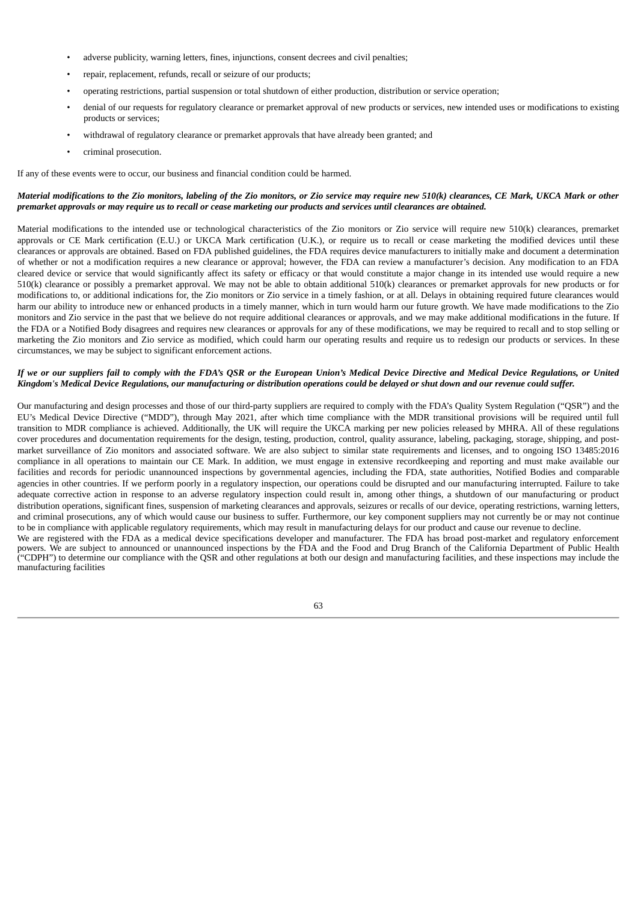- adverse publicity, warning letters, fines, injunctions, consent decrees and civil penalties;
- repair, replacement, refunds, recall or seizure of our products;
- operating restrictions, partial suspension or total shutdown of either production, distribution or service operation;
- denial of our requests for regulatory clearance or premarket approval of new products or services, new intended uses or modifications to existing products or services;
- withdrawal of regulatory clearance or premarket approvals that have already been granted; and
- criminal prosecution.

If any of these events were to occur, our business and financial condition could be harmed.

***Material modifications to the Zio monitors, labeling of the Zio monitors, or Zio service may require new 510(k) clearances, CE Mark, UKCA Mark or other premarket approvals or may require us to recall or cease marketing our products and services until clearances are obtained.***

Material modifications to the intended use or technological characteristics of the Zio monitors or Zio service will require new 510(k) clearances, premarket approvals or CE Mark certification (E.U.) or UKCA Mark certification (U.K.), or require us to recall or cease marketing the modified devices until these clearances or approvals are obtained. Based on FDA published guidelines, the FDA requires device manufacturers to initially make and document a determination of whether or not a modification requires a new clearance or approval; however, the FDA can review a manufacturer's decision. Any modification to an FDA cleared device or service that would significantly affect its safety or efficacy or that would constitute a major change in its intended use would require a new 510(k) clearance or possibly a premarket approval. We may not be able to obtain additional 510(k) clearances or premarket approvals for new products or for modifications to, or additional indications for, the Zio monitors or Zio service in a timely fashion, or at all. Delays in obtaining required future clearances would harm our ability to introduce new or enhanced products in a timely manner, which in turn would harm our future growth. We have made modifications to the Zio monitors and Zio service in the past that we believe do not require additional clearances or approvals, and we may make additional modifications in the future. If the FDA or a Notified Body disagrees and requires new clearances or approvals for any of these modifications, we may be required to recall and to stop selling or marketing the Zio monitors and Zio service as modified, which could harm our operating results and require us to redesign our products or services. In these circumstances, we may be subject to significant enforcement actions.

***If we or our suppliers fail to comply with the FDA's QSR or the European Union's Medical Device Directive and Medical Device Regulations, or United Kingdom's Medical Device Regulations, our manufacturing or distribution operations could be delayed or shut down and our revenue could suffer.***

Our manufacturing and design processes and those of our third-party suppliers are required to comply with the FDA's Quality System Regulation ("QSR") and the EU's Medical Device Directive ("MDD"), through May 2021, after which time compliance with the MDR transitional provisions will be required until full transition to MDR compliance is achieved. Additionally, the UK will require the UKCA marking per new policies released by MHRA. All of these regulations cover procedures and documentation requirements for the design, testing, production, control, quality assurance, labeling, packaging, storage, shipping, and post-market surveillance of Zio monitors and associated software. We are also subject to similar state requirements and licenses, and to ongoing ISO 13485:2016 compliance in all operations to maintain our CE Mark. In addition, we must engage in extensive recordkeeping and reporting and must make available our facilities and records for periodic unannounced inspections by governmental agencies, including the FDA, state authorities, Notified Bodies and comparable agencies in other countries. If we perform poorly in a regulatory inspection, our operations could be disrupted and our manufacturing interrupted. Failure to take adequate corrective action in response to an adverse regulatory inspection could result in, among other things, a shutdown of our manufacturing or product distribution operations, significant fines, suspension of marketing clearances and approvals, seizures or recalls of our device, operating restrictions, warning letters, and criminal prosecutions, any of which would cause our business to suffer. Furthermore, our key component suppliers may not currently be or may not continue to be in compliance with applicable regulatory requirements, which may result in manufacturing delays for our product and cause our revenue to decline.

We are registered with the FDA as a medical device specifications developer and manufacturer. The FDA has broad post-market and regulatory enforcement powers. We are subject to announced or unannounced inspections by the FDA and the Food and Drug Branch of the California Department of Public Health ("CDPH") to determine our compliance with the QSR and other regulations at both our design and manufacturing facilities, and these inspections may include the manufacturing facilities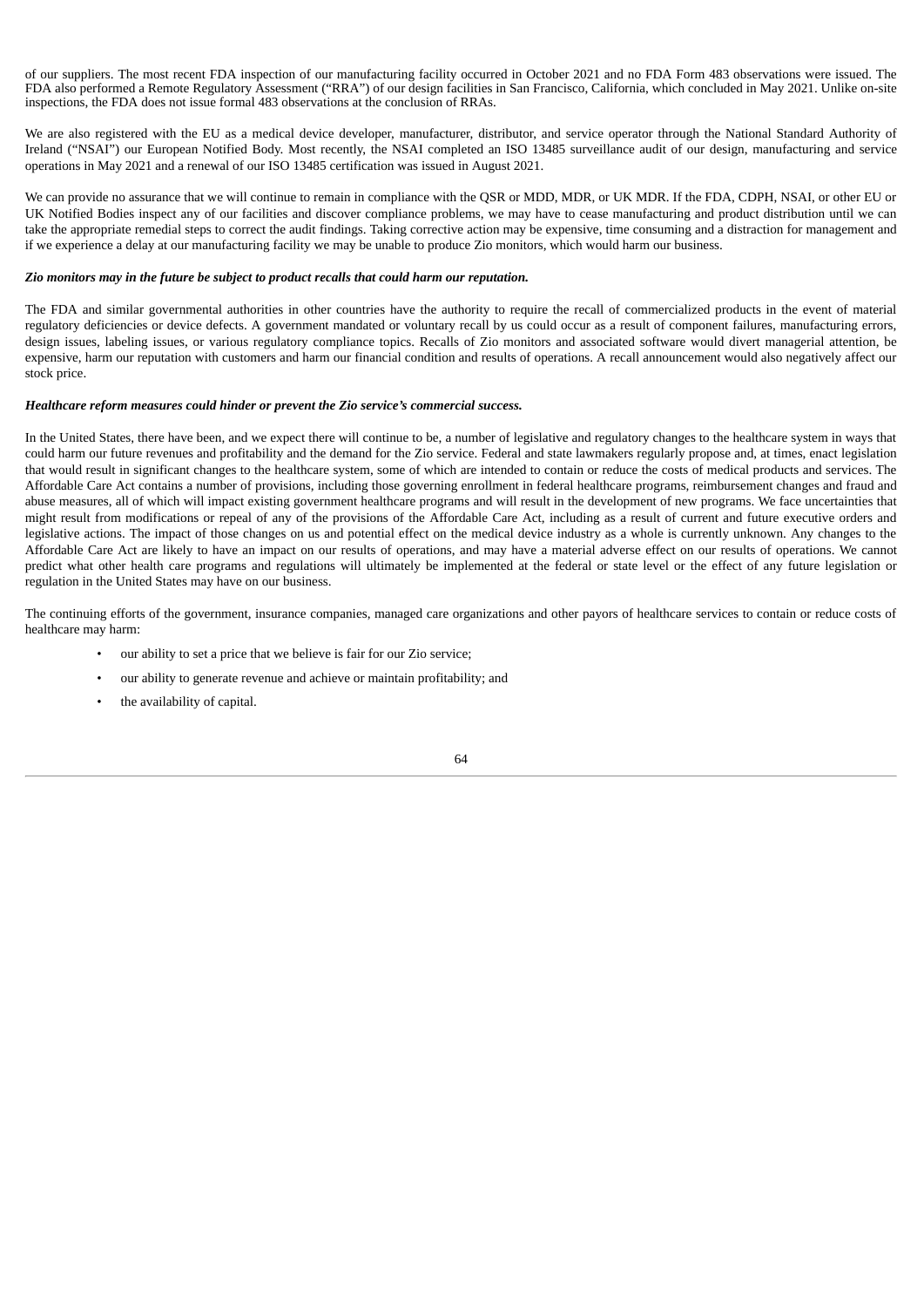of our suppliers. The most recent FDA inspection of our manufacturing facility occurred in October 2021 and no FDA Form 483 observations were issued. The FDA also performed a Remote Regulatory Assessment ("RRA") of our design facilities in San Francisco, California, which concluded in May 2021. Unlike on-site inspections, the FDA does not issue formal 483 observations at the conclusion of RRAs.

We are also registered with the EU as a medical device developer, manufacturer, distributor, and service operator through the National Standard Authority of Ireland ("NSAI") our European Notified Body. Most recently, the NSAI completed an ISO 13485 surveillance audit of our design, manufacturing and service operations in May 2021 and a renewal of our ISO 13485 certification was issued in August 2021.

We can provide no assurance that we will continue to remain in compliance with the QSR or MDD, MDR, or UK MDR. If the FDA, CDPH, NSAI, or other EU or UK Notified Bodies inspect any of our facilities and discover compliance problems, we may have to cease manufacturing and product distribution until we can take the appropriate remedial steps to correct the audit findings. Taking corrective action may be expensive, time consuming and a distraction for management and if we experience a delay at our manufacturing facility we may be unable to produce Zio monitors, which would harm our business.

***Zio monitors may in the future be subject to product recalls that could harm our reputation.***

The FDA and similar governmental authorities in other countries have the authority to require the recall of commercialized products in the event of material regulatory deficiencies or device defects. A government mandated or voluntary recall by us could occur as a result of component failures, manufacturing errors, design issues, labeling issues, or various regulatory compliance topics. Recalls of Zio monitors and associated software would divert managerial attention, be expensive, harm our reputation with customers and harm our financial condition and results of operations. A recall announcement would also negatively affect our stock price.

***Healthcare reform measures could hinder or prevent the Zio service's commercial success.***

In the United States, there have been, and we expect there will continue to be, a number of legislative and regulatory changes to the healthcare system in ways that could harm our future revenues and profitability and the demand for the Zio service. Federal and state lawmakers regularly propose and, at times, enact legislation that would result in significant changes to the healthcare system, some of which are intended to contain or reduce the costs of medical products and services. The Affordable Care Act contains a number of provisions, including those governing enrollment in federal healthcare programs, reimbursement changes and fraud and abuse measures, all of which will impact existing government healthcare programs and will result in the development of new programs. We face uncertainties that might result from modifications or repeal of any of the provisions of the Affordable Care Act, including as a result of current and future executive orders and legislative actions. The impact of those changes on us and potential effect on the medical device industry as a whole is currently unknown. Any changes to the Affordable Care Act are likely to have an impact on our results of operations, and may have a material adverse effect on our results of operations. We cannot predict what other health care programs and regulations will ultimately be implemented at the federal or state level or the effect of any future legislation or regulation in the United States may have on our business.

The continuing efforts of the government, insurance companies, managed care organizations and other payors of healthcare services to contain or reduce costs of healthcare may harm:

- our ability to set a price that we believe is fair for our Zio service;
- our ability to generate revenue and achieve or maintain profitability; and
- the availability of capital.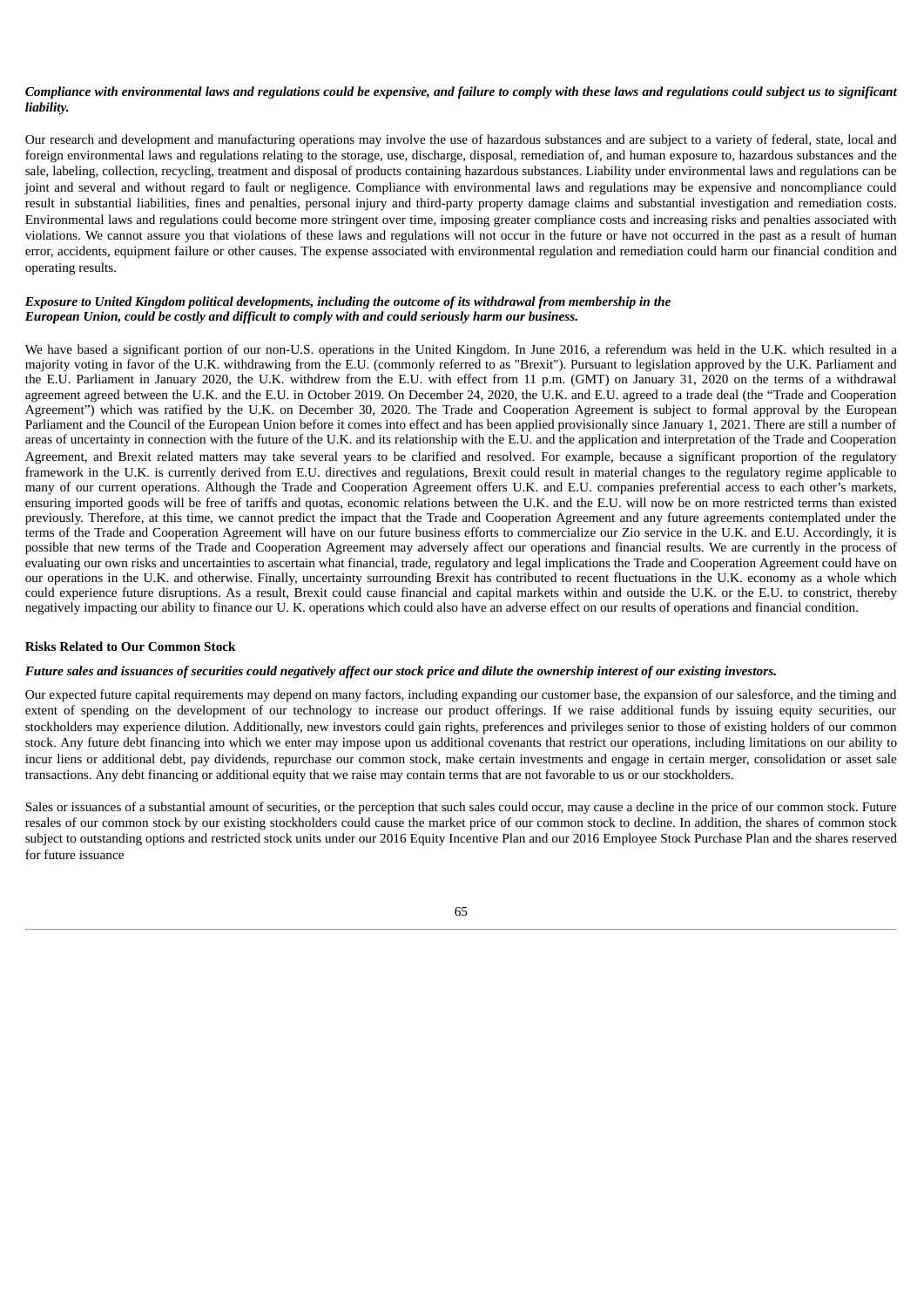***Compliance with environmental laws and regulations could be expensive, and failure to comply with these laws and regulations could subject us to significant liability.***

Our research and development and manufacturing operations may involve the use of hazardous substances and are subject to a variety of federal, state, local and foreign environmental laws and regulations relating to the storage, use, discharge, disposal, remediation of, and human exposure to, hazardous substances and the sale, labeling, collection, recycling, treatment and disposal of products containing hazardous substances. Liability under environmental laws and regulations can be joint and several and without regard to fault or negligence. Compliance with environmental laws and regulations may be expensive and noncompliance could result in substantial liabilities, fines and penalties, personal injury and third-party property damage claims and substantial investigation and remediation costs. Environmental laws and regulations could become more stringent over time, imposing greater compliance costs and increasing risks and penalties associated with violations. We cannot assure you that violations of these laws and regulations will not occur in the future or have not occurred in the past as a result of human error, accidents, equipment failure or other causes. The expense associated with environmental regulation and remediation could harm our financial condition and operating results.

***Exposure to United Kingdom political developments, including the outcome of its withdrawal from membership in the European Union, could be costly and difficult to comply with and could seriously harm our business.***

We have based a significant portion of our non-U.S. operations in the United Kingdom. In June 2016, a referendum was held in the U.K. which resulted in a majority voting in favor of the U.K. withdrawing from the E.U. (commonly referred to as "Brexit"). Pursuant to legislation approved by the U.K. Parliament and the E.U. Parliament in January 2020, the U.K. withdrew from the E.U. with effect from 11 p.m. (GMT) on January 31, 2020 on the terms of a withdrawal agreement agreed between the U.K. and the E.U. in October 2019. On December 24, 2020, the U.K. and E.U. agreed to a trade deal (the "Trade and Cooperation Agreement") which was ratified by the U.K. on December 30, 2020. The Trade and Cooperation Agreement is subject to formal approval by the European Parliament and the Council of the European Union before it comes into effect and has been applied provisionally since January 1, 2021. There are still a number of areas of uncertainty in connection with the future of the U.K. and its relationship with the E.U. and the application and interpretation of the Trade and Cooperation Agreement, and Brexit related matters may take several years to be clarified and resolved. For example, because a significant proportion of the regulatory framework in the U.K. is currently derived from E.U. directives and regulations, Brexit could result in material changes to the regulatory regime applicable to many of our current operations. Although the Trade and Cooperation Agreement offers U.K. and E.U. companies preferential access to each other's markets, ensuring imported goods will be free of tariffs and quotas, economic relations between the U.K. and the E.U. will now be on more restricted terms than existed previously. Therefore, at this time, we cannot predict the impact that the Trade and Cooperation Agreement and any future agreements contemplated under the terms of the Trade and Cooperation Agreement will have on our future business efforts to commercialize our Zio service in the U.K. and E.U. Accordingly, it is possible that new terms of the Trade and Cooperation Agreement may adversely affect our operations and financial results. We are currently in the process of evaluating our own risks and uncertainties to ascertain what financial, trade, regulatory and legal implications the Trade and Cooperation Agreement could have on our operations in the U.K. and otherwise. Finally, uncertainty surrounding Brexit has contributed to recent fluctuations in the U.K. economy as a whole which could experience future disruptions. As a result, Brexit could cause financial and capital markets within and outside the U.K. or the E.U. to constrict, thereby negatively impacting our ability to finance our U. K. operations which could also have an adverse effect on our results of operations and financial condition.

**Risks Related to Our Common Stock**

***Future sales and issuances of securities could negatively affect our stock price and dilute the ownership interest of our existing investors.***

Our expected future capital requirements may depend on many factors, including expanding our customer base, the expansion of our salesforce, and the timing and extent of spending on the development of our technology to increase our product offerings. If we raise additional funds by issuing equity securities, our stockholders may experience dilution. Additionally, new investors could gain rights, preferences and privileges senior to those of existing holders of our common stock. Any future debt financing into which we enter may impose upon us additional covenants that restrict our operations, including limitations on our ability to incur liens or additional debt, pay dividends, repurchase our common stock, make certain investments and engage in certain merger, consolidation or asset sale transactions. Any debt financing or additional equity that we raise may contain terms that are not favorable to us or our stockholders.

Sales or issuances of a substantial amount of securities, or the perception that such sales could occur, may cause a decline in the price of our common stock. Future resales of our common stock by our existing stockholders could cause the market price of our common stock to decline. In addition, the shares of common stock subject to outstanding options and restricted stock units under our 2016 Equity Incentive Plan and our 2016 Employee Stock Purchase Plan and the shares reserved for future issuance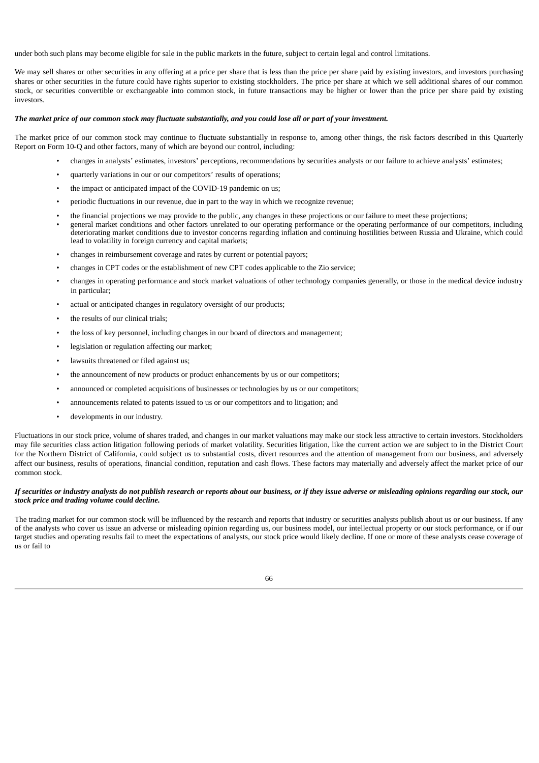under both such plans may become eligible for sale in the public markets in the future, subject to certain legal and control limitations.

We may sell shares or other securities in any offering at a price per share that is less than the price per share paid by existing investors, and investors purchasing shares or other securities in the future could have rights superior to existing stockholders. The price per share at which we sell additional shares of our common stock, or securities convertible or exchangeable into common stock, in future transactions may be higher or lower than the price per share paid by existing investors.

***The market price of our common stock may fluctuate substantially, and you could lose all or part of your investment.***

The market price of our common stock may continue to fluctuate substantially in response to, among other things, the risk factors described in this Quarterly Report on Form 10-Q and other factors, many of which are beyond our control, including:

- changes in analysts' estimates, investors' perceptions, recommendations by securities analysts or our failure to achieve analysts' estimates;
- quarterly variations in our or our competitors' results of operations;
- the impact or anticipated impact of the COVID-19 pandemic on us;
- periodic fluctuations in our revenue, due in part to the way in which we recognize revenue;
- the financial projections we may provide to the public, any changes in these projections or our failure to meet these projections;
- general market conditions and other factors unrelated to our operating performance or the operating performance of our competitors, including deteriorating market conditions due to investor concerns regarding inflation and continuing hostilities between Russia and Ukraine, which could lead to volatility in foreign currency and capital markets;
- changes in reimbursement coverage and rates by current or potential payors;
- changes in CPT codes or the establishment of new CPT codes applicable to the Zio service;
- changes in operating performance and stock market valuations of other technology companies generally, or those in the medical device industry in particular;
- actual or anticipated changes in regulatory oversight of our products;
- the results of our clinical trials;
- the loss of key personnel, including changes in our board of directors and management;
- legislation or regulation affecting our market;
- lawsuits threatened or filed against us;
- the announcement of new products or product enhancements by us or our competitors;
- announced or completed acquisitions of businesses or technologies by us or our competitors;
- announcements related to patents issued to us or our competitors and to litigation; and
- developments in our industry.

Fluctuations in our stock price, volume of shares traded, and changes in our market valuations may make our stock less attractive to certain investors. Stockholders may file securities class action litigation following periods of market volatility. Securities litigation, like the current action we are subject to in the District Court for the Northern District of California, could subject us to substantial costs, divert resources and the attention of management from our business, and adversely affect our business, results of operations, financial condition, reputation and cash flows. These factors may materially and adversely affect the market price of our common stock.

***If securities or industry analysts do not publish research or reports about our business, or if they issue adverse or misleading opinions regarding our stock, our stock price and trading volume could decline.***

The trading market for our common stock will be influenced by the research and reports that industry or securities analysts publish about us or our business. If any of the analysts who cover us issue an adverse or misleading opinion regarding us, our business model, our intellectual property or our stock performance, or if our target studies and operating results fail to meet the expectations of analysts, our stock price would likely decline. If one or more of these analysts cease coverage of us or fail to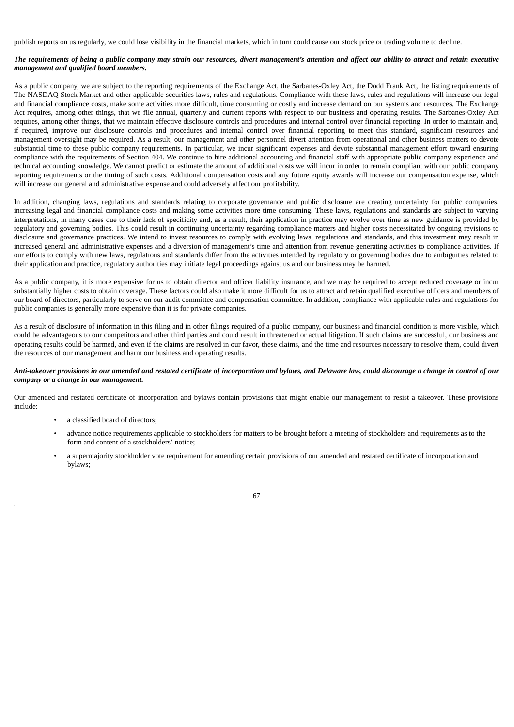publish reports on us regularly, we could lose visibility in the financial markets, which in turn could cause our stock price or trading volume to decline.

***The requirements of being a public company may strain our resources, divert management's attention and affect our ability to attract and retain executive management and qualified board members.***

As a public company, we are subject to the reporting requirements of the Exchange Act, the Sarbanes-Oxley Act, the Dodd Frank Act, the listing requirements of The NASDAQ Stock Market and other applicable securities laws, rules and regulations. Compliance with these laws, rules and regulations will increase our legal and financial compliance costs, make some activities more difficult, time consuming or costly and increase demand on our systems and resources. The Exchange Act requires, among other things, that we file annual, quarterly and current reports with respect to our business and operating results. The Sarbanes-Oxley Act requires, among other things, that we maintain effective disclosure controls and procedures and internal control over financial reporting. In order to maintain and, if required, improve our disclosure controls and procedures and internal control over financial reporting to meet this standard, significant resources and management oversight may be required. As a result, our management and other personnel divert attention from operational and other business matters to devote substantial time to these public company requirements. In particular, we incur significant expenses and devote substantial management effort toward ensuring compliance with the requirements of Section 404. We continue to hire additional accounting and financial staff with appropriate public company experience and technical accounting knowledge. We cannot predict or estimate the amount of additional costs we will incur in order to remain compliant with our public company reporting requirements or the timing of such costs. Additional compensation costs and any future equity awards will increase our compensation expense, which will increase our general and administrative expense and could adversely affect our profitability.

In addition, changing laws, regulations and standards relating to corporate governance and public disclosure are creating uncertainty for public companies, increasing legal and financial compliance costs and making some activities more time consuming. These laws, regulations and standards are subject to varying interpretations, in many cases due to their lack of specificity and, as a result, their application in practice may evolve over time as new guidance is provided by regulatory and governing bodies. This could result in continuing uncertainty regarding compliance matters and higher costs necessitated by ongoing revisions to disclosure and governance practices. We intend to invest resources to comply with evolving laws, regulations and standards, and this investment may result in increased general and administrative expenses and a diversion of management's time and attention from revenue generating activities to compliance activities. If our efforts to comply with new laws, regulations and standards differ from the activities intended by regulatory or governing bodies due to ambiguities related to their application and practice, regulatory authorities may initiate legal proceedings against us and our business may be harmed.

As a public company, it is more expensive for us to obtain director and officer liability insurance, and we may be required to accept reduced coverage or incur substantially higher costs to obtain coverage. These factors could also make it more difficult for us to attract and retain qualified executive officers and members of our board of directors, particularly to serve on our audit committee and compensation committee. In addition, compliance with applicable rules and regulations for public companies is generally more expensive than it is for private companies.

As a result of disclosure of information in this filing and in other filings required of a public company, our business and financial condition is more visible, which could be advantageous to our competitors and other third parties and could result in threatened or actual litigation. If such claims are successful, our business and operating results could be harmed, and even if the claims are resolved in our favor, these claims, and the time and resources necessary to resolve them, could divert the resources of our management and harm our business and operating results.

***Anti-takeover provisions in our amended and restated certificate of incorporation and bylaws, and Delaware law, could discourage a change in control of our company or a change in our management.***

Our amended and restated certificate of incorporation and bylaws contain provisions that might enable our management to resist a takeover. These provisions include:

- a classified board of directors;
- advance notice requirements applicable to stockholders for matters to be brought before a meeting of stockholders and requirements as to the form and content of a stockholders' notice;
- a supermajority stockholder vote requirement for amending certain provisions of our amended and restated certificate of incorporation and bylaws;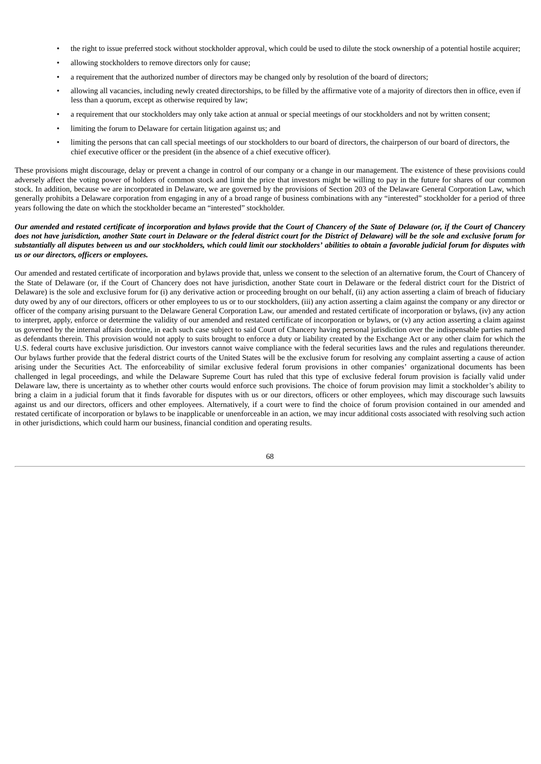- the right to issue preferred stock without stockholder approval, which could be used to dilute the stock ownership of a potential hostile acquirer;
- allowing stockholders to remove directors only for cause;
- a requirement that the authorized number of directors may be changed only by resolution of the board of directors;
- allowing all vacancies, including newly created directorships, to be filled by the affirmative vote of a majority of directors then in office, even if less than a quorum, except as otherwise required by law;
- a requirement that our stockholders may only take action at annual or special meetings of our stockholders and not by written consent;
- limiting the forum to Delaware for certain litigation against us; and
- limiting the persons that can call special meetings of our stockholders to our board of directors, the chairperson of our board of directors, the chief executive officer or the president (in the absence of a chief executive officer).

These provisions might discourage, delay or prevent a change in control of our company or a change in our management. The existence of these provisions could adversely affect the voting power of holders of common stock and limit the price that investors might be willing to pay in the future for shares of our common stock. In addition, because we are incorporated in Delaware, we are governed by the provisions of Section 203 of the Delaware General Corporation Law, which generally prohibits a Delaware corporation from engaging in any of a broad range of business combinations with any "interested" stockholder for a period of three years following the date on which the stockholder became an "interested" stockholder.

***Our amended and restated certificate of incorporation and bylaws provide that the Court of Chancery of the State of Delaware (or, if the Court of Chancery does not have jurisdiction, another State court in Delaware or the federal district court for the District of Delaware) will be the sole and exclusive forum for substantially all disputes between us and our stockholders, which could limit our stockholders' abilities to obtain a favorable judicial forum for disputes with us or our directors, officers or employees.***

Our amended and restated certificate of incorporation and bylaws provide that, unless we consent to the selection of an alternative forum, the Court of Chancery of the State of Delaware (or, if the Court of Chancery does not have jurisdiction, another State court in Delaware or the federal district court for the District of Delaware) is the sole and exclusive forum for (i) any derivative action or proceeding brought on our behalf, (ii) any action asserting a claim of breach of fiduciary duty owed by any of our directors, officers or other employees to us or to our stockholders, (iii) any action asserting a claim against the company or any director or officer of the company arising pursuant to the Delaware General Corporation Law, our amended and restated certificate of incorporation or bylaws, (iv) any action to interpret, apply, enforce or determine the validity of our amended and restated certificate of incorporation or bylaws, or (v) any action asserting a claim against us governed by the internal affairs doctrine, in each such case subject to said Court of Chancery having personal jurisdiction over the indispensable parties named as defendants therein. This provision would not apply to suits brought to enforce a duty or liability created by the Exchange Act or any other claim for which the U.S. federal courts have exclusive jurisdiction. Our investors cannot waive compliance with the federal securities laws and the rules and regulations thereunder. Our bylaws further provide that the federal district courts of the United States will be the exclusive forum for resolving any complaint asserting a cause of action arising under the Securities Act. The enforceability of similar exclusive federal forum provisions in other companies' organizational documents has been challenged in legal proceedings, and while the Delaware Supreme Court has ruled that this type of exclusive federal forum provision is facially valid under Delaware law, there is uncertainty as to whether other courts would enforce such provisions. The choice of forum provision may limit a stockholder's ability to bring a claim in a judicial forum that it finds favorable for disputes with us or our directors, officers or other employees, which may discourage such lawsuits against us and our directors, officers and other employees. Alternatively, if a court were to find the choice of forum provision contained in our amended and restated certificate of incorporation or bylaws to be inapplicable or unenforceable in an action, we may incur additional costs associated with resolving such action in other jurisdictions, which could harm our business, financial condition and operating results.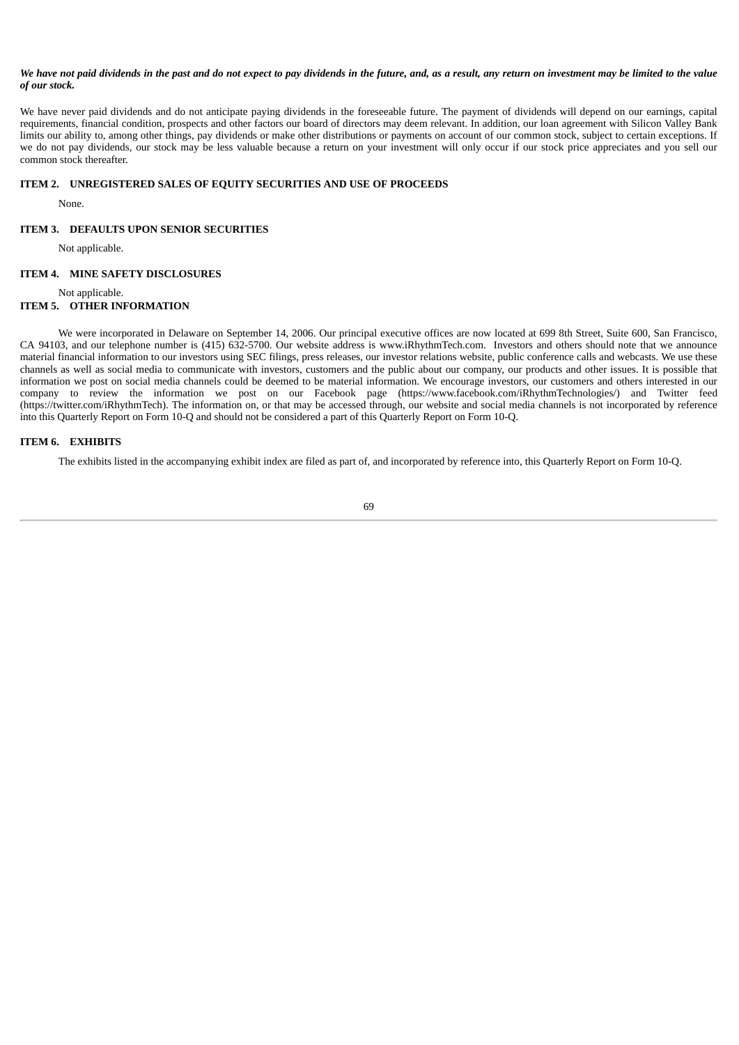***We have not paid dividends in the past and do not expect to pay dividends in the future, and, as a result, any return on investment may be limited to the value of our stock.***

We have never paid dividends and do not anticipate paying dividends in the foreseeable future. The payment of dividends will depend on our earnings, capital requirements, financial condition, prospects and other factors our board of directors may deem relevant. In addition, our loan agreement with Silicon Valley Bank limits our ability to, among other things, pay dividends or make other distributions or payments on account of our common stock, subject to certain exceptions. If we do not pay dividends, our stock may be less valuable because a return on your investment will only occur if our stock price appreciates and you sell our common stock thereafter.

## ITEM 2. UNREGISTERED SALES OF EQUITY SECURITIES AND USE OF PROCEEDS

None.

## ITEM 3. DEFAULTS UPON SENIOR SECURITIES

Not applicable.

## ITEM 4. MINE SAFETY DISCLOSURES

Not applicable.

## ITEM 5. OTHER INFORMATION

We were incorporated in Delaware on September 14, 2006. Our principal executive offices are now located at 699 8th Street, Suite 600, San Francisco, CA 94103, and our telephone number is (415) 632-5700. Our website address is www.iRhythmTech.com. Investors and others should note that we announce material financial information to our investors using SEC filings, press releases, our investor relations website, public conference calls and webcasts. We use these channels as well as social media to communicate with investors, customers and the public about our company, our products and other issues. It is possible that information we post on social media channels could be deemed to be material information. We encourage investors, our customers and others interested in our company to review the information we post on our Facebook page (https://www.facebook.com/iRhythmTechnologies/) and Twitter feed (https://twitter.com/iRhythmTech). The information on, or that may be accessed through, our website and social media channels is not incorporated by reference into this Quarterly Report on Form 10-Q and should not be considered a part of this Quarterly Report on Form 10-Q.

## ITEM 6. EXHIBITS

The exhibits listed in the accompanying exhibit index are filed as part of, and incorporated by reference into, this Quarterly Report on Form 10-Q.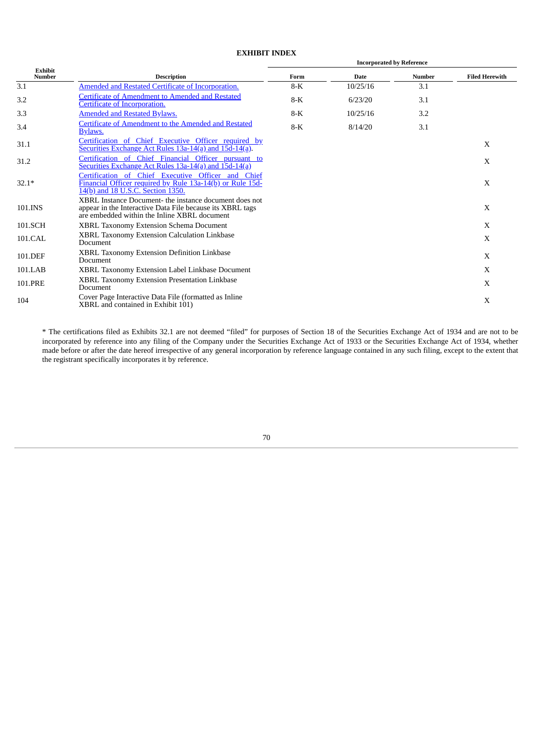## EXHIBIT INDEX

| Exhibit Number | Description | Incorporated by Reference | | | Filed Herewith |
|---|---|---|---|---|---|
| | | Form | Date | Number | |
| 3.1 | Amended and Restated Certificate of Incorporation. | 8-K | 10/25/16 | 3.1 | |
| 3.2 | Certificate of Amendment to Amended and Restated Certificate of Incorporation. | 8-K | 6/23/20 | 3.1 | |
| 3.3 | Amended and Restated Bylaws. | 8-K | 10/25/16 | 3.2 | |
| 3.4 | Certificate of Amendment to the Amended and Restated Bylaws. | 8-K | 8/14/20 | 3.1 | |
| 31.1 | Certification of Chief Executive Officer required by Securities Exchange Act Rules 13a-14(a) and 15d-14(a). | | | | X |
| 31.2 | Certification of Chief Financial Officer pursuant to Securities Exchange Act Rules 13a-14(a) and 15d-14(a) | | | | X |
| 32.1* | Certification of Chief Executive Officer and Chief Financial Officer required by Rule 13a-14(b) or Rule 15d-14(b) and 18 U.S.C. Section 1350. | | | | X |
| 101.INS | XBRL Instance Document- the instance document does not appear in the Interactive Data File because its XBRL tags are embedded within the Inline XBRL document | | | | X |
| 101.SCH | XBRL Taxonomy Extension Schema Document | | | | X |
| 101.CAL | XBRL Taxonomy Extension Calculation Linkbase Document | | | | X |
| 101.DEF | XBRL Taxonomy Extension Definition Linkbase Document | | | | X |
| 101.LAB | XBRL Taxonomy Extension Label Linkbase Document | | | | X |
| 101.PRE | XBRL Taxonomy Extension Presentation Linkbase Document | | | | X |
| 104 | Cover Page Interactive Data File (formatted as Inline XBRL and contained in Exhibit 101) | | | | X |

* The certifications filed as Exhibits 32.1 are not deemed "filed" for purposes of Section 18 of the Securities Exchange Act of 1934 and are not to be incorporated by reference into any filing of the Company under the Securities Exchange Act of 1933 or the Securities Exchange Act of 1934, whether made before or after the date hereof irrespective of any general incorporation by reference language contained in any such filing, except to the extent that the registrant specifically incorporates it by reference.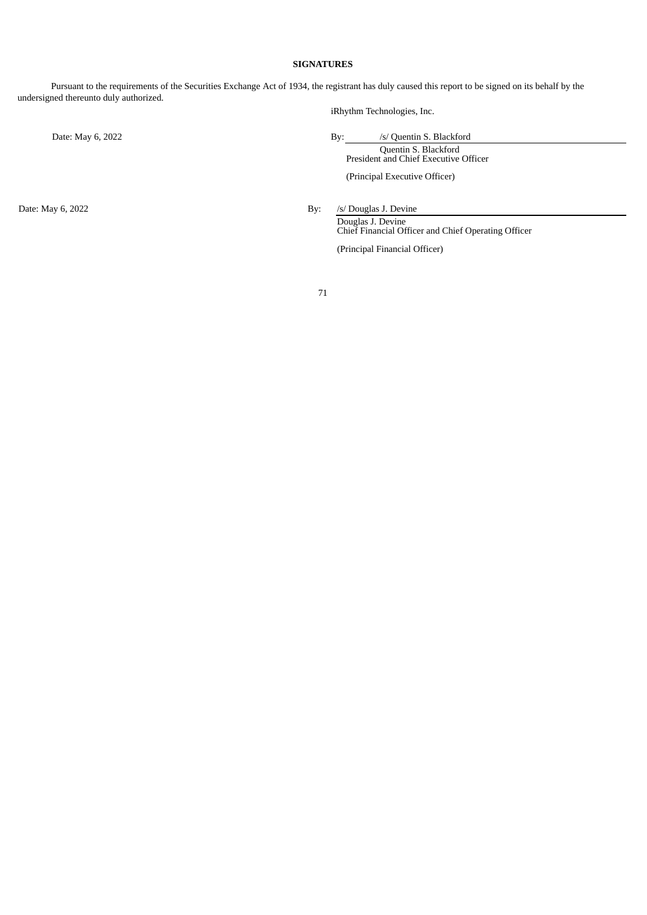**SIGNATURES**

Pursuant to the requirements of the Securities Exchange Act of 1934, the registrant has duly caused this report to be signed on its behalf by the undersigned thereunto duly authorized.

iRhythm Technologies, Inc.

| | |
|---|---|
| Date: May 6, 2022 | By: /s/ Quentin S. Blackford |
| | Quentin S. Blackford |
| | President and Chief Executive Officer |
| | (Principal Executive Officer) |
| | |
| Date: May 6, 2022 | By: /s/ Douglas J. Devine |
| | Douglas J. Devine |
| | Chief Financial Officer and Chief Operating Officer |
| | (Principal Financial Officer) |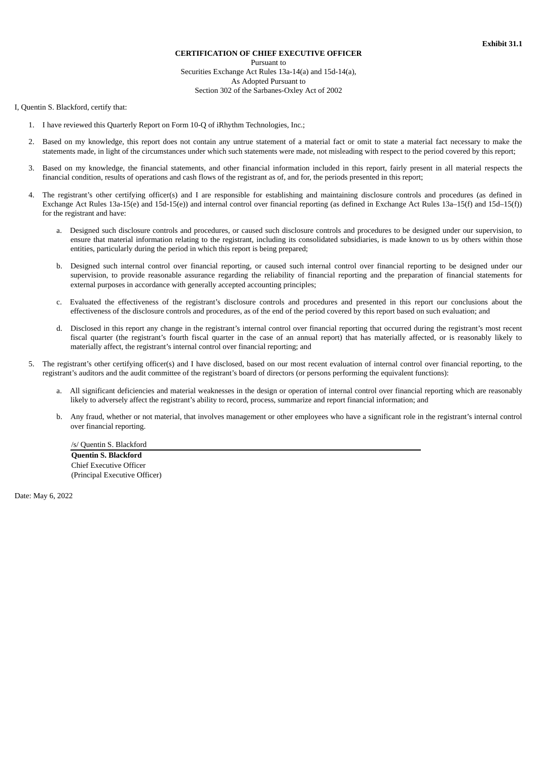**Exhibit 31.1**

**CERTIFICATION OF CHIEF EXECUTIVE OFFICER**

Pursuant to
Securities Exchange Act Rules 13a-14(a) and 15d-14(a),
As Adopted Pursuant to
Section 302 of the Sarbanes-Oxley Act of 2002

I, Quentin S. Blackford, certify that:

1. I have reviewed this Quarterly Report on Form 10-Q of iRhythm Technologies, Inc.;

2. Based on my knowledge, this report does not contain any untrue statement of a material fact or omit to state a material fact necessary to make the statements made, in light of the circumstances under which such statements were made, not misleading with respect to the period covered by this report;

3. Based on my knowledge, the financial statements, and other financial information included in this report, fairly present in all material respects the financial condition, results of operations and cash flows of the registrant as of, and for, the periods presented in this report;

4. The registrant's other certifying officer(s) and I are responsible for establishing and maintaining disclosure controls and procedures (as defined in Exchange Act Rules 13a-15(e) and 15d-15(e)) and internal control over financial reporting (as defined in Exchange Act Rules 13a–15(f) and 15d–15(f)) for the registrant and have:

   a. Designed such disclosure controls and procedures, or caused such disclosure controls and procedures to be designed under our supervision, to ensure that material information relating to the registrant, including its consolidated subsidiaries, is made known to us by others within those entities, particularly during the period in which this report is being prepared;

   b. Designed such internal control over financial reporting, or caused such internal control over financial reporting to be designed under our supervision, to provide reasonable assurance regarding the reliability of financial reporting and the preparation of financial statements for external purposes in accordance with generally accepted accounting principles;

   c. Evaluated the effectiveness of the registrant's disclosure controls and procedures and presented in this report our conclusions about the effectiveness of the disclosure controls and procedures, as of the end of the period covered by this report based on such evaluation; and

   d. Disclosed in this report any change in the registrant's internal control over financial reporting that occurred during the registrant's most recent fiscal quarter (the registrant's fourth fiscal quarter in the case of an annual report) that has materially affected, or is reasonably likely to materially affect, the registrant's internal control over financial reporting; and

5. The registrant's other certifying officer(s) and I have disclosed, based on our most recent evaluation of internal control over financial reporting, to the registrant's auditors and the audit committee of the registrant's board of directors (or persons performing the equivalent functions):

   a. All significant deficiencies and material weaknesses in the design or operation of internal control over financial reporting which are reasonably likely to adversely affect the registrant's ability to record, process, summarize and report financial information; and

   b. Any fraud, whether or not material, that involves management or other employees who have a significant role in the registrant's internal control over financial reporting.

/s/ Quentin S. Blackford

**Quentin S. Blackford**
Chief Executive Officer
(Principal Executive Officer)

Date: May 6, 2022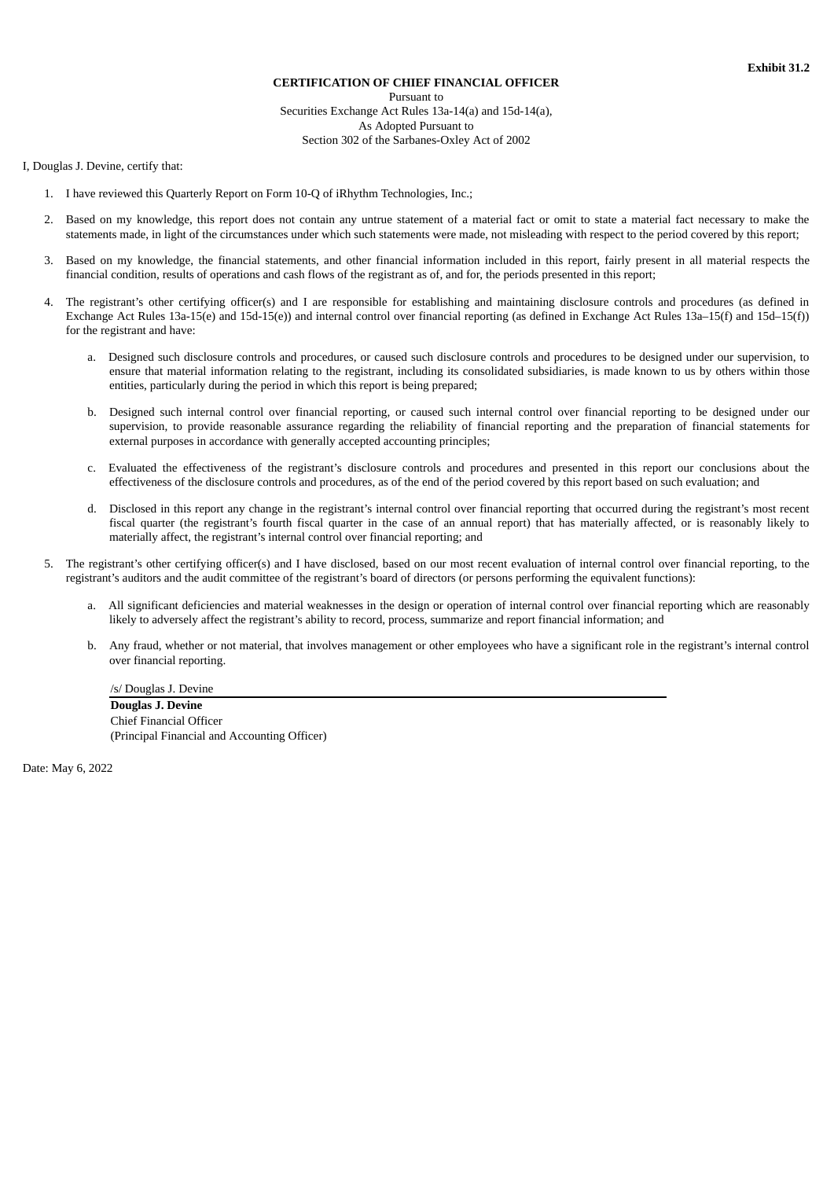**Exhibit 31.2**

**CERTIFICATION OF CHIEF FINANCIAL OFFICER**

Pursuant to
Securities Exchange Act Rules 13a-14(a) and 15d-14(a),
As Adopted Pursuant to
Section 302 of the Sarbanes-Oxley Act of 2002

I, Douglas J. Devine, certify that:

1. I have reviewed this Quarterly Report on Form 10-Q of iRhythm Technologies, Inc.;

2. Based on my knowledge, this report does not contain any untrue statement of a material fact or omit to state a material fact necessary to make the statements made, in light of the circumstances under which such statements were made, not misleading with respect to the period covered by this report;

3. Based on my knowledge, the financial statements, and other financial information included in this report, fairly present in all material respects the financial condition, results of operations and cash flows of the registrant as of, and for, the periods presented in this report;

4. The registrant's other certifying officer(s) and I are responsible for establishing and maintaining disclosure controls and procedures (as defined in Exchange Act Rules 13a-15(e) and 15d-15(e)) and internal control over financial reporting (as defined in Exchange Act Rules 13a–15(f) and 15d–15(f)) for the registrant and have:

   a. Designed such disclosure controls and procedures, or caused such disclosure controls and procedures to be designed under our supervision, to ensure that material information relating to the registrant, including its consolidated subsidiaries, is made known to us by others within those entities, particularly during the period in which this report is being prepared;

   b. Designed such internal control over financial reporting, or caused such internal control over financial reporting to be designed under our supervision, to provide reasonable assurance regarding the reliability of financial reporting and the preparation of financial statements for external purposes in accordance with generally accepted accounting principles;

   c. Evaluated the effectiveness of the registrant's disclosure controls and procedures and presented in this report our conclusions about the effectiveness of the disclosure controls and procedures, as of the end of the period covered by this report based on such evaluation; and

   d. Disclosed in this report any change in the registrant's internal control over financial reporting that occurred during the registrant's most recent fiscal quarter (the registrant's fourth fiscal quarter in the case of an annual report) that has materially affected, or is reasonably likely to materially affect, the registrant's internal control over financial reporting; and

5. The registrant's other certifying officer(s) and I have disclosed, based on our most recent evaluation of internal control over financial reporting, to the registrant's auditors and the audit committee of the registrant's board of directors (or persons performing the equivalent functions):

   a. All significant deficiencies and material weaknesses in the design or operation of internal control over financial reporting which are reasonably likely to adversely affect the registrant's ability to record, process, summarize and report financial information; and

   b. Any fraud, whether or not material, that involves management or other employees who have a significant role in the registrant's internal control over financial reporting.

/s/ Douglas J. Devine

**Douglas J. Devine**
Chief Financial Officer
(Principal Financial and Accounting Officer)

Date: May 6, 2022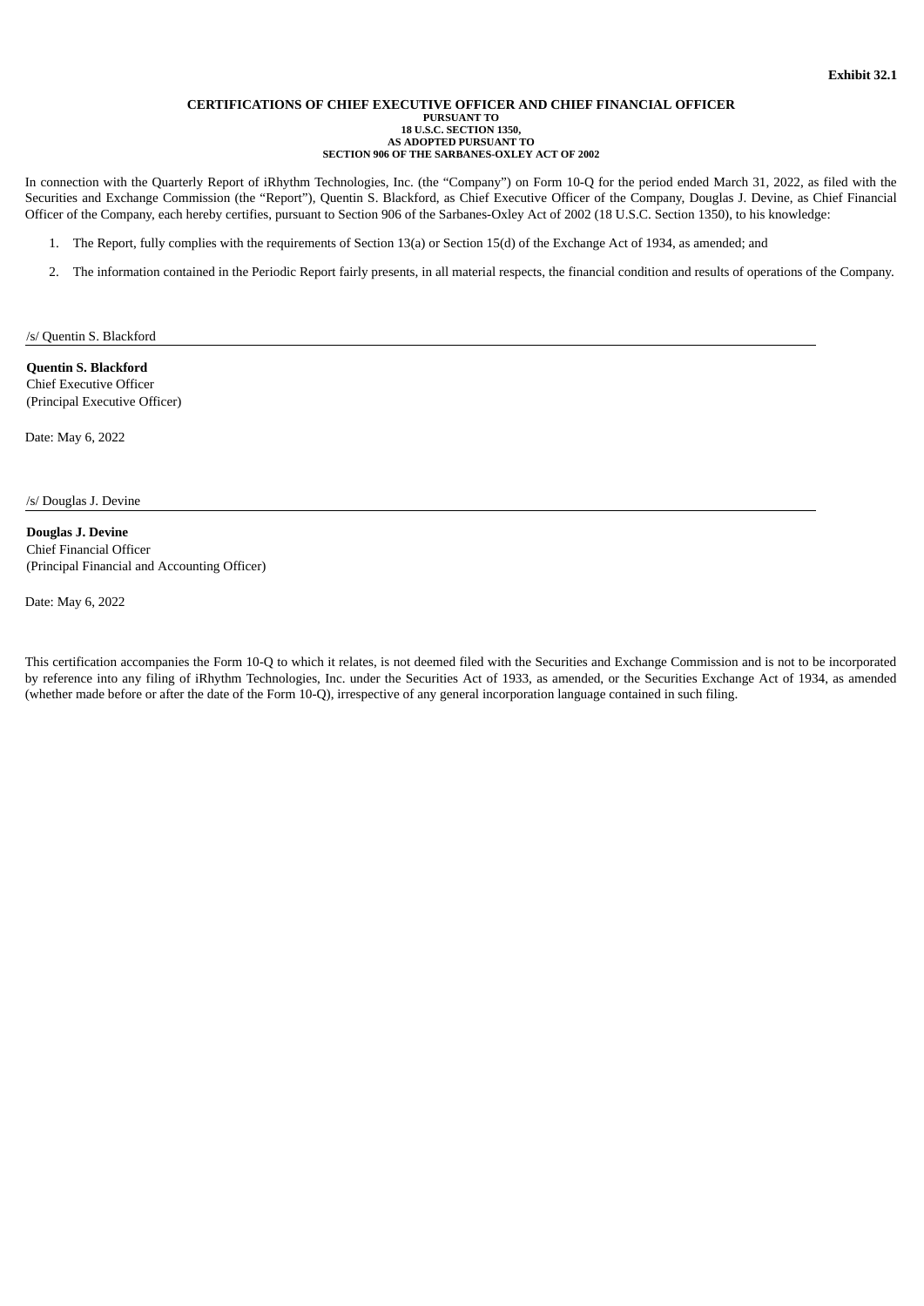**Exhibit 32.1**

**CERTIFICATIONS OF CHIEF EXECUTIVE OFFICER AND CHIEF FINANCIAL OFFICER**
**PURSUANT TO**
**18 U.S.C. SECTION 1350,**
**AS ADOPTED PURSUANT TO**
**SECTION 906 OF THE SARBANES-OXLEY ACT OF 2002**

In connection with the Quarterly Report of iRhythm Technologies, Inc. (the "Company") on Form 10-Q for the period ended March 31, 2022, as filed with the Securities and Exchange Commission (the "Report"), Quentin S. Blackford, as Chief Executive Officer of the Company, Douglas J. Devine, as Chief Financial Officer of the Company, each hereby certifies, pursuant to Section 906 of the Sarbanes-Oxley Act of 2002 (18 U.S.C. Section 1350), to his knowledge:

1. The Report, fully complies with the requirements of Section 13(a) or Section 15(d) of the Exchange Act of 1934, as amended; and
2. The information contained in the Periodic Report fairly presents, in all material respects, the financial condition and results of operations of the Company.

/s/ Quentin S. Blackford

**Quentin S. Blackford**
Chief Executive Officer
(Principal Executive Officer)

Date: May 6, 2022

/s/ Douglas J. Devine

**Douglas J. Devine**
Chief Financial Officer
(Principal Financial and Accounting Officer)

Date: May 6, 2022

This certification accompanies the Form 10-Q to which it relates, is not deemed filed with the Securities and Exchange Commission and is not to be incorporated by reference into any filing of iRhythm Technologies, Inc. under the Securities Act of 1933, as amended, or the Securities Exchange Act of 1934, as amended (whether made before or after the date of the Form 10-Q), irrespective of any general incorporation language contained in such filing.